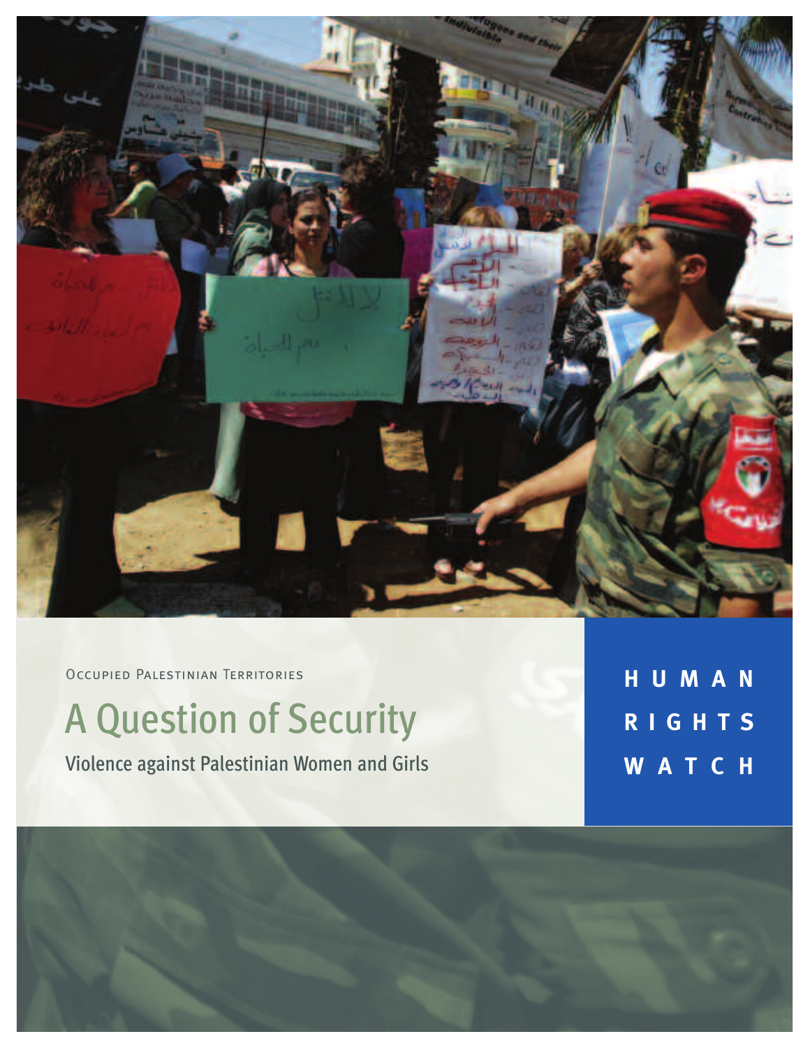Occupied Palestinian Territories

# A Question of Security

## Violence against Palestinian Women and Girls

**HUMAN RIGHTS WATCH**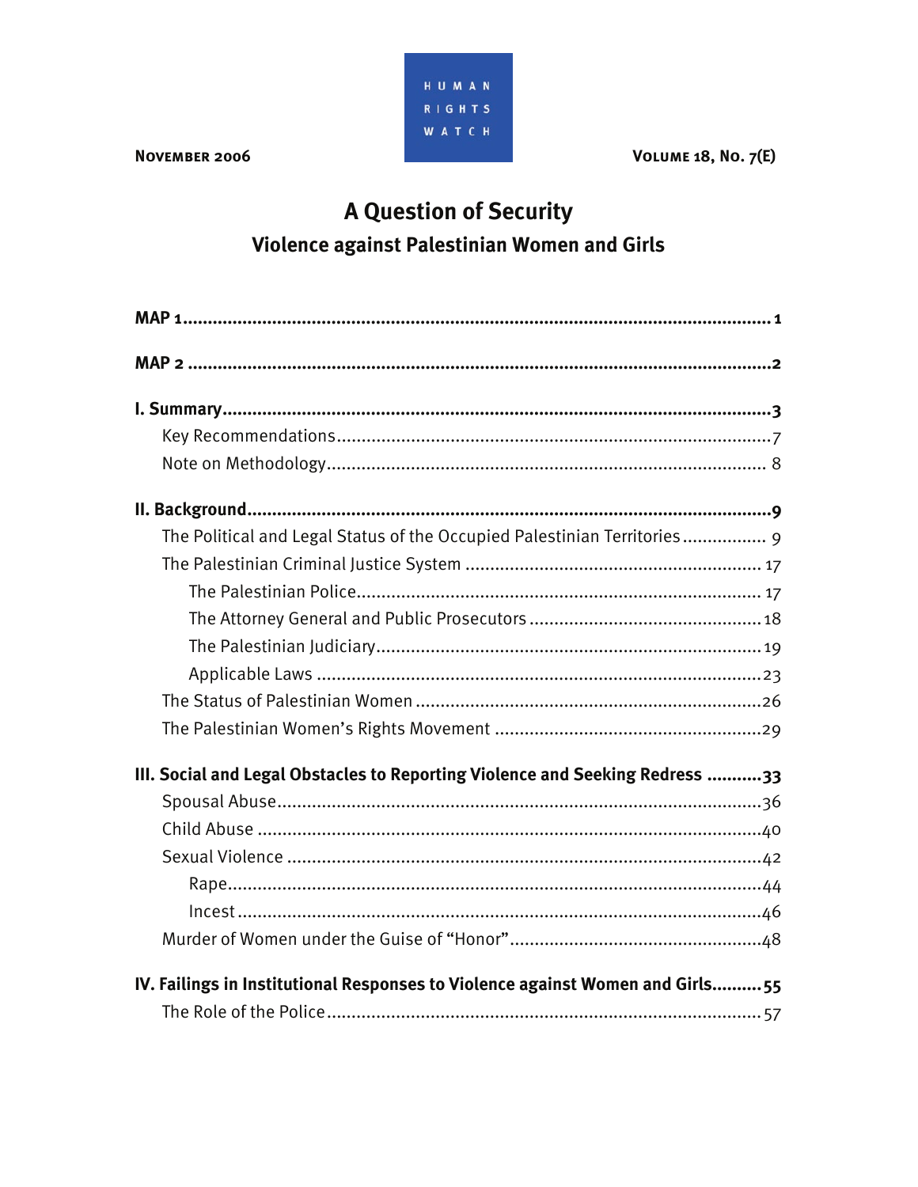HUMAN RIGHTS WATCH

November 2006 Volume 18, No. 7(E)

# A Question of Security

## Violence against Palestinian Women and Girls

**MAP 1** ........ 1

**MAP 2** ........ 2

**I. Summary** ........ 3

- Key Recommendations ........ 7
- Note on Methodology ........ 8

**II. Background** ........ 9

- The Political and Legal Status of the Occupied Palestinian Territories ........ 9
- The Palestinian Criminal Justice System ........ 17
  - The Palestinian Police ........ 17
  - The Attorney General and Public Prosecutors ........ 18
  - The Palestinian Judiciary ........ 19
  - Applicable Laws ........ 23
- The Status of Palestinian Women ........ 26
- The Palestinian Women's Rights Movement ........ 29

**III. Social and Legal Obstacles to Reporting Violence and Seeking Redress** ........ 33

- Spousal Abuse ........ 36
- Child Abuse ........ 40
- Sexual Violence ........ 42
  - Rape ........ 44
  - Incest ........ 46
- Murder of Women under the Guise of "Honor" ........ 48

**IV. Failings in Institutional Responses to Violence against Women and Girls** ........ 55

- The Role of the Police ........ 57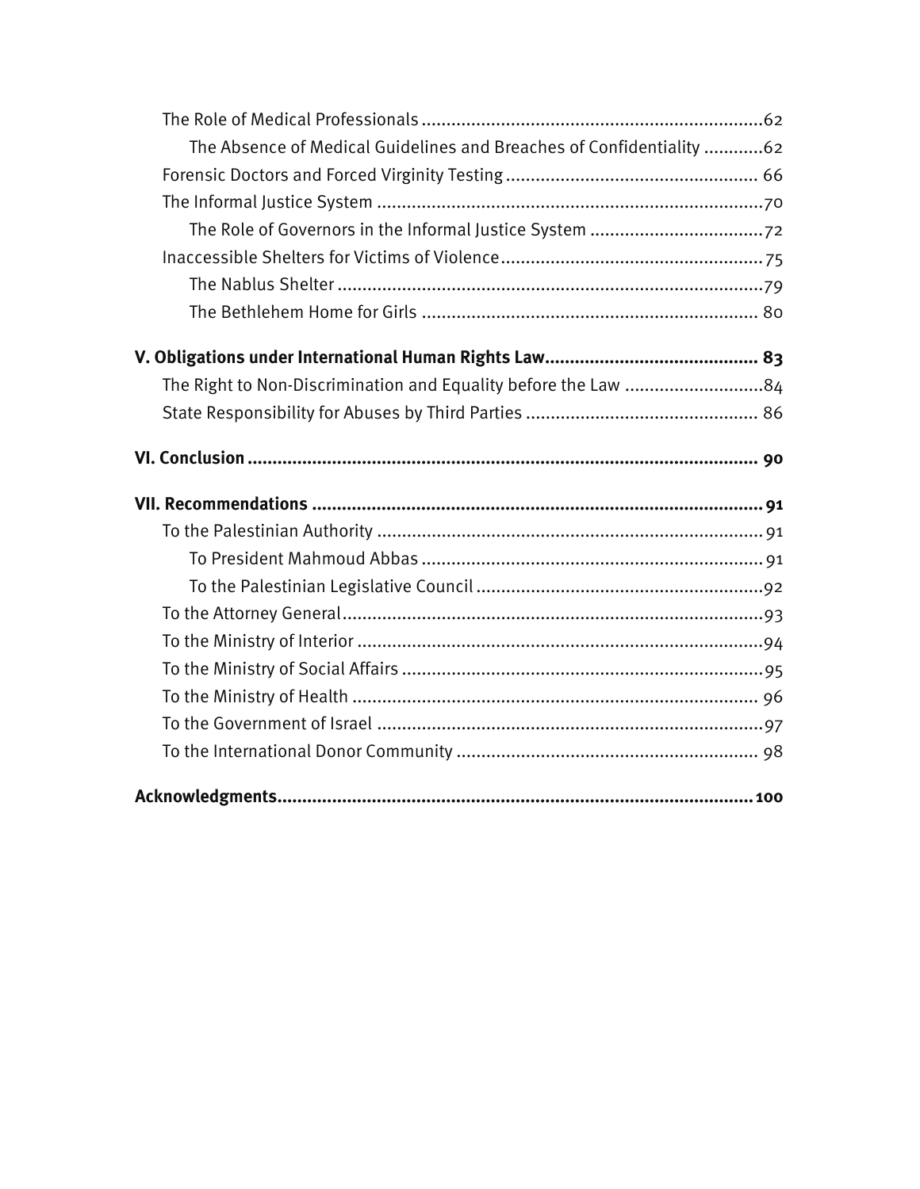The Role of Medical Professionals ....................................................................62
    The Absence of Medical Guidelines and Breaches of Confidentiality ............62
Forensic Doctors and Forced Virginity Testing .................................................. 66
The Informal Justice System ..............................................................................70
    The Role of Governors in the Informal Justice System ...................................72
Inaccessible Shelters for Victims of Violence.....................................................75
    The Nablus Shelter ......................................................................................79
    The Bethlehem Home for Girls ................................................................... 80

**V. Obligations under International Human Rights Law.......................................... 83**
The Right to Non-Discrimination and Equality before the Law ............................84
State Responsibility for Abuses by Third Parties ............................................... 86

**VI. Conclusion ...................................................................................................... 90**

**VII. Recommendations .......................................................................................... 91**
To the Palestinian Authority .............................................................................. 91
    To President Mahmoud Abbas ..................................................................... 91
    To the Palestinian Legislative Council ..........................................................92
To the Attorney General.....................................................................................93
To the Ministry of Interior ..................................................................................94
To the Ministry of Social Affairs .........................................................................95
To the Ministry of Health .................................................................................. 96
To the Government of Israel ..............................................................................97
To the International Donor Community ............................................................. 98

**Acknowledgments...............................................................................................100**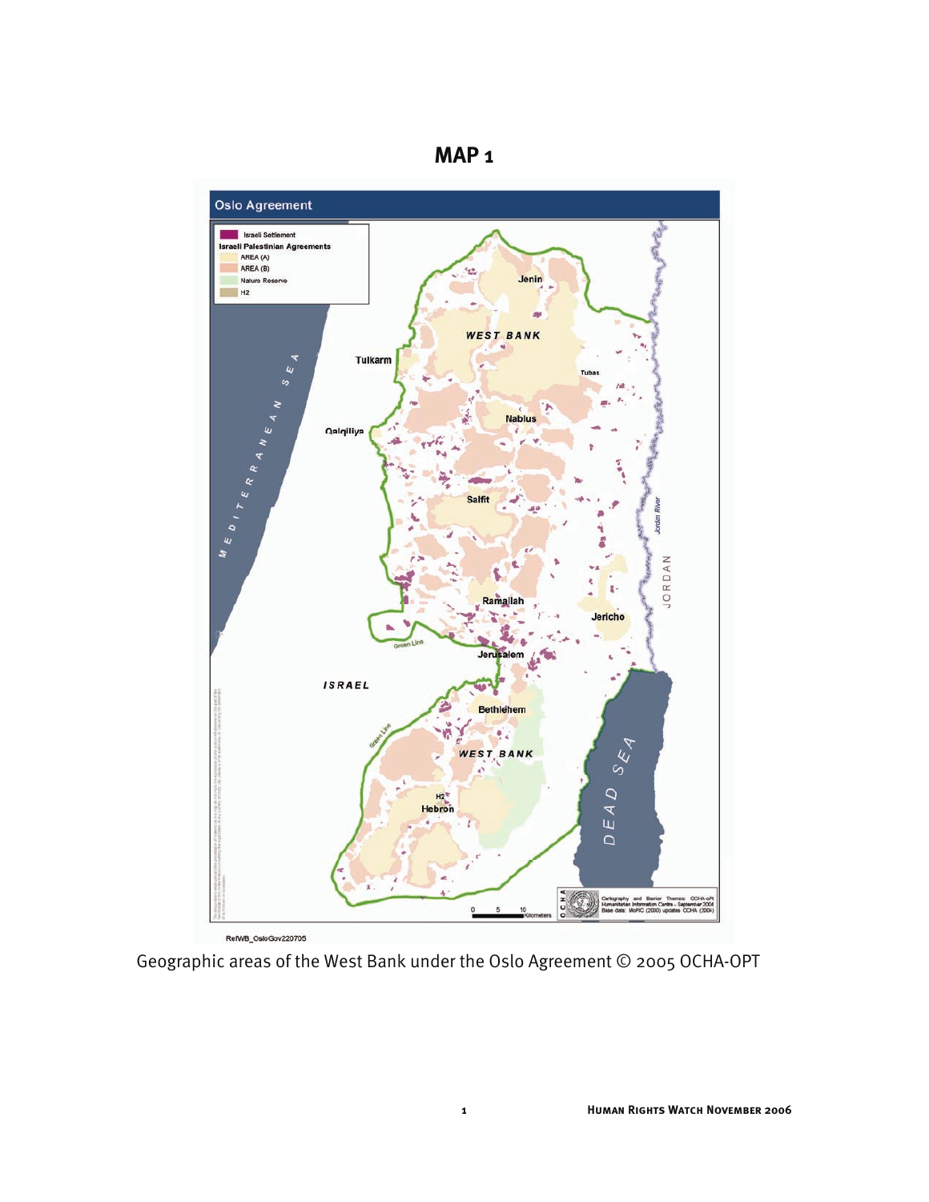# MAP 1

Oslo Agreement

Israeli Settlement

Israeli Palestinian Agreements

AREA (A)

AREA (B)

Nature Reserve

H2

Jenin

WEST BANK

Tulkarm

Tubas

Nablus

Qalqiliya

MEDITERRANEAN SEA

Salfit

Jordan River

JORDAN

Ramallah

Jericho

Green Line

Jerusalem

ISRAEL

Bethlehem

Green Line

WEST BANK

DEAD SEA

H2

Hebron

0 5 10 Kilometers

OCHA

Cartography and Barrier Themes: OCHA-oPt Humanitarian Information Centre - September 2004
Base data: MoPIC (2000) updates OCHA (2004)

RefWB_OsloGov220705

Geographic areas of the West Bank under the Oslo Agreement © 2005 OCHA-OPT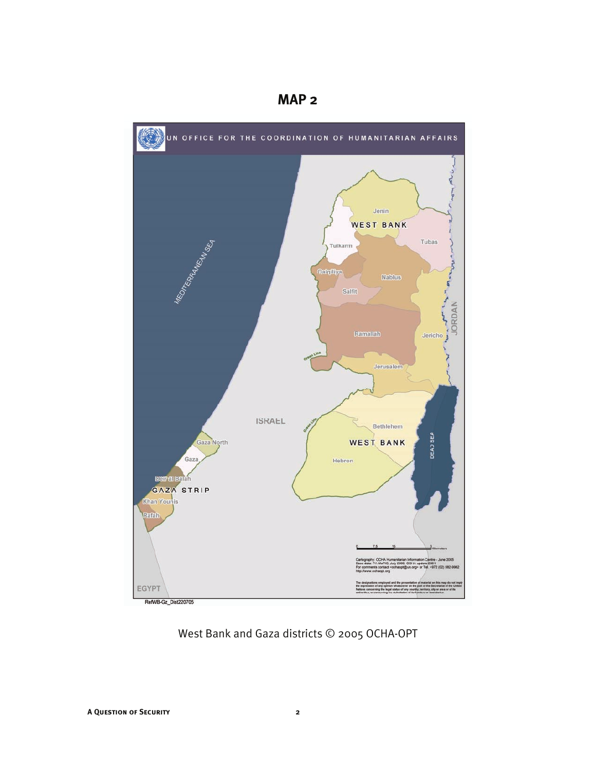# MAP 2

West Bank and Gaza districts © 2005 OCHA-OPT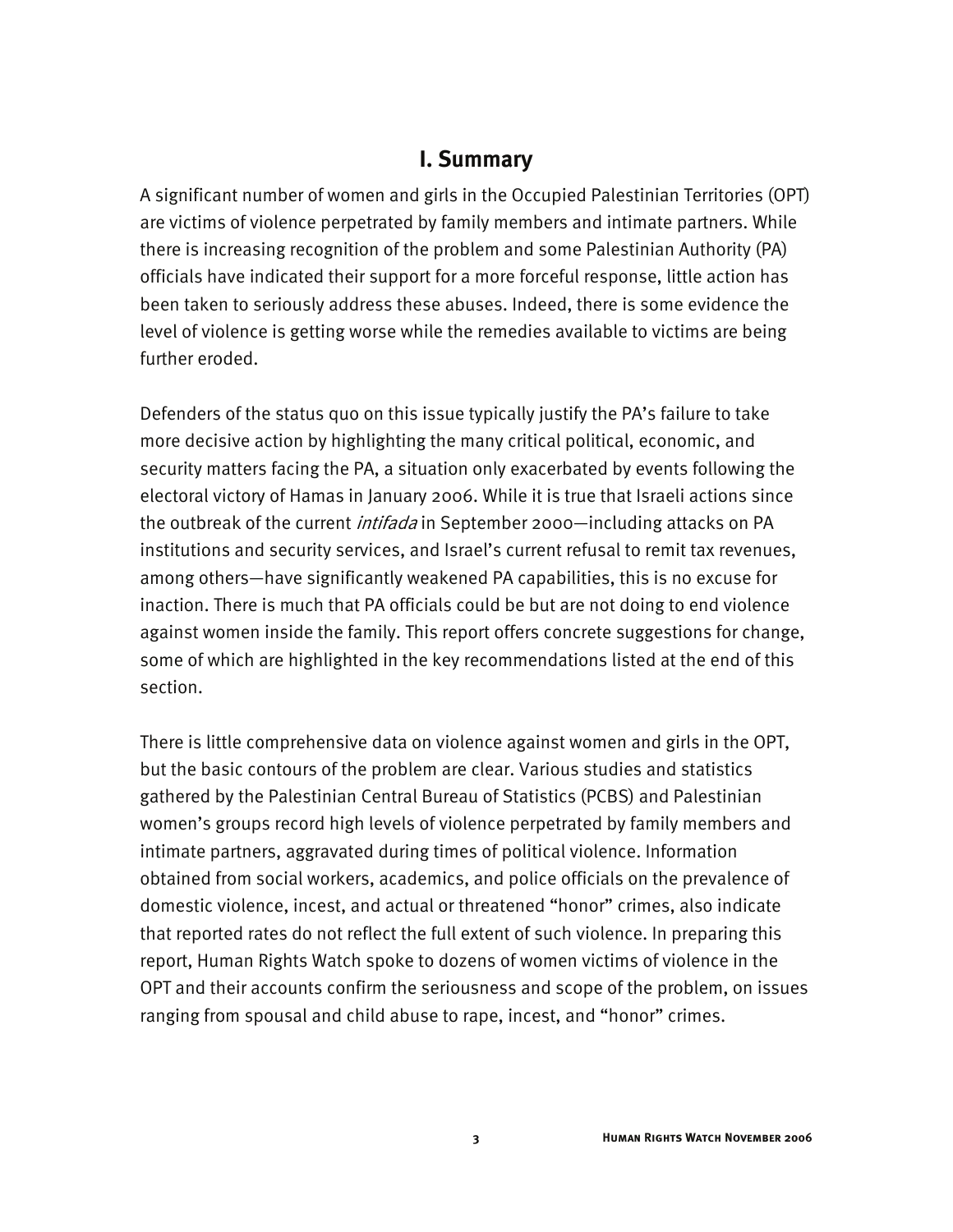# I. Summary

A significant number of women and girls in the Occupied Palestinian Territories (OPT) are victims of violence perpetrated by family members and intimate partners. While there is increasing recognition of the problem and some Palestinian Authority (PA) officials have indicated their support for a more forceful response, little action has been taken to seriously address these abuses. Indeed, there is some evidence the level of violence is getting worse while the remedies available to victims are being further eroded.

Defenders of the status quo on this issue typically justify the PA's failure to take more decisive action by highlighting the many critical political, economic, and security matters facing the PA, a situation only exacerbated by events following the electoral victory of Hamas in January 2006. While it is true that Israeli actions since the outbreak of the current *intifada* in September 2000—including attacks on PA institutions and security services, and Israel's current refusal to remit tax revenues, among others—have significantly weakened PA capabilities, this is no excuse for inaction. There is much that PA officials could be but are not doing to end violence against women inside the family. This report offers concrete suggestions for change, some of which are highlighted in the key recommendations listed at the end of this section.

There is little comprehensive data on violence against women and girls in the OPT, but the basic contours of the problem are clear. Various studies and statistics gathered by the Palestinian Central Bureau of Statistics (PCBS) and Palestinian women's groups record high levels of violence perpetrated by family members and intimate partners, aggravated during times of political violence. Information obtained from social workers, academics, and police officials on the prevalence of domestic violence, incest, and actual or threatened "honor" crimes, also indicate that reported rates do not reflect the full extent of such violence. In preparing this report, Human Rights Watch spoke to dozens of women victims of violence in the OPT and their accounts confirm the seriousness and scope of the problem, on issues ranging from spousal and child abuse to rape, incest, and "honor" crimes.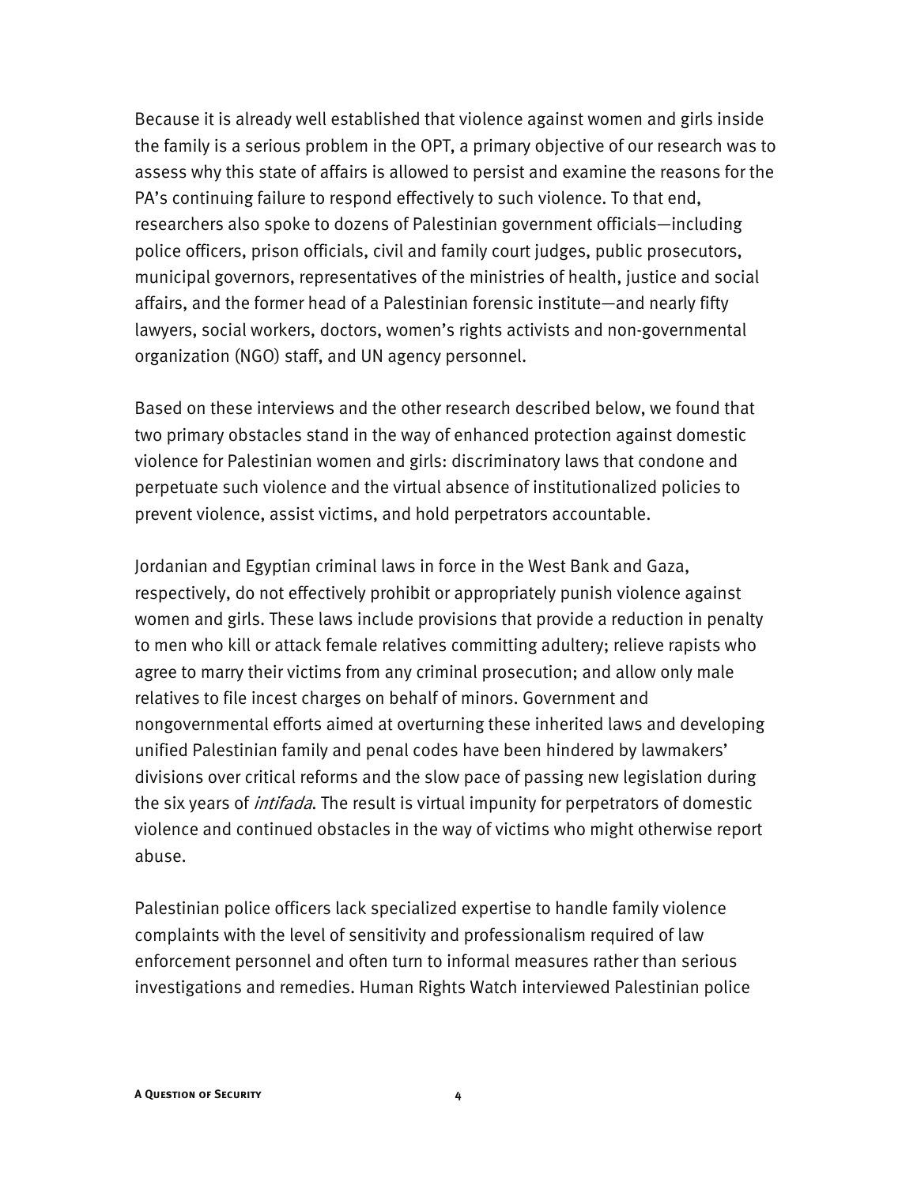Because it is already well established that violence against women and girls inside the family is a serious problem in the OPT, a primary objective of our research was to assess why this state of affairs is allowed to persist and examine the reasons for the PA's continuing failure to respond effectively to such violence. To that end, researchers also spoke to dozens of Palestinian government officials—including police officers, prison officials, civil and family court judges, public prosecutors, municipal governors, representatives of the ministries of health, justice and social affairs, and the former head of a Palestinian forensic institute—and nearly fifty lawyers, social workers, doctors, women's rights activists and non-governmental organization (NGO) staff, and UN agency personnel.

Based on these interviews and the other research described below, we found that two primary obstacles stand in the way of enhanced protection against domestic violence for Palestinian women and girls: discriminatory laws that condone and perpetuate such violence and the virtual absence of institutionalized policies to prevent violence, assist victims, and hold perpetrators accountable.

Jordanian and Egyptian criminal laws in force in the West Bank and Gaza, respectively, do not effectively prohibit or appropriately punish violence against women and girls. These laws include provisions that provide a reduction in penalty to men who kill or attack female relatives committing adultery; relieve rapists who agree to marry their victims from any criminal prosecution; and allow only male relatives to file incest charges on behalf of minors. Government and nongovernmental efforts aimed at overturning these inherited laws and developing unified Palestinian family and penal codes have been hindered by lawmakers' divisions over critical reforms and the slow pace of passing new legislation during the six years of *intifada*. The result is virtual impunity for perpetrators of domestic violence and continued obstacles in the way of victims who might otherwise report abuse.

Palestinian police officers lack specialized expertise to handle family violence complaints with the level of sensitivity and professionalism required of law enforcement personnel and often turn to informal measures rather than serious investigations and remedies. Human Rights Watch interviewed Palestinian police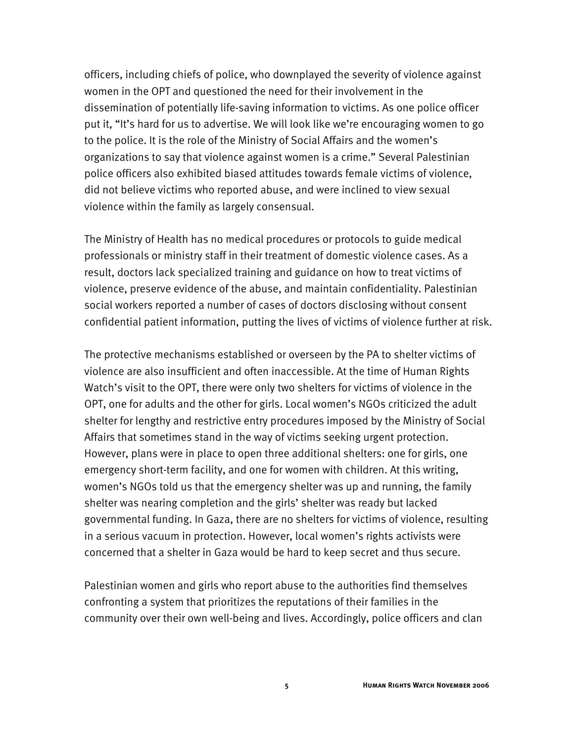officers, including chiefs of police, who downplayed the severity of violence against women in the OPT and questioned the need for their involvement in the dissemination of potentially life-saving information to victims. As one police officer put it, "It's hard for us to advertise. We will look like we're encouraging women to go to the police. It is the role of the Ministry of Social Affairs and the women's organizations to say that violence against women is a crime." Several Palestinian police officers also exhibited biased attitudes towards female victims of violence, did not believe victims who reported abuse, and were inclined to view sexual violence within the family as largely consensual.

The Ministry of Health has no medical procedures or protocols to guide medical professionals or ministry staff in their treatment of domestic violence cases. As a result, doctors lack specialized training and guidance on how to treat victims of violence, preserve evidence of the abuse, and maintain confidentiality. Palestinian social workers reported a number of cases of doctors disclosing without consent confidential patient information, putting the lives of victims of violence further at risk.

The protective mechanisms established or overseen by the PA to shelter victims of violence are also insufficient and often inaccessible. At the time of Human Rights Watch's visit to the OPT, there were only two shelters for victims of violence in the OPT, one for adults and the other for girls. Local women's NGOs criticized the adult shelter for lengthy and restrictive entry procedures imposed by the Ministry of Social Affairs that sometimes stand in the way of victims seeking urgent protection. However, plans were in place to open three additional shelters: one for girls, one emergency short-term facility, and one for women with children. At this writing, women's NGOs told us that the emergency shelter was up and running, the family shelter was nearing completion and the girls' shelter was ready but lacked governmental funding. In Gaza, there are no shelters for victims of violence, resulting in a serious vacuum in protection. However, local women's rights activists were concerned that a shelter in Gaza would be hard to keep secret and thus secure.

Palestinian women and girls who report abuse to the authorities find themselves confronting a system that prioritizes the reputations of their families in the community over their own well-being and lives. Accordingly, police officers and clan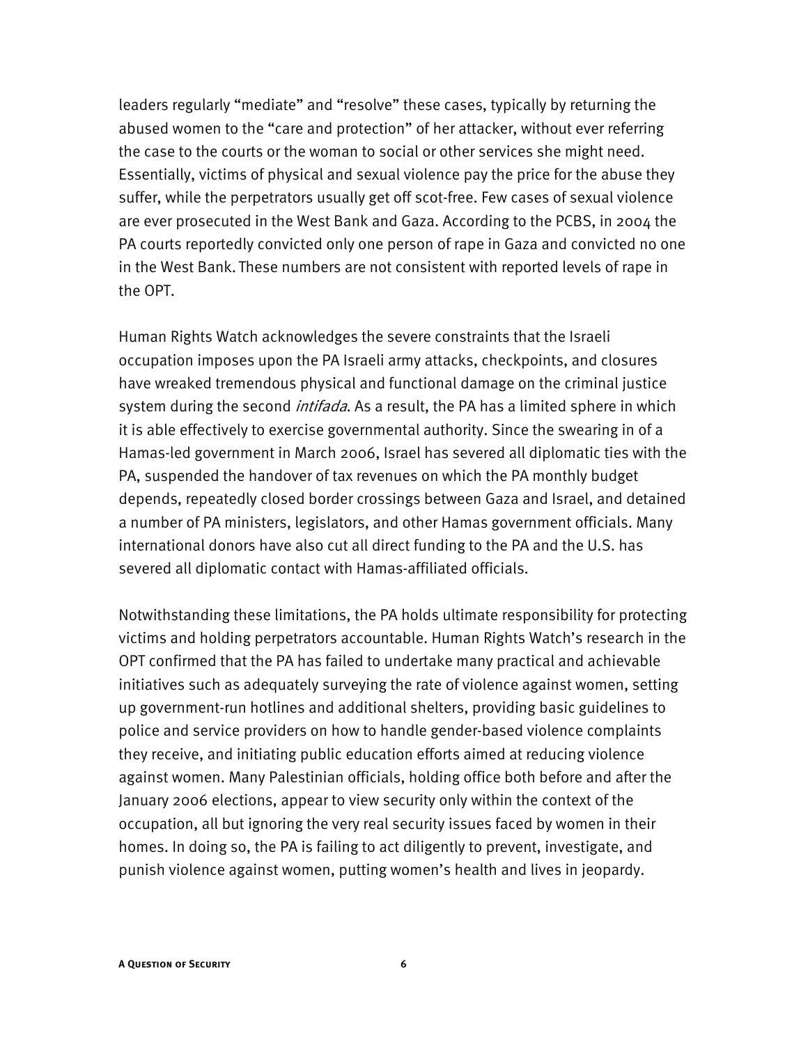leaders regularly "mediate" and "resolve" these cases, typically by returning the abused women to the "care and protection" of her attacker, without ever referring the case to the courts or the woman to social or other services she might need. Essentially, victims of physical and sexual violence pay the price for the abuse they suffer, while the perpetrators usually get off scot-free. Few cases of sexual violence are ever prosecuted in the West Bank and Gaza. According to the PCBS, in 2004 the PA courts reportedly convicted only one person of rape in Gaza and convicted no one in the West Bank. These numbers are not consistent with reported levels of rape in the OPT.

Human Rights Watch acknowledges the severe constraints that the Israeli occupation imposes upon the PA Israeli army attacks, checkpoints, and closures have wreaked tremendous physical and functional damage on the criminal justice system during the second *intifada*. As a result, the PA has a limited sphere in which it is able effectively to exercise governmental authority. Since the swearing in of a Hamas-led government in March 2006, Israel has severed all diplomatic ties with the PA, suspended the handover of tax revenues on which the PA monthly budget depends, repeatedly closed border crossings between Gaza and Israel, and detained a number of PA ministers, legislators, and other Hamas government officials. Many international donors have also cut all direct funding to the PA and the U.S. has severed all diplomatic contact with Hamas-affiliated officials.

Notwithstanding these limitations, the PA holds ultimate responsibility for protecting victims and holding perpetrators accountable. Human Rights Watch's research in the OPT confirmed that the PA has failed to undertake many practical and achievable initiatives such as adequately surveying the rate of violence against women, setting up government-run hotlines and additional shelters, providing basic guidelines to police and service providers on how to handle gender-based violence complaints they receive, and initiating public education efforts aimed at reducing violence against women. Many Palestinian officials, holding office both before and after the January 2006 elections, appear to view security only within the context of the occupation, all but ignoring the very real security issues faced by women in their homes. In doing so, the PA is failing to act diligently to prevent, investigate, and punish violence against women, putting women's health and lives in jeopardy.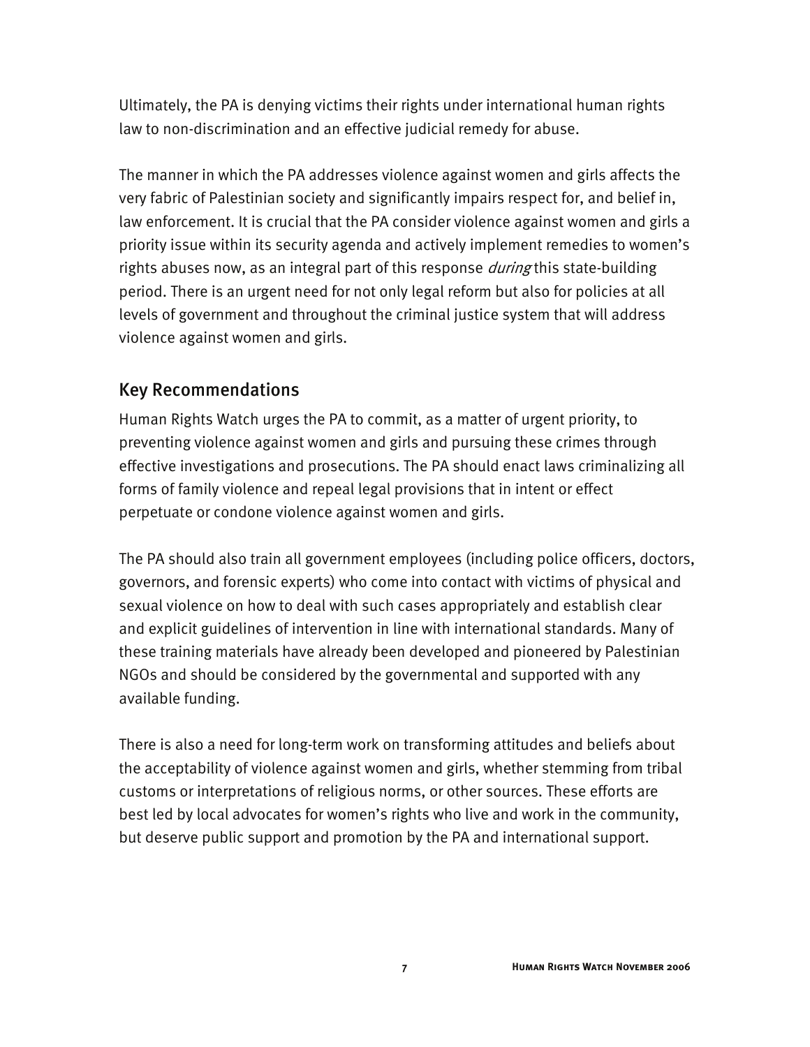Ultimately, the PA is denying victims their rights under international human rights law to non-discrimination and an effective judicial remedy for abuse.

The manner in which the PA addresses violence against women and girls affects the very fabric of Palestinian society and significantly impairs respect for, and belief in, law enforcement. It is crucial that the PA consider violence against women and girls a priority issue within its security agenda and actively implement remedies to women's rights abuses now, as an integral part of this response *during* this state-building period. There is an urgent need for not only legal reform but also for policies at all levels of government and throughout the criminal justice system that will address violence against women and girls.

## Key Recommendations

Human Rights Watch urges the PA to commit, as a matter of urgent priority, to preventing violence against women and girls and pursuing these crimes through effective investigations and prosecutions. The PA should enact laws criminalizing all forms of family violence and repeal legal provisions that in intent or effect perpetuate or condone violence against women and girls.

The PA should also train all government employees (including police officers, doctors, governors, and forensic experts) who come into contact with victims of physical and sexual violence on how to deal with such cases appropriately and establish clear and explicit guidelines of intervention in line with international standards. Many of these training materials have already been developed and pioneered by Palestinian NGOs and should be considered by the governmental and supported with any available funding.

There is also a need for long-term work on transforming attitudes and beliefs about the acceptability of violence against women and girls, whether stemming from tribal customs or interpretations of religious norms, or other sources. These efforts are best led by local advocates for women's rights who live and work in the community, but deserve public support and promotion by the PA and international support.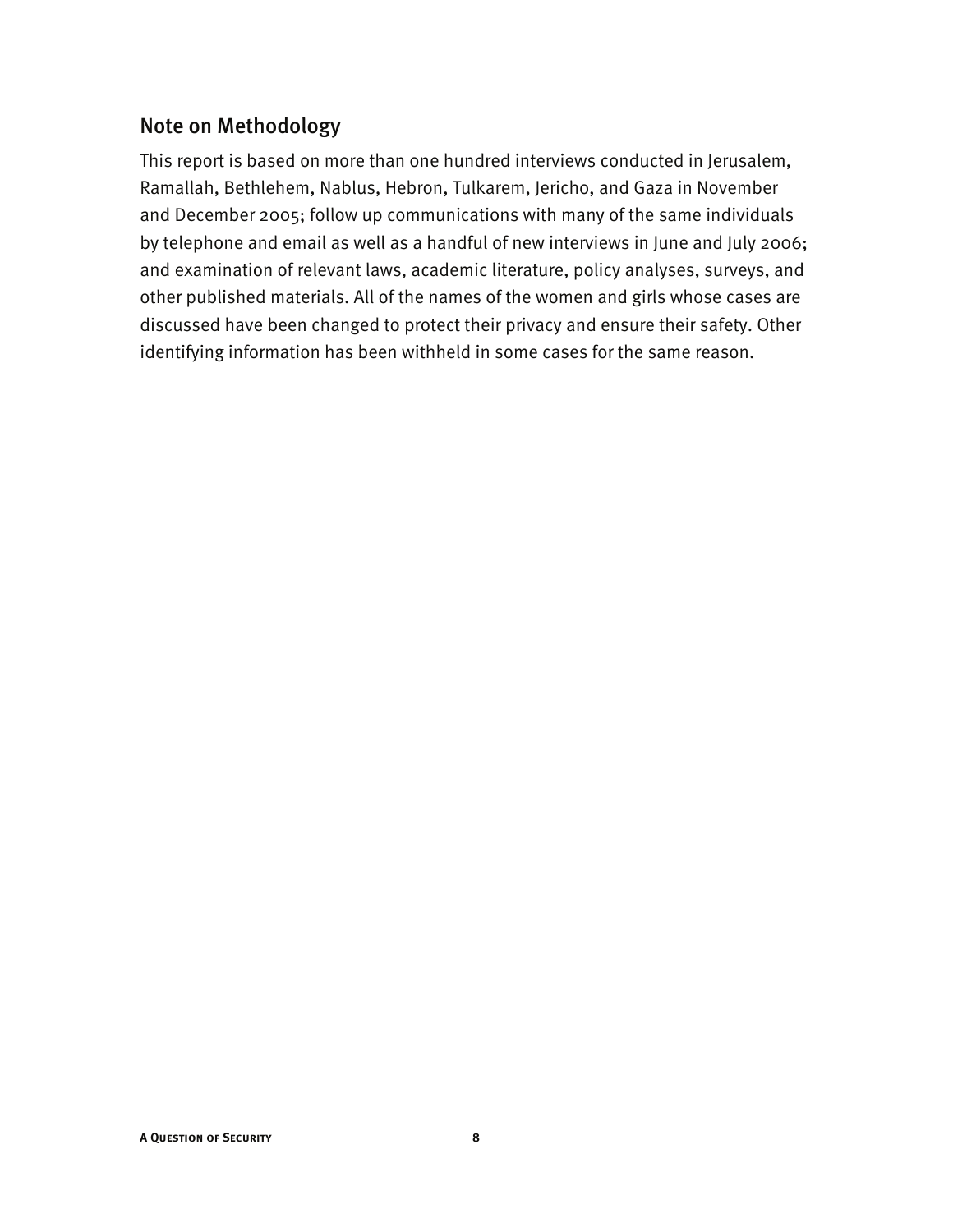## Note on Methodology

This report is based on more than one hundred interviews conducted in Jerusalem, Ramallah, Bethlehem, Nablus, Hebron, Tulkarem, Jericho, and Gaza in November and December 2005; follow up communications with many of the same individuals by telephone and email as well as a handful of new interviews in June and July 2006; and examination of relevant laws, academic literature, policy analyses, surveys, and other published materials. All of the names of the women and girls whose cases are discussed have been changed to protect their privacy and ensure their safety. Other identifying information has been withheld in some cases for the same reason.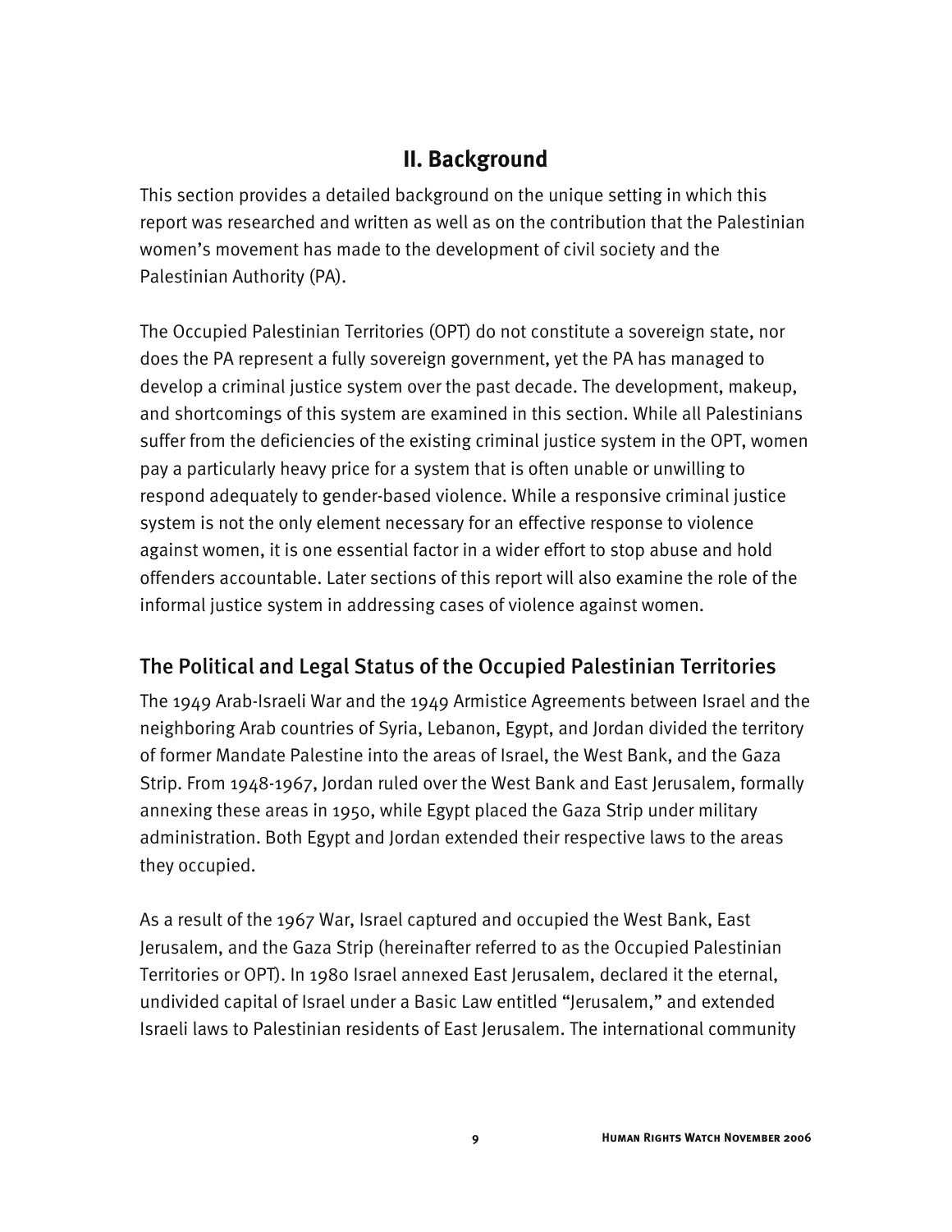## II. Background

This section provides a detailed background on the unique setting in which this report was researched and written as well as on the contribution that the Palestinian women's movement has made to the development of civil society and the Palestinian Authority (PA).

The Occupied Palestinian Territories (OPT) do not constitute a sovereign state, nor does the PA represent a fully sovereign government, yet the PA has managed to develop a criminal justice system over the past decade. The development, makeup, and shortcomings of this system are examined in this section. While all Palestinians suffer from the deficiencies of the existing criminal justice system in the OPT, women pay a particularly heavy price for a system that is often unable or unwilling to respond adequately to gender-based violence. While a responsive criminal justice system is not the only element necessary for an effective response to violence against women, it is one essential factor in a wider effort to stop abuse and hold offenders accountable. Later sections of this report will also examine the role of the informal justice system in addressing cases of violence against women.

### The Political and Legal Status of the Occupied Palestinian Territories

The 1949 Arab-Israeli War and the 1949 Armistice Agreements between Israel and the neighboring Arab countries of Syria, Lebanon, Egypt, and Jordan divided the territory of former Mandate Palestine into the areas of Israel, the West Bank, and the Gaza Strip. From 1948-1967, Jordan ruled over the West Bank and East Jerusalem, formally annexing these areas in 1950, while Egypt placed the Gaza Strip under military administration. Both Egypt and Jordan extended their respective laws to the areas they occupied.

As a result of the 1967 War, Israel captured and occupied the West Bank, East Jerusalem, and the Gaza Strip (hereinafter referred to as the Occupied Palestinian Territories or OPT). In 1980 Israel annexed East Jerusalem, declared it the eternal, undivided capital of Israel under a Basic Law entitled "Jerusalem," and extended Israeli laws to Palestinian residents of East Jerusalem. The international community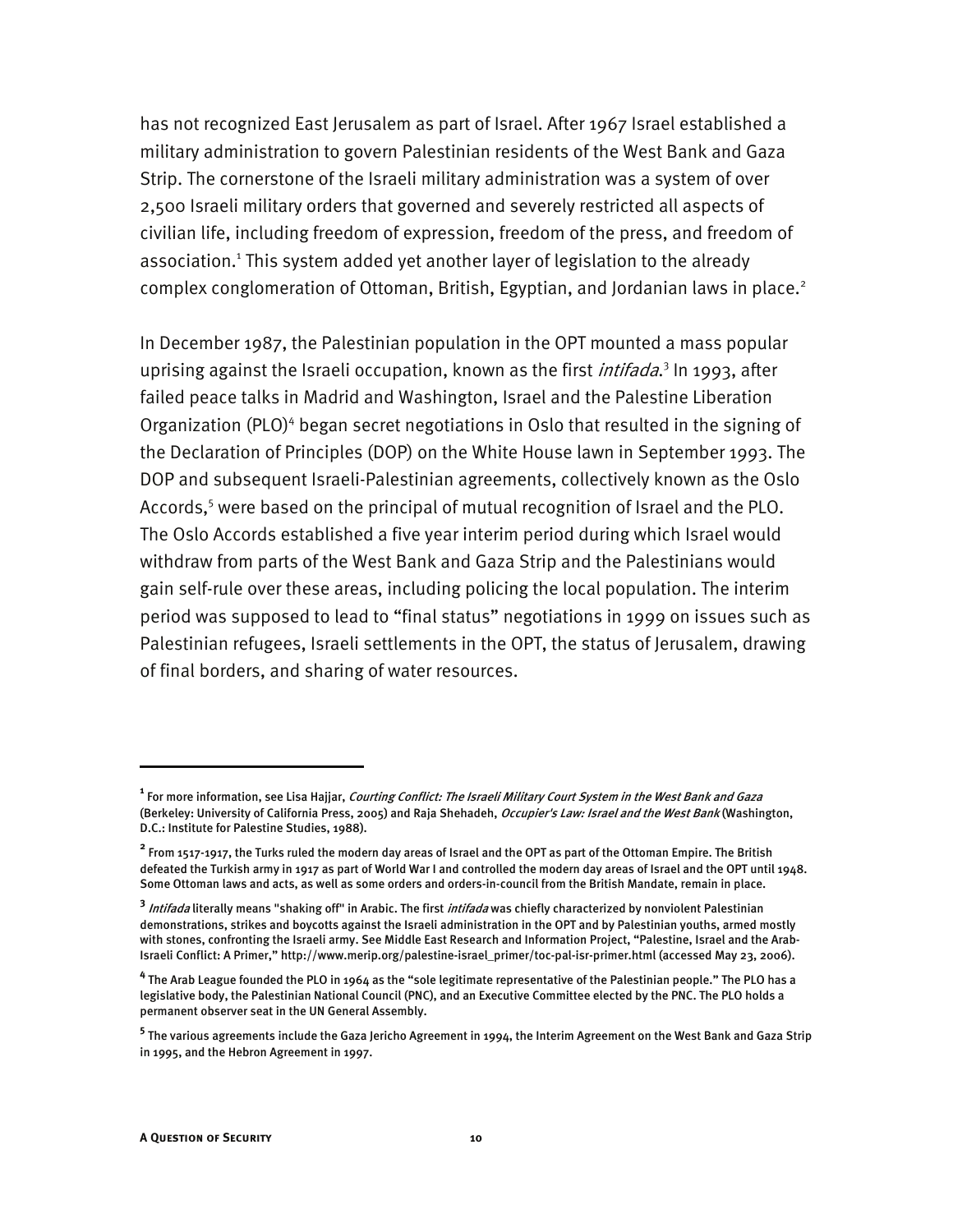has not recognized East Jerusalem as part of Israel. After 1967 Israel established a military administration to govern Palestinian residents of the West Bank and Gaza Strip. The cornerstone of the Israeli military administration was a system of over 2,500 Israeli military orders that governed and severely restricted all aspects of civilian life, including freedom of expression, freedom of the press, and freedom of association.[1] This system added yet another layer of legislation to the already complex conglomeration of Ottoman, British, Egyptian, and Jordanian laws in place.[2]

In December 1987, the Palestinian population in the OPT mounted a mass popular uprising against the Israeli occupation, known as the first *intifada*.[3] In 1993, after failed peace talks in Madrid and Washington, Israel and the Palestine Liberation Organization (PLO)[4] began secret negotiations in Oslo that resulted in the signing of the Declaration of Principles (DOP) on the White House lawn in September 1993. The DOP and subsequent Israeli-Palestinian agreements, collectively known as the Oslo Accords,[5] were based on the principal of mutual recognition of Israel and the PLO. The Oslo Accords established a five year interim period during which Israel would withdraw from parts of the West Bank and Gaza Strip and the Palestinians would gain self-rule over these areas, including policing the local population. The interim period was supposed to lead to "final status" negotiations in 1999 on issues such as Palestinian refugees, Israeli settlements in the OPT, the status of Jerusalem, drawing of final borders, and sharing of water resources.

---

[1] For more information, see Lisa Hajjar, *Courting Conflict: The Israeli Military Court System in the West Bank and Gaza* (Berkeley: University of California Press, 2005) and Raja Shehadeh, *Occupier's Law: Israel and the West Bank* (Washington, D.C.: Institute for Palestine Studies, 1988).

[2] From 1517-1917, the Turks ruled the modern day areas of Israel and the OPT as part of the Ottoman Empire. The British defeated the Turkish army in 1917 as part of World War I and controlled the modern day areas of Israel and the OPT until 1948. Some Ottoman laws and acts, as well as some orders and orders-in-council from the British Mandate, remain in place.

[3] *Intifada* literally means "shaking off" in Arabic. The first *intifada* was chiefly characterized by nonviolent Palestinian demonstrations, strikes and boycotts against the Israeli administration in the OPT and by Palestinian youths, armed mostly with stones, confronting the Israeli army. See Middle East Research and Information Project, "Palestine, Israel and the Arab-Israeli Conflict: A Primer," http://www.merip.org/palestine-israel_primer/toc-pal-isr-primer.html (accessed May 23, 2006).

[4] The Arab League founded the PLO in 1964 as the "sole legitimate representative of the Palestinian people." The PLO has a legislative body, the Palestinian National Council (PNC), and an Executive Committee elected by the PNC. The PLO holds a permanent observer seat in the UN General Assembly.

[5] The various agreements include the Gaza Jericho Agreement in 1994, the Interim Agreement on the West Bank and Gaza Strip in 1995, and the Hebron Agreement in 1997.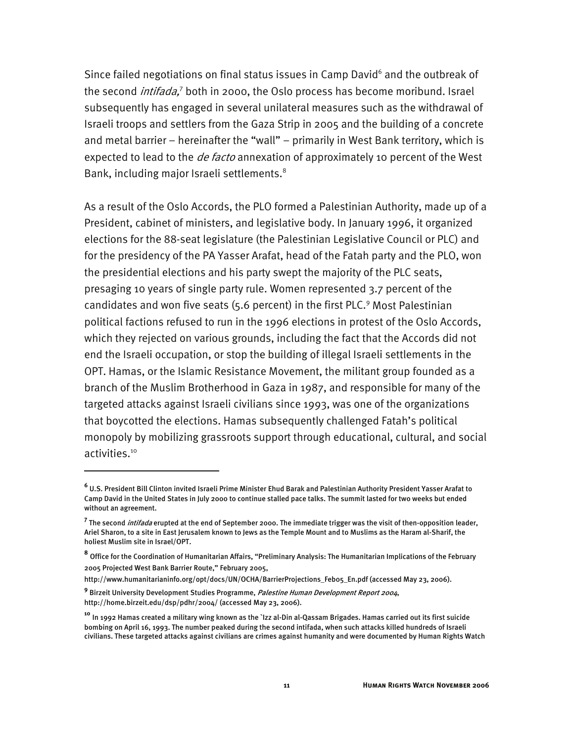Since failed negotiations on final status issues in Camp David[6] and the outbreak of the second *intifada,*[7] both in 2000, the Oslo process has become moribund. Israel subsequently has engaged in several unilateral measures such as the withdrawal of Israeli troops and settlers from the Gaza Strip in 2005 and the building of a concrete and metal barrier – hereinafter the "wall" – primarily in West Bank territory, which is expected to lead to the *de facto* annexation of approximately 10 percent of the West Bank, including major Israeli settlements.[8]

As a result of the Oslo Accords, the PLO formed a Palestinian Authority, made up of a President, cabinet of ministers, and legislative body. In January 1996, it organized elections for the 88-seat legislature (the Palestinian Legislative Council or PLC) and for the presidency of the PA Yasser Arafat, head of the Fatah party and the PLO, won the presidential elections and his party swept the majority of the PLC seats, presaging 10 years of single party rule. Women represented 3.7 percent of the candidates and won five seats (5.6 percent) in the first PLC.[9] Most Palestinian political factions refused to run in the 1996 elections in protest of the Oslo Accords, which they rejected on various grounds, including the fact that the Accords did not end the Israeli occupation, or stop the building of illegal Israeli settlements in the OPT. Hamas, or the Islamic Resistance Movement, the militant group founded as a branch of the Muslim Brotherhood in Gaza in 1987, and responsible for many of the targeted attacks against Israeli civilians since 1993, was one of the organizations that boycotted the elections. Hamas subsequently challenged Fatah's political monopoly by mobilizing grassroots support through educational, cultural, and social activities.[10]

---

[6] U.S. President Bill Clinton invited Israeli Prime Minister Ehud Barak and Palestinian Authority President Yasser Arafat to Camp David in the United States in July 2000 to continue stalled pace talks. The summit lasted for two weeks but ended without an agreement.

[7] The second *intifada* erupted at the end of September 2000. The immediate trigger was the visit of then-opposition leader, Ariel Sharon, to a site in East Jerusalem known to Jews as the Temple Mount and to Muslims as the Haram al-Sharif, the holiest Muslim site in Israel/OPT.

[8] Office for the Coordination of Humanitarian Affairs, "Preliminary Analysis: The Humanitarian Implications of the February 2005 Projected West Bank Barrier Route," February 2005, http://www.humanitarianinfo.org/opt/docs/UN/OCHA/BarrierProjections_Feb05_En.pdf (accessed May 23, 2006).

[9] Birzeit University Development Studies Programme, *Palestine Human Development Report 2004*, http://home.birzeit.edu/dsp/pdhr/2004/ (accessed May 23, 2006).

[10] In 1992 Hamas created a military wing known as the `Izz al-Din al-Qassam Brigades. Hamas carried out its first suicide bombing on April 16, 1993. The number peaked during the second intifada, when such attacks killed hundreds of Israeli civilians. These targeted attacks against civilians are crimes against humanity and were documented by Human Rights Watch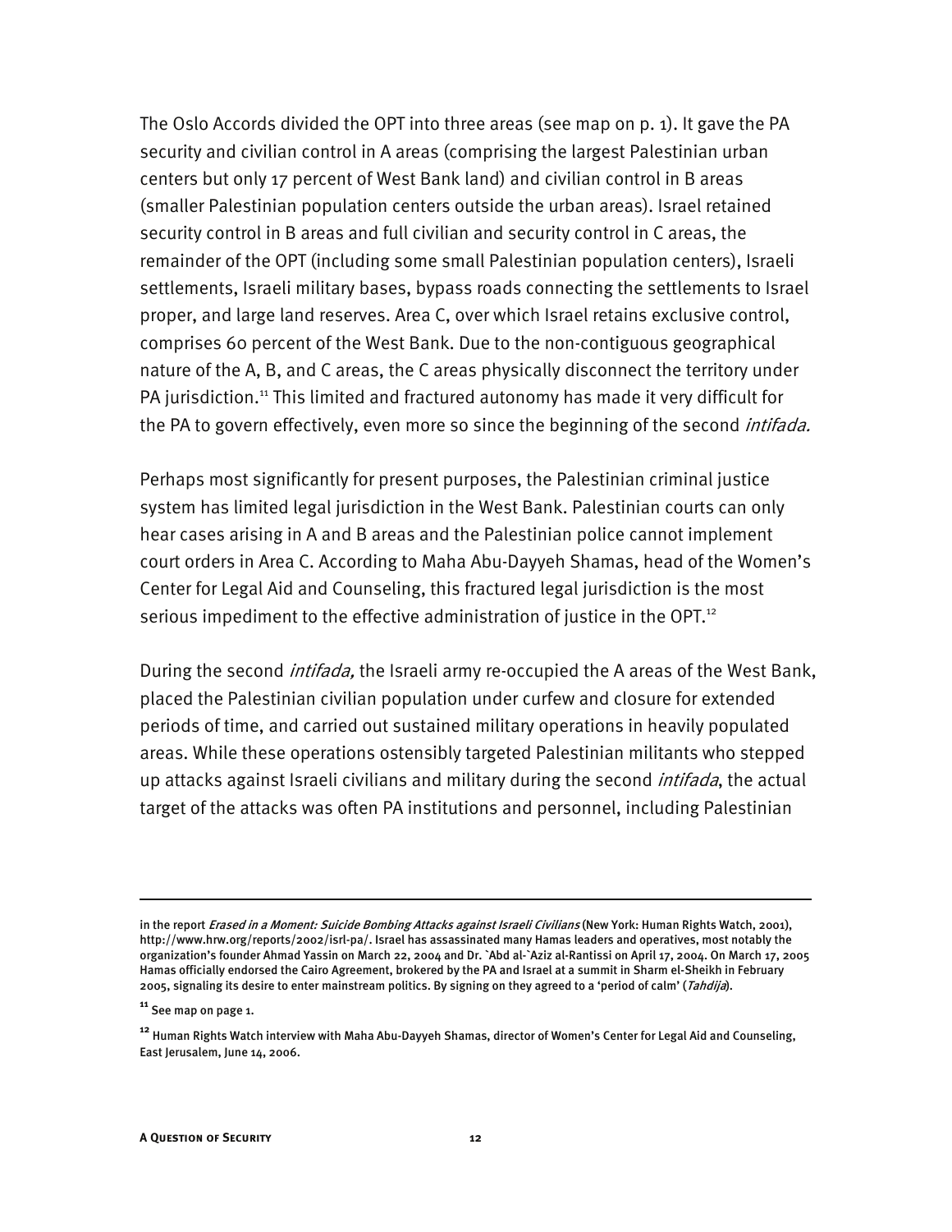The Oslo Accords divided the OPT into three areas (see map on p. 1). It gave the PA security and civilian control in A areas (comprising the largest Palestinian urban centers but only 17 percent of West Bank land) and civilian control in B areas (smaller Palestinian population centers outside the urban areas). Israel retained security control in B areas and full civilian and security control in C areas, the remainder of the OPT (including some small Palestinian population centers), Israeli settlements, Israeli military bases, bypass roads connecting the settlements to Israel proper, and large land reserves. Area C, over which Israel retains exclusive control, comprises 60 percent of the West Bank. Due to the non-contiguous geographical nature of the A, B, and C areas, the C areas physically disconnect the territory under PA jurisdiction.[11] This limited and fractured autonomy has made it very difficult for the PA to govern effectively, even more so since the beginning of the second *intifada.*

Perhaps most significantly for present purposes, the Palestinian criminal justice system has limited legal jurisdiction in the West Bank. Palestinian courts can only hear cases arising in A and B areas and the Palestinian police cannot implement court orders in Area C. According to Maha Abu-Dayyeh Shamas, head of the Women's Center for Legal Aid and Counseling, this fractured legal jurisdiction is the most serious impediment to the effective administration of justice in the OPT.[12]

During the second *intifada,* the Israeli army re-occupied the A areas of the West Bank, placed the Palestinian civilian population under curfew and closure for extended periods of time, and carried out sustained military operations in heavily populated areas. While these operations ostensibly targeted Palestinian militants who stepped up attacks against Israeli civilians and military during the second *intifada*, the actual target of the attacks was often PA institutions and personnel, including Palestinian

---

in the report *Erased in a Moment: Suicide Bombing Attacks against Israeli Civilians* (New York: Human Rights Watch, 2001), http://www.hrw.org/reports/2002/isrl-pa/. Israel has assassinated many Hamas leaders and operatives, most notably the organization's founder Ahmad Yassin on March 22, 2004 and Dr. `Abd al-`Aziz al-Rantissi on April 17, 2004. On March 17, 2005 Hamas officially endorsed the Cairo Agreement, brokered by the PA and Israel at a summit in Sharm el-Sheikh in February 2005, signaling its desire to enter mainstream politics. By signing on they agreed to a 'period of calm' (*Tahdija*).

[11] See map on page 1.

[12] Human Rights Watch interview with Maha Abu-Dayyeh Shamas, director of Women's Center for Legal Aid and Counseling, East Jerusalem, June 14, 2006.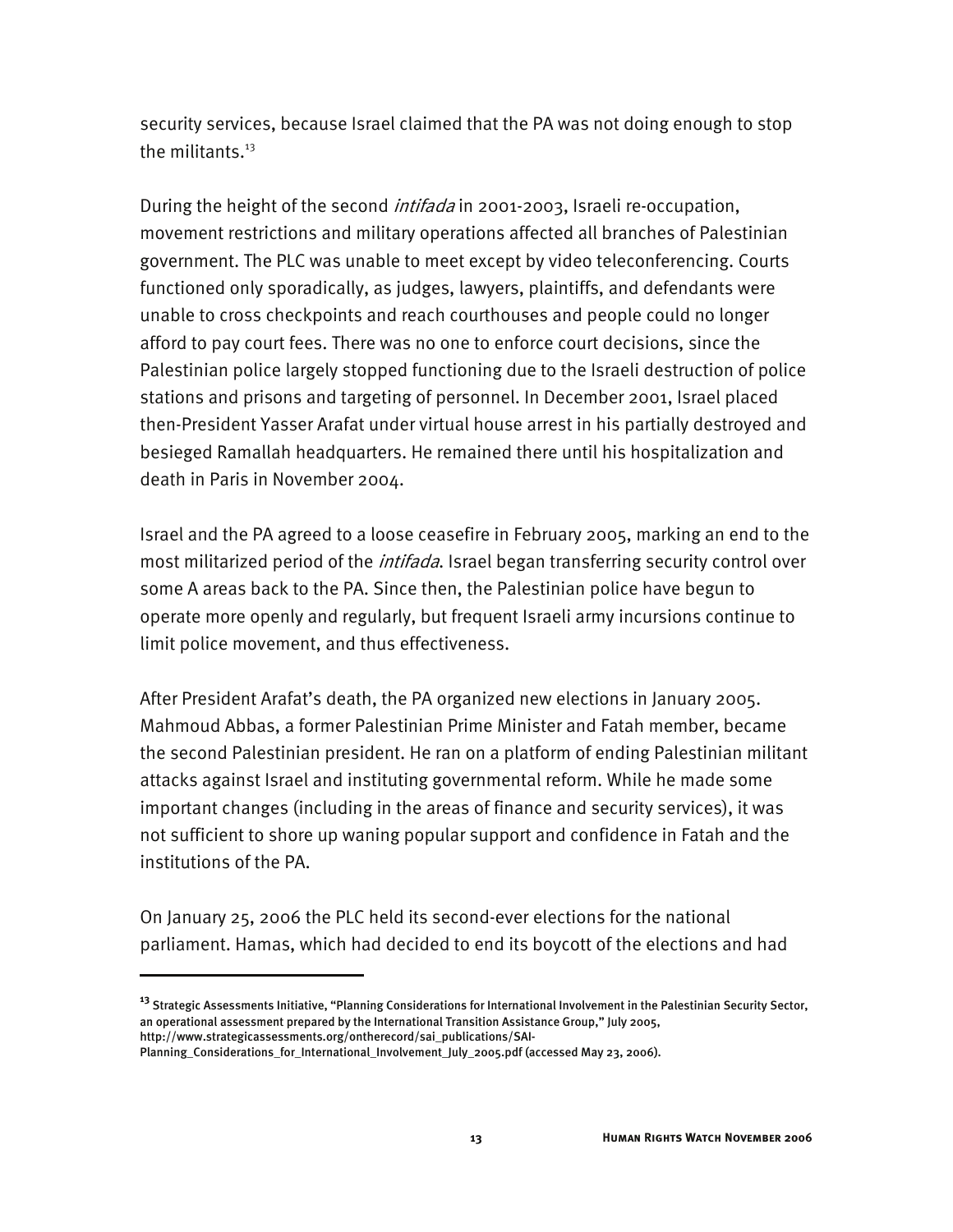security services, because Israel claimed that the PA was not doing enough to stop the militants.[13]

During the height of the second *intifada* in 2001-2003, Israeli re-occupation, movement restrictions and military operations affected all branches of Palestinian government. The PLC was unable to meet except by video teleconferencing. Courts functioned only sporadically, as judges, lawyers, plaintiffs, and defendants were unable to cross checkpoints and reach courthouses and people could no longer afford to pay court fees. There was no one to enforce court decisions, since the Palestinian police largely stopped functioning due to the Israeli destruction of police stations and prisons and targeting of personnel. In December 2001, Israel placed then-President Yasser Arafat under virtual house arrest in his partially destroyed and besieged Ramallah headquarters. He remained there until his hospitalization and death in Paris in November 2004.

Israel and the PA agreed to a loose ceasefire in February 2005, marking an end to the most militarized period of the *intifada*. Israel began transferring security control over some A areas back to the PA. Since then, the Palestinian police have begun to operate more openly and regularly, but frequent Israeli army incursions continue to limit police movement, and thus effectiveness.

After President Arafat's death, the PA organized new elections in January 2005. Mahmoud Abbas, a former Palestinian Prime Minister and Fatah member, became the second Palestinian president. He ran on a platform of ending Palestinian militant attacks against Israel and instituting governmental reform. While he made some important changes (including in the areas of finance and security services), it was not sufficient to shore up waning popular support and confidence in Fatah and the institutions of the PA.

On January 25, 2006 the PLC held its second-ever elections for the national parliament. Hamas, which had decided to end its boycott of the elections and had

---

[13] Strategic Assessments Initiative, "Planning Considerations for International Involvement in the Palestinian Security Sector, an operational assessment prepared by the International Transition Assistance Group," July 2005, http://www.strategicassessments.org/ontherecord/sai_publications/SAI-Planning_Considerations_for_International_Involvement_July_2005.pdf (accessed May 23, 2006).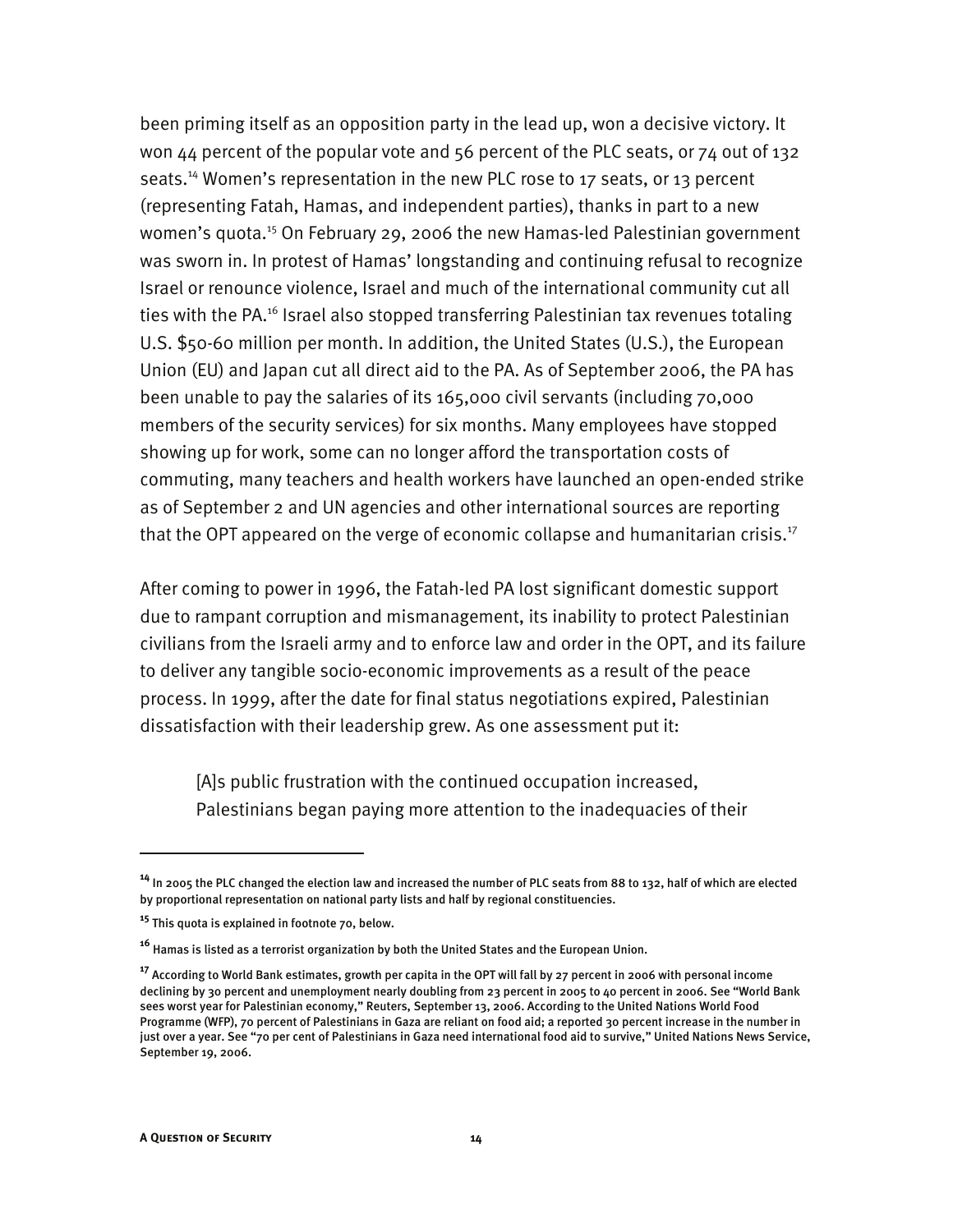been priming itself as an opposition party in the lead up, won a decisive victory. It won 44 percent of the popular vote and 56 percent of the PLC seats, or 74 out of 132 seats.[14] Women's representation in the new PLC rose to 17 seats, or 13 percent (representing Fatah, Hamas, and independent parties), thanks in part to a new women's quota.[15] On February 29, 2006 the new Hamas-led Palestinian government was sworn in. In protest of Hamas' longstanding and continuing refusal to recognize Israel or renounce violence, Israel and much of the international community cut all ties with the PA.[16] Israel also stopped transferring Palestinian tax revenues totaling U.S. $50-60 million per month. In addition, the United States (U.S.), the European Union (EU) and Japan cut all direct aid to the PA. As of September 2006, the PA has been unable to pay the salaries of its 165,000 civil servants (including 70,000 members of the security services) for six months. Many employees have stopped showing up for work, some can no longer afford the transportation costs of commuting, many teachers and health workers have launched an open-ended strike as of September 2 and UN agencies and other international sources are reporting that the OPT appeared on the verge of economic collapse and humanitarian crisis.[17]

After coming to power in 1996, the Fatah-led PA lost significant domestic support due to rampant corruption and mismanagement, its inability to protect Palestinian civilians from the Israeli army and to enforce law and order in the OPT, and its failure to deliver any tangible socio-economic improvements as a result of the peace process. In 1999, after the date for final status negotiations expired, Palestinian dissatisfaction with their leadership grew. As one assessment put it:

> [A]s public frustration with the continued occupation increased, Palestinians began paying more attention to the inadequacies of their

---

[14] In 2005 the PLC changed the election law and increased the number of PLC seats from 88 to 132, half of which are elected by proportional representation on national party lists and half by regional constituencies.

[15] This quota is explained in footnote 70, below.

[16] Hamas is listed as a terrorist organization by both the United States and the European Union.

[17] According to World Bank estimates, growth per capita in the OPT will fall by 27 percent in 2006 with personal income declining by 30 percent and unemployment nearly doubling from 23 percent in 2005 to 40 percent in 2006. See "World Bank sees worst year for Palestinian economy," Reuters, September 13, 2006. According to the United Nations World Food Programme (WFP), 70 percent of Palestinians in Gaza are reliant on food aid; a reported 30 percent increase in the number in just over a year. See "70 per cent of Palestinians in Gaza need international food aid to survive," United Nations News Service, September 19, 2006.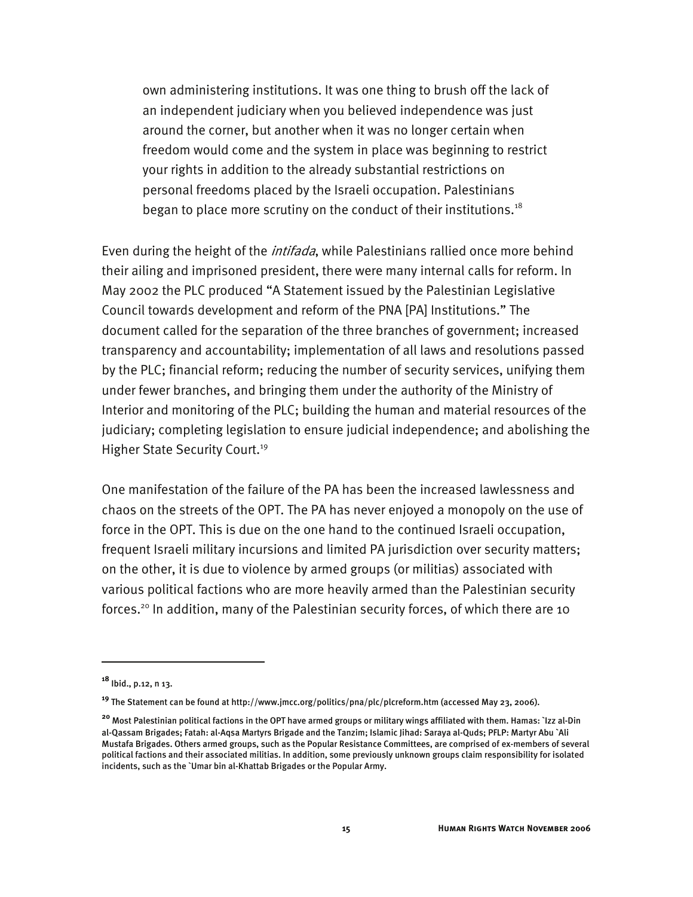> own administering institutions. It was one thing to brush off the lack of an independent judiciary when you believed independence was just around the corner, but another when it was no longer certain when freedom would come and the system in place was beginning to restrict your rights in addition to the already substantial restrictions on personal freedoms placed by the Israeli occupation. Palestinians began to place more scrutiny on the conduct of their institutions.[18]

Even during the height of the *intifada*, while Palestinians rallied once more behind their ailing and imprisoned president, there were many internal calls for reform. In May 2002 the PLC produced "A Statement issued by the Palestinian Legislative Council towards development and reform of the PNA [PA] Institutions." The document called for the separation of the three branches of government; increased transparency and accountability; implementation of all laws and resolutions passed by the PLC; financial reform; reducing the number of security services, unifying them under fewer branches, and bringing them under the authority of the Ministry of Interior and monitoring of the PLC; building the human and material resources of the judiciary; completing legislation to ensure judicial independence; and abolishing the Higher State Security Court.[19]

One manifestation of the failure of the PA has been the increased lawlessness and chaos on the streets of the OPT. The PA has never enjoyed a monopoly on the use of force in the OPT. This is due on the one hand to the continued Israeli occupation, frequent Israeli military incursions and limited PA jurisdiction over security matters; on the other, it is due to violence by armed groups (or militias) associated with various political factions who are more heavily armed than the Palestinian security forces.[20] In addition, many of the Palestinian security forces, of which there are 10

---

[18] Ibid., p.12, n 13.

[19] The Statement can be found at http://www.jmcc.org/politics/pna/plc/plcreform.htm (accessed May 23, 2006).

[20] Most Palestinian political factions in the OPT have armed groups or military wings affiliated with them. Hamas: `Izz al-Din al-Qassam Brigades; Fatah: al-Aqsa Martyrs Brigade and the Tanzim; Islamic Jihad: Saraya al-Quds; PFLP: Martyr Abu `Ali Mustafa Brigades. Others armed groups, such as the Popular Resistance Committees, are comprised of ex-members of several political factions and their associated militias. In addition, some previously unknown groups claim responsibility for isolated incidents, such as the `Umar bin al-Khattab Brigades or the Popular Army.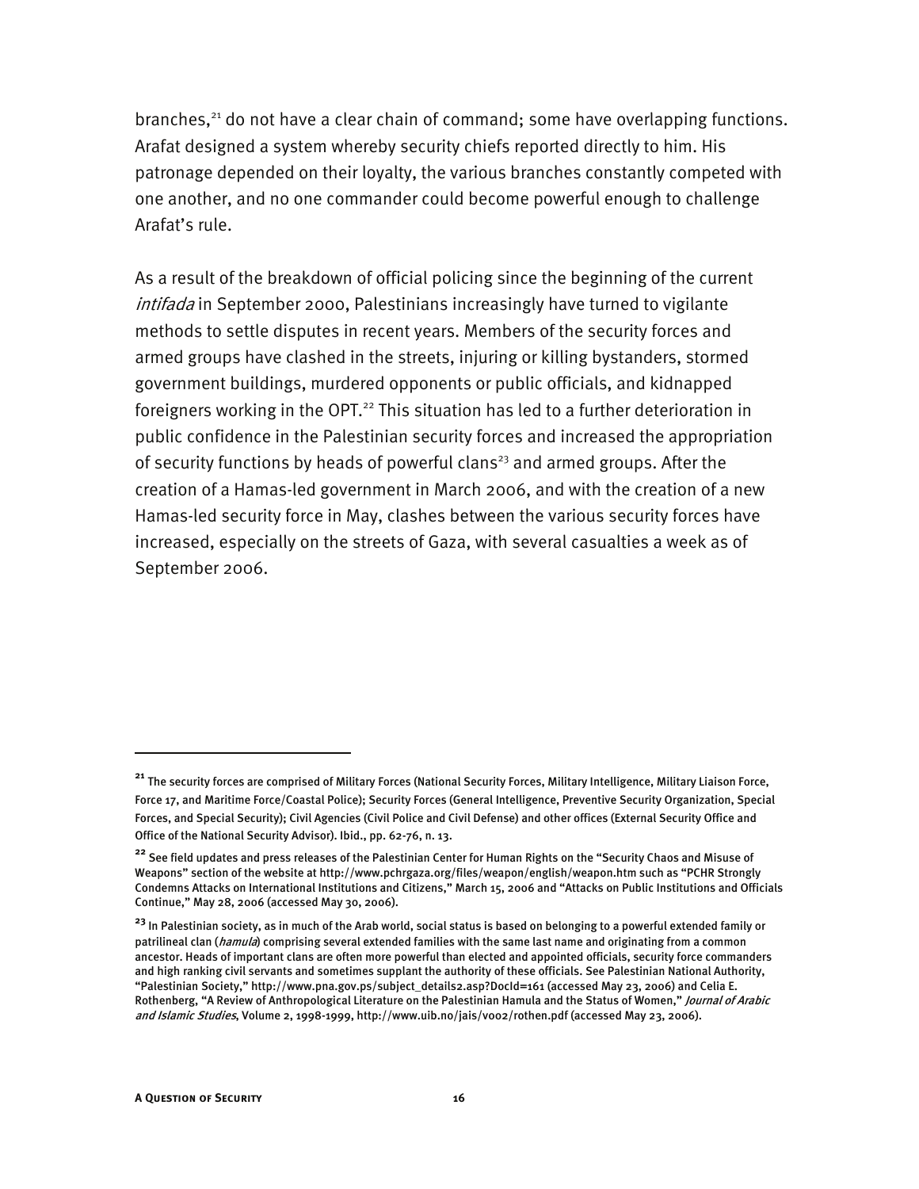branches,[21] do not have a clear chain of command; some have overlapping functions. Arafat designed a system whereby security chiefs reported directly to him. His patronage depended on their loyalty, the various branches constantly competed with one another, and no one commander could become powerful enough to challenge Arafat's rule.

As a result of the breakdown of official policing since the beginning of the current *intifada* in September 2000, Palestinians increasingly have turned to vigilante methods to settle disputes in recent years. Members of the security forces and armed groups have clashed in the streets, injuring or killing bystanders, stormed government buildings, murdered opponents or public officials, and kidnapped foreigners working in the OPT.[22] This situation has led to a further deterioration in public confidence in the Palestinian security forces and increased the appropriation of security functions by heads of powerful clans[23] and armed groups. After the creation of a Hamas-led government in March 2006, and with the creation of a new Hamas-led security force in May, clashes between the various security forces have increased, especially on the streets of Gaza, with several casualties a week as of September 2006.

---

[21] The security forces are comprised of Military Forces (National Security Forces, Military Intelligence, Military Liaison Force, Force 17, and Maritime Force/Coastal Police); Security Forces (General Intelligence, Preventive Security Organization, Special Forces, and Special Security); Civil Agencies (Civil Police and Civil Defense) and other offices (External Security Office and Office of the National Security Advisor). Ibid., pp. 62-76, n. 13.

[22] See field updates and press releases of the Palestinian Center for Human Rights on the "Security Chaos and Misuse of Weapons" section of the website at http://www.pchrgaza.org/files/weapon/english/weapon.htm such as "PCHR Strongly Condemns Attacks on International Institutions and Citizens," March 15, 2006 and "Attacks on Public Institutions and Officials Continue," May 28, 2006 (accessed May 30, 2006).

[23] In Palestinian society, as in much of the Arab world, social status is based on belonging to a powerful extended family or patrilineal clan (*hamula*) comprising several extended families with the same last name and originating from a common ancestor. Heads of important clans are often more powerful than elected and appointed officials, security force commanders and high ranking civil servants and sometimes supplant the authority of these officials. See Palestinian National Authority, "Palestinian Society," http://www.pna.gov.ps/subject_details2.asp?DocId=161 (accessed May 23, 2006) and Celia E. Rothenberg, "A Review of Anthropological Literature on the Palestinian Hamula and the Status of Women," *Journal of Arabic and Islamic Studies*, Volume 2, 1998-1999, http://www.uib.no/jais/v002/rothen.pdf (accessed May 23, 2006).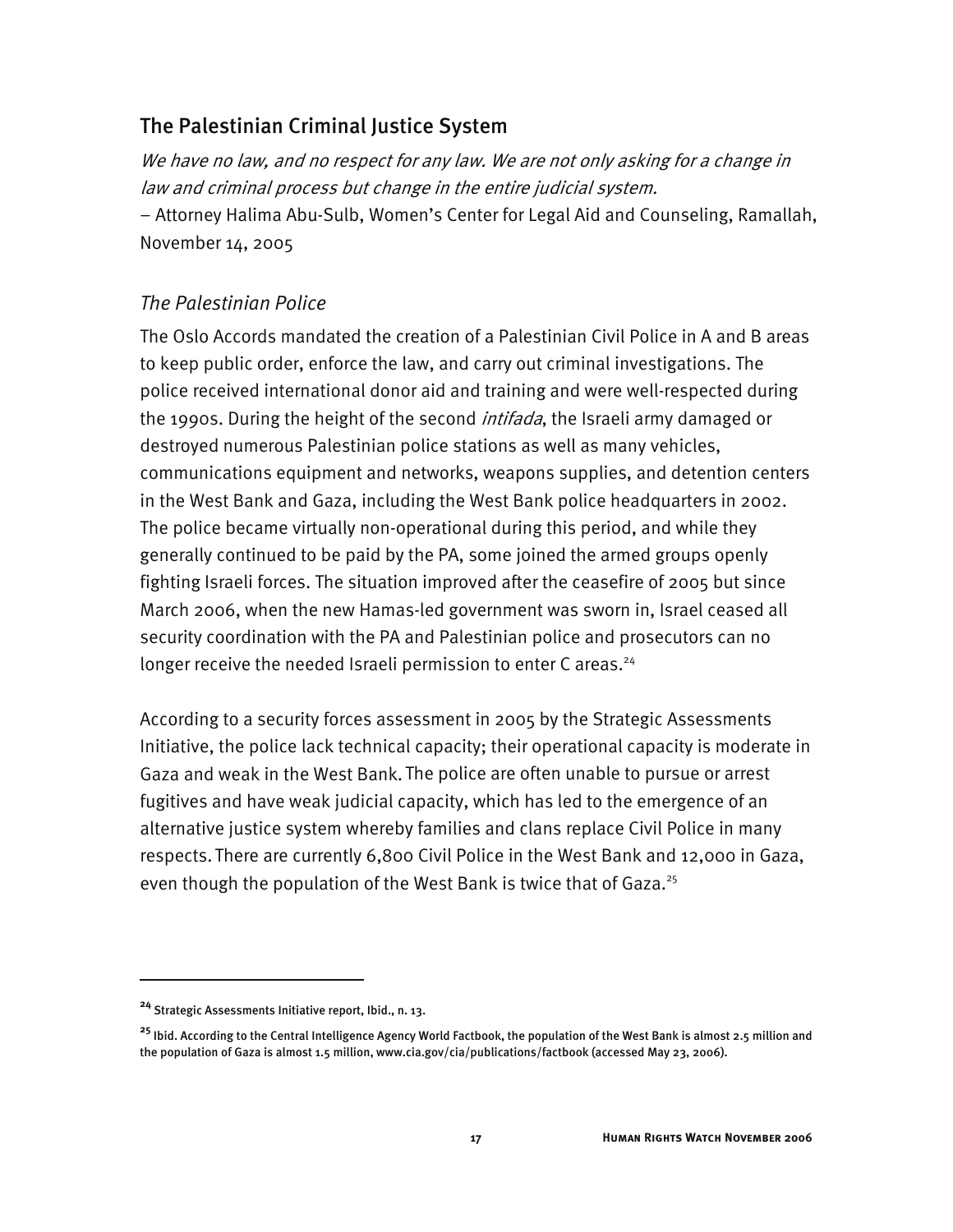## The Palestinian Criminal Justice System

*We have no law, and no respect for any law. We are not only asking for a change in law and criminal process but change in the entire judicial system.*

– Attorney Halima Abu-Sulb, Women's Center for Legal Aid and Counseling, Ramallah, November 14, 2005

### *The Palestinian Police*

The Oslo Accords mandated the creation of a Palestinian Civil Police in A and B areas to keep public order, enforce the law, and carry out criminal investigations. The police received international donor aid and training and were well-respected during the 1990s. During the height of the second *intifada*, the Israeli army damaged or destroyed numerous Palestinian police stations as well as many vehicles, communications equipment and networks, weapons supplies, and detention centers in the West Bank and Gaza, including the West Bank police headquarters in 2002. The police became virtually non-operational during this period, and while they generally continued to be paid by the PA, some joined the armed groups openly fighting Israeli forces. The situation improved after the ceasefire of 2005 but since March 2006, when the new Hamas-led government was sworn in, Israel ceased all security coordination with the PA and Palestinian police and prosecutors can no longer receive the needed Israeli permission to enter C areas.[24]

According to a security forces assessment in 2005 by the Strategic Assessments Initiative, the police lack technical capacity; their operational capacity is moderate in Gaza and weak in the West Bank. The police are often unable to pursue or arrest fugitives and have weak judicial capacity, which has led to the emergence of an alternative justice system whereby families and clans replace Civil Police in many respects. There are currently 6,800 Civil Police in the West Bank and 12,000 in Gaza, even though the population of the West Bank is twice that of Gaza.[25]

---

[24] Strategic Assessments Initiative report, Ibid., n. 13.

[25] Ibid. According to the Central Intelligence Agency World Factbook, the population of the West Bank is almost 2.5 million and the population of Gaza is almost 1.5 million, www.cia.gov/cia/publications/factbook (accessed May 23, 2006).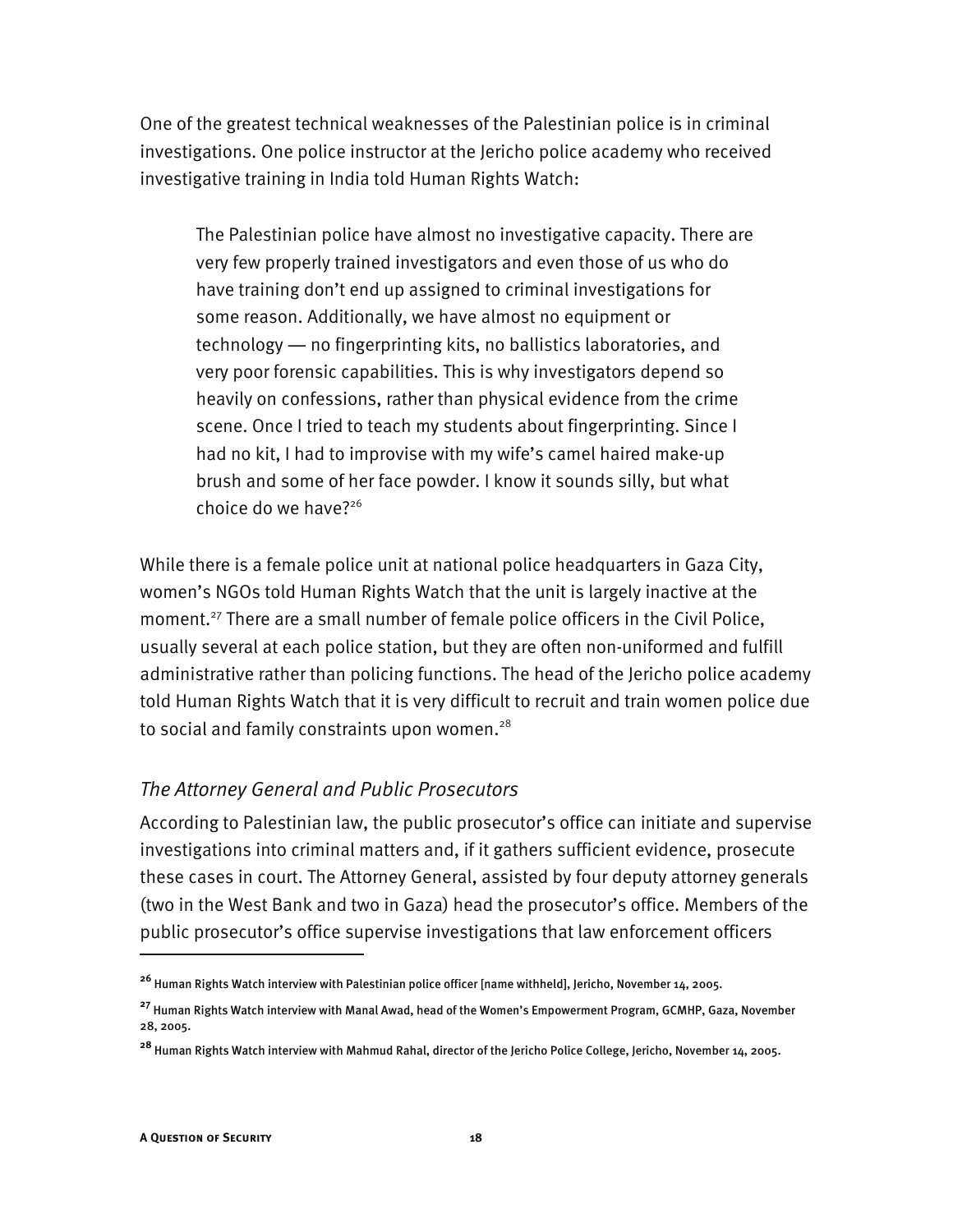One of the greatest technical weaknesses of the Palestinian police is in criminal investigations. One police instructor at the Jericho police academy who received investigative training in India told Human Rights Watch:

> The Palestinian police have almost no investigative capacity. There are very few properly trained investigators and even those of us who do have training don't end up assigned to criminal investigations for some reason. Additionally, we have almost no equipment or technology — no fingerprinting kits, no ballistics laboratories, and very poor forensic capabilities. This is why investigators depend so heavily on confessions, rather than physical evidence from the crime scene. Once I tried to teach my students about fingerprinting. Since I had no kit, I had to improvise with my wife's camel haired make-up brush and some of her face powder. I know it sounds silly, but what choice do we have?[26]

While there is a female police unit at national police headquarters in Gaza City, women's NGOs told Human Rights Watch that the unit is largely inactive at the moment.[27] There are a small number of female police officers in the Civil Police, usually several at each police station, but they are often non-uniformed and fulfill administrative rather than policing functions. The head of the Jericho police academy told Human Rights Watch that it is very difficult to recruit and train women police due to social and family constraints upon women.[28]

### *The Attorney General and Public Prosecutors*

According to Palestinian law, the public prosecutor's office can initiate and supervise investigations into criminal matters and, if it gathers sufficient evidence, prosecute these cases in court. The Attorney General, assisted by four deputy attorney generals (two in the West Bank and two in Gaza) head the prosecutor's office. Members of the public prosecutor's office supervise investigations that law enforcement officers

---

[26] Human Rights Watch interview with Palestinian police officer [name withheld], Jericho, November 14, 2005.

[27] Human Rights Watch interview with Manal Awad, head of the Women's Empowerment Program, GCMHP, Gaza, November 28, 2005.

[28] Human Rights Watch interview with Mahmud Rahal, director of the Jericho Police College, Jericho, November 14, 2005.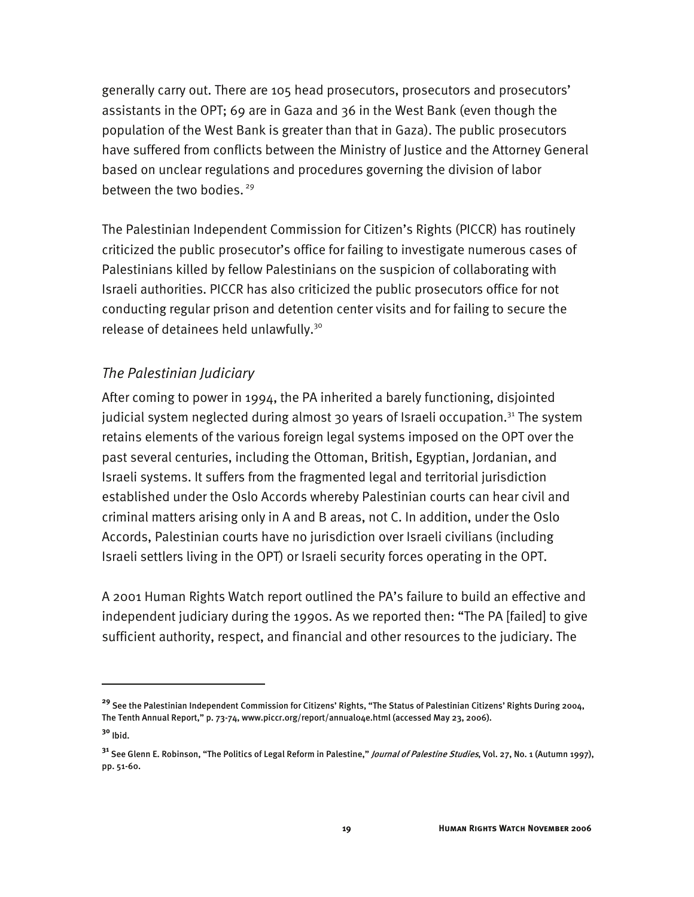generally carry out. There are 105 head prosecutors, prosecutors and prosecutors' assistants in the OPT; 69 are in Gaza and 36 in the West Bank (even though the population of the West Bank is greater than that in Gaza). The public prosecutors have suffered from conflicts between the Ministry of Justice and the Attorney General based on unclear regulations and procedures governing the division of labor between the two bodies. [29]

The Palestinian Independent Commission for Citizen's Rights (PICCR) has routinely criticized the public prosecutor's office for failing to investigate numerous cases of Palestinians killed by fellow Palestinians on the suspicion of collaborating with Israeli authorities. PICCR has also criticized the public prosecutors office for not conducting regular prison and detention center visits and for failing to secure the release of detainees held unlawfully.[30]

### *The Palestinian Judiciary*

After coming to power in 1994, the PA inherited a barely functioning, disjointed judicial system neglected during almost 30 years of Israeli occupation.[31] The system retains elements of the various foreign legal systems imposed on the OPT over the past several centuries, including the Ottoman, British, Egyptian, Jordanian, and Israeli systems. It suffers from the fragmented legal and territorial jurisdiction established under the Oslo Accords whereby Palestinian courts can hear civil and criminal matters arising only in A and B areas, not C. In addition, under the Oslo Accords, Palestinian courts have no jurisdiction over Israeli civilians (including Israeli settlers living in the OPT) or Israeli security forces operating in the OPT.

A 2001 Human Rights Watch report outlined the PA's failure to build an effective and independent judiciary during the 1990s. As we reported then: "The PA [failed] to give sufficient authority, respect, and financial and other resources to the judiciary. The

---

[29] See the Palestinian Independent Commission for Citizens' Rights, "The Status of Palestinian Citizens' Rights During 2004, The Tenth Annual Report," p. 73-74, www.piccr.org/report/annual04e.html (accessed May 23, 2006).

[30] Ibid.

[31] See Glenn E. Robinson, "The Politics of Legal Reform in Palestine," *Journal of Palestine Studies*, Vol. 27, No. 1 (Autumn 1997), pp. 51-60.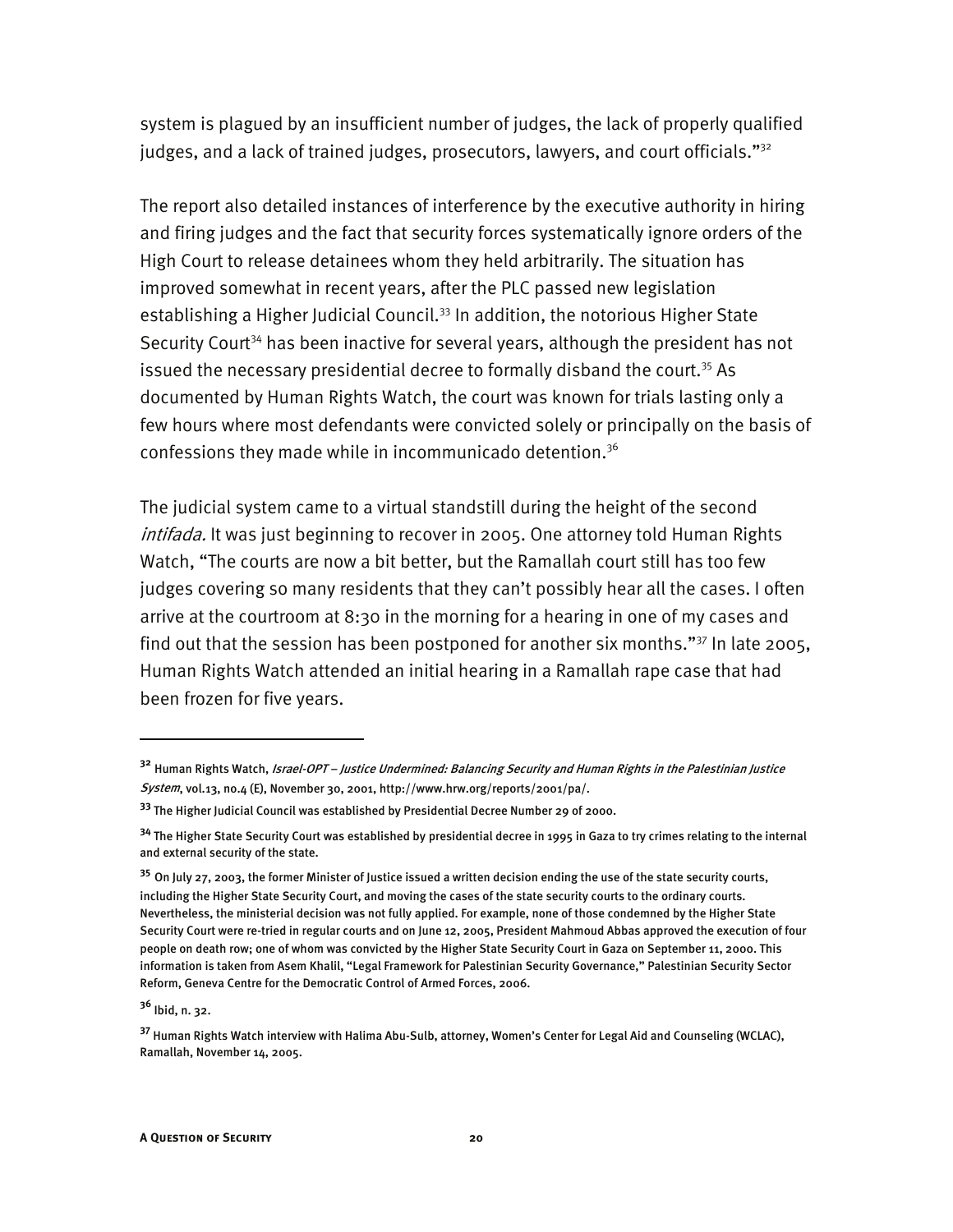system is plagued by an insufficient number of judges, the lack of properly qualified judges, and a lack of trained judges, prosecutors, lawyers, and court officials."[32]

The report also detailed instances of interference by the executive authority in hiring and firing judges and the fact that security forces systematically ignore orders of the High Court to release detainees whom they held arbitrarily. The situation has improved somewhat in recent years, after the PLC passed new legislation establishing a Higher Judicial Council.[33] In addition, the notorious Higher State Security Court[34] has been inactive for several years, although the president has not issued the necessary presidential decree to formally disband the court.[35] As documented by Human Rights Watch, the court was known for trials lasting only a few hours where most defendants were convicted solely or principally on the basis of confessions they made while in incommunicado detention.[36]

The judicial system came to a virtual standstill during the height of the second *intifada.* It was just beginning to recover in 2005. One attorney told Human Rights Watch, "The courts are now a bit better, but the Ramallah court still has too few judges covering so many residents that they can't possibly hear all the cases. I often arrive at the courtroom at 8:30 in the morning for a hearing in one of my cases and find out that the session has been postponed for another six months."[37] In late 2005, Human Rights Watch attended an initial hearing in a Ramallah rape case that had been frozen for five years.

---

[32] Human Rights Watch, *Israel-OPT – Justice Undermined: Balancing Security and Human Rights in the Palestinian Justice System*, vol.13, no.4 (E), November 30, 2001, http://www.hrw.org/reports/2001/pa/.

[33] The Higher Judicial Council was established by Presidential Decree Number 29 of 2000.

[34] The Higher State Security Court was established by presidential decree in 1995 in Gaza to try crimes relating to the internal and external security of the state.

[35] On July 27, 2003, the former Minister of Justice issued a written decision ending the use of the state security courts, including the Higher State Security Court, and moving the cases of the state security courts to the ordinary courts. Nevertheless, the ministerial decision was not fully applied. For example, none of those condemned by the Higher State Security Court were re-tried in regular courts and on June 12, 2005, President Mahmoud Abbas approved the execution of four people on death row; one of whom was convicted by the Higher State Security Court in Gaza on September 11, 2000. This information is taken from Asem Khalil, "Legal Framework for Palestinian Security Governance," Palestinian Security Sector Reform, Geneva Centre for the Democratic Control of Armed Forces, 2006.

[36] Ibid, n. 32.

[37] Human Rights Watch interview with Halima Abu-Sulb, attorney, Women's Center for Legal Aid and Counseling (WCLAC), Ramallah, November 14, 2005.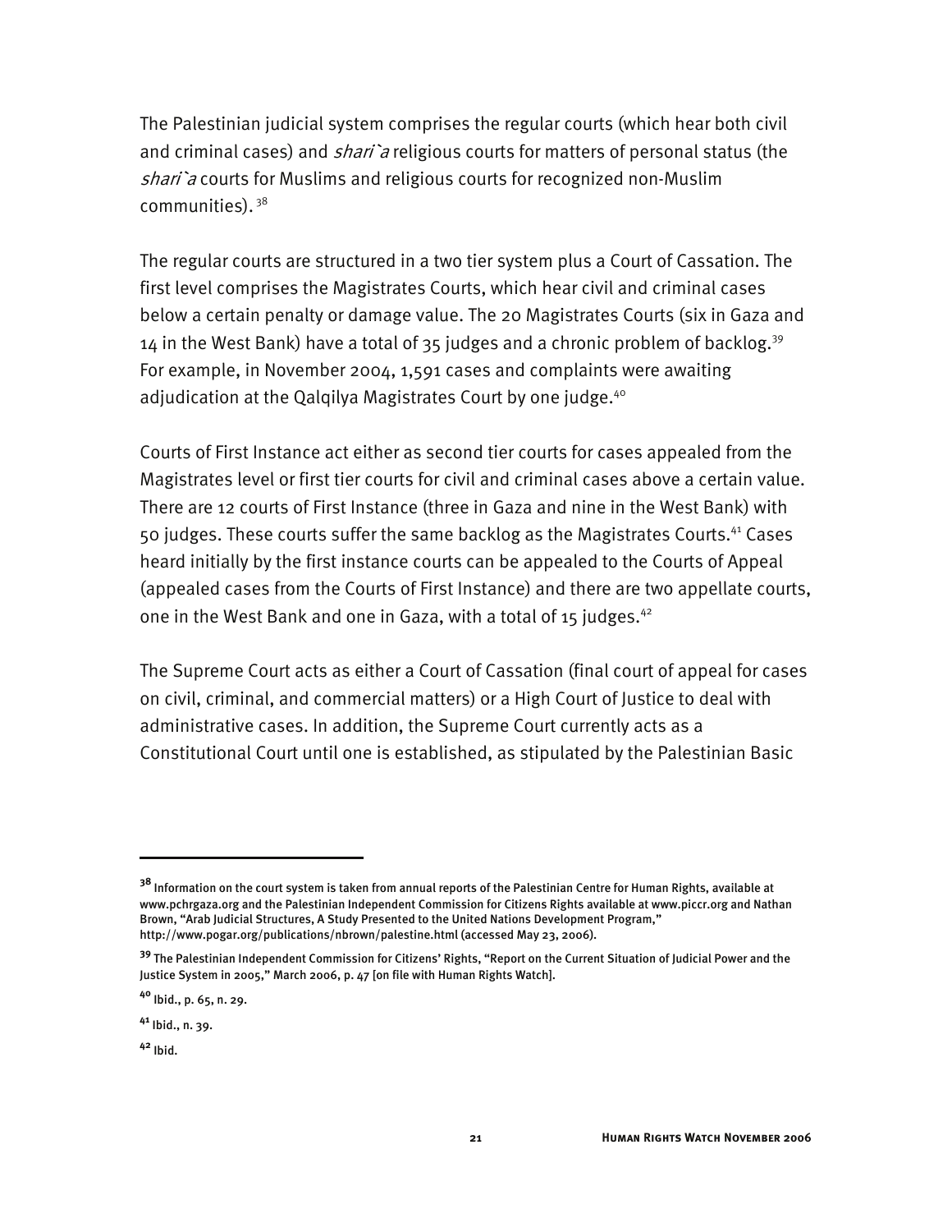The Palestinian judicial system comprises the regular courts (which hear both civil and criminal cases) and *shari`a* religious courts for matters of personal status (the *shari`a* courts for Muslims and religious courts for recognized non-Muslim communities). [38]

The regular courts are structured in a two tier system plus a Court of Cassation. The first level comprises the Magistrates Courts, which hear civil and criminal cases below a certain penalty or damage value. The 20 Magistrates Courts (six in Gaza and 14 in the West Bank) have a total of 35 judges and a chronic problem of backlog.[39] For example, in November 2004, 1,591 cases and complaints were awaiting adjudication at the Qalqilya Magistrates Court by one judge.[40]

Courts of First Instance act either as second tier courts for cases appealed from the Magistrates level or first tier courts for civil and criminal cases above a certain value. There are 12 courts of First Instance (three in Gaza and nine in the West Bank) with 50 judges. These courts suffer the same backlog as the Magistrates Courts.[41] Cases heard initially by the first instance courts can be appealed to the Courts of Appeal (appealed cases from the Courts of First Instance) and there are two appellate courts, one in the West Bank and one in Gaza, with a total of 15 judges.[42]

The Supreme Court acts as either a Court of Cassation (final court of appeal for cases on civil, criminal, and commercial matters) or a High Court of Justice to deal with administrative cases. In addition, the Supreme Court currently acts as a Constitutional Court until one is established, as stipulated by the Palestinian Basic

---

[38] Information on the court system is taken from annual reports of the Palestinian Centre for Human Rights, available at www.pchrgaza.org and the Palestinian Independent Commission for Citizens Rights available at www.piccr.org and Nathan Brown, "Arab Judicial Structures, A Study Presented to the United Nations Development Program," http://www.pogar.org/publications/nbrown/palestine.html (accessed May 23, 2006).

[39] The Palestinian Independent Commission for Citizens' Rights, "Report on the Current Situation of Judicial Power and the Justice System in 2005," March 2006, p. 47 [on file with Human Rights Watch].

[40] Ibid., p. 65, n. 29.

[41] Ibid., n. 39.

[42] Ibid.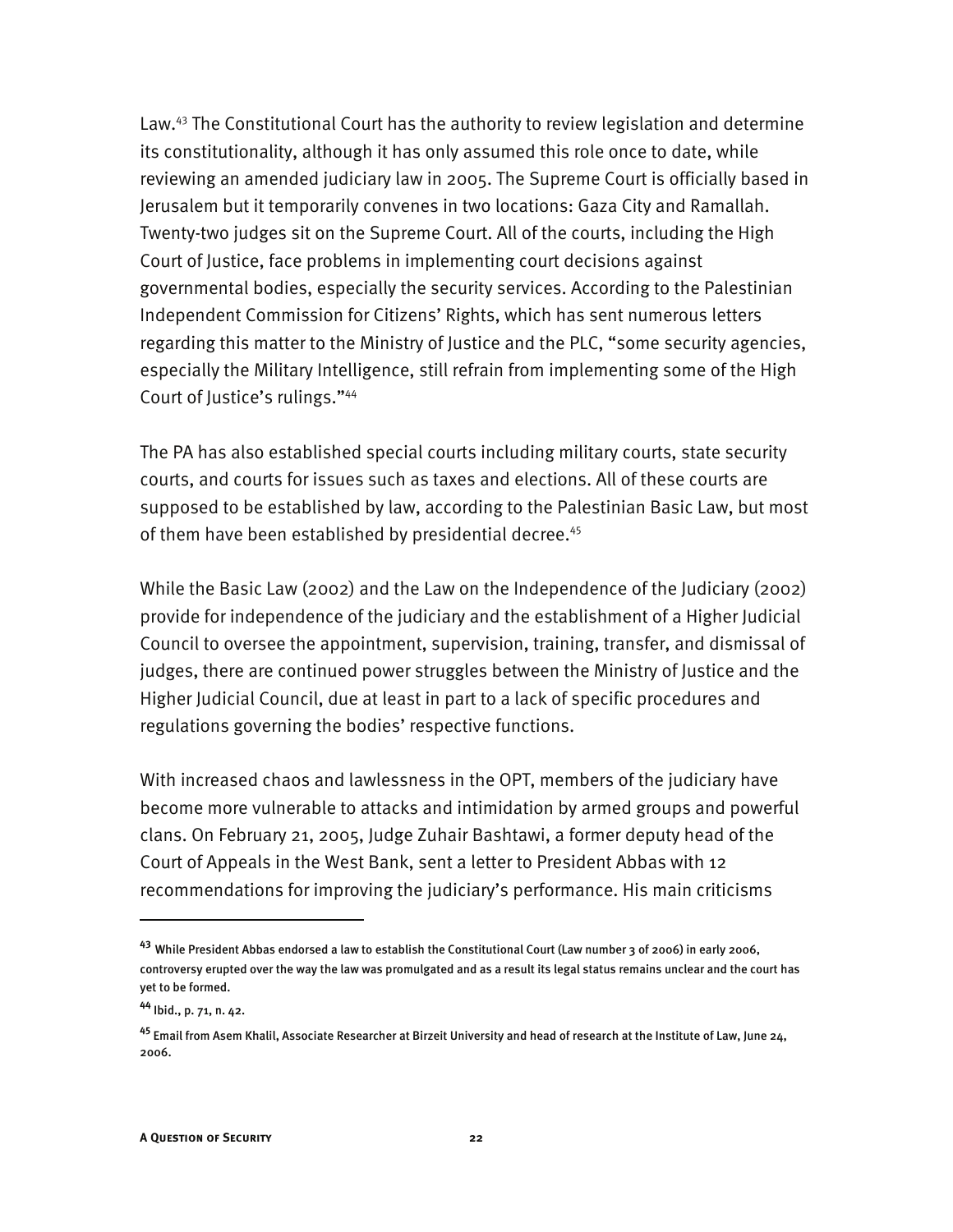Law.[43] The Constitutional Court has the authority to review legislation and determine its constitutionality, although it has only assumed this role once to date, while reviewing an amended judiciary law in 2005. The Supreme Court is officially based in Jerusalem but it temporarily convenes in two locations: Gaza City and Ramallah. Twenty-two judges sit on the Supreme Court. All of the courts, including the High Court of Justice, face problems in implementing court decisions against governmental bodies, especially the security services. According to the Palestinian Independent Commission for Citizens' Rights, which has sent numerous letters regarding this matter to the Ministry of Justice and the PLC, "some security agencies, especially the Military Intelligence, still refrain from implementing some of the High Court of Justice's rulings."[44]

The PA has also established special courts including military courts, state security courts, and courts for issues such as taxes and elections. All of these courts are supposed to be established by law, according to the Palestinian Basic Law, but most of them have been established by presidential decree.[45]

While the Basic Law (2002) and the Law on the Independence of the Judiciary (2002) provide for independence of the judiciary and the establishment of a Higher Judicial Council to oversee the appointment, supervision, training, transfer, and dismissal of judges, there are continued power struggles between the Ministry of Justice and the Higher Judicial Council, due at least in part to a lack of specific procedures and regulations governing the bodies' respective functions.

With increased chaos and lawlessness in the OPT, members of the judiciary have become more vulnerable to attacks and intimidation by armed groups and powerful clans. On February 21, 2005, Judge Zuhair Bashtawi, a former deputy head of the Court of Appeals in the West Bank, sent a letter to President Abbas with 12 recommendations for improving the judiciary's performance. His main criticisms

---

[43] While President Abbas endorsed a law to establish the Constitutional Court (Law number 3 of 2006) in early 2006, controversy erupted over the way the law was promulgated and as a result its legal status remains unclear and the court has yet to be formed.

[44] Ibid., p. 71, n. 42.

[45] Email from Asem Khalil, Associate Researcher at Birzeit University and head of research at the Institute of Law, June 24, 2006.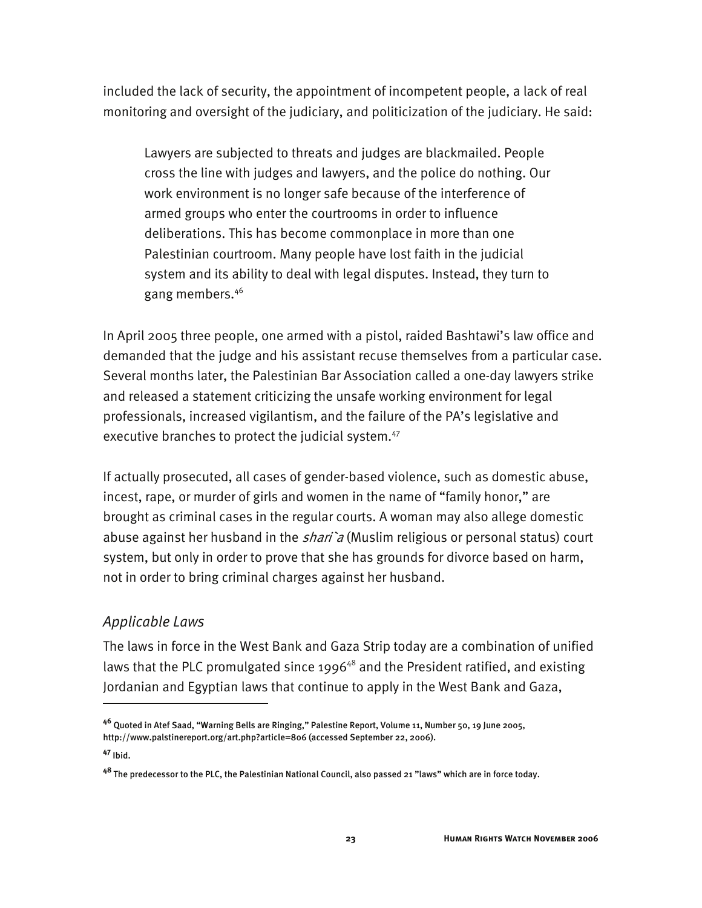included the lack of security, the appointment of incompetent people, a lack of real monitoring and oversight of the judiciary, and politicization of the judiciary. He said:

> Lawyers are subjected to threats and judges are blackmailed. People cross the line with judges and lawyers, and the police do nothing. Our work environment is no longer safe because of the interference of armed groups who enter the courtrooms in order to influence deliberations. This has become commonplace in more than one Palestinian courtroom. Many people have lost faith in the judicial system and its ability to deal with legal disputes. Instead, they turn to gang members.[46]

In April 2005 three people, one armed with a pistol, raided Bashtawi's law office and demanded that the judge and his assistant recuse themselves from a particular case. Several months later, the Palestinian Bar Association called a one-day lawyers strike and released a statement criticizing the unsafe working environment for legal professionals, increased vigilantism, and the failure of the PA's legislative and executive branches to protect the judicial system.[47]

If actually prosecuted, all cases of gender-based violence, such as domestic abuse, incest, rape, or murder of girls and women in the name of "family honor," are brought as criminal cases in the regular courts. A woman may also allege domestic abuse against her husband in the *shari`a* (Muslim religious or personal status) court system, but only in order to prove that she has grounds for divorce based on harm, not in order to bring criminal charges against her husband.

### *Applicable Laws*

The laws in force in the West Bank and Gaza Strip today are a combination of unified laws that the PLC promulgated since 1996[48] and the President ratified, and existing Jordanian and Egyptian laws that continue to apply in the West Bank and Gaza,

---

[46] Quoted in Atef Saad, "Warning Bells are Ringing," Palestine Report, Volume 11, Number 50, 19 June 2005, http://www.palstinereport.org/art.php?article=806 (accessed September 22, 2006).

[47] Ibid.

[48] The predecessor to the PLC, the Palestinian National Council, also passed 21 "laws" which are in force today.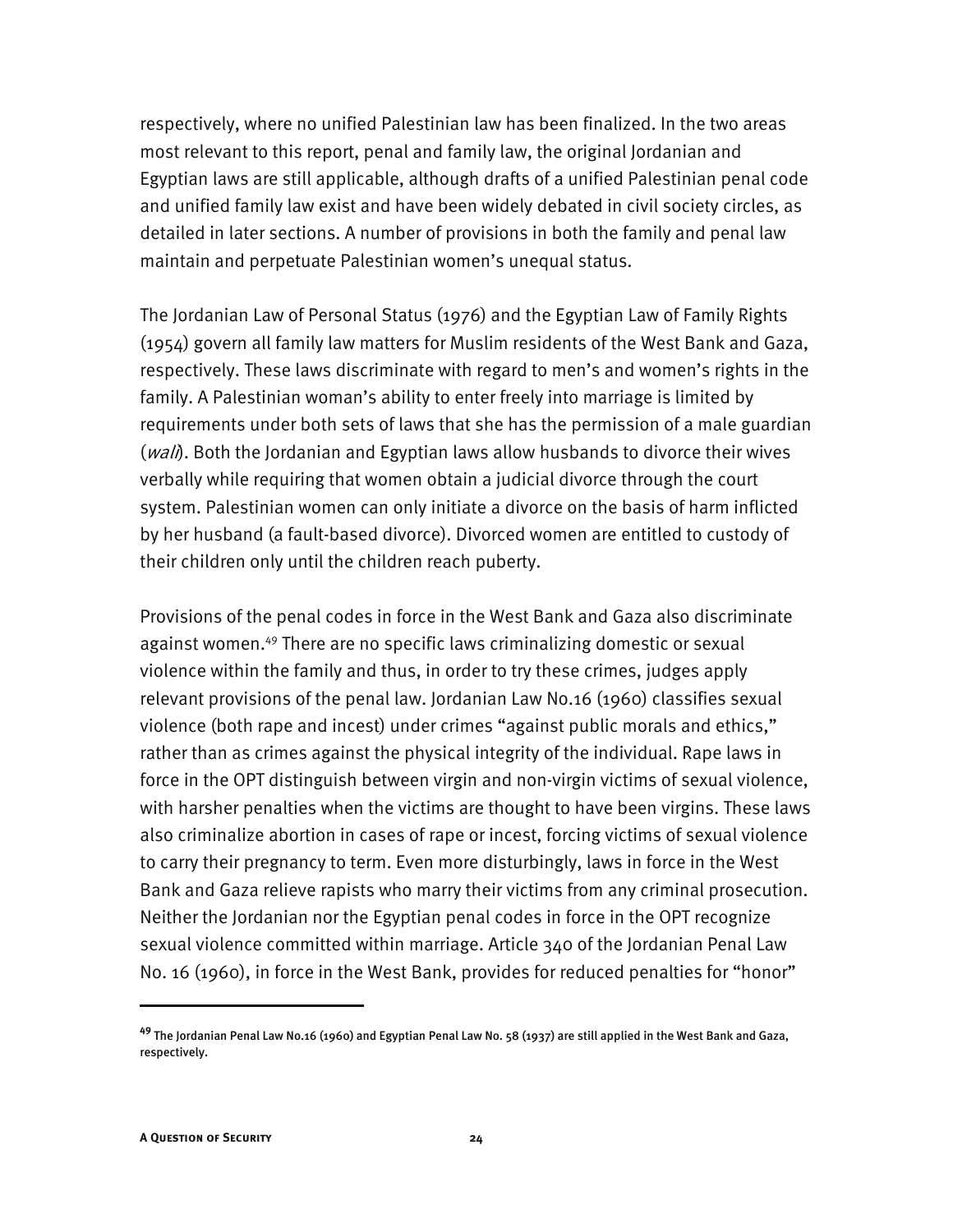respectively, where no unified Palestinian law has been finalized. In the two areas most relevant to this report, penal and family law, the original Jordanian and Egyptian laws are still applicable, although drafts of a unified Palestinian penal code and unified family law exist and have been widely debated in civil society circles, as detailed in later sections. A number of provisions in both the family and penal law maintain and perpetuate Palestinian women's unequal status.

The Jordanian Law of Personal Status (1976) and the Egyptian Law of Family Rights (1954) govern all family law matters for Muslim residents of the West Bank and Gaza, respectively. These laws discriminate with regard to men's and women's rights in the family. A Palestinian woman's ability to enter freely into marriage is limited by requirements under both sets of laws that she has the permission of a male guardian (*wali*). Both the Jordanian and Egyptian laws allow husbands to divorce their wives verbally while requiring that women obtain a judicial divorce through the court system. Palestinian women can only initiate a divorce on the basis of harm inflicted by her husband (a fault-based divorce). Divorced women are entitled to custody of their children only until the children reach puberty.

Provisions of the penal codes in force in the West Bank and Gaza also discriminate against women.[49] There are no specific laws criminalizing domestic or sexual violence within the family and thus, in order to try these crimes, judges apply relevant provisions of the penal law. Jordanian Law No.16 (1960) classifies sexual violence (both rape and incest) under crimes "against public morals and ethics," rather than as crimes against the physical integrity of the individual. Rape laws in force in the OPT distinguish between virgin and non-virgin victims of sexual violence, with harsher penalties when the victims are thought to have been virgins. These laws also criminalize abortion in cases of rape or incest, forcing victims of sexual violence to carry their pregnancy to term. Even more disturbingly, laws in force in the West Bank and Gaza relieve rapists who marry their victims from any criminal prosecution. Neither the Jordanian nor the Egyptian penal codes in force in the OPT recognize sexual violence committed within marriage. Article 340 of the Jordanian Penal Law No. 16 (1960), in force in the West Bank, provides for reduced penalties for "honor"

---

[49] The Jordanian Penal Law No.16 (1960) and Egyptian Penal Law No. 58 (1937) are still applied in the West Bank and Gaza, respectively.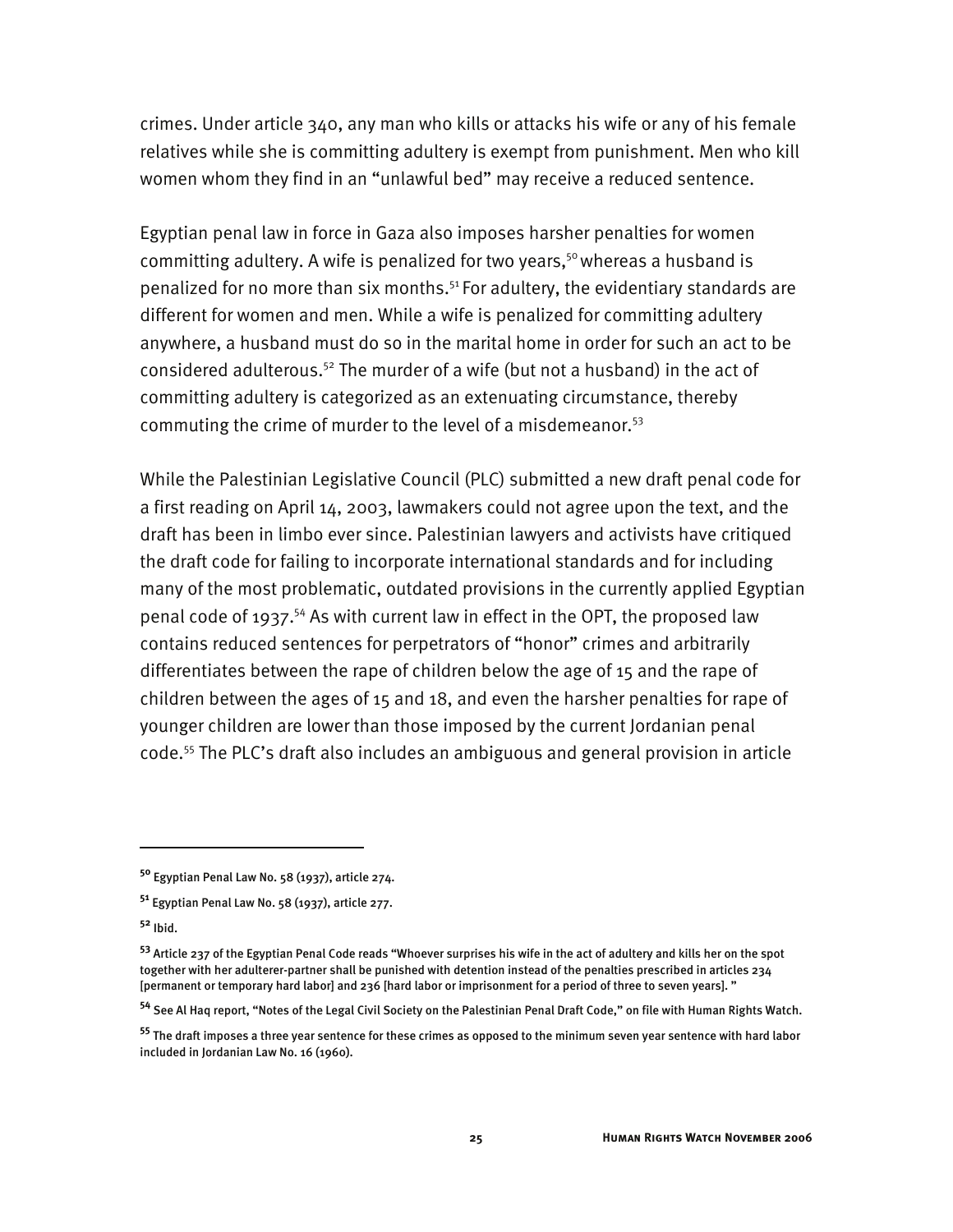crimes. Under article 340, any man who kills or attacks his wife or any of his female relatives while she is committing adultery is exempt from punishment. Men who kill women whom they find in an "unlawful bed" may receive a reduced sentence.

Egyptian penal law in force in Gaza also imposes harsher penalties for women committing adultery. A wife is penalized for two years,[50] whereas a husband is penalized for no more than six months.[51] For adultery, the evidentiary standards are different for women and men. While a wife is penalized for committing adultery anywhere, a husband must do so in the marital home in order for such an act to be considered adulterous.[52] The murder of a wife (but not a husband) in the act of committing adultery is categorized as an extenuating circumstance, thereby commuting the crime of murder to the level of a misdemeanor.[53]

While the Palestinian Legislative Council (PLC) submitted a new draft penal code for a first reading on April 14, 2003, lawmakers could not agree upon the text, and the draft has been in limbo ever since. Palestinian lawyers and activists have critiqued the draft code for failing to incorporate international standards and for including many of the most problematic, outdated provisions in the currently applied Egyptian penal code of 1937.[54] As with current law in effect in the OPT, the proposed law contains reduced sentences for perpetrators of "honor" crimes and arbitrarily differentiates between the rape of children below the age of 15 and the rape of children between the ages of 15 and 18, and even the harsher penalties for rape of younger children are lower than those imposed by the current Jordanian penal code.[55] The PLC's draft also includes an ambiguous and general provision in article

---

[50] Egyptian Penal Law No. 58 (1937), article 274.

[51] Egyptian Penal Law No. 58 (1937), article 277.

[52] Ibid.

[53] Article 237 of the Egyptian Penal Code reads "Whoever surprises his wife in the act of adultery and kills her on the spot together with her adulterer-partner shall be punished with detention instead of the penalties prescribed in articles 234 [permanent or temporary hard labor] and 236 [hard labor or imprisonment for a period of three to seven years]."

[54] See Al Haq report, "Notes of the Legal Civil Society on the Palestinian Penal Draft Code," on file with Human Rights Watch.

[55] The draft imposes a three year sentence for these crimes as opposed to the minimum seven year sentence with hard labor included in Jordanian Law No. 16 (1960).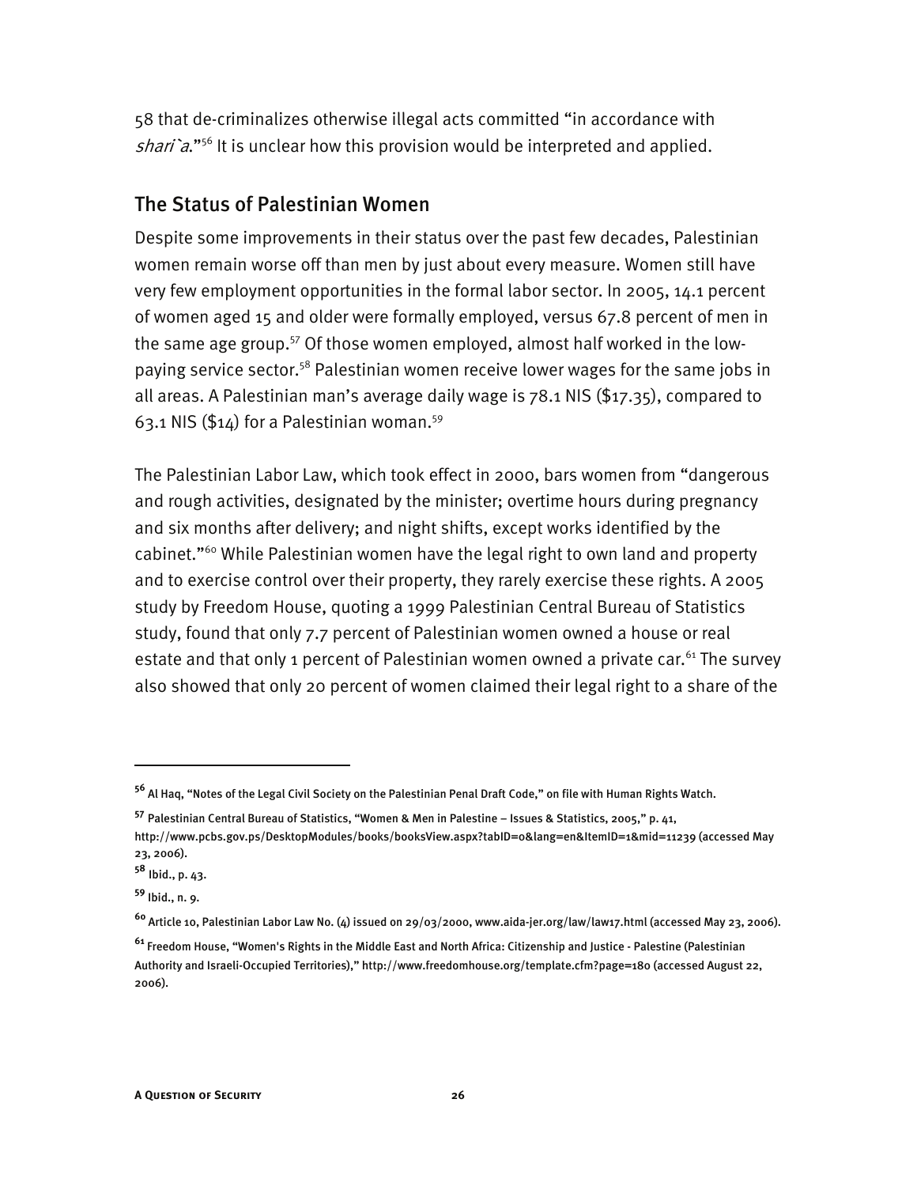58 that de-criminalizes otherwise illegal acts committed "in accordance with *shari`a*."[56] It is unclear how this provision would be interpreted and applied.

## The Status of Palestinian Women

Despite some improvements in their status over the past few decades, Palestinian women remain worse off than men by just about every measure. Women still have very few employment opportunities in the formal labor sector. In 2005, 14.1 percent of women aged 15 and older were formally employed, versus 67.8 percent of men in the same age group.[57] Of those women employed, almost half worked in the low-paying service sector.[58] Palestinian women receive lower wages for the same jobs in all areas. A Palestinian man's average daily wage is 78.1 NIS ($17.35), compared to 63.1 NIS ($14) for a Palestinian woman.[59]

The Palestinian Labor Law, which took effect in 2000, bars women from "dangerous and rough activities, designated by the minister; overtime hours during pregnancy and six months after delivery; and night shifts, except works identified by the cabinet."[60] While Palestinian women have the legal right to own land and property and to exercise control over their property, they rarely exercise these rights. A 2005 study by Freedom House, quoting a 1999 Palestinian Central Bureau of Statistics study, found that only 7.7 percent of Palestinian women owned a house or real estate and that only 1 percent of Palestinian women owned a private car.[61] The survey also showed that only 20 percent of women claimed their legal right to a share of the

---

[56] Al Haq, "Notes of the Legal Civil Society on the Palestinian Penal Draft Code," on file with Human Rights Watch.

[57] Palestinian Central Bureau of Statistics, "Women & Men in Palestine – Issues & Statistics, 2005," p. 41, http://www.pcbs.gov.ps/DesktopModules/books/booksView.aspx?tabID=0&lang=en&ItemID=1&mid=11239 (accessed May 23, 2006).

[58] Ibid., p. 43.

[59] Ibid., n. 9.

[60] Article 10, Palestinian Labor Law No. (4) issued on 29/03/2000, www.aida-jer.org/law/law17.html (accessed May 23, 2006).

[61] Freedom House, "Women's Rights in the Middle East and North Africa: Citizenship and Justice - Palestine (Palestinian Authority and Israeli-Occupied Territories)," http://www.freedomhouse.org/template.cfm?page=180 (accessed August 22, 2006).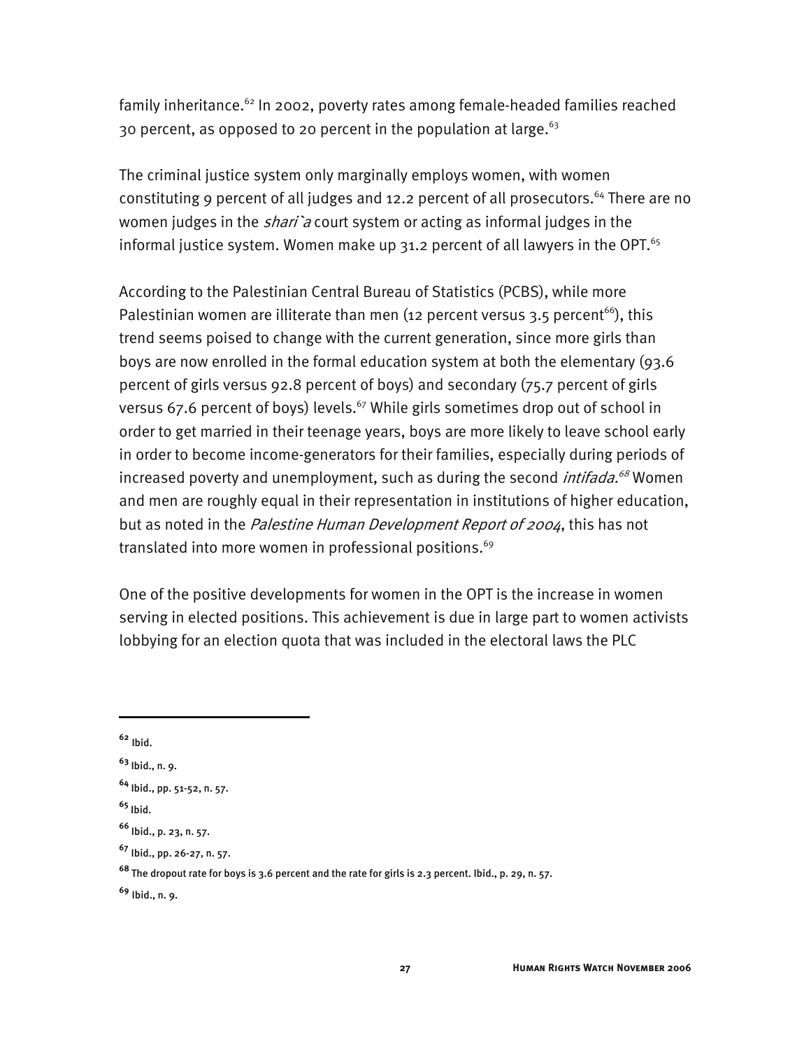family inheritance.[62] In 2002, poverty rates among female-headed families reached 30 percent, as opposed to 20 percent in the population at large.[63]

The criminal justice system only marginally employs women, with women constituting 9 percent of all judges and 12.2 percent of all prosecutors.[64] There are no women judges in the *shari`a* court system or acting as informal judges in the informal justice system. Women make up 31.2 percent of all lawyers in the OPT.[65]

According to the Palestinian Central Bureau of Statistics (PCBS), while more Palestinian women are illiterate than men (12 percent versus 3.5 percent[66]), this trend seems poised to change with the current generation, since more girls than boys are now enrolled in the formal education system at both the elementary (93.6 percent of girls versus 92.8 percent of boys) and secondary (75.7 percent of girls versus 67.6 percent of boys) levels.[67] While girls sometimes drop out of school in order to get married in their teenage years, boys are more likely to leave school early in order to become income-generators for their families, especially during periods of increased poverty and unemployment, such as during the second *intifada.*[68] Women and men are roughly equal in their representation in institutions of higher education, but as noted in the *Palestine Human Development Report of 2004*, this has not translated into more women in professional positions.[69]

One of the positive developments for women in the OPT is the increase in women serving in elected positions. This achievement is due in large part to women activists lobbying for an election quota that was included in the electoral laws the PLC

---

[62] Ibid.

[63] Ibid., n. 9.

[64] Ibid., pp. 51-52, n. 57.

[65] Ibid.

[66] Ibid., p. 23, n. 57.

[67] Ibid., pp. 26-27, n. 57.

[68] The dropout rate for boys is 3.6 percent and the rate for girls is 2.3 percent. Ibid., p. 29, n. 57.

[69] Ibid., n. 9.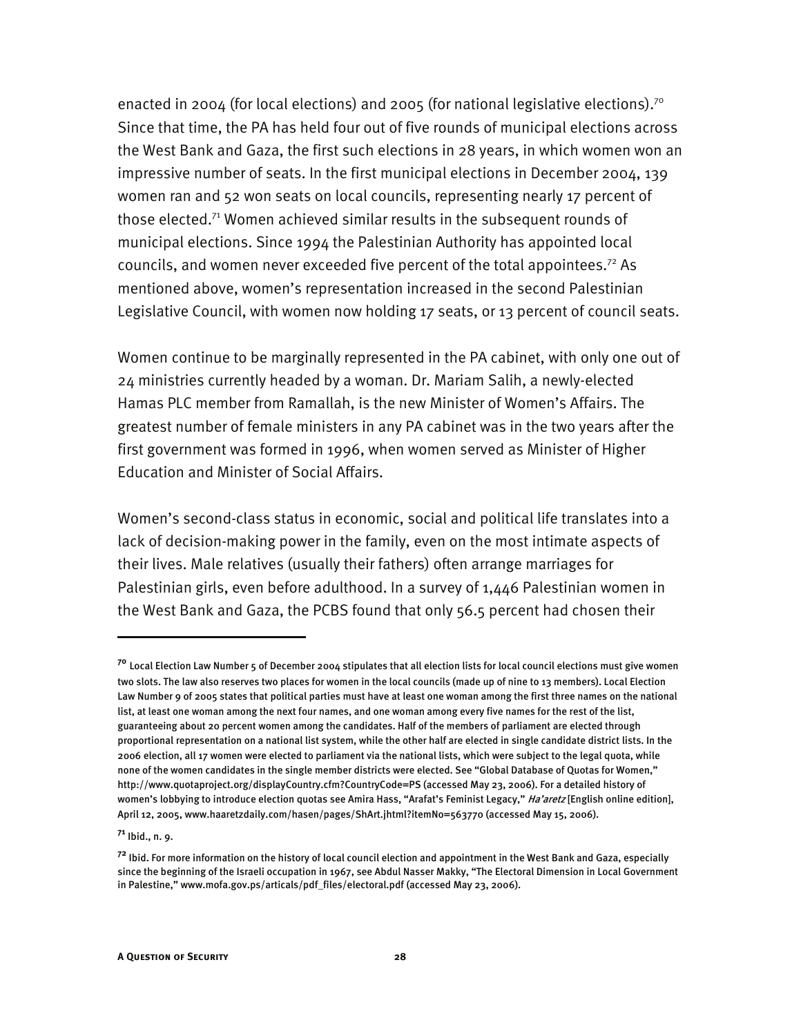enacted in 2004 (for local elections) and 2005 (for national legislative elections).[70] Since that time, the PA has held four out of five rounds of municipal elections across the West Bank and Gaza, the first such elections in 28 years, in which women won an impressive number of seats. In the first municipal elections in December 2004, 139 women ran and 52 won seats on local councils, representing nearly 17 percent of those elected.[71] Women achieved similar results in the subsequent rounds of municipal elections. Since 1994 the Palestinian Authority has appointed local councils, and women never exceeded five percent of the total appointees.[72] As mentioned above, women's representation increased in the second Palestinian Legislative Council, with women now holding 17 seats, or 13 percent of council seats.

Women continue to be marginally represented in the PA cabinet, with only one out of 24 ministries currently headed by a woman. Dr. Mariam Salih, a newly-elected Hamas PLC member from Ramallah, is the new Minister of Women's Affairs. The greatest number of female ministers in any PA cabinet was in the two years after the first government was formed in 1996, when women served as Minister of Higher Education and Minister of Social Affairs.

Women's second-class status in economic, social and political life translates into a lack of decision-making power in the family, even on the most intimate aspects of their lives. Male relatives (usually their fathers) often arrange marriages for Palestinian girls, even before adulthood. In a survey of 1,446 Palestinian women in the West Bank and Gaza, the PCBS found that only 56.5 percent had chosen their

---

[70] Local Election Law Number 5 of December 2004 stipulates that all election lists for local council elections must give women two slots. The law also reserves two places for women in the local councils (made up of nine to 13 members). Local Election Law Number 9 of 2005 states that political parties must have at least one woman among the first three names on the national list, at least one woman among the next four names, and one woman among every five names for the rest of the list, guaranteeing about 20 percent women among the candidates. Half of the members of parliament are elected through proportional representation on a national list system, while the other half are elected in single candidate district lists. In the 2006 election, all 17 women were elected to parliament via the national lists, which were subject to the legal quota, while none of the women candidates in the single member districts were elected. See "Global Database of Quotas for Women," http://www.quotaproject.org/displayCountry.cfm?CountryCode=PS (accessed May 23, 2006). For a detailed history of women's lobbying to introduce election quotas see Amira Hass, "Arafat's Feminist Legacy," *Ha'aretz* [English online edition], April 12, 2005, www.haaretzdaily.com/hasen/pages/ShArt.jhtml?itemNo=563770 (accessed May 15, 2006).

[71] Ibid., n. 9.

[72] Ibid. For more information on the history of local council election and appointment in the West Bank and Gaza, especially since the beginning of the Israeli occupation in 1967, see Abdul Nasser Makky, "The Electoral Dimension in Local Government in Palestine," www.mofa.gov.ps/articals/pdf_files/electoral.pdf (accessed May 23, 2006).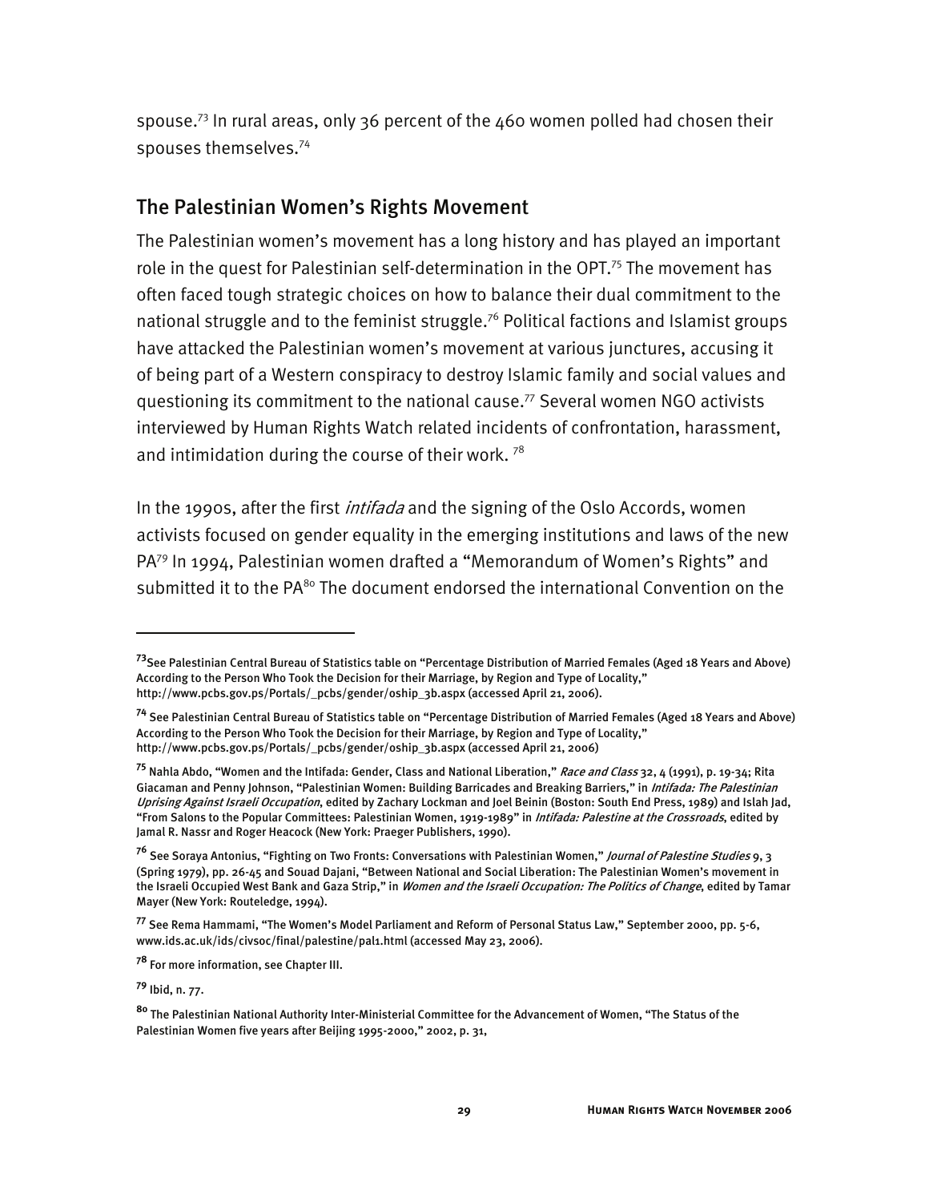spouse.[73] In rural areas, only 36 percent of the 460 women polled had chosen their spouses themselves.[74]

## The Palestinian Women's Rights Movement

The Palestinian women's movement has a long history and has played an important role in the quest for Palestinian self-determination in the OPT.[75] The movement has often faced tough strategic choices on how to balance their dual commitment to the national struggle and to the feminist struggle.[76] Political factions and Islamist groups have attacked the Palestinian women's movement at various junctures, accusing it of being part of a Western conspiracy to destroy Islamic family and social values and questioning its commitment to the national cause.[77] Several women NGO activists interviewed by Human Rights Watch related incidents of confrontation, harassment, and intimidation during the course of their work. [78]

In the 1990s, after the first *intifada* and the signing of the Oslo Accords, women activists focused on gender equality in the emerging institutions and laws of the new PA[79] In 1994, Palestinian women drafted a "Memorandum of Women's Rights" and submitted it to the PA[80] The document endorsed the international Convention on the

---

[73] See Palestinian Central Bureau of Statistics table on "Percentage Distribution of Married Females (Aged 18 Years and Above) According to the Person Who Took the Decision for their Marriage, by Region and Type of Locality," http://www.pcbs.gov.ps/Portals/_pcbs/gender/oship_3b.aspx (accessed April 21, 2006).

[74] See Palestinian Central Bureau of Statistics table on "Percentage Distribution of Married Females (Aged 18 Years and Above) According to the Person Who Took the Decision for their Marriage, by Region and Type of Locality," http://www.pcbs.gov.ps/Portals/_pcbs/gender/oship_3b.aspx (accessed April 21, 2006)

[75] Nahla Abdo, "Women and the Intifada: Gender, Class and National Liberation," *Race and Class* 32, 4 (1991), p. 19-34; Rita Giacaman and Penny Johnson, "Palestinian Women: Building Barricades and Breaking Barriers," in *Intifada: The Palestinian Uprising Against Israeli Occupation*, edited by Zachary Lockman and Joel Beinin (Boston: South End Press, 1989) and Islah Jad, "From Salons to the Popular Committees: Palestinian Women, 1919-1989" in *Intifada: Palestine at the Crossroads*, edited by Jamal R. Nassr and Roger Heacock (New York: Praeger Publishers, 1990).

[76] See Soraya Antonius, "Fighting on Two Fronts: Conversations with Palestinian Women," *Journal of Palestine Studies* 9, 3 (Spring 1979), pp. 26-45 and Souad Dajani, "Between National and Social Liberation: The Palestinian Women's movement in the Israeli Occupied West Bank and Gaza Strip," in *Women and the Israeli Occupation: The Politics of Change*, edited by Tamar Mayer (New York: Routeledge, 1994).

[77] See Rema Hammami, "The Women's Model Parliament and Reform of Personal Status Law," September 2000, pp. 5-6, www.ids.ac.uk/ids/civsoc/final/palestine/pal1.html (accessed May 23, 2006).

[78] For more information, see Chapter III.

[79] Ibid, n. 77.

[80] The Palestinian National Authority Inter-Ministerial Committee for the Advancement of Women, "The Status of the Palestinian Women five years after Beijing 1995-2000," 2002, p. 31,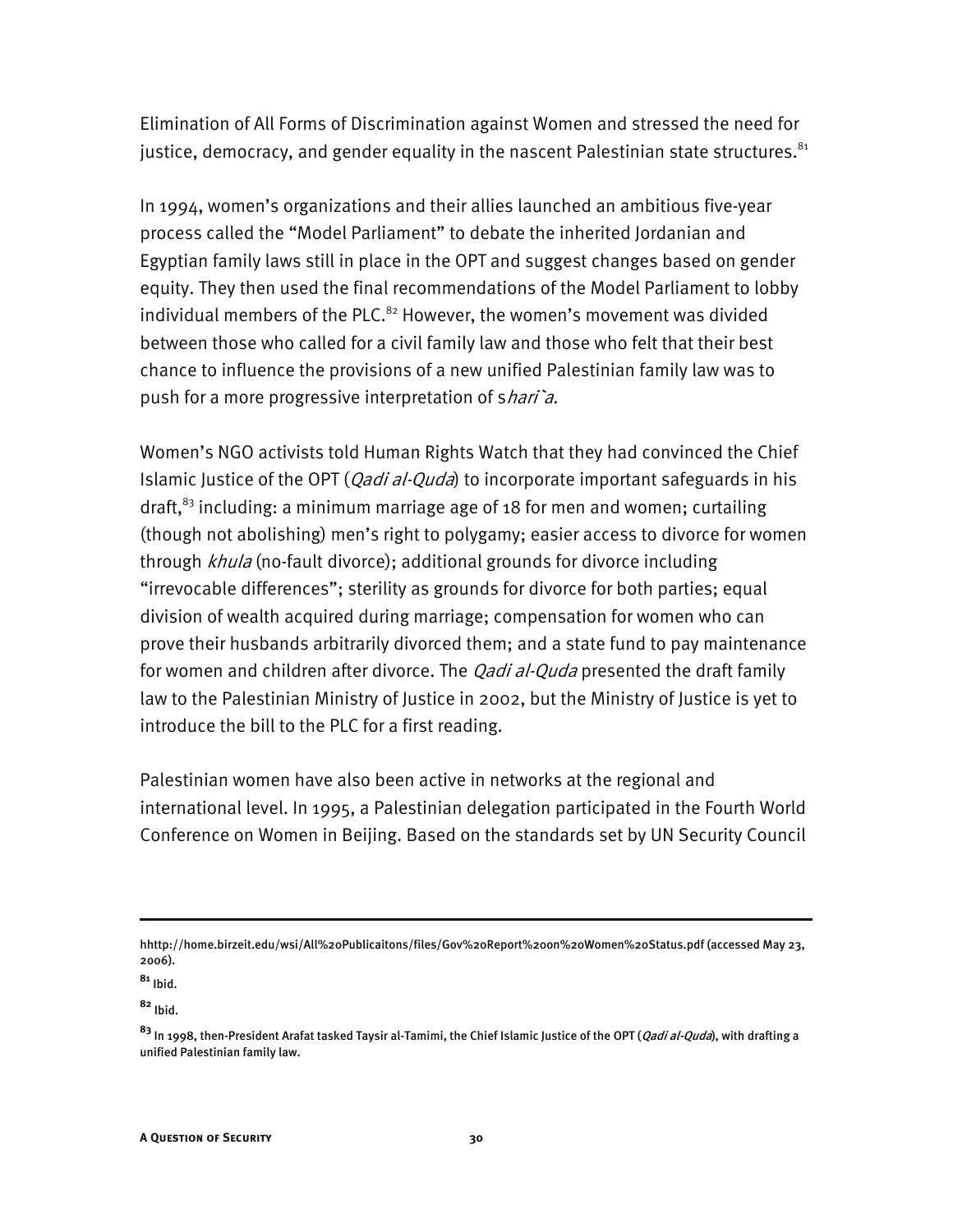Elimination of All Forms of Discrimination against Women and stressed the need for justice, democracy, and gender equality in the nascent Palestinian state structures.[81]

In 1994, women's organizations and their allies launched an ambitious five-year process called the "Model Parliament" to debate the inherited Jordanian and Egyptian family laws still in place in the OPT and suggest changes based on gender equity. They then used the final recommendations of the Model Parliament to lobby individual members of the PLC.[82] However, the women's movement was divided between those who called for a civil family law and those who felt that their best chance to influence the provisions of a new unified Palestinian family law was to push for a more progressive interpretation of s*hari`a*.

Women's NGO activists told Human Rights Watch that they had convinced the Chief Islamic Justice of the OPT (*Qadi al-Quda*) to incorporate important safeguards in his draft,[83] including: a minimum marriage age of 18 for men and women; curtailing (though not abolishing) men's right to polygamy; easier access to divorce for women through *khula* (no-fault divorce); additional grounds for divorce including "irrevocable differences"; sterility as grounds for divorce for both parties; equal division of wealth acquired during marriage; compensation for women who can prove their husbands arbitrarily divorced them; and a state fund to pay maintenance for women and children after divorce. The *Qadi al-Quda* presented the draft family law to the Palestinian Ministry of Justice in 2002, but the Ministry of Justice is yet to introduce the bill to the PLC for a first reading.

Palestinian women have also been active in networks at the regional and international level. In 1995, a Palestinian delegation participated in the Fourth World Conference on Women in Beijing. Based on the standards set by UN Security Council

---

hhttp://home.birzeit.edu/wsi/All%20Publicaitons/files/Gov%20Report%20on%20Women%20Status.pdf (accessed May 23, 2006).

[81] Ibid.

[82] Ibid.

[83] In 1998, then-President Arafat tasked Taysir al-Tamimi, the Chief Islamic Justice of the OPT (*Qadi al-Quda*), with drafting a unified Palestinian family law.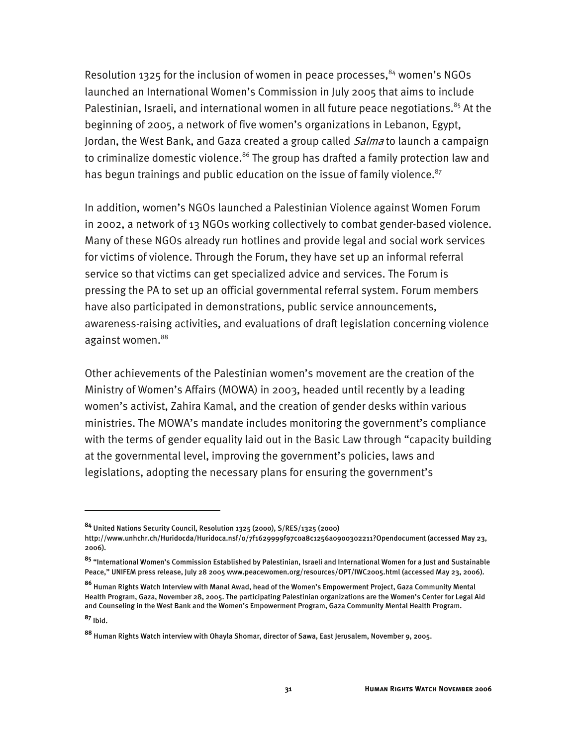Resolution 1325 for the inclusion of women in peace processes,[84] women's NGOs launched an International Women's Commission in July 2005 that aims to include Palestinian, Israeli, and international women in all future peace negotiations.[85] At the beginning of 2005, a network of five women's organizations in Lebanon, Egypt, Jordan, the West Bank, and Gaza created a group called *Salma* to launch a campaign to criminalize domestic violence.[86] The group has drafted a family protection law and has begun trainings and public education on the issue of family violence.[87]

In addition, women's NGOs launched a Palestinian Violence against Women Forum in 2002, a network of 13 NGOs working collectively to combat gender-based violence. Many of these NGOs already run hotlines and provide legal and social work services for victims of violence. Through the Forum, they have set up an informal referral service so that victims can get specialized advice and services. The Forum is pressing the PA to set up an official governmental referral system. Forum members have also participated in demonstrations, public service announcements, awareness-raising activities, and evaluations of draft legislation concerning violence against women.[88]

Other achievements of the Palestinian women's movement are the creation of the Ministry of Women's Affairs (MOWA) in 2003, headed until recently by a leading women's activist, Zahira Kamal, and the creation of gender desks within various ministries. The MOWA's mandate includes monitoring the government's compliance with the terms of gender equality laid out in the Basic Law through "capacity building at the governmental level, improving the government's policies, laws and legislations, adopting the necessary plans for ensuring the government's

---

[84] United Nations Security Council, Resolution 1325 (2000), S/RES/1325 (2000) http://www.unhchr.ch/Huridocda/Huridoca.nsf/0/7f1629999f97c0a8c1256a0900302211?Opendocument (accessed May 23, 2006).

[85] "International Women's Commission Established by Palestinian, Israeli and International Women for a Just and Sustainable Peace," UNIFEM press release, July 28 2005 www.peacewomen.org/resources/OPT/IWC2005.html (accessed May 23, 2006).

[86] Human Rights Watch Interview with Manal Awad, head of the Women's Empowerment Project, Gaza Community Mental Health Program, Gaza, November 28, 2005. The participating Palestinian organizations are the Women's Center for Legal Aid and Counseling in the West Bank and the Women's Empowerment Program, Gaza Community Mental Health Program.

[87] Ibid.

[88] Human Rights Watch interview with Ohayla Shomar, director of Sawa, East Jerusalem, November 9, 2005.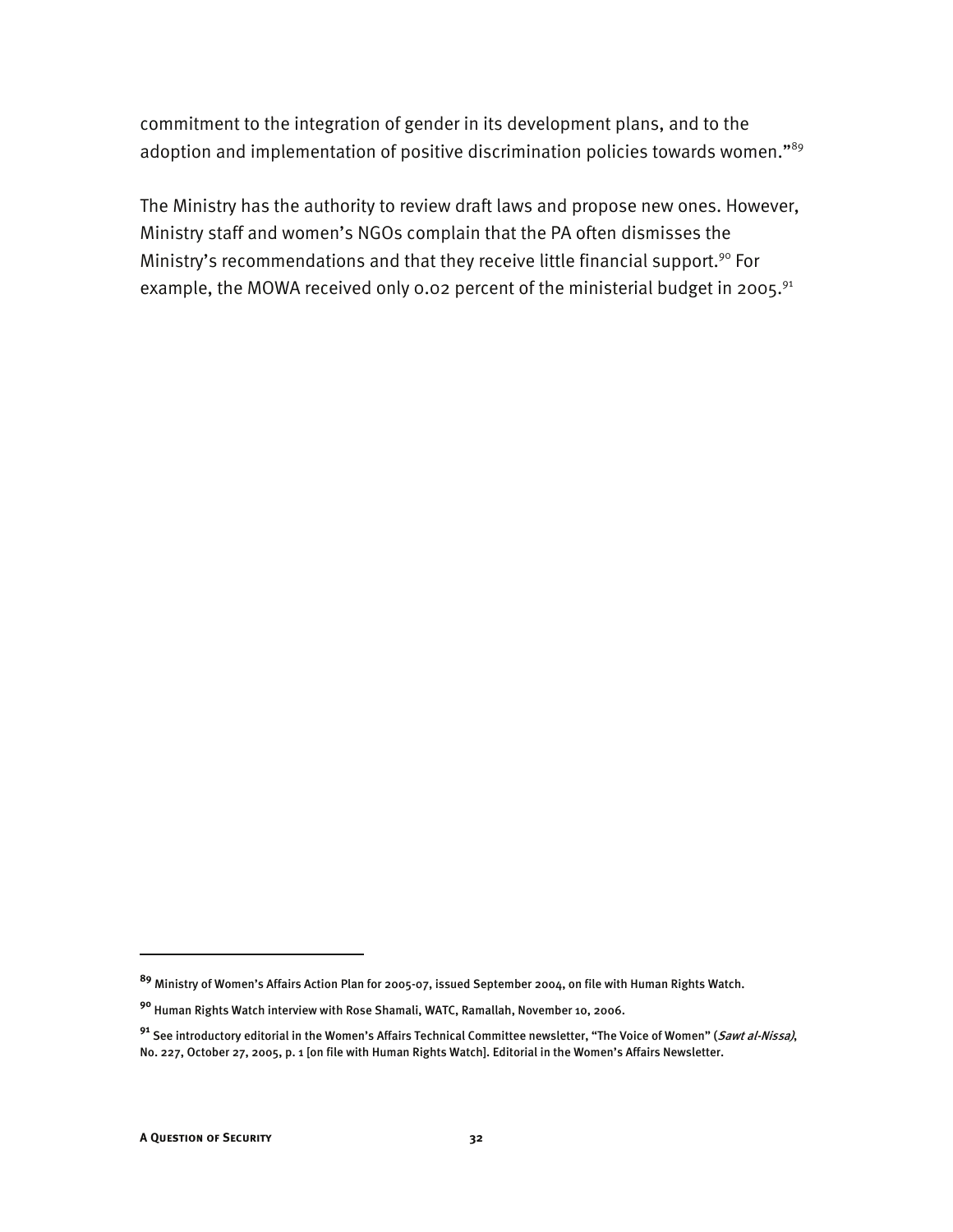commitment to the integration of gender in its development plans, and to the adoption and implementation of positive discrimination policies towards women."[89]

The Ministry has the authority to review draft laws and propose new ones. However, Ministry staff and women's NGOs complain that the PA often dismisses the Ministry's recommendations and that they receive little financial support.[90] For example, the MOWA received only 0.02 percent of the ministerial budget in 2005.[91]

---

[89] Ministry of Women's Affairs Action Plan for 2005-07, issued September 2004, on file with Human Rights Watch.

[90] Human Rights Watch interview with Rose Shamali, WATC, Ramallah, November 10, 2006.

[91] See introductory editorial in the Women's Affairs Technical Committee newsletter, "The Voice of Women" (*Sawt al-Nissa)*, No. 227, October 27, 2005, p. 1 [on file with Human Rights Watch]. Editorial in the Women's Affairs Newsletter.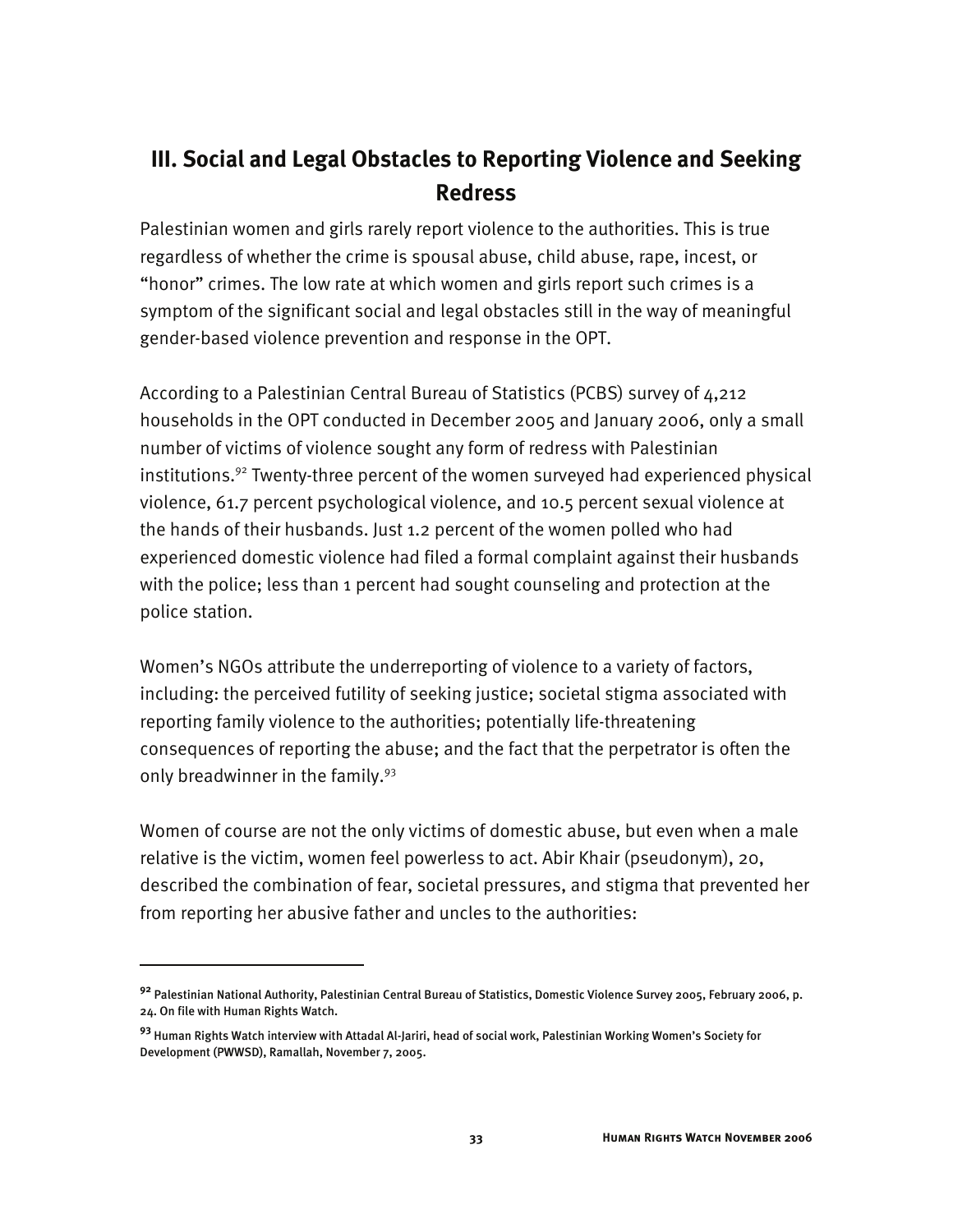## III. Social and Legal Obstacles to Reporting Violence and Seeking Redress

Palestinian women and girls rarely report violence to the authorities. This is true regardless of whether the crime is spousal abuse, child abuse, rape, incest, or "honor" crimes. The low rate at which women and girls report such crimes is a symptom of the significant social and legal obstacles still in the way of meaningful gender-based violence prevention and response in the OPT.

According to a Palestinian Central Bureau of Statistics (PCBS) survey of 4,212 households in the OPT conducted in December 2005 and January 2006, only a small number of victims of violence sought any form of redress with Palestinian institutions.[92] Twenty-three percent of the women surveyed had experienced physical violence, 61.7 percent psychological violence, and 10.5 percent sexual violence at the hands of their husbands. Just 1.2 percent of the women polled who had experienced domestic violence had filed a formal complaint against their husbands with the police; less than 1 percent had sought counseling and protection at the police station.

Women's NGOs attribute the underreporting of violence to a variety of factors, including: the perceived futility of seeking justice; societal stigma associated with reporting family violence to the authorities; potentially life-threatening consequences of reporting the abuse; and the fact that the perpetrator is often the only breadwinner in the family.[93]

Women of course are not the only victims of domestic abuse, but even when a male relative is the victim, women feel powerless to act. Abir Khair (pseudonym), 20, described the combination of fear, societal pressures, and stigma that prevented her from reporting her abusive father and uncles to the authorities:

---

[92] Palestinian National Authority, Palestinian Central Bureau of Statistics, Domestic Violence Survey 2005, February 2006, p. 24. On file with Human Rights Watch.

[93] Human Rights Watch interview with Attadal Al-Jariri, head of social work, Palestinian Working Women's Society for Development (PWWSD), Ramallah, November 7, 2005.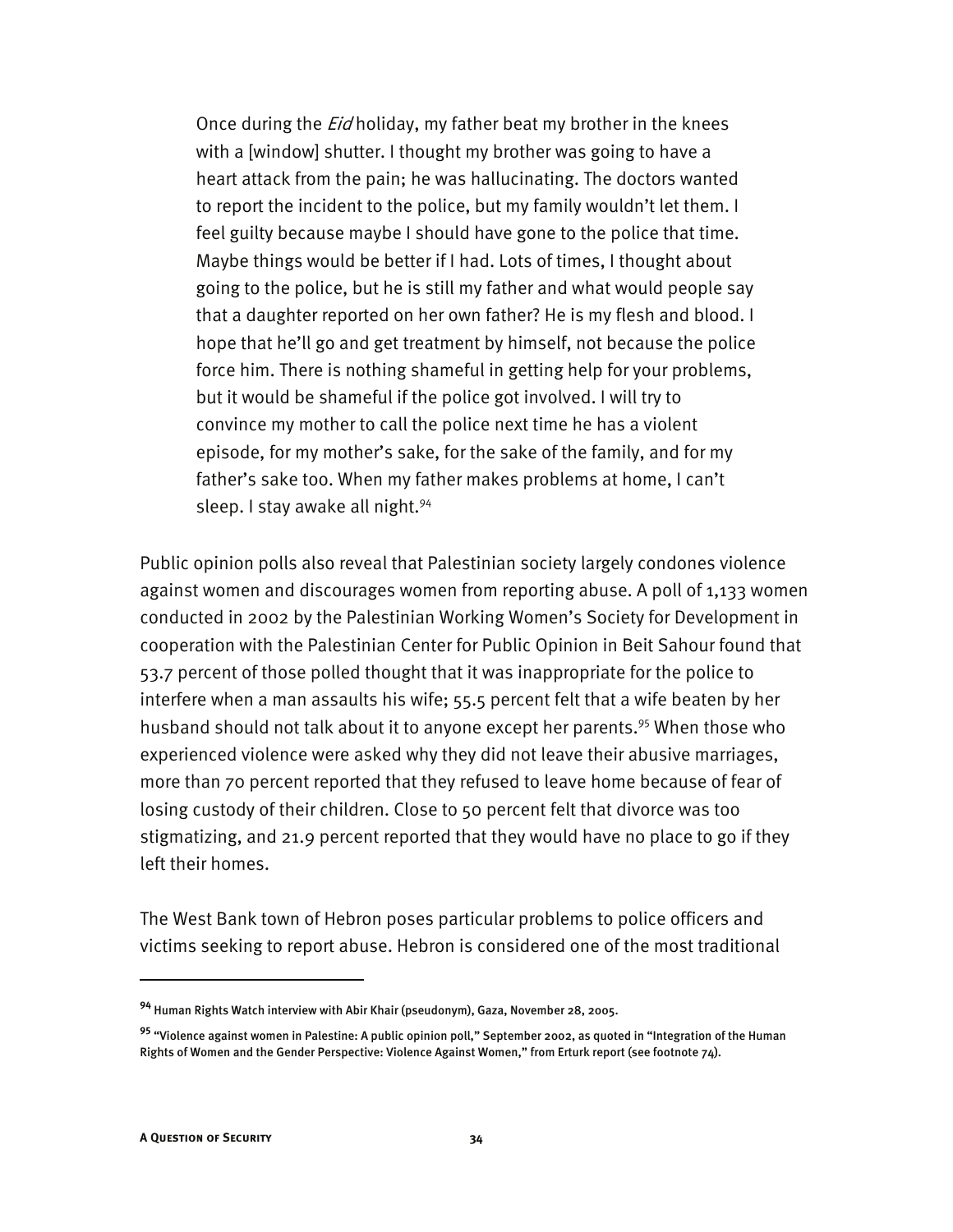> Once during the *Eid* holiday, my father beat my brother in the knees with a [window] shutter. I thought my brother was going to have a heart attack from the pain; he was hallucinating. The doctors wanted to report the incident to the police, but my family wouldn't let them. I feel guilty because maybe I should have gone to the police that time. Maybe things would be better if I had. Lots of times, I thought about going to the police, but he is still my father and what would people say that a daughter reported on her own father? He is my flesh and blood. I hope that he'll go and get treatment by himself, not because the police force him. There is nothing shameful in getting help for your problems, but it would be shameful if the police got involved. I will try to convince my mother to call the police next time he has a violent episode, for my mother's sake, for the sake of the family, and for my father's sake too. When my father makes problems at home, I can't sleep. I stay awake all night.[94]

Public opinion polls also reveal that Palestinian society largely condones violence against women and discourages women from reporting abuse. A poll of 1,133 women conducted in 2002 by the Palestinian Working Women's Society for Development in cooperation with the Palestinian Center for Public Opinion in Beit Sahour found that 53.7 percent of those polled thought that it was inappropriate for the police to interfere when a man assaults his wife; 55.5 percent felt that a wife beaten by her husband should not talk about it to anyone except her parents.[95] When those who experienced violence were asked why they did not leave their abusive marriages, more than 70 percent reported that they refused to leave home because of fear of losing custody of their children. Close to 50 percent felt that divorce was too stigmatizing, and 21.9 percent reported that they would have no place to go if they left their homes.

The West Bank town of Hebron poses particular problems to police officers and victims seeking to report abuse. Hebron is considered one of the most traditional

---

[94] Human Rights Watch interview with Abir Khair (pseudonym), Gaza, November 28, 2005.

[95] "Violence against women in Palestine: A public opinion poll," September 2002, as quoted in "Integration of the Human Rights of Women and the Gender Perspective: Violence Against Women," from Erturk report (see footnote 74).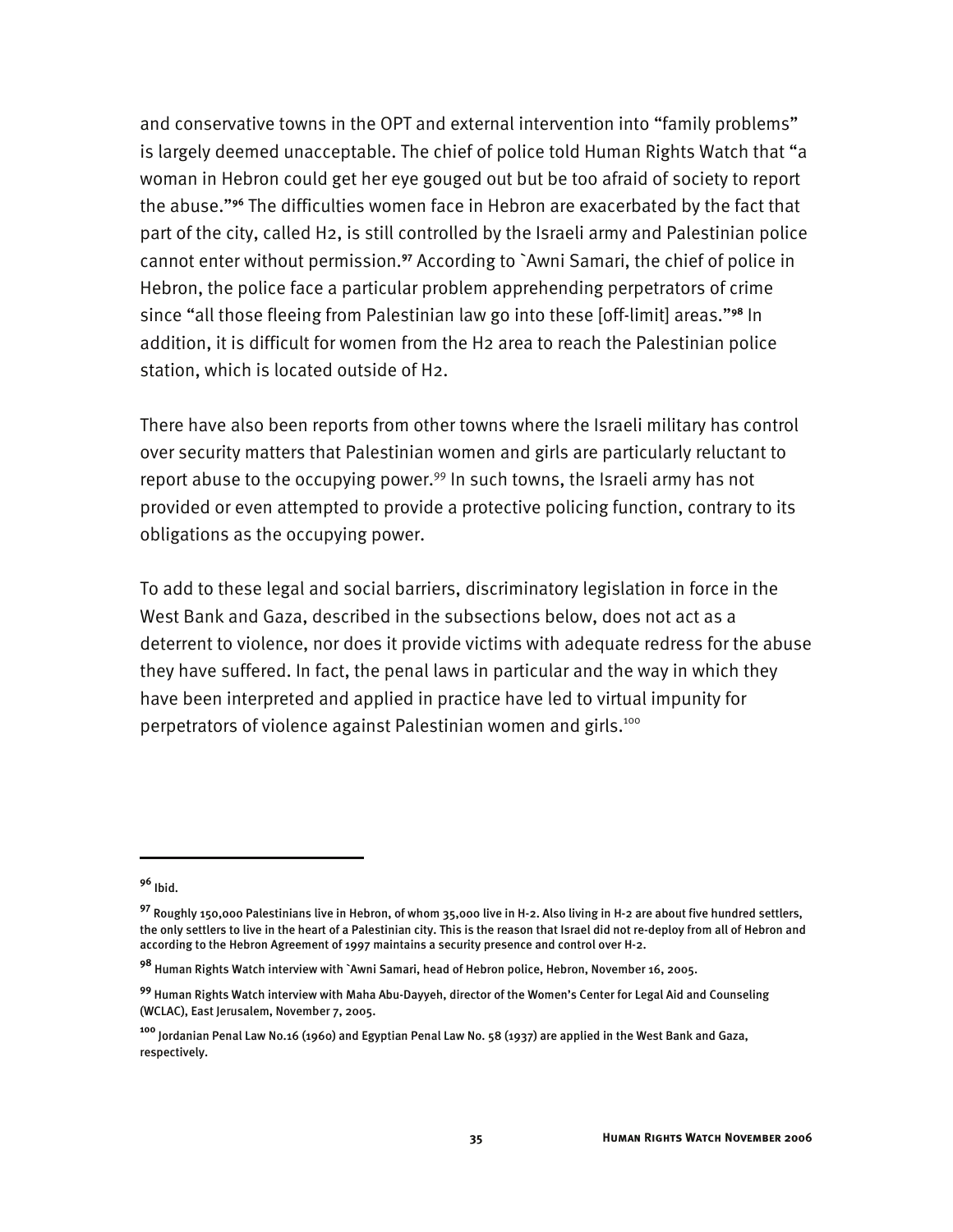and conservative towns in the OPT and external intervention into "family problems" is largely deemed unacceptable. The chief of police told Human Rights Watch that "a woman in Hebron could get her eye gouged out but be too afraid of society to report the abuse."[96] The difficulties women face in Hebron are exacerbated by the fact that part of the city, called H2, is still controlled by the Israeli army and Palestinian police cannot enter without permission.[97] According to `Awni Samari, the chief of police in Hebron, the police face a particular problem apprehending perpetrators of crime since "all those fleeing from Palestinian law go into these [off-limit] areas."[98] In addition, it is difficult for women from the H2 area to reach the Palestinian police station, which is located outside of H2.

There have also been reports from other towns where the Israeli military has control over security matters that Palestinian women and girls are particularly reluctant to report abuse to the occupying power.[99] In such towns, the Israeli army has not provided or even attempted to provide a protective policing function, contrary to its obligations as the occupying power.

To add to these legal and social barriers, discriminatory legislation in force in the West Bank and Gaza, described in the subsections below, does not act as a deterrent to violence, nor does it provide victims with adequate redress for the abuse they have suffered. In fact, the penal laws in particular and the way in which they have been interpreted and applied in practice have led to virtual impunity for perpetrators of violence against Palestinian women and girls.[100]

---

[96] Ibid.

[97] Roughly 150,000 Palestinians live in Hebron, of whom 35,000 live in H-2. Also living in H-2 are about five hundred settlers, the only settlers to live in the heart of a Palestinian city. This is the reason that Israel did not re-deploy from all of Hebron and according to the Hebron Agreement of 1997 maintains a security presence and control over H-2.

[98] Human Rights Watch interview with `Awni Samari, head of Hebron police, Hebron, November 16, 2005.

[99] Human Rights Watch interview with Maha Abu-Dayyeh, director of the Women's Center for Legal Aid and Counseling (WCLAC), East Jerusalem, November 7, 2005.

[100] Jordanian Penal Law No.16 (1960) and Egyptian Penal Law No. 58 (1937) are applied in the West Bank and Gaza, respectively.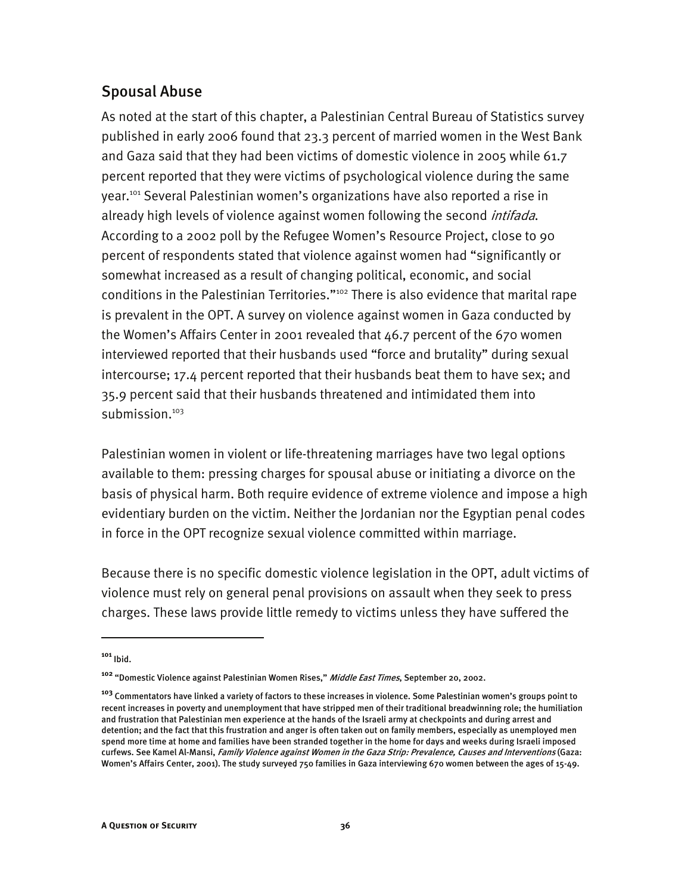## Spousal Abuse

As noted at the start of this chapter, a Palestinian Central Bureau of Statistics survey published in early 2006 found that 23.3 percent of married women in the West Bank and Gaza said that they had been victims of domestic violence in 2005 while 61.7 percent reported that they were victims of psychological violence during the same year.[101] Several Palestinian women's organizations have also reported a rise in already high levels of violence against women following the second *intifada*. According to a 2002 poll by the Refugee Women's Resource Project, close to 90 percent of respondents stated that violence against women had "significantly or somewhat increased as a result of changing political, economic, and social conditions in the Palestinian Territories."[102] There is also evidence that marital rape is prevalent in the OPT. A survey on violence against women in Gaza conducted by the Women's Affairs Center in 2001 revealed that 46.7 percent of the 670 women interviewed reported that their husbands used "force and brutality" during sexual intercourse; 17.4 percent reported that their husbands beat them to have sex; and 35.9 percent said that their husbands threatened and intimidated them into submission.[103]

Palestinian women in violent or life-threatening marriages have two legal options available to them: pressing charges for spousal abuse or initiating a divorce on the basis of physical harm. Both require evidence of extreme violence and impose a high evidentiary burden on the victim. Neither the Jordanian nor the Egyptian penal codes in force in the OPT recognize sexual violence committed within marriage.

Because there is no specific domestic violence legislation in the OPT, adult victims of violence must rely on general penal provisions on assault when they seek to press charges. These laws provide little remedy to victims unless they have suffered the

---

[101] Ibid.

[102] "Domestic Violence against Palestinian Women Rises," *Middle East Times*, September 20, 2002.

[103] Commentators have linked a variety of factors to these increases in violence. Some Palestinian women's groups point to recent increases in poverty and unemployment that have stripped men of their traditional breadwinning role; the humiliation and frustration that Palestinian men experience at the hands of the Israeli army at checkpoints and during arrest and detention; and the fact that this frustration and anger is often taken out on family members, especially as unemployed men spend more time at home and families have been stranded together in the home for days and weeks during Israeli imposed curfews. See Kamel Al-Mansi, *Family Violence against Women in the Gaza Strip: Prevalence, Causes and Interventions* (Gaza: Women's Affairs Center, 2001). The study surveyed 750 families in Gaza interviewing 670 women between the ages of 15-49.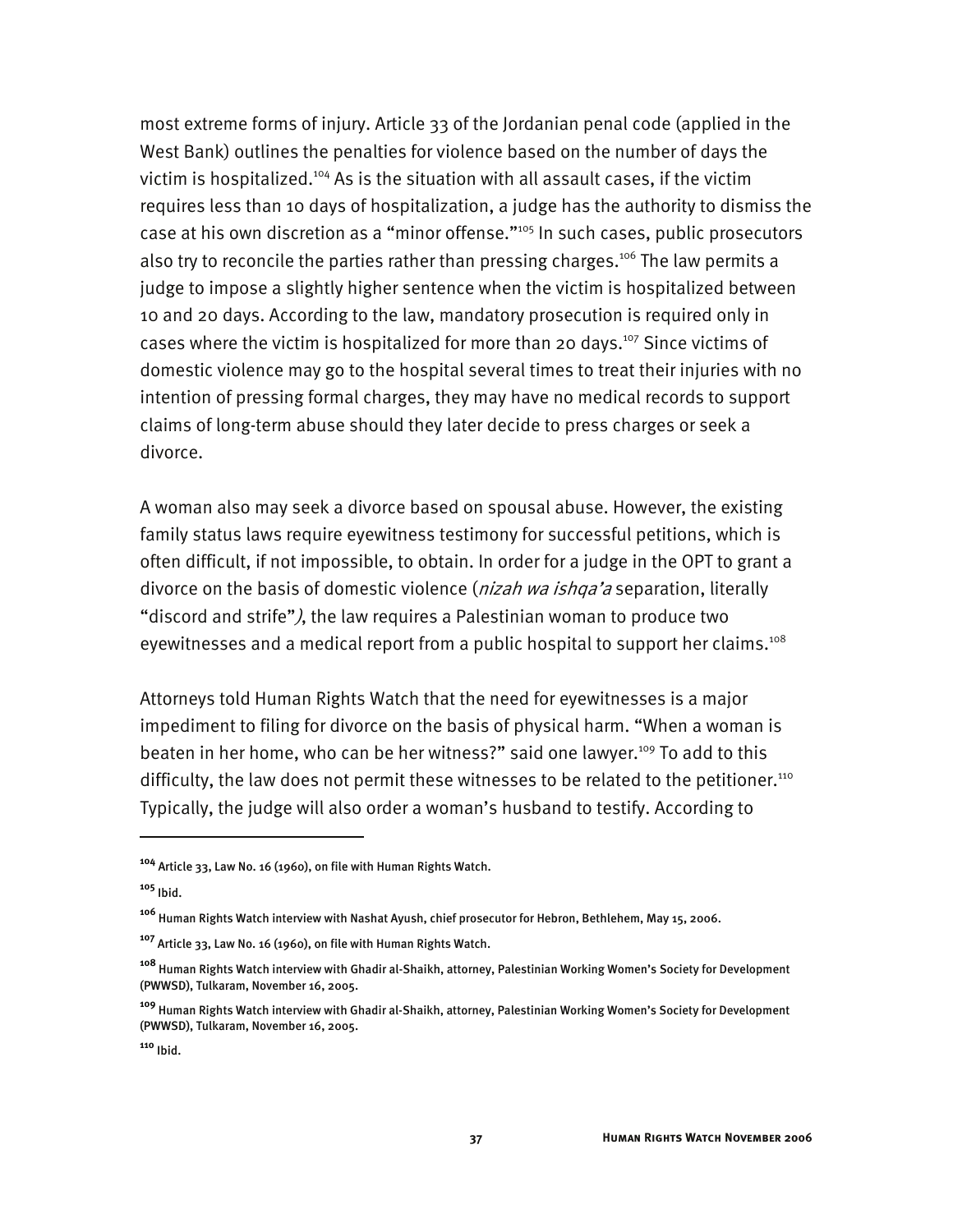most extreme forms of injury. Article 33 of the Jordanian penal code (applied in the West Bank) outlines the penalties for violence based on the number of days the victim is hospitalized.[104] As is the situation with all assault cases, if the victim requires less than 10 days of hospitalization, a judge has the authority to dismiss the case at his own discretion as a "minor offense."[105] In such cases, public prosecutors also try to reconcile the parties rather than pressing charges.[106] The law permits a judge to impose a slightly higher sentence when the victim is hospitalized between 10 and 20 days. According to the law, mandatory prosecution is required only in cases where the victim is hospitalized for more than 20 days.[107] Since victims of domestic violence may go to the hospital several times to treat their injuries with no intention of pressing formal charges, they may have no medical records to support claims of long-term abuse should they later decide to press charges or seek a divorce.

A woman also may seek a divorce based on spousal abuse. However, the existing family status laws require eyewitness testimony for successful petitions, which is often difficult, if not impossible, to obtain. In order for a judge in the OPT to grant a divorce on the basis of domestic violence (*nizah wa ishqa'a* separation, literally "discord and strife"), the law requires a Palestinian woman to produce two eyewitnesses and a medical report from a public hospital to support her claims.[108]

Attorneys told Human Rights Watch that the need for eyewitnesses is a major impediment to filing for divorce on the basis of physical harm. "When a woman is beaten in her home, who can be her witness?" said one lawyer.[109] To add to this difficulty, the law does not permit these witnesses to be related to the petitioner.[110] Typically, the judge will also order a woman's husband to testify. According to

---

[104] Article 33, Law No. 16 (1960), on file with Human Rights Watch.

[105] Ibid.

[106] Human Rights Watch interview with Nashat Ayush, chief prosecutor for Hebron, Bethlehem, May 15, 2006.

[107] Article 33, Law No. 16 (1960), on file with Human Rights Watch.

[108] Human Rights Watch interview with Ghadir al-Shaikh, attorney, Palestinian Working Women's Society for Development (PWWSD), Tulkaram, November 16, 2005.

[109] Human Rights Watch interview with Ghadir al-Shaikh, attorney, Palestinian Working Women's Society for Development (PWWSD), Tulkaram, November 16, 2005.

[110] Ibid.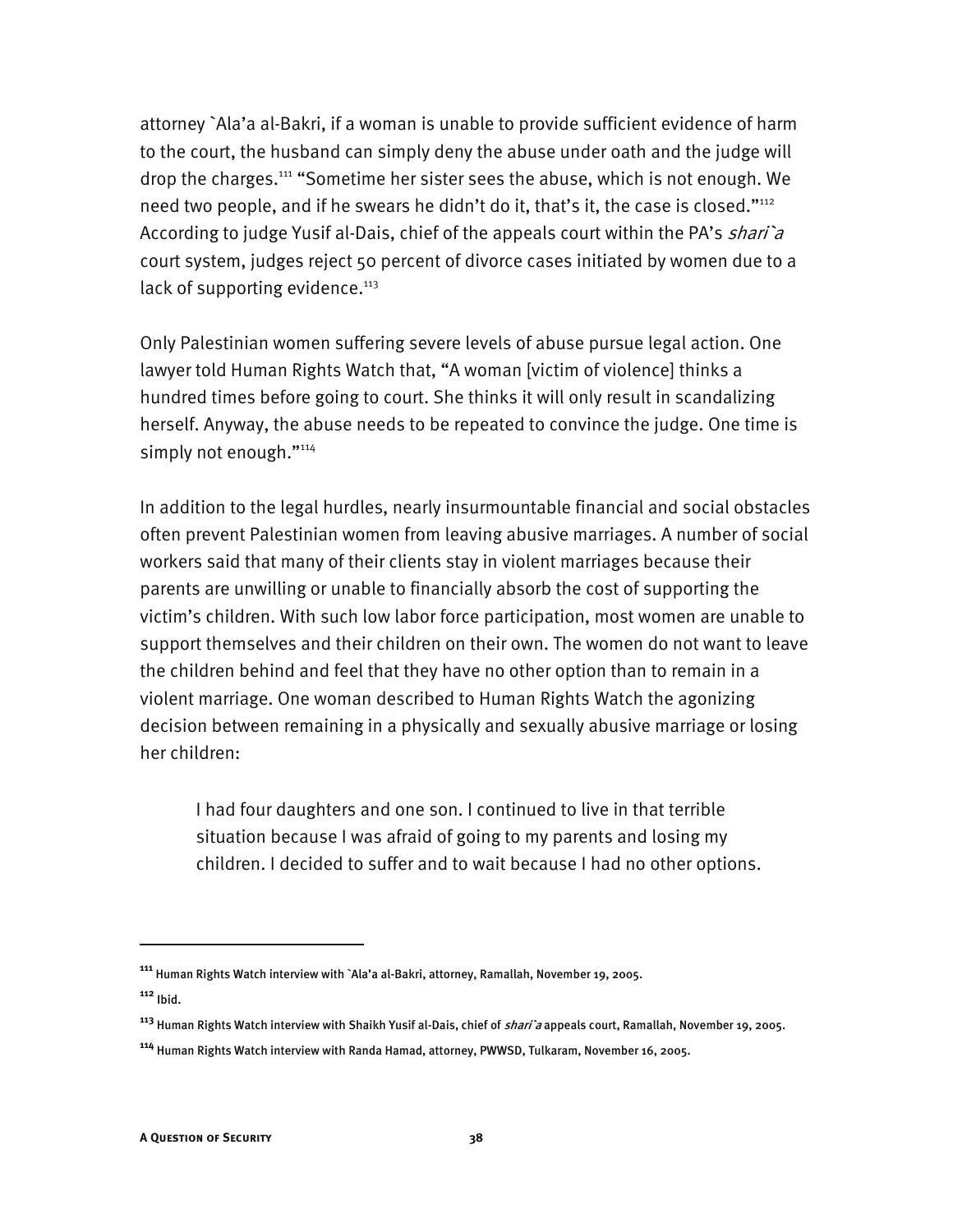attorney `Ala'a al-Bakri, if a woman is unable to provide sufficient evidence of harm to the court, the husband can simply deny the abuse under oath and the judge will drop the charges.[111] "Sometime her sister sees the abuse, which is not enough. We need two people, and if he swears he didn't do it, that's it, the case is closed."[112] According to judge Yusif al-Dais, chief of the appeals court within the PA's *shari`a* court system, judges reject 50 percent of divorce cases initiated by women due to a lack of supporting evidence.[113]

Only Palestinian women suffering severe levels of abuse pursue legal action. One lawyer told Human Rights Watch that, "A woman [victim of violence] thinks a hundred times before going to court. She thinks it will only result in scandalizing herself. Anyway, the abuse needs to be repeated to convince the judge. One time is simply not enough."[114]

In addition to the legal hurdles, nearly insurmountable financial and social obstacles often prevent Palestinian women from leaving abusive marriages. A number of social workers said that many of their clients stay in violent marriages because their parents are unwilling or unable to financially absorb the cost of supporting the victim's children. With such low labor force participation, most women are unable to support themselves and their children on their own. The women do not want to leave the children behind and feel that they have no other option than to remain in a violent marriage. One woman described to Human Rights Watch the agonizing decision between remaining in a physically and sexually abusive marriage or losing her children:

> I had four daughters and one son. I continued to live in that terrible situation because I was afraid of going to my parents and losing my children. I decided to suffer and to wait because I had no other options.

---

[111] Human Rights Watch interview with `Ala'a al-Bakri, attorney, Ramallah, November 19, 2005.

[112] Ibid.

[113] Human Rights Watch interview with Shaikh Yusif al-Dais, chief of *shari`a* appeals court, Ramallah, November 19, 2005.

[114] Human Rights Watch interview with Randa Hamad, attorney, PWWSD, Tulkaram, November 16, 2005.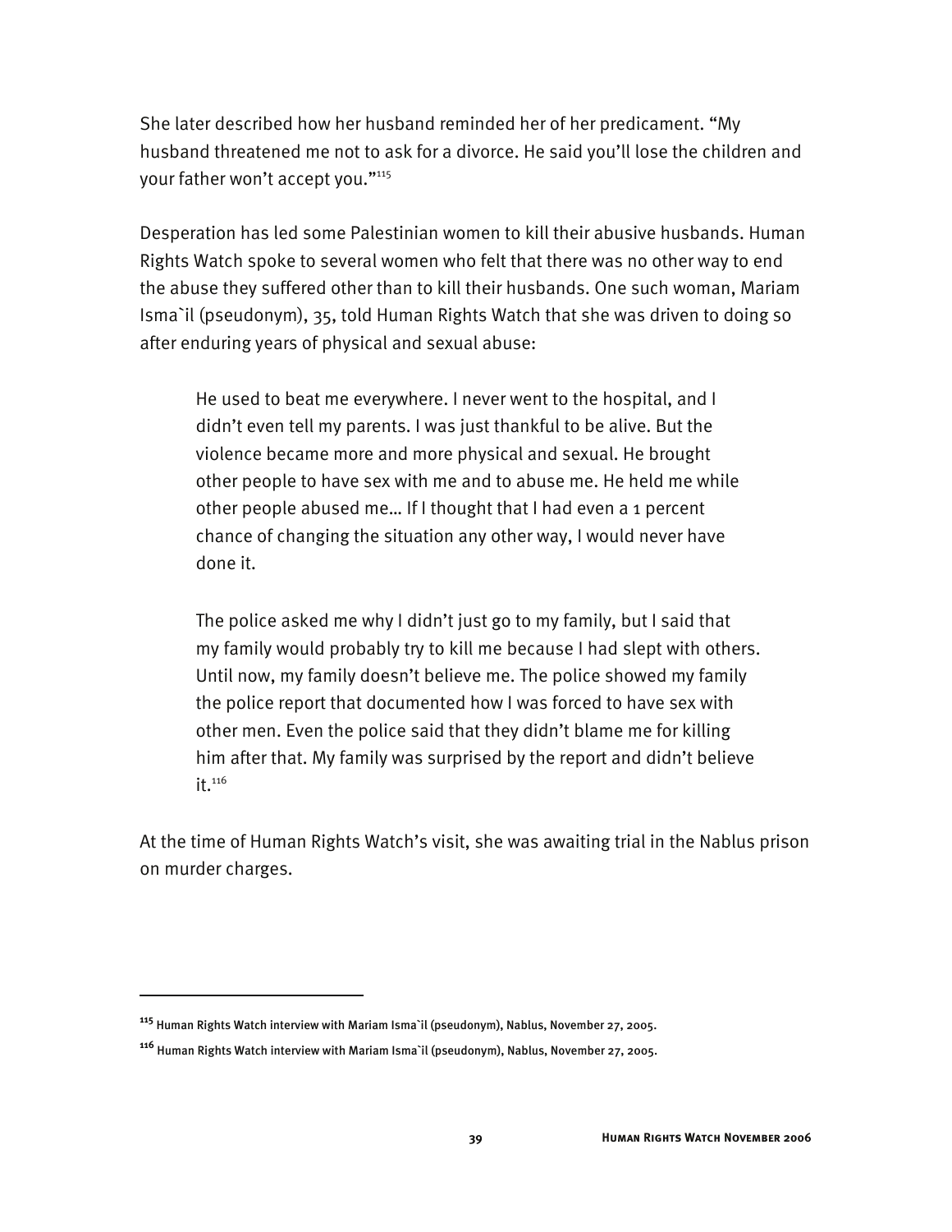She later described how her husband reminded her of her predicament. "My husband threatened me not to ask for a divorce. He said you'll lose the children and your father won't accept you."[115]

Desperation has led some Palestinian women to kill their abusive husbands. Human Rights Watch spoke to several women who felt that there was no other way to end the abuse they suffered other than to kill their husbands. One such woman, Mariam Isma`il (pseudonym), 35, told Human Rights Watch that she was driven to doing so after enduring years of physical and sexual abuse:

> He used to beat me everywhere. I never went to the hospital, and I didn't even tell my parents. I was just thankful to be alive. But the violence became more and more physical and sexual. He brought other people to have sex with me and to abuse me. He held me while other people abused me… If I thought that I had even a 1 percent chance of changing the situation any other way, I would never have done it.
>
> The police asked me why I didn't just go to my family, but I said that my family would probably try to kill me because I had slept with others. Until now, my family doesn't believe me. The police showed my family the police report that documented how I was forced to have sex with other men. Even the police said that they didn't blame me for killing him after that. My family was surprised by the report and didn't believe it.[116]

At the time of Human Rights Watch's visit, she was awaiting trial in the Nablus prison on murder charges.

---

[115] Human Rights Watch interview with Mariam Isma`il (pseudonym), Nablus, November 27, 2005.

[116] Human Rights Watch interview with Mariam Isma`il (pseudonym), Nablus, November 27, 2005.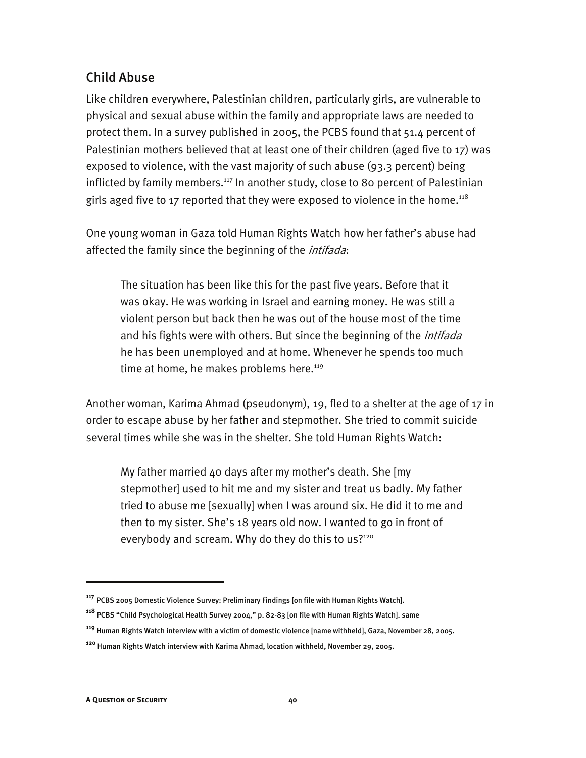## Child Abuse

Like children everywhere, Palestinian children, particularly girls, are vulnerable to physical and sexual abuse within the family and appropriate laws are needed to protect them. In a survey published in 2005, the PCBS found that 51.4 percent of Palestinian mothers believed that at least one of their children (aged five to 17) was exposed to violence, with the vast majority of such abuse (93.3 percent) being inflicted by family members.[117] In another study, close to 80 percent of Palestinian girls aged five to 17 reported that they were exposed to violence in the home.[118]

One young woman in Gaza told Human Rights Watch how her father's abuse had affected the family since the beginning of the *intifada*:

> The situation has been like this for the past five years. Before that it was okay. He was working in Israel and earning money. He was still a violent person but back then he was out of the house most of the time and his fights were with others. But since the beginning of the *intifada* he has been unemployed and at home. Whenever he spends too much time at home, he makes problems here.[119]

Another woman, Karima Ahmad (pseudonym), 19, fled to a shelter at the age of 17 in order to escape abuse by her father and stepmother. She tried to commit suicide several times while she was in the shelter. She told Human Rights Watch:

> My father married 40 days after my mother's death. She [my stepmother] used to hit me and my sister and treat us badly. My father tried to abuse me [sexually] when I was around six. He did it to me and then to my sister. She's 18 years old now. I wanted to go in front of everybody and scream. Why do they do this to us?[120]

---

[117] PCBS 2005 Domestic Violence Survey: Preliminary Findings [on file with Human Rights Watch].

[118] PCBS "Child Psychological Health Survey 2004," p. 82-83 [on file with Human Rights Watch]. same

[119] Human Rights Watch interview with a victim of domestic violence [name withheld], Gaza, November 28, 2005.

[120] Human Rights Watch interview with Karima Ahmad, location withheld, November 29, 2005.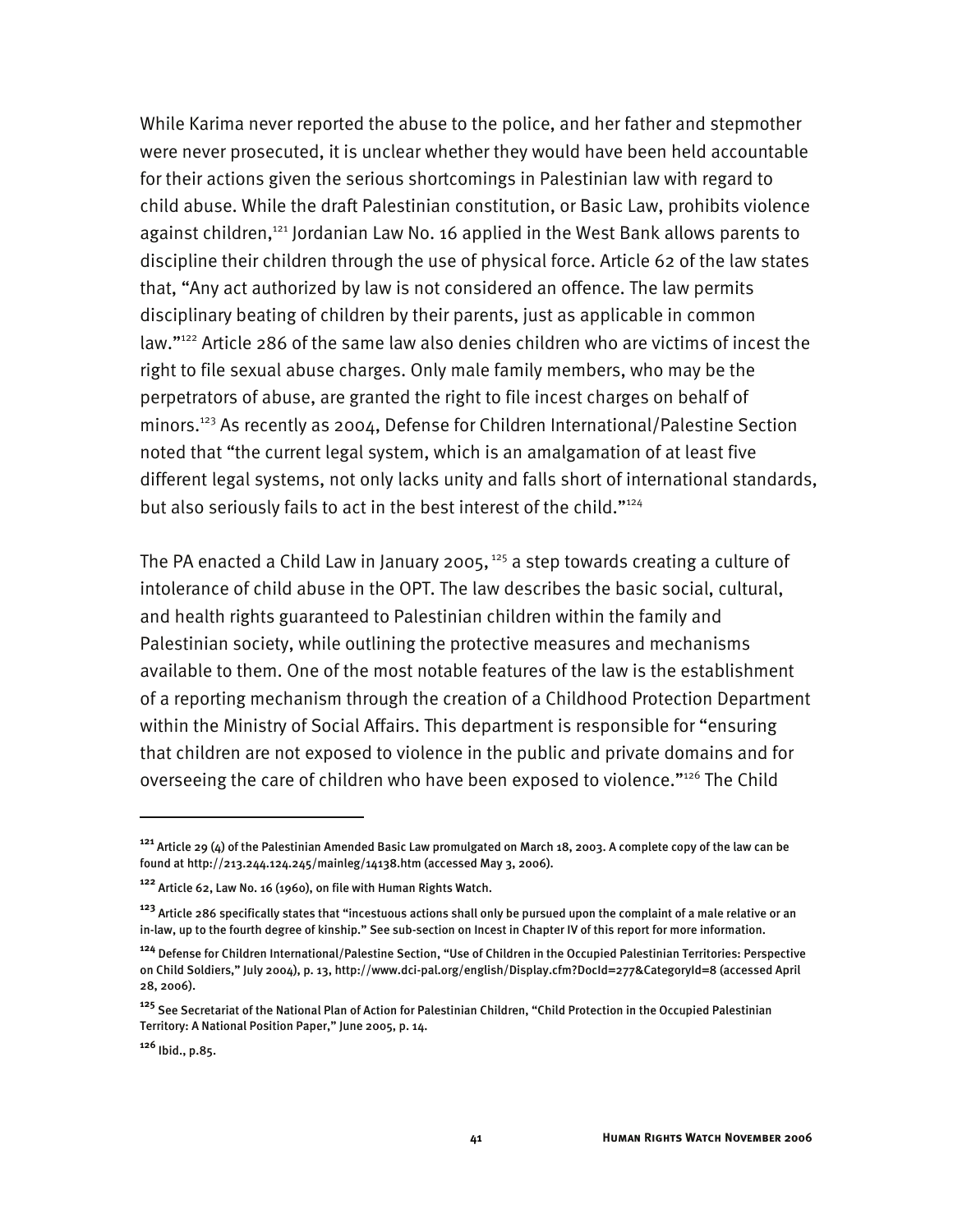While Karima never reported the abuse to the police, and her father and stepmother were never prosecuted, it is unclear whether they would have been held accountable for their actions given the serious shortcomings in Palestinian law with regard to child abuse. While the draft Palestinian constitution, or Basic Law, prohibits violence against children,[121] Jordanian Law No. 16 applied in the West Bank allows parents to discipline their children through the use of physical force. Article 62 of the law states that, "Any act authorized by law is not considered an offence. The law permits disciplinary beating of children by their parents, just as applicable in common law."[122] Article 286 of the same law also denies children who are victims of incest the right to file sexual abuse charges. Only male family members, who may be the perpetrators of abuse, are granted the right to file incest charges on behalf of minors.[123] As recently as 2004, Defense for Children International/Palestine Section noted that "the current legal system, which is an amalgamation of at least five different legal systems, not only lacks unity and falls short of international standards, but also seriously fails to act in the best interest of the child."[124]

The PA enacted a Child Law in January 2005,[125] a step towards creating a culture of intolerance of child abuse in the OPT. The law describes the basic social, cultural, and health rights guaranteed to Palestinian children within the family and Palestinian society, while outlining the protective measures and mechanisms available to them. One of the most notable features of the law is the establishment of a reporting mechanism through the creation of a Childhood Protection Department within the Ministry of Social Affairs. This department is responsible for "ensuring that children are not exposed to violence in the public and private domains and for overseeing the care of children who have been exposed to violence."[126] The Child

---

[121] Article 29 (4) of the Palestinian Amended Basic Law promulgated on March 18, 2003. A complete copy of the law can be found at http://213.244.124.245/mainleg/14138.htm (accessed May 3, 2006).

[122] Article 62, Law No. 16 (1960), on file with Human Rights Watch.

[123] Article 286 specifically states that "incestuous actions shall only be pursued upon the complaint of a male relative or an in-law, up to the fourth degree of kinship." See sub-section on Incest in Chapter IV of this report for more information.

[124] Defense for Children International/Palestine Section, "Use of Children in the Occupied Palestinian Territories: Perspective on Child Soldiers," July 2004), p. 13, http://www.dci-pal.org/english/Display.cfm?DocId=277&CategoryId=8 (accessed April 28, 2006).

[125] See Secretariat of the National Plan of Action for Palestinian Children, "Child Protection in the Occupied Palestinian Territory: A National Position Paper," June 2005, p. 14.

[126] Ibid., p.85.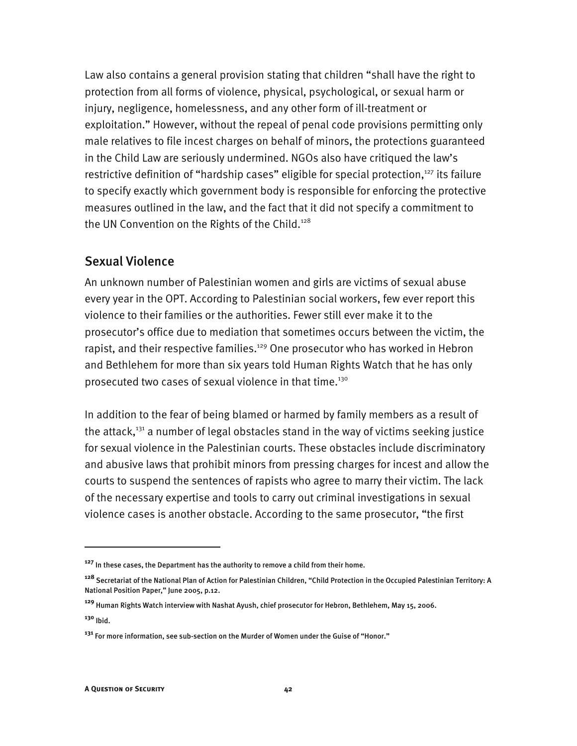Law also contains a general provision stating that children "shall have the right to protection from all forms of violence, physical, psychological, or sexual harm or injury, negligence, homelessness, and any other form of ill-treatment or exploitation." However, without the repeal of penal code provisions permitting only male relatives to file incest charges on behalf of minors, the protections guaranteed in the Child Law are seriously undermined. NGOs also have critiqued the law's restrictive definition of "hardship cases" eligible for special protection,[127] its failure to specify exactly which government body is responsible for enforcing the protective measures outlined in the law, and the fact that it did not specify a commitment to the UN Convention on the Rights of the Child.[128]

## Sexual Violence

An unknown number of Palestinian women and girls are victims of sexual abuse every year in the OPT. According to Palestinian social workers, few ever report this violence to their families or the authorities. Fewer still ever make it to the prosecutor's office due to mediation that sometimes occurs between the victim, the rapist, and their respective families.[129] One prosecutor who has worked in Hebron and Bethlehem for more than six years told Human Rights Watch that he has only prosecuted two cases of sexual violence in that time.[130]

In addition to the fear of being blamed or harmed by family members as a result of the attack,[131] a number of legal obstacles stand in the way of victims seeking justice for sexual violence in the Palestinian courts. These obstacles include discriminatory and abusive laws that prohibit minors from pressing charges for incest and allow the courts to suspend the sentences of rapists who agree to marry their victim. The lack of the necessary expertise and tools to carry out criminal investigations in sexual violence cases is another obstacle. According to the same prosecutor, "the first

---

[127] In these cases, the Department has the authority to remove a child from their home.

[128] Secretariat of the National Plan of Action for Palestinian Children, "Child Protection in the Occupied Palestinian Territory: A National Position Paper," June 2005, p.12.

[129] Human Rights Watch interview with Nashat Ayush, chief prosecutor for Hebron, Bethlehem, May 15, 2006.

[130] Ibid.

[131] For more information, see sub-section on the Murder of Women under the Guise of "Honor."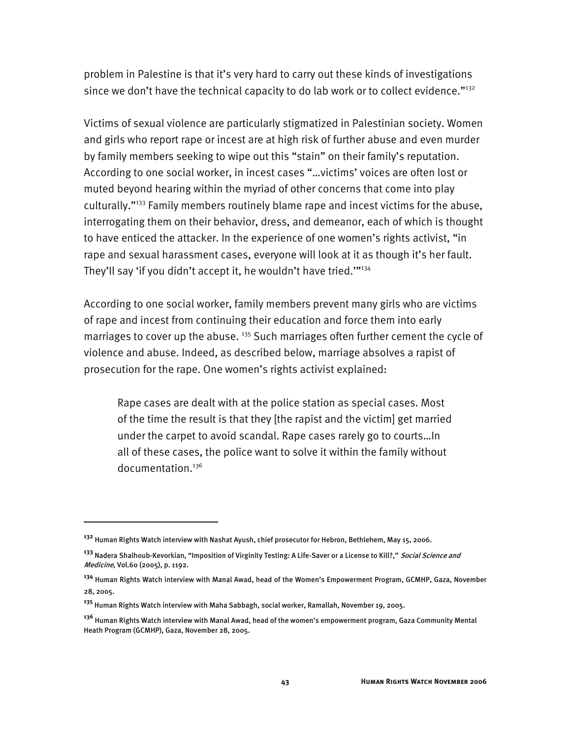problem in Palestine is that it's very hard to carry out these kinds of investigations since we don't have the technical capacity to do lab work or to collect evidence."[132]

Victims of sexual violence are particularly stigmatized in Palestinian society. Women and girls who report rape or incest are at high risk of further abuse and even murder by family members seeking to wipe out this "stain" on their family's reputation. According to one social worker, in incest cases "…victims' voices are often lost or muted beyond hearing within the myriad of other concerns that come into play culturally."[133] Family members routinely blame rape and incest victims for the abuse, interrogating them on their behavior, dress, and demeanor, each of which is thought to have enticed the attacker. In the experience of one women's rights activist, "in rape and sexual harassment cases, everyone will look at it as though it's her fault. They'll say 'if you didn't accept it, he wouldn't have tried.'"[134]

According to one social worker, family members prevent many girls who are victims of rape and incest from continuing their education and force them into early marriages to cover up the abuse. [135] Such marriages often further cement the cycle of violence and abuse. Indeed, as described below, marriage absolves a rapist of prosecution for the rape. One women's rights activist explained:

> Rape cases are dealt with at the police station as special cases. Most of the time the result is that they [the rapist and the victim] get married under the carpet to avoid scandal. Rape cases rarely go to courts…In all of these cases, the police want to solve it within the family without documentation.[136]

---

[132] Human Rights Watch interview with Nashat Ayush, chief prosecutor for Hebron, Bethlehem, May 15, 2006.

[133] Nadera Shalhoub-Kevorkian, "Imposition of Virginity Testing: A Life-Saver or a License to Kill?," *Social Science and Medicine,* Vol.60 (2005), p. 1192.

[134] Human Rights Watch interview with Manal Awad, head of the Women's Empowerment Program, GCMHP, Gaza, November 28, 2005.

[135] Human Rights Watch interview with Maha Sabbagh, social worker, Ramallah, November 19, 2005.

[136] Human Rights Watch interview with Manal Awad, head of the women's empowerment program, Gaza Community Mental Heath Program (GCMHP), Gaza, November 28, 2005.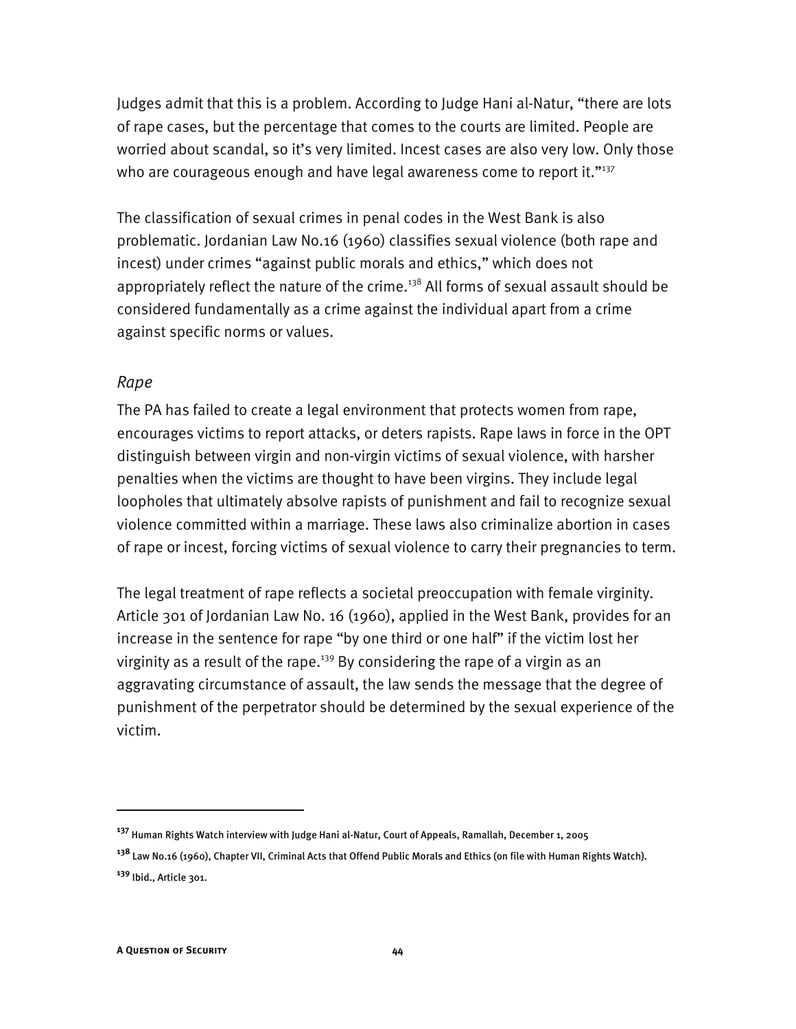Judges admit that this is a problem. According to Judge Hani al-Natur, "there are lots of rape cases, but the percentage that comes to the courts are limited. People are worried about scandal, so it's very limited. Incest cases are also very low. Only those who are courageous enough and have legal awareness come to report it."[137]

The classification of sexual crimes in penal codes in the West Bank is also problematic. Jordanian Law No.16 (1960) classifies sexual violence (both rape and incest) under crimes "against public morals and ethics," which does not appropriately reflect the nature of the crime.[138] All forms of sexual assault should be considered fundamentally as a crime against the individual apart from a crime against specific norms or values.

### *Rape*

The PA has failed to create a legal environment that protects women from rape, encourages victims to report attacks, or deters rapists. Rape laws in force in the OPT distinguish between virgin and non-virgin victims of sexual violence, with harsher penalties when the victims are thought to have been virgins. They include legal loopholes that ultimately absolve rapists of punishment and fail to recognize sexual violence committed within a marriage. These laws also criminalize abortion in cases of rape or incest, forcing victims of sexual violence to carry their pregnancies to term.

The legal treatment of rape reflects a societal preoccupation with female virginity. Article 301 of Jordanian Law No. 16 (1960), applied in the West Bank, provides for an increase in the sentence for rape "by one third or one half" if the victim lost her virginity as a result of the rape.[139] By considering the rape of a virgin as an aggravating circumstance of assault, the law sends the message that the degree of punishment of the perpetrator should be determined by the sexual experience of the victim.

---

[137] Human Rights Watch interview with Judge Hani al-Natur, Court of Appeals, Ramallah, December 1, 2005

[138] Law No.16 (1960), Chapter VII, Criminal Acts that Offend Public Morals and Ethics (on file with Human Rights Watch).

[139] Ibid., Article 301.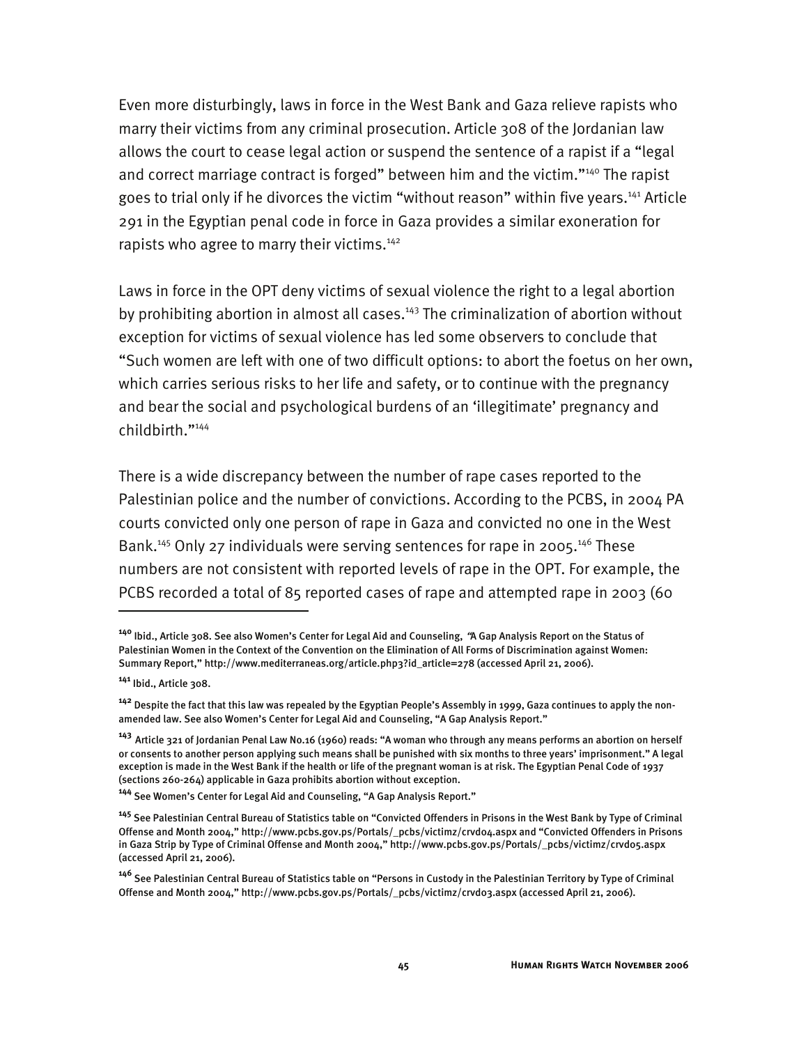Even more disturbingly, laws in force in the West Bank and Gaza relieve rapists who marry their victims from any criminal prosecution. Article 308 of the Jordanian law allows the court to cease legal action or suspend the sentence of a rapist if a "legal and correct marriage contract is forged" between him and the victim."[140] The rapist goes to trial only if he divorces the victim "without reason" within five years.[141] Article 291 in the Egyptian penal code in force in Gaza provides a similar exoneration for rapists who agree to marry their victims.[142]

Laws in force in the OPT deny victims of sexual violence the right to a legal abortion by prohibiting abortion in almost all cases.[143] The criminalization of abortion without exception for victims of sexual violence has led some observers to conclude that "Such women are left with one of two difficult options: to abort the foetus on her own, which carries serious risks to her life and safety, or to continue with the pregnancy and bear the social and psychological burdens of an 'illegitimate' pregnancy and childbirth."[144]

There is a wide discrepancy between the number of rape cases reported to the Palestinian police and the number of convictions. According to the PCBS, in 2004 PA courts convicted only one person of rape in Gaza and convicted no one in the West Bank.[145] Only 27 individuals were serving sentences for rape in 2005.[146] These numbers are not consistent with reported levels of rape in the OPT. For example, the PCBS recorded a total of 85 reported cases of rape and attempted rape in 2003 (60

---

[140] Ibid., Article 308. See also Women's Center for Legal Aid and Counseling, "A Gap Analysis Report on the Status of Palestinian Women in the Context of the Convention on the Elimination of All Forms of Discrimination against Women: Summary Report," http://www.mediterraneas.org/article.php3?id_article=278 (accessed April 21, 2006).

[141] Ibid., Article 308.

[142] Despite the fact that this law was repealed by the Egyptian People's Assembly in 1999, Gaza continues to apply the non-amended law. See also Women's Center for Legal Aid and Counseling, "A Gap Analysis Report."

[143] Article 321 of Jordanian Penal Law No.16 (1960) reads: "A woman who through any means performs an abortion on herself or consents to another person applying such means shall be punished with six months to three years' imprisonment." A legal exception is made in the West Bank if the health or life of the pregnant woman is at risk. The Egyptian Penal Code of 1937 (sections 260-264) applicable in Gaza prohibits abortion without exception.

[144] See Women's Center for Legal Aid and Counseling, "A Gap Analysis Report."

[145] See Palestinian Central Bureau of Statistics table on "Convicted Offenders in Prisons in the West Bank by Type of Criminal Offense and Month 2004," http://www.pcbs.gov.ps/Portals/_pcbs/victimz/crvd04.aspx and "Convicted Offenders in Prisons in Gaza Strip by Type of Criminal Offense and Month 2004," http://www.pcbs.gov.ps/Portals/_pcbs/victimz/crvd05.aspx (accessed April 21, 2006).

[146] See Palestinian Central Bureau of Statistics table on "Persons in Custody in the Palestinian Territory by Type of Criminal Offense and Month 2004," http://www.pcbs.gov.ps/Portals/_pcbs/victimz/crvd03.aspx (accessed April 21, 2006).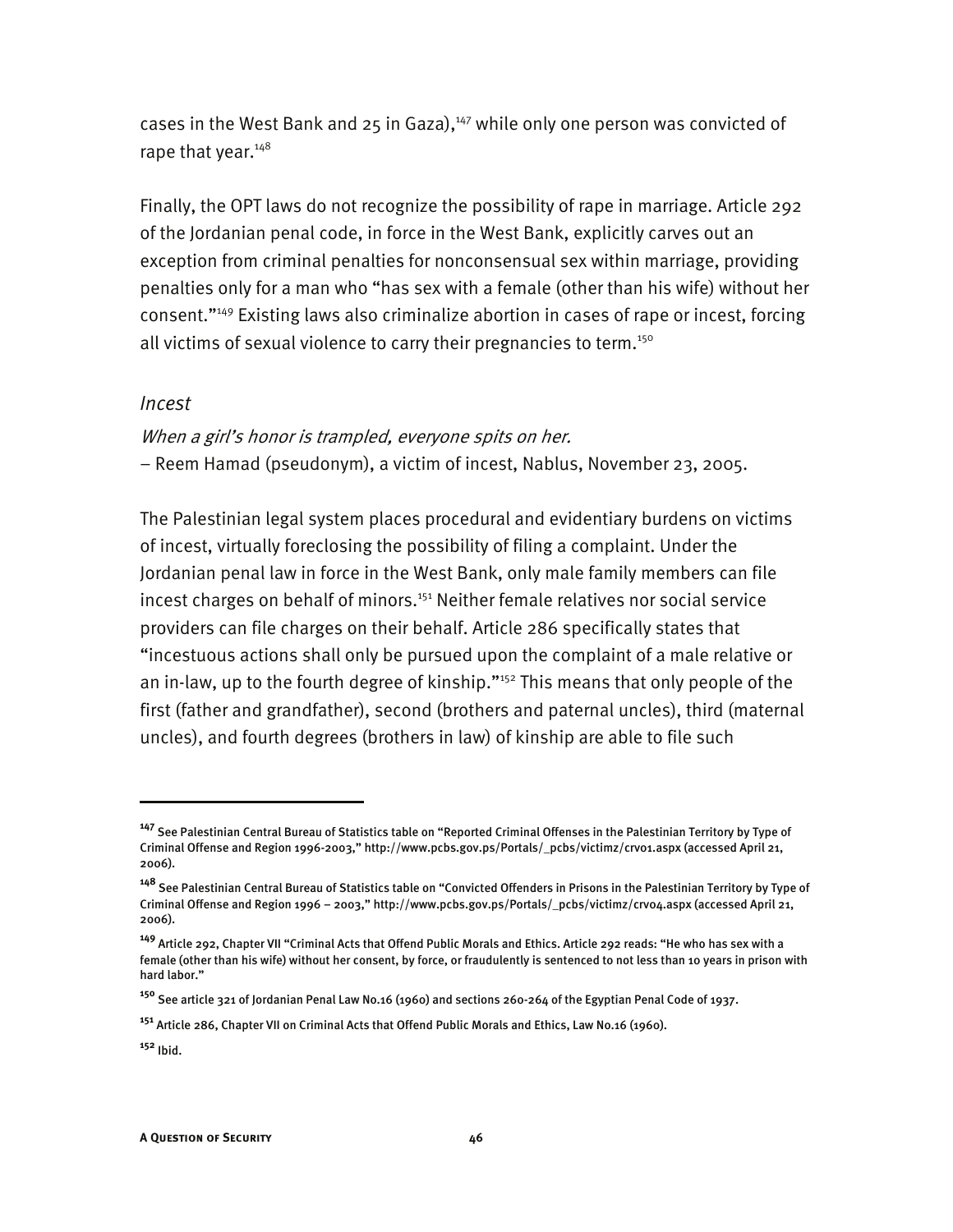cases in the West Bank and 25 in Gaza),[147] while only one person was convicted of rape that year.[148]

Finally, the OPT laws do not recognize the possibility of rape in marriage. Article 292 of the Jordanian penal code, in force in the West Bank, explicitly carves out an exception from criminal penalties for nonconsensual sex within marriage, providing penalties only for a man who "has sex with a female (other than his wife) without her consent."[149] Existing laws also criminalize abortion in cases of rape or incest, forcing all victims of sexual violence to carry their pregnancies to term.[150]

### *Incest*

*When a girl's honor is trampled, everyone spits on her.*
– Reem Hamad (pseudonym), a victim of incest, Nablus, November 23, 2005.

The Palestinian legal system places procedural and evidentiary burdens on victims of incest, virtually foreclosing the possibility of filing a complaint. Under the Jordanian penal law in force in the West Bank, only male family members can file incest charges on behalf of minors.[151] Neither female relatives nor social service providers can file charges on their behalf. Article 286 specifically states that "incestuous actions shall only be pursued upon the complaint of a male relative or an in-law, up to the fourth degree of kinship."[152] This means that only people of the first (father and grandfather), second (brothers and paternal uncles), third (maternal uncles), and fourth degrees (brothers in law) of kinship are able to file such

---

[147] See Palestinian Central Bureau of Statistics table on "Reported Criminal Offenses in the Palestinian Territory by Type of Criminal Offense and Region 1996-2003," http://www.pcbs.gov.ps/Portals/_pcbs/victimz/crv01.aspx (accessed April 21, 2006).

[148] See Palestinian Central Bureau of Statistics table on "Convicted Offenders in Prisons in the Palestinian Territory by Type of Criminal Offense and Region 1996 – 2003," http://www.pcbs.gov.ps/Portals/_pcbs/victimz/crv04.aspx (accessed April 21, 2006).

[149] Article 292, Chapter VII "Criminal Acts that Offend Public Morals and Ethics. Article 292 reads: "He who has sex with a female (other than his wife) without her consent, by force, or fraudulently is sentenced to not less than 10 years in prison with hard labor."

[150] See article 321 of Jordanian Penal Law No.16 (1960) and sections 260-264 of the Egyptian Penal Code of 1937.

[151] Article 286, Chapter VII on Criminal Acts that Offend Public Morals and Ethics, Law No.16 (1960).

[152] Ibid.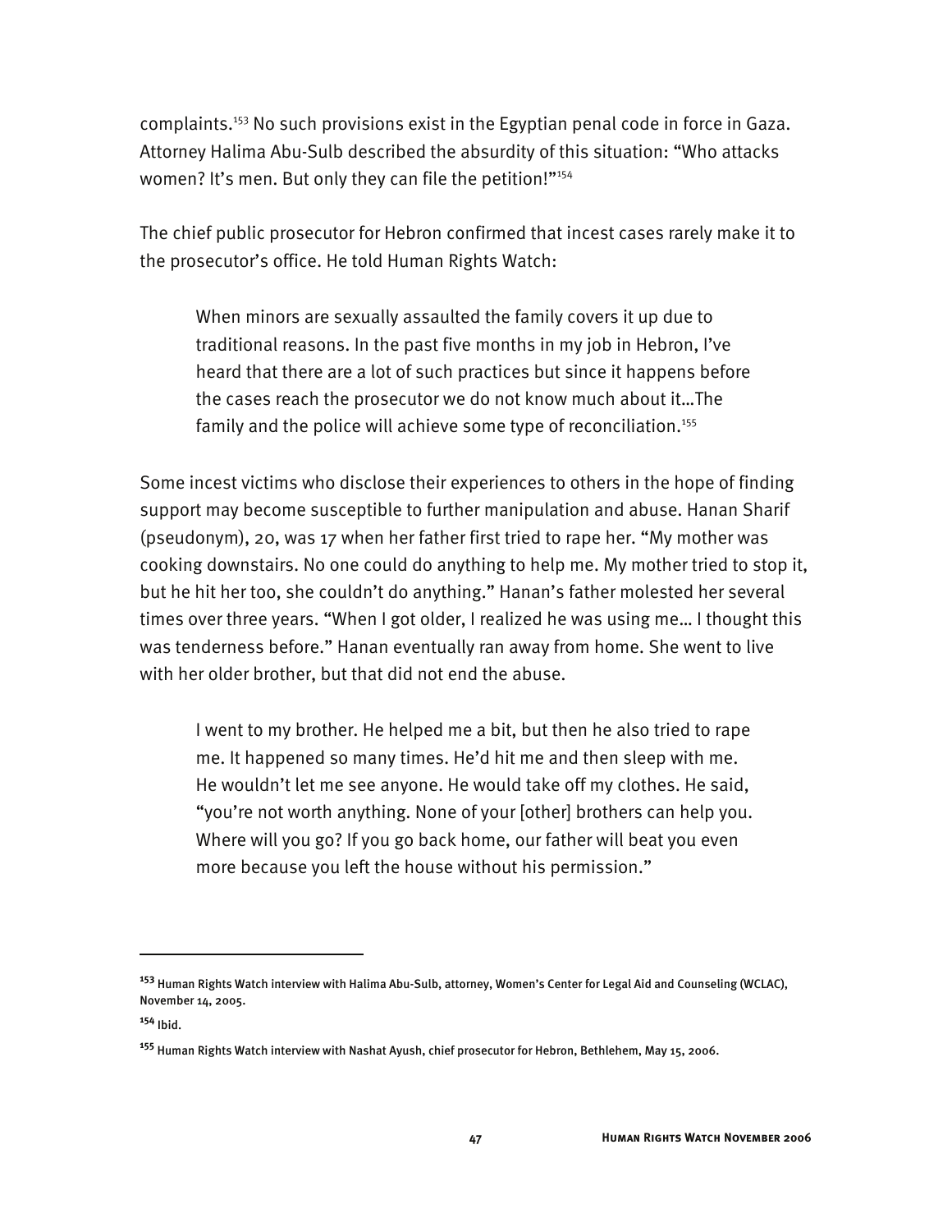complaints.[153] No such provisions exist in the Egyptian penal code in force in Gaza. Attorney Halima Abu-Sulb described the absurdity of this situation: "Who attacks women? It's men. But only they can file the petition!"[154]

The chief public prosecutor for Hebron confirmed that incest cases rarely make it to the prosecutor's office. He told Human Rights Watch:

> When minors are sexually assaulted the family covers it up due to traditional reasons. In the past five months in my job in Hebron, I've heard that there are a lot of such practices but since it happens before the cases reach the prosecutor we do not know much about it…The family and the police will achieve some type of reconciliation.[155]

Some incest victims who disclose their experiences to others in the hope of finding support may become susceptible to further manipulation and abuse. Hanan Sharif (pseudonym), 20, was 17 when her father first tried to rape her. "My mother was cooking downstairs. No one could do anything to help me. My mother tried to stop it, but he hit her too, she couldn't do anything." Hanan's father molested her several times over three years. "When I got older, I realized he was using me… I thought this was tenderness before." Hanan eventually ran away from home. She went to live with her older brother, but that did not end the abuse.

> I went to my brother. He helped me a bit, but then he also tried to rape me. It happened so many times. He'd hit me and then sleep with me. He wouldn't let me see anyone. He would take off my clothes. He said, "you're not worth anything. None of your [other] brothers can help you. Where will you go? If you go back home, our father will beat you even more because you left the house without his permission."

---

[153] Human Rights Watch interview with Halima Abu-Sulb, attorney, Women's Center for Legal Aid and Counseling (WCLAC), November 14, 2005.

[154] Ibid.

[155] Human Rights Watch interview with Nashat Ayush, chief prosecutor for Hebron, Bethlehem, May 15, 2006.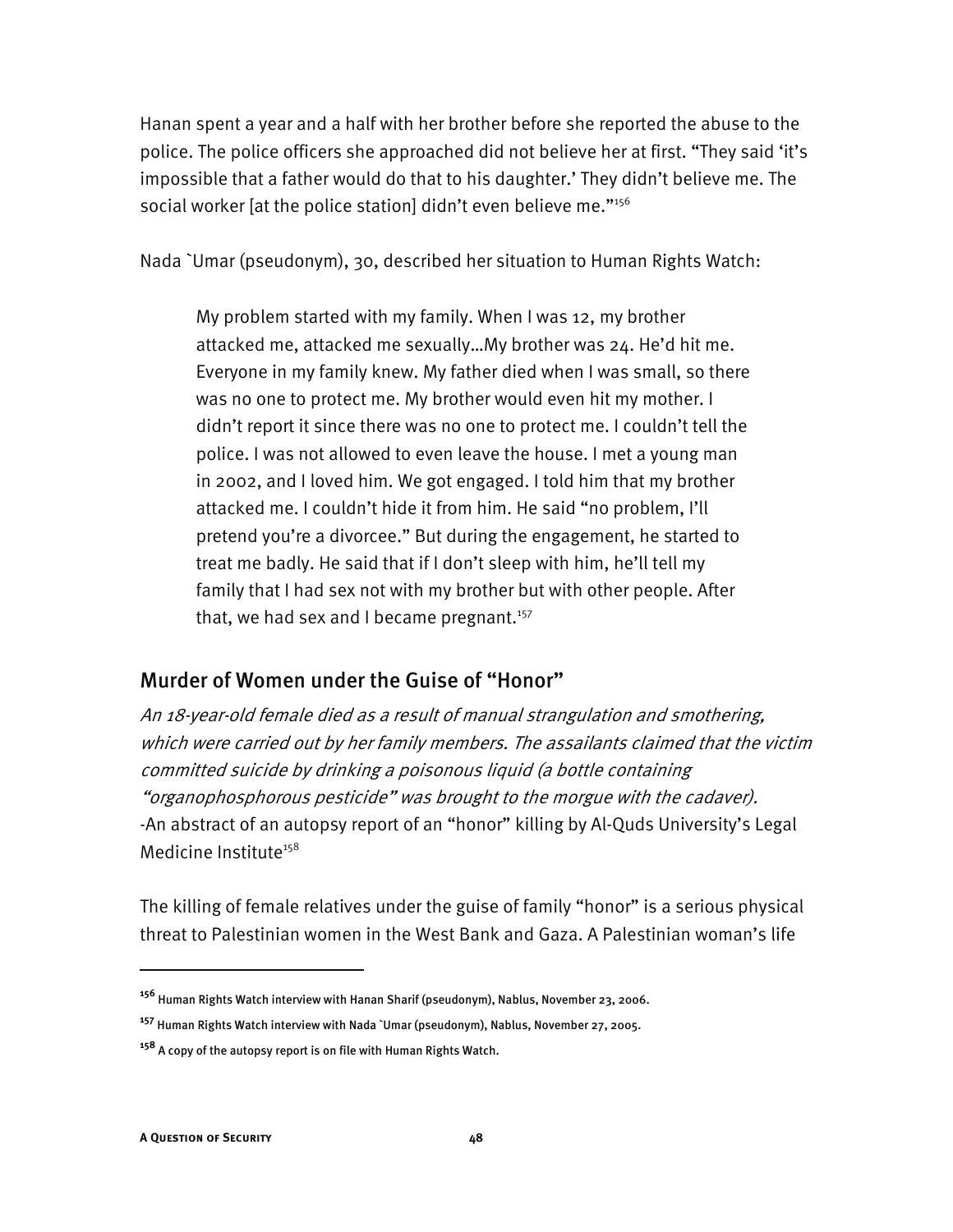Hanan spent a year and a half with her brother before she reported the abuse to the police. The police officers she approached did not believe her at first. "They said 'it's impossible that a father would do that to his daughter.' They didn't believe me. The social worker [at the police station] didn't even believe me."[156]

Nada `Umar (pseudonym), 30, described her situation to Human Rights Watch:

> My problem started with my family. When I was 12, my brother attacked me, attacked me sexually…My brother was 24. He'd hit me. Everyone in my family knew. My father died when I was small, so there was no one to protect me. My brother would even hit my mother. I didn't report it since there was no one to protect me. I couldn't tell the police. I was not allowed to even leave the house. I met a young man in 2002, and I loved him. We got engaged. I told him that my brother attacked me. I couldn't hide it from him. He said "no problem, I'll pretend you're a divorcee." But during the engagement, he started to treat me badly. He said that if I don't sleep with him, he'll tell my family that I had sex not with my brother but with other people. After that, we had sex and I became pregnant.[157]

## Murder of Women under the Guise of "Honor"

*An 18-year-old female died as a result of manual strangulation and smothering, which were carried out by her family members. The assailants claimed that the victim committed suicide by drinking a poisonous liquid (a bottle containing "organophosphorous pesticide" was brought to the morgue with the cadaver).*
-An abstract of an autopsy report of an "honor" killing by Al-Quds University's Legal Medicine Institute[158]

The killing of female relatives under the guise of family "honor" is a serious physical threat to Palestinian women in the West Bank and Gaza. A Palestinian woman's life

---

[156] Human Rights Watch interview with Hanan Sharif (pseudonym), Nablus, November 23, 2006.

[157] Human Rights Watch interview with Nada `Umar (pseudonym), Nablus, November 27, 2005.

[158] A copy of the autopsy report is on file with Human Rights Watch.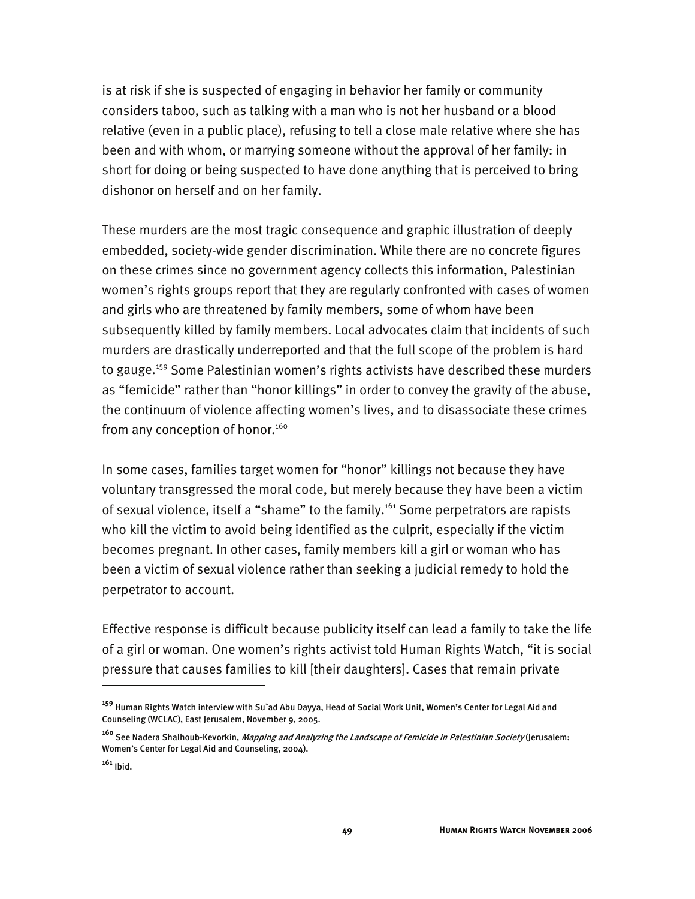is at risk if she is suspected of engaging in behavior her family or community considers taboo, such as talking with a man who is not her husband or a blood relative (even in a public place), refusing to tell a close male relative where she has been and with whom, or marrying someone without the approval of her family: in short for doing or being suspected to have done anything that is perceived to bring dishonor on herself and on her family.

These murders are the most tragic consequence and graphic illustration of deeply embedded, society-wide gender discrimination. While there are no concrete figures on these crimes since no government agency collects this information, Palestinian women's rights groups report that they are regularly confronted with cases of women and girls who are threatened by family members, some of whom have been subsequently killed by family members. Local advocates claim that incidents of such murders are drastically underreported and that the full scope of the problem is hard to gauge.[159] Some Palestinian women's rights activists have described these murders as "femicide" rather than "honor killings" in order to convey the gravity of the abuse, the continuum of violence affecting women's lives, and to disassociate these crimes from any conception of honor.[160]

In some cases, families target women for "honor" killings not because they have voluntary transgressed the moral code, but merely because they have been a victim of sexual violence, itself a "shame" to the family.[161] Some perpetrators are rapists who kill the victim to avoid being identified as the culprit, especially if the victim becomes pregnant. In other cases, family members kill a girl or woman who has been a victim of sexual violence rather than seeking a judicial remedy to hold the perpetrator to account.

Effective response is difficult because publicity itself can lead a family to take the life of a girl or woman. One women's rights activist told Human Rights Watch, "it is social pressure that causes families to kill [their daughters]. Cases that remain private

---

[159] Human Rights Watch interview with Su`ad Abu Dayya, Head of Social Work Unit, Women's Center for Legal Aid and Counseling (WCLAC), East Jerusalem, November 9, 2005.

[160] See Nadera Shalhoub-Kevorkin, *Mapping and Analyzing the Landscape of Femicide in Palestinian Society* (Jerusalem: Women's Center for Legal Aid and Counseling, 2004).

[161] Ibid.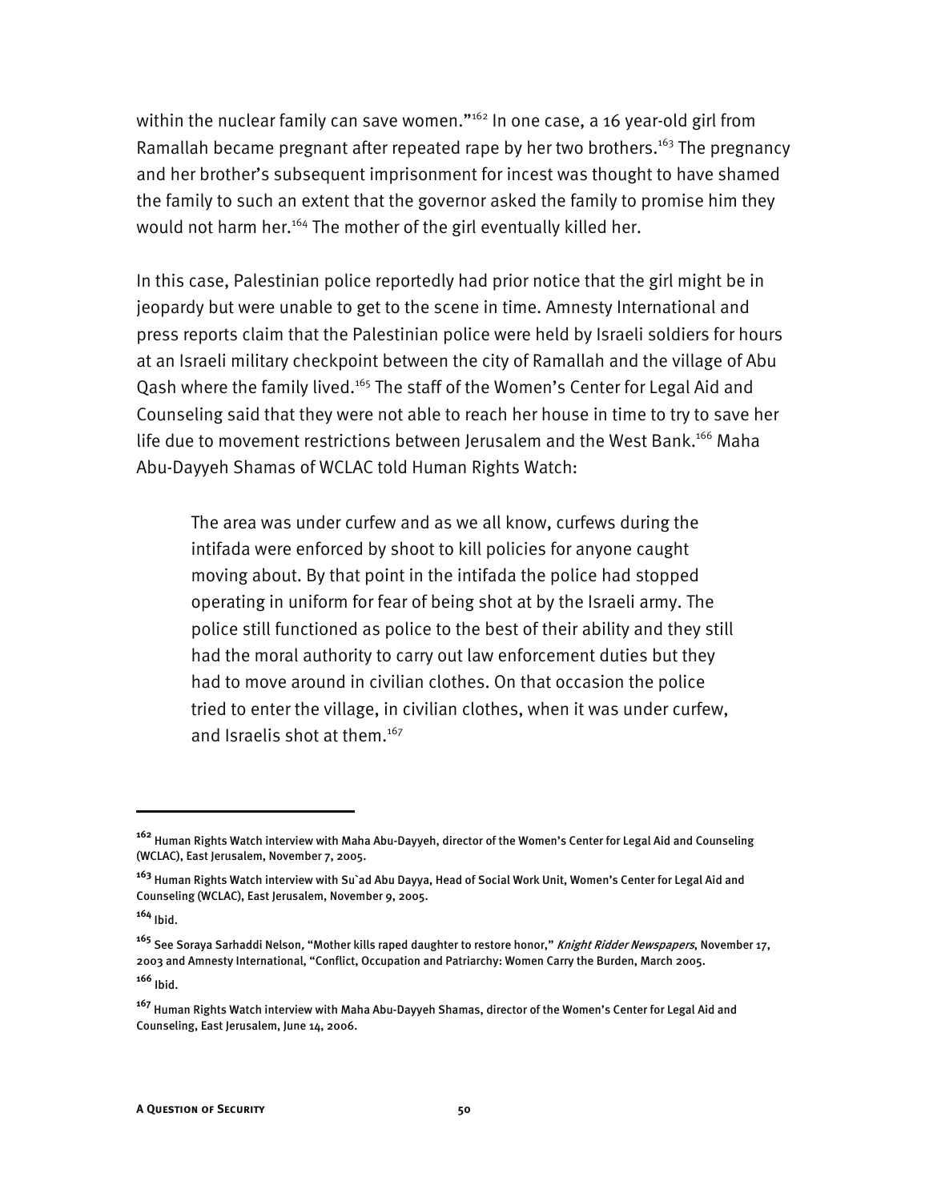within the nuclear family can save women."[162] In one case, a 16 year-old girl from Ramallah became pregnant after repeated rape by her two brothers.[163] The pregnancy and her brother's subsequent imprisonment for incest was thought to have shamed the family to such an extent that the governor asked the family to promise him they would not harm her.[164] The mother of the girl eventually killed her.

In this case, Palestinian police reportedly had prior notice that the girl might be in jeopardy but were unable to get to the scene in time. Amnesty International and press reports claim that the Palestinian police were held by Israeli soldiers for hours at an Israeli military checkpoint between the city of Ramallah and the village of Abu Qash where the family lived.[165] The staff of the Women's Center for Legal Aid and Counseling said that they were not able to reach her house in time to try to save her life due to movement restrictions between Jerusalem and the West Bank.[166] Maha Abu-Dayyeh Shamas of WCLAC told Human Rights Watch:

> The area was under curfew and as we all know, curfews during the intifada were enforced by shoot to kill policies for anyone caught moving about. By that point in the intifada the police had stopped operating in uniform for fear of being shot at by the Israeli army. The police still functioned as police to the best of their ability and they still had the moral authority to carry out law enforcement duties but they had to move around in civilian clothes. On that occasion the police tried to enter the village, in civilian clothes, when it was under curfew, and Israelis shot at them.[167]

---

[162] Human Rights Watch interview with Maha Abu-Dayyeh, director of the Women's Center for Legal Aid and Counseling (WCLAC), East Jerusalem, November 7, 2005.

[163] Human Rights Watch interview with Su`ad Abu Dayya, Head of Social Work Unit, Women's Center for Legal Aid and Counseling (WCLAC), East Jerusalem, November 9, 2005.

[164] Ibid.

[165] See Soraya Sarhaddi Nelson, "Mother kills raped daughter to restore honor," *Knight Ridder Newspapers*, November 17, 2003 and Amnesty International, "Conflict, Occupation and Patriarchy: Women Carry the Burden, March 2005.

[166] Ibid.

[167] Human Rights Watch interview with Maha Abu-Dayyeh Shamas, director of the Women's Center for Legal Aid and Counseling, East Jerusalem, June 14, 2006.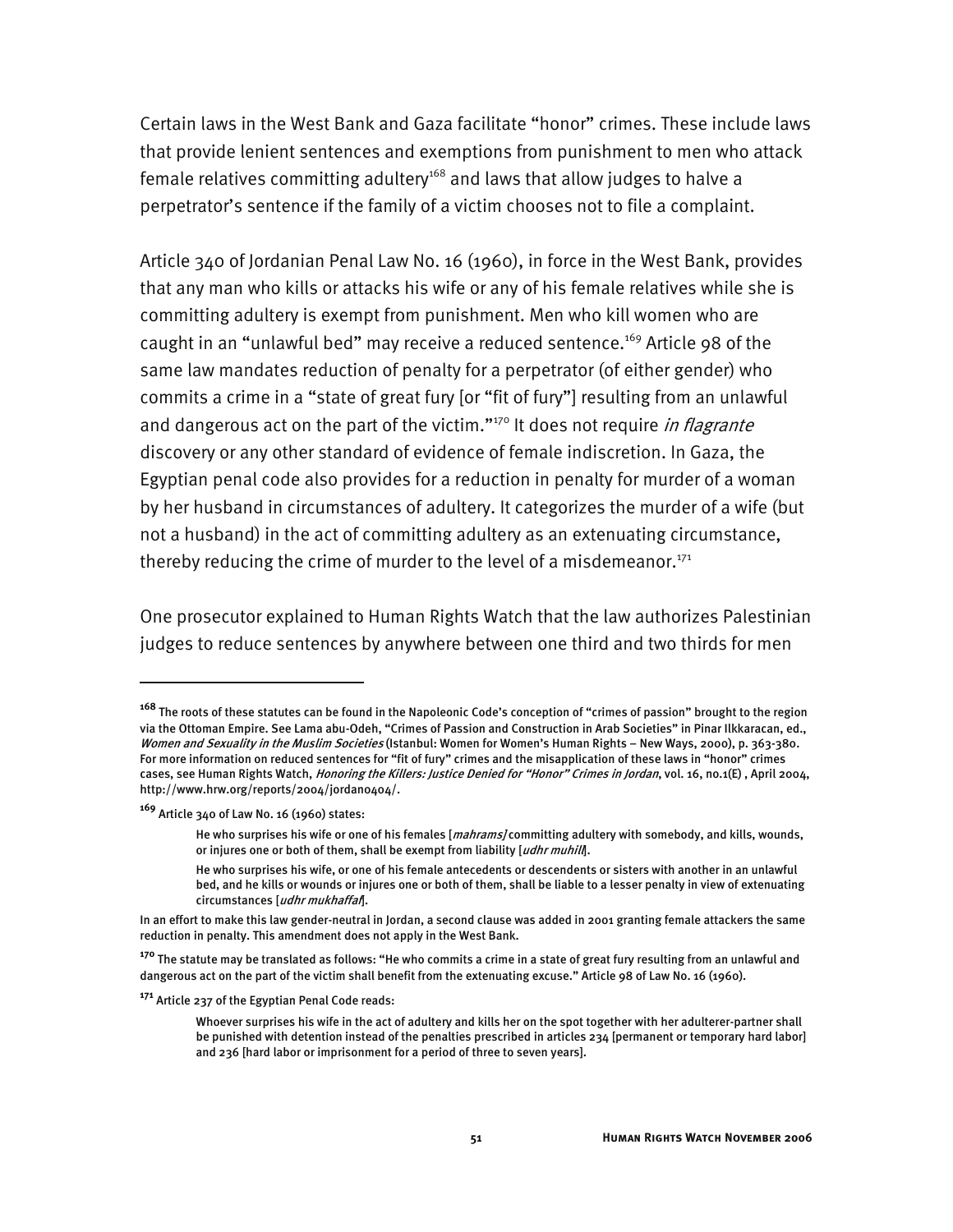Certain laws in the West Bank and Gaza facilitate "honor" crimes. These include laws that provide lenient sentences and exemptions from punishment to men who attack female relatives committing adultery[168] and laws that allow judges to halve a perpetrator's sentence if the family of a victim chooses not to file a complaint.

Article 340 of Jordanian Penal Law No. 16 (1960), in force in the West Bank, provides that any man who kills or attacks his wife or any of his female relatives while she is committing adultery is exempt from punishment. Men who kill women who are caught in an "unlawful bed" may receive a reduced sentence.[169] Article 98 of the same law mandates reduction of penalty for a perpetrator (of either gender) who commits a crime in a "state of great fury [or "fit of fury"] resulting from an unlawful and dangerous act on the part of the victim."[170] It does not require *in flagrante* discovery or any other standard of evidence of female indiscretion. In Gaza, the Egyptian penal code also provides for a reduction in penalty for murder of a woman by her husband in circumstances of adultery. It categorizes the murder of a wife (but not a husband) in the act of committing adultery as an extenuating circumstance, thereby reducing the crime of murder to the level of a misdemeanor.[171]

One prosecutor explained to Human Rights Watch that the law authorizes Palestinian judges to reduce sentences by anywhere between one third and two thirds for men

---

[168] The roots of these statutes can be found in the Napoleonic Code's conception of "crimes of passion" brought to the region via the Ottoman Empire. See Lama abu-Odeh, "Crimes of Passion and Construction in Arab Societies" in Pinar Ilkkaracan, ed., *Women and Sexuality in the Muslim Societies* (Istanbul: Women for Women's Human Rights – New Ways, 2000), p. 363-380. For more information on reduced sentences for "fit of fury" crimes and the misapplication of these laws in "honor" crimes cases, see Human Rights Watch, *Honoring the Killers: Justice Denied for "Honor" Crimes in Jordan*, vol. 16, no.1(E) , April 2004, http://www.hrw.org/reports/2004/jordan0404/.

[169] Article 340 of Law No. 16 (1960) states:

> He who surprises his wife or one of his females [*mahrams]* committing adultery with somebody, and kills, wounds, or injures one or both of them, shall be exempt from liability [*udhr muhill*].
>
> He who surprises his wife, or one of his female antecedents or descendents or sisters with another in an unlawful bed, and he kills or wounds or injures one or both of them, shall be liable to a lesser penalty in view of extenuating circumstances [*udhr mukhaffaf*].

In an effort to make this law gender-neutral in Jordan, a second clause was added in 2001 granting female attackers the same reduction in penalty. This amendment does not apply in the West Bank.

[170] The statute may be translated as follows: "He who commits a crime in a state of great fury resulting from an unlawful and dangerous act on the part of the victim shall benefit from the extenuating excuse." Article 98 of Law No. 16 (1960).

[171] Article 237 of the Egyptian Penal Code reads:

> Whoever surprises his wife in the act of adultery and kills her on the spot together with her adulterer-partner shall be punished with detention instead of the penalties prescribed in articles 234 [permanent or temporary hard labor] and 236 [hard labor or imprisonment for a period of three to seven years].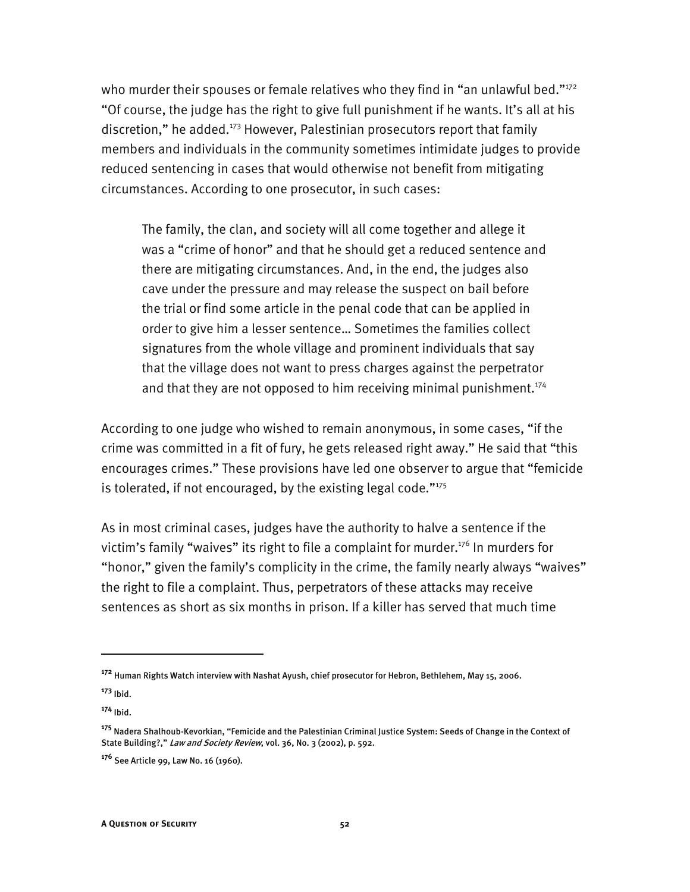who murder their spouses or female relatives who they find in "an unlawful bed."[172] "Of course, the judge has the right to give full punishment if he wants. It's all at his discretion," he added.[173] However, Palestinian prosecutors report that family members and individuals in the community sometimes intimidate judges to provide reduced sentencing in cases that would otherwise not benefit from mitigating circumstances. According to one prosecutor, in such cases:

> The family, the clan, and society will all come together and allege it was a "crime of honor" and that he should get a reduced sentence and there are mitigating circumstances. And, in the end, the judges also cave under the pressure and may release the suspect on bail before the trial or find some article in the penal code that can be applied in order to give him a lesser sentence… Sometimes the families collect signatures from the whole village and prominent individuals that say that the village does not want to press charges against the perpetrator and that they are not opposed to him receiving minimal punishment.[174]

According to one judge who wished to remain anonymous, in some cases, "if the crime was committed in a fit of fury, he gets released right away." He said that "this encourages crimes." These provisions have led one observer to argue that "femicide is tolerated, if not encouraged, by the existing legal code."[175]

As in most criminal cases, judges have the authority to halve a sentence if the victim's family "waives" its right to file a complaint for murder.[176] In murders for "honor," given the family's complicity in the crime, the family nearly always "waives" the right to file a complaint. Thus, perpetrators of these attacks may receive sentences as short as six months in prison. If a killer has served that much time

---

[172] Human Rights Watch interview with Nashat Ayush, chief prosecutor for Hebron, Bethlehem, May 15, 2006.

[173] Ibid.

[174] Ibid.

[175] Nadera Shalhoub-Kevorkian, "Femicide and the Palestinian Criminal Justice System: Seeds of Change in the Context of State Building?," *Law and Society Review*, vol. 36, No. 3 (2002), p. 592.

[176] See Article 99, Law No. 16 (1960).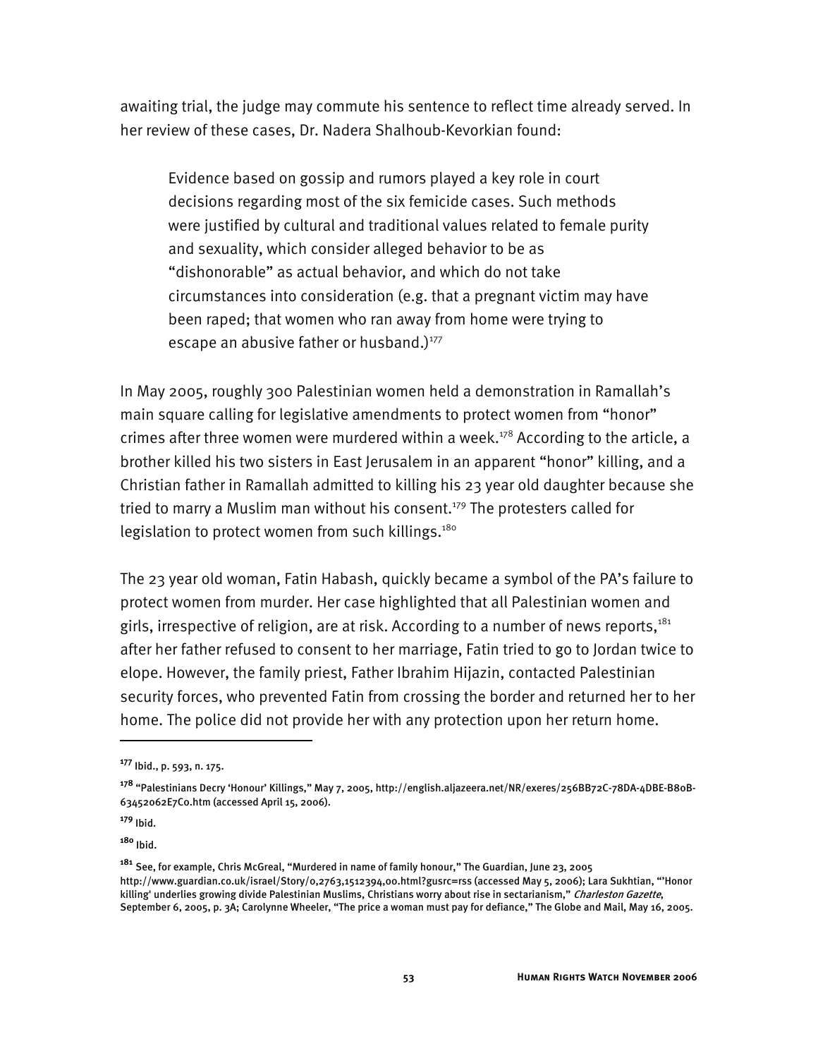awaiting trial, the judge may commute his sentence to reflect time already served. In her review of these cases, Dr. Nadera Shalhoub-Kevorkian found:

> Evidence based on gossip and rumors played a key role in court decisions regarding most of the six femicide cases. Such methods were justified by cultural and traditional values related to female purity and sexuality, which consider alleged behavior to be as "dishonorable" as actual behavior, and which do not take circumstances into consideration (e.g. that a pregnant victim may have been raped; that women who ran away from home were trying to escape an abusive father or husband.)[177]

In May 2005, roughly 300 Palestinian women held a demonstration in Ramallah's main square calling for legislative amendments to protect women from "honor" crimes after three women were murdered within a week.[178] According to the article, a brother killed his two sisters in East Jerusalem in an apparent "honor" killing, and a Christian father in Ramallah admitted to killing his 23 year old daughter because she tried to marry a Muslim man without his consent.[179] The protesters called for legislation to protect women from such killings.[180]

The 23 year old woman, Fatin Habash, quickly became a symbol of the PA's failure to protect women from murder. Her case highlighted that all Palestinian women and girls, irrespective of religion, are at risk. According to a number of news reports,[181] after her father refused to consent to her marriage, Fatin tried to go to Jordan twice to elope. However, the family priest, Father Ibrahim Hijazin, contacted Palestinian security forces, who prevented Fatin from crossing the border and returned her to her home. The police did not provide her with any protection upon her return home.

---

[177] Ibid., p. 593, n. 175.

[178] "Palestinians Decry 'Honour' Killings," May 7, 2005, http://english.aljazeera.net/NR/exeres/256BB72C-78DA-4DBE-B80B-63452062E7C0.htm (accessed April 15, 2006).

[179] Ibid.

[180] Ibid.

[181] See, for example, Chris McGreal, "Murdered in name of family honour," The Guardian, June 23, 2005 http://www.guardian.co.uk/israel/Story/0,2763,1512394,00.html?gusrc=rss (accessed May 5, 2006); Lara Sukhtian, "'Honor killing' underlies growing divide Palestinian Muslims, Christians worry about rise in sectarianism," *Charleston Gazette*, September 6, 2005, p. 3A; Carolynne Wheeler, "The price a woman must pay for defiance," The Globe and Mail, May 16, 2005.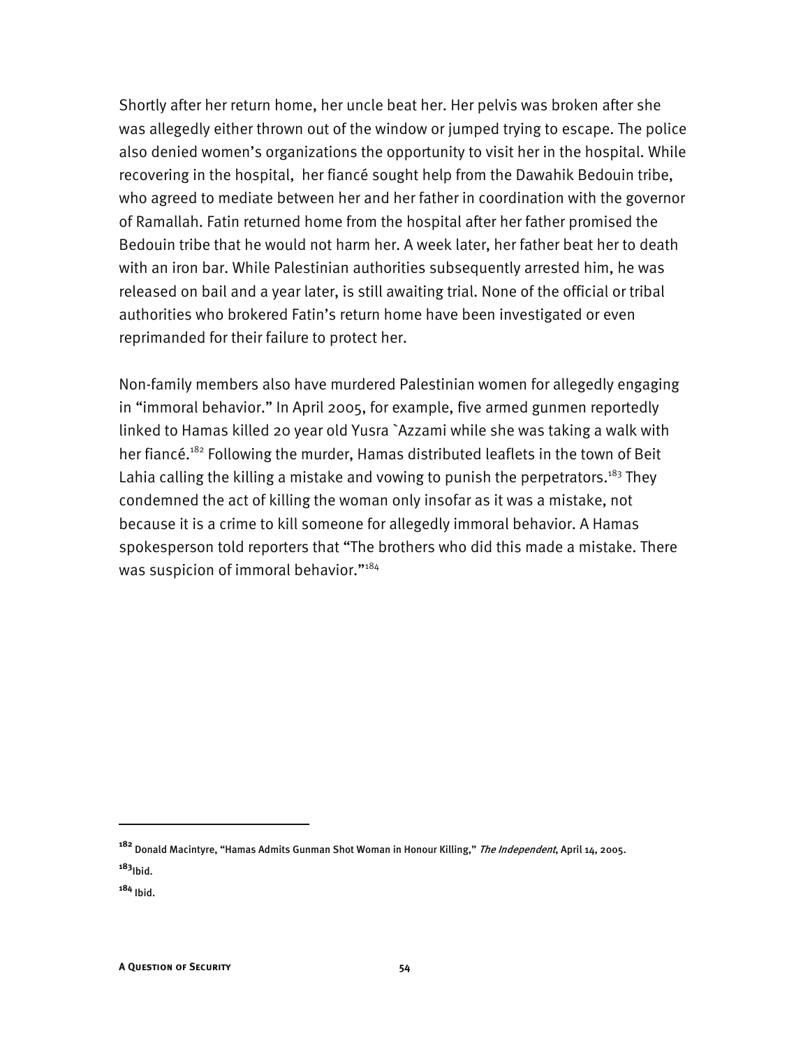Shortly after her return home, her uncle beat her. Her pelvis was broken after she was allegedly either thrown out of the window or jumped trying to escape. The police also denied women's organizations the opportunity to visit her in the hospital. While recovering in the hospital, her fiancé sought help from the Dawahik Bedouin tribe, who agreed to mediate between her and her father in coordination with the governor of Ramallah. Fatin returned home from the hospital after her father promised the Bedouin tribe that he would not harm her. A week later, her father beat her to death with an iron bar. While Palestinian authorities subsequently arrested him, he was released on bail and a year later, is still awaiting trial. None of the official or tribal authorities who brokered Fatin's return home have been investigated or even reprimanded for their failure to protect her.

Non-family members also have murdered Palestinian women for allegedly engaging in "immoral behavior." In April 2005, for example, five armed gunmen reportedly linked to Hamas killed 20 year old Yusra `Azzami while she was taking a walk with her fiancé.[182] Following the murder, Hamas distributed leaflets in the town of Beit Lahia calling the killing a mistake and vowing to punish the perpetrators.[183] They condemned the act of killing the woman only insofar as it was a mistake, not because it is a crime to kill someone for allegedly immoral behavior. A Hamas spokesperson told reporters that "The brothers who did this made a mistake. There was suspicion of immoral behavior."[184]

---

[182] Donald Macintyre, "Hamas Admits Gunman Shot Woman in Honour Killing," *The Independent*, April 14, 2005.

[183] Ibid.

[184] Ibid.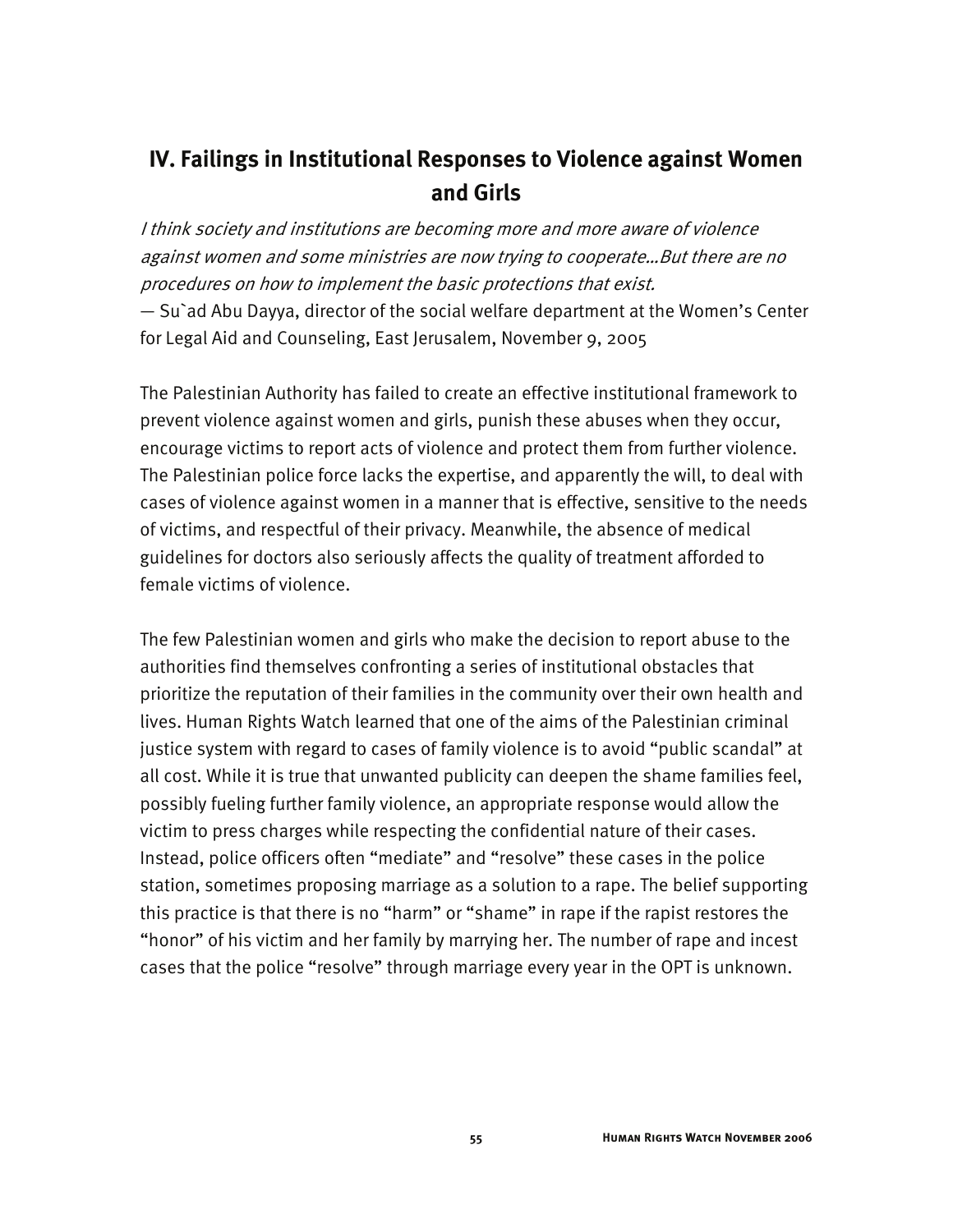## IV. Failings in Institutional Responses to Violence against Women and Girls

*I think society and institutions are becoming more and more aware of violence against women and some ministries are now trying to cooperate...But there are no procedures on how to implement the basic protections that exist.*
— Su`ad Abu Dayya, director of the social welfare department at the Women's Center for Legal Aid and Counseling, East Jerusalem, November 9, 2005

The Palestinian Authority has failed to create an effective institutional framework to prevent violence against women and girls, punish these abuses when they occur, encourage victims to report acts of violence and protect them from further violence. The Palestinian police force lacks the expertise, and apparently the will, to deal with cases of violence against women in a manner that is effective, sensitive to the needs of victims, and respectful of their privacy. Meanwhile, the absence of medical guidelines for doctors also seriously affects the quality of treatment afforded to female victims of violence.

The few Palestinian women and girls who make the decision to report abuse to the authorities find themselves confronting a series of institutional obstacles that prioritize the reputation of their families in the community over their own health and lives. Human Rights Watch learned that one of the aims of the Palestinian criminal justice system with regard to cases of family violence is to avoid "public scandal" at all cost. While it is true that unwanted publicity can deepen the shame families feel, possibly fueling further family violence, an appropriate response would allow the victim to press charges while respecting the confidential nature of their cases. Instead, police officers often "mediate" and "resolve" these cases in the police station, sometimes proposing marriage as a solution to a rape. The belief supporting this practice is that there is no "harm" or "shame" in rape if the rapist restores the "honor" of his victim and her family by marrying her. The number of rape and incest cases that the police "resolve" through marriage every year in the OPT is unknown.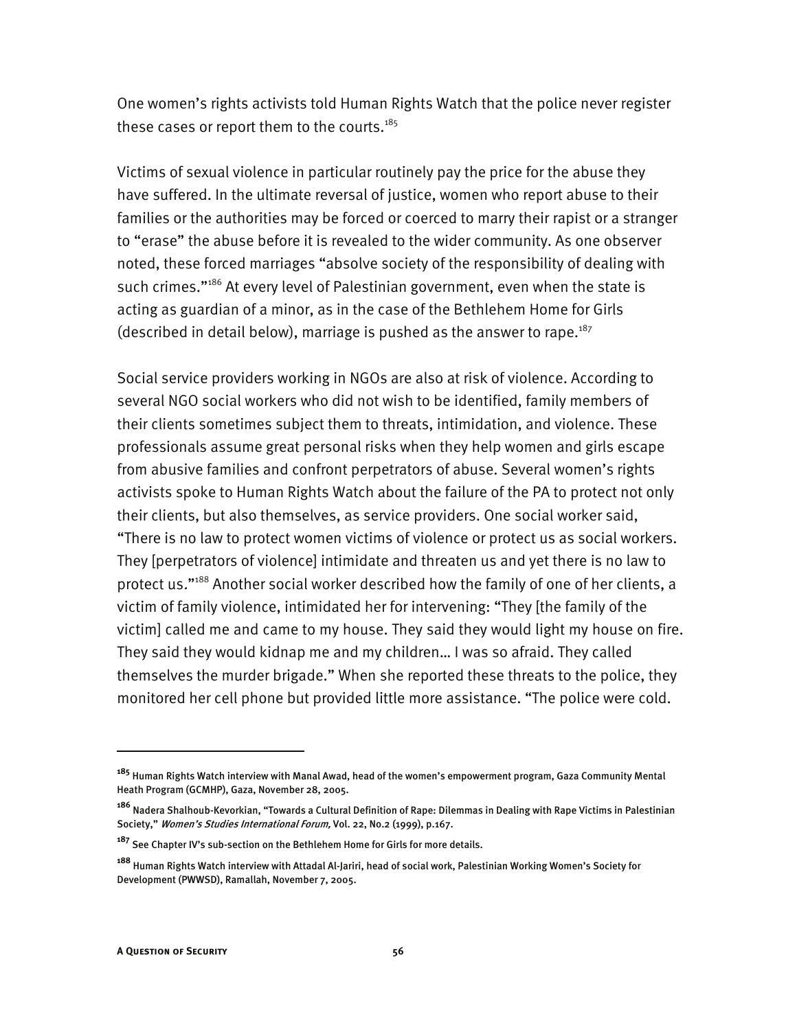One women's rights activists told Human Rights Watch that the police never register these cases or report them to the courts.[185]

Victims of sexual violence in particular routinely pay the price for the abuse they have suffered. In the ultimate reversal of justice, women who report abuse to their families or the authorities may be forced or coerced to marry their rapist or a stranger to "erase" the abuse before it is revealed to the wider community. As one observer noted, these forced marriages "absolve society of the responsibility of dealing with such crimes."[186] At every level of Palestinian government, even when the state is acting as guardian of a minor, as in the case of the Bethlehem Home for Girls (described in detail below), marriage is pushed as the answer to rape.[187]

Social service providers working in NGOs are also at risk of violence. According to several NGO social workers who did not wish to be identified, family members of their clients sometimes subject them to threats, intimidation, and violence. These professionals assume great personal risks when they help women and girls escape from abusive families and confront perpetrators of abuse. Several women's rights activists spoke to Human Rights Watch about the failure of the PA to protect not only their clients, but also themselves, as service providers. One social worker said, "There is no law to protect women victims of violence or protect us as social workers. They [perpetrators of violence] intimidate and threaten us and yet there is no law to protect us."[188] Another social worker described how the family of one of her clients, a victim of family violence, intimidated her for intervening: "They [the family of the victim] called me and came to my house. They said they would light my house on fire. They said they would kidnap me and my children… I was so afraid. They called themselves the murder brigade." When she reported these threats to the police, they monitored her cell phone but provided little more assistance. "The police were cold.

---

[185] Human Rights Watch interview with Manal Awad, head of the women's empowerment program, Gaza Community Mental Heath Program (GCMHP), Gaza, November 28, 2005.

[186] Nadera Shalhoub-Kevorkian, "Towards a Cultural Definition of Rape: Dilemmas in Dealing with Rape Victims in Palestinian Society," *Women's Studies International Forum,* Vol. 22, No.2 (1999), p.167.

[187] See Chapter IV's sub-section on the Bethlehem Home for Girls for more details.

[188] Human Rights Watch interview with Attadal Al-Jariri, head of social work, Palestinian Working Women's Society for Development (PWWSD), Ramallah, November 7, 2005.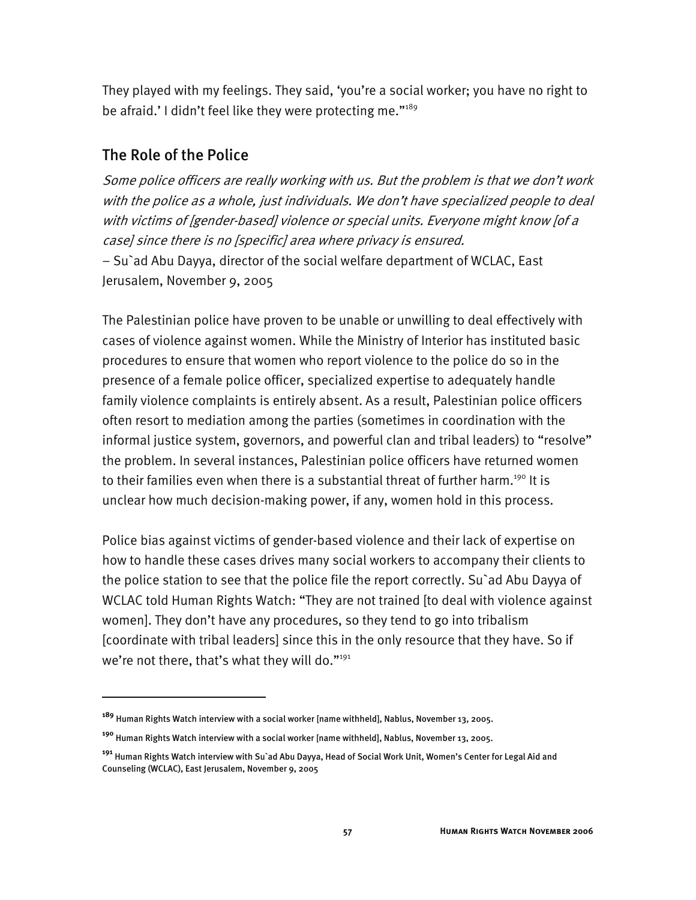They played with my feelings. They said, 'you're a social worker; you have no right to be afraid.' I didn't feel like they were protecting me."[189]

## The Role of the Police

*Some police officers are really working with us. But the problem is that we don't work with the police as a whole, just individuals. We don't have specialized people to deal with victims of [gender-based] violence or special units. Everyone might know [of a case] since there is no [specific] area where privacy is ensured.*

– Su`ad Abu Dayya, director of the social welfare department of WCLAC, East Jerusalem, November 9, 2005

The Palestinian police have proven to be unable or unwilling to deal effectively with cases of violence against women. While the Ministry of Interior has instituted basic procedures to ensure that women who report violence to the police do so in the presence of a female police officer, specialized expertise to adequately handle family violence complaints is entirely absent. As a result, Palestinian police officers often resort to mediation among the parties (sometimes in coordination with the informal justice system, governors, and powerful clan and tribal leaders) to "resolve" the problem. In several instances, Palestinian police officers have returned women to their families even when there is a substantial threat of further harm.[190] It is unclear how much decision-making power, if any, women hold in this process.

Police bias against victims of gender-based violence and their lack of expertise on how to handle these cases drives many social workers to accompany their clients to the police station to see that the police file the report correctly. Su`ad Abu Dayya of WCLAC told Human Rights Watch: "They are not trained [to deal with violence against women]. They don't have any procedures, so they tend to go into tribalism [coordinate with tribal leaders] since this in the only resource that they have. So if we're not there, that's what they will do."[191]

---

[189] Human Rights Watch interview with a social worker [name withheld], Nablus, November 13, 2005.

[190] Human Rights Watch interview with a social worker [name withheld], Nablus, November 13, 2005.

[191] Human Rights Watch interview with Su`ad Abu Dayya, Head of Social Work Unit, Women's Center for Legal Aid and Counseling (WCLAC), East Jerusalem, November 9, 2005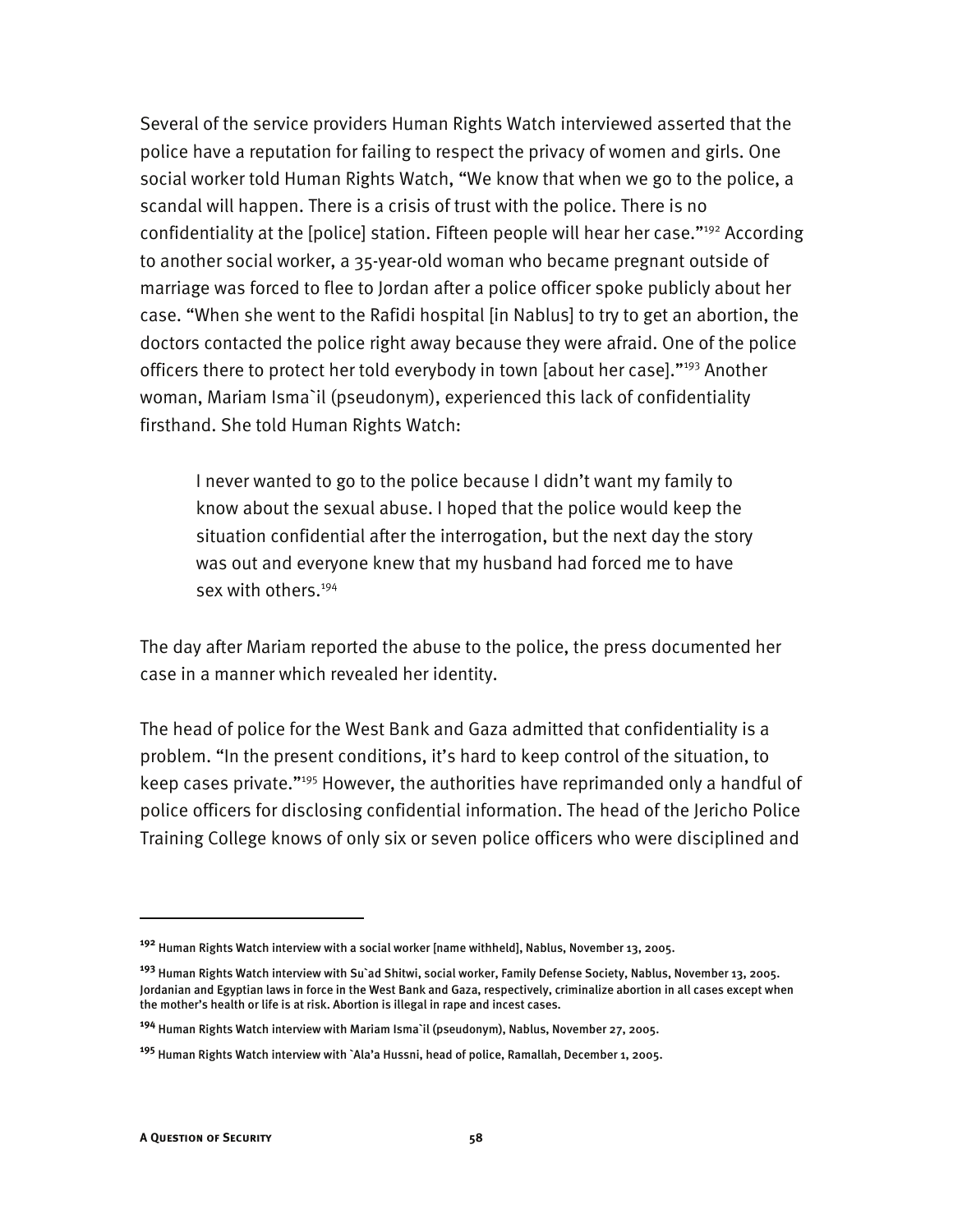Several of the service providers Human Rights Watch interviewed asserted that the police have a reputation for failing to respect the privacy of women and girls. One social worker told Human Rights Watch, "We know that when we go to the police, a scandal will happen. There is a crisis of trust with the police. There is no confidentiality at the [police] station. Fifteen people will hear her case."[192] According to another social worker, a 35-year-old woman who became pregnant outside of marriage was forced to flee to Jordan after a police officer spoke publicly about her case. "When she went to the Rafidi hospital [in Nablus] to try to get an abortion, the doctors contacted the police right away because they were afraid. One of the police officers there to protect her told everybody in town [about her case]."[193] Another woman, Mariam Isma`il (pseudonym), experienced this lack of confidentiality firsthand. She told Human Rights Watch:

> I never wanted to go to the police because I didn't want my family to know about the sexual abuse. I hoped that the police would keep the situation confidential after the interrogation, but the next day the story was out and everyone knew that my husband had forced me to have sex with others.[194]

The day after Mariam reported the abuse to the police, the press documented her case in a manner which revealed her identity.

The head of police for the West Bank and Gaza admitted that confidentiality is a problem. "In the present conditions, it's hard to keep control of the situation, to keep cases private."[195] However, the authorities have reprimanded only a handful of police officers for disclosing confidential information. The head of the Jericho Police Training College knows of only six or seven police officers who were disciplined and

---

[192] Human Rights Watch interview with a social worker [name withheld], Nablus, November 13, 2005.

[193] Human Rights Watch interview with Su`ad Shitwi, social worker, Family Defense Society, Nablus, November 13, 2005. Jordanian and Egyptian laws in force in the West Bank and Gaza, respectively, criminalize abortion in all cases except when the mother's health or life is at risk. Abortion is illegal in rape and incest cases.

[194] Human Rights Watch interview with Mariam Isma`il (pseudonym), Nablus, November 27, 2005.

[195] Human Rights Watch interview with `Ala'a Hussni, head of police, Ramallah, December 1, 2005.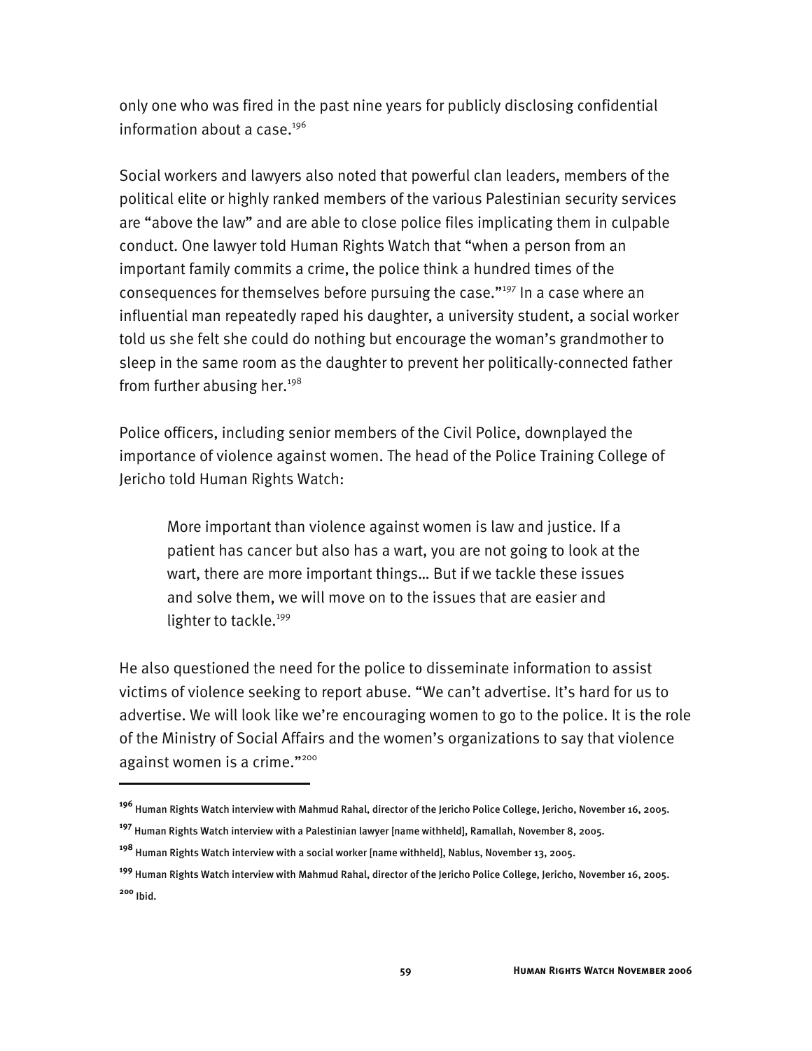only one who was fired in the past nine years for publicly disclosing confidential information about a case.[196]

Social workers and lawyers also noted that powerful clan leaders, members of the political elite or highly ranked members of the various Palestinian security services are "above the law" and are able to close police files implicating them in culpable conduct. One lawyer told Human Rights Watch that "when a person from an important family commits a crime, the police think a hundred times of the consequences for themselves before pursuing the case."[197] In a case where an influential man repeatedly raped his daughter, a university student, a social worker told us she felt she could do nothing but encourage the woman's grandmother to sleep in the same room as the daughter to prevent her politically-connected father from further abusing her.[198]

Police officers, including senior members of the Civil Police, downplayed the importance of violence against women. The head of the Police Training College of Jericho told Human Rights Watch:

> More important than violence against women is law and justice. If a patient has cancer but also has a wart, you are not going to look at the wart, there are more important things… But if we tackle these issues and solve them, we will move on to the issues that are easier and lighter to tackle.[199]

He also questioned the need for the police to disseminate information to assist victims of violence seeking to report abuse. "We can't advertise. It's hard for us to advertise. We will look like we're encouraging women to go to the police. It is the role of the Ministry of Social Affairs and the women's organizations to say that violence against women is a crime."[200]

---

[196] Human Rights Watch interview with Mahmud Rahal, director of the Jericho Police College, Jericho, November 16, 2005.

[197] Human Rights Watch interview with a Palestinian lawyer [name withheld], Ramallah, November 8, 2005.

[198] Human Rights Watch interview with a social worker [name withheld], Nablus, November 13, 2005.

[199] Human Rights Watch interview with Mahmud Rahal, director of the Jericho Police College, Jericho, November 16, 2005.

[200] Ibid.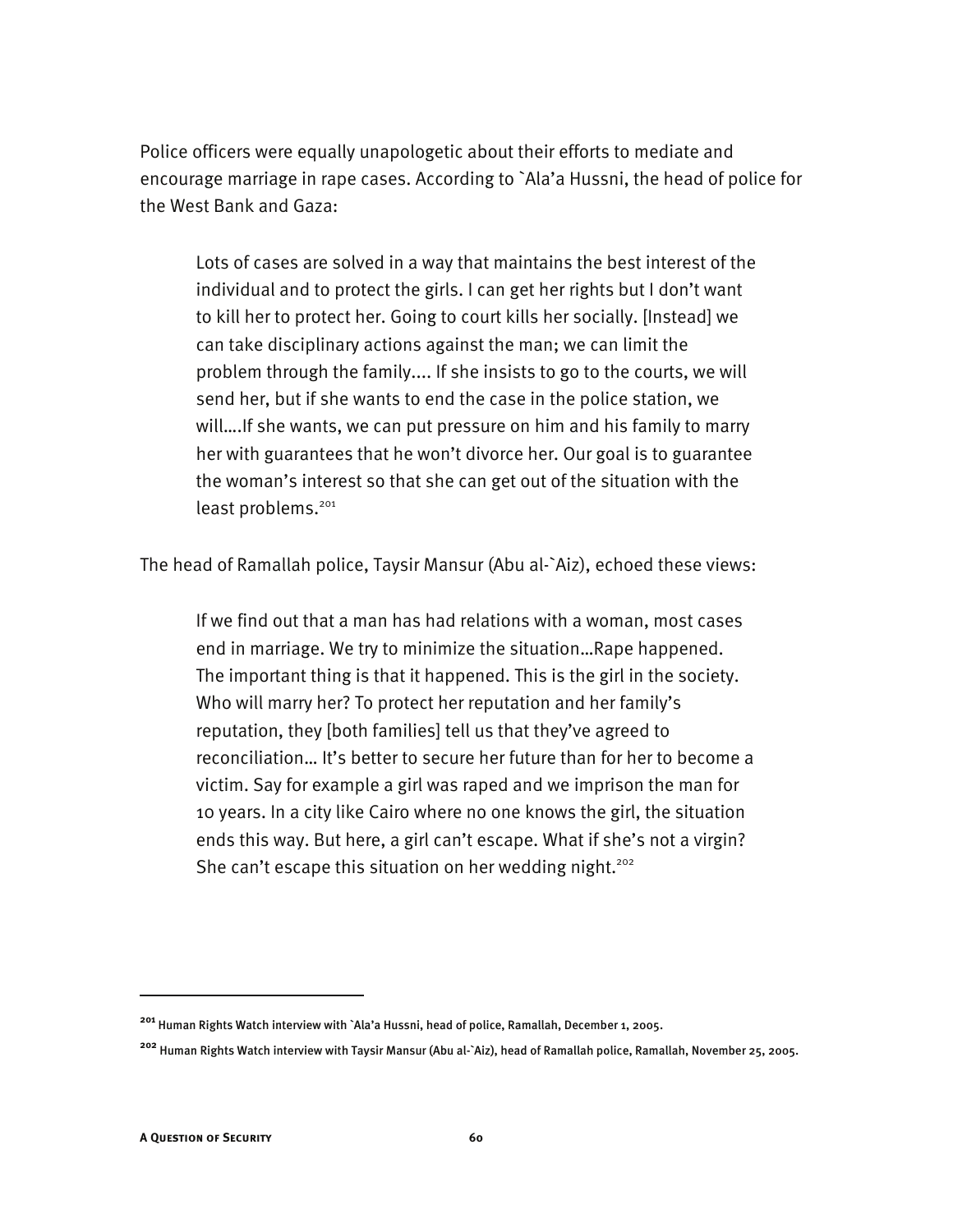Police officers were equally unapologetic about their efforts to mediate and encourage marriage in rape cases. According to `Ala'a Hussni, the head of police for the West Bank and Gaza:

> Lots of cases are solved in a way that maintains the best interest of the individual and to protect the girls. I can get her rights but I don't want to kill her to protect her. Going to court kills her socially. [Instead] we can take disciplinary actions against the man; we can limit the problem through the family.... If she insists to go to the courts, we will send her, but if she wants to end the case in the police station, we will....If she wants, we can put pressure on him and his family to marry her with guarantees that he won't divorce her. Our goal is to guarantee the woman's interest so that she can get out of the situation with the least problems.[201]

The head of Ramallah police, Taysir Mansur (Abu al-`Aiz), echoed these views:

> If we find out that a man has had relations with a woman, most cases end in marriage. We try to minimize the situation…Rape happened. The important thing is that it happened. This is the girl in the society. Who will marry her? To protect her reputation and her family's reputation, they [both families] tell us that they've agreed to reconciliation… It's better to secure her future than for her to become a victim. Say for example a girl was raped and we imprison the man for 10 years. In a city like Cairo where no one knows the girl, the situation ends this way. But here, a girl can't escape. What if she's not a virgin? She can't escape this situation on her wedding night.[202]

---

[201] Human Rights Watch interview with `Ala'a Hussni, head of police, Ramallah, December 1, 2005.

[202] Human Rights Watch interview with Taysir Mansur (Abu al-`Aiz), head of Ramallah police, Ramallah, November 25, 2005.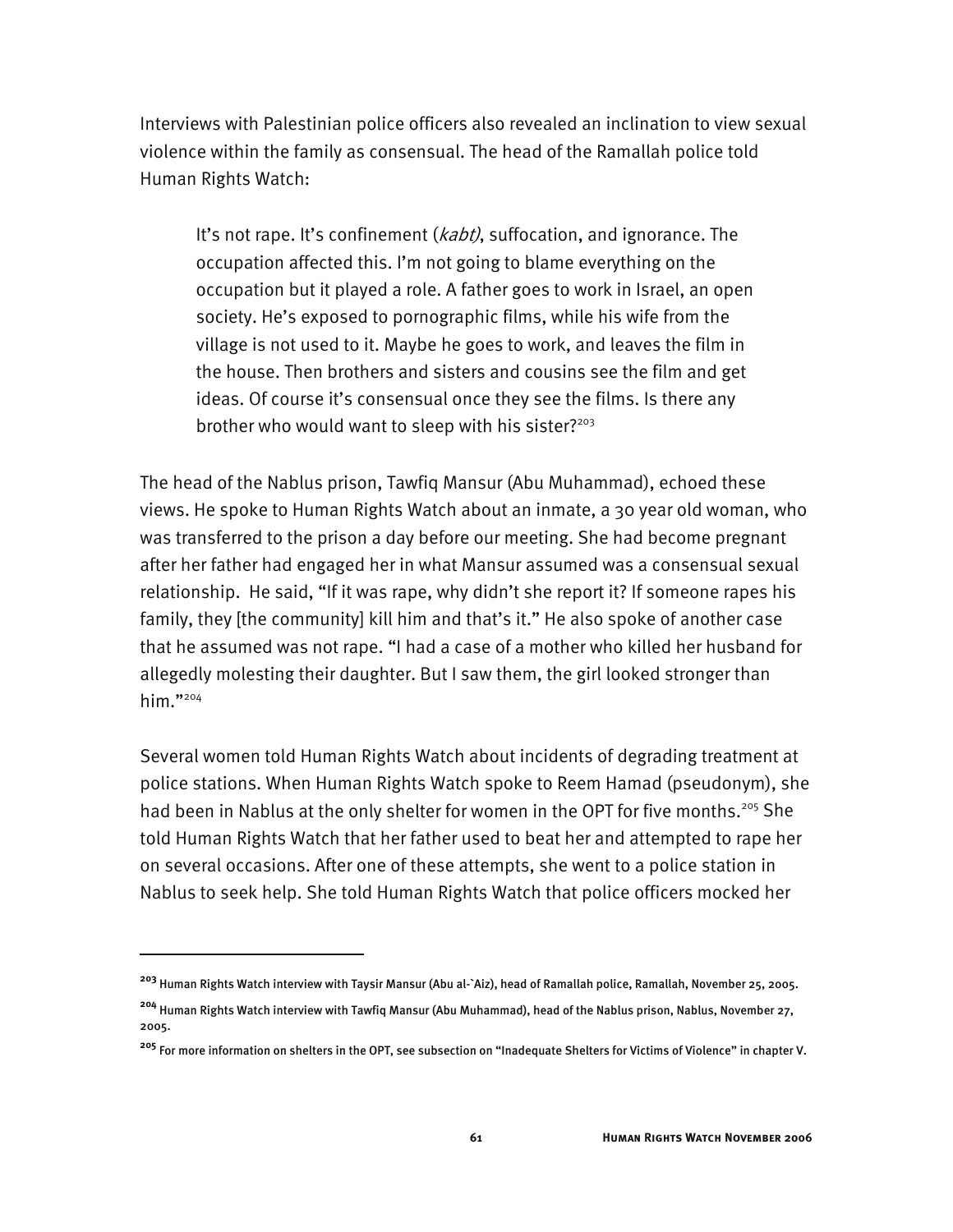Interviews with Palestinian police officers also revealed an inclination to view sexual violence within the family as consensual. The head of the Ramallah police told Human Rights Watch:

> It's not rape. It's confinement (*kabt*), suffocation, and ignorance. The occupation affected this. I'm not going to blame everything on the occupation but it played a role. A father goes to work in Israel, an open society. He's exposed to pornographic films, while his wife from the village is not used to it. Maybe he goes to work, and leaves the film in the house. Then brothers and sisters and cousins see the film and get ideas. Of course it's consensual once they see the films. Is there any brother who would want to sleep with his sister?[203]

The head of the Nablus prison, Tawfiq Mansur (Abu Muhammad), echoed these views. He spoke to Human Rights Watch about an inmate, a 30 year old woman, who was transferred to the prison a day before our meeting. She had become pregnant after her father had engaged her in what Mansur assumed was a consensual sexual relationship. He said, "If it was rape, why didn't she report it? If someone rapes his family, they [the community] kill him and that's it." He also spoke of another case that he assumed was not rape. "I had a case of a mother who killed her husband for allegedly molesting their daughter. But I saw them, the girl looked stronger than him."[204]

Several women told Human Rights Watch about incidents of degrading treatment at police stations. When Human Rights Watch spoke to Reem Hamad (pseudonym), she had been in Nablus at the only shelter for women in the OPT for five months.[205] She told Human Rights Watch that her father used to beat her and attempted to rape her on several occasions. After one of these attempts, she went to a police station in Nablus to seek help. She told Human Rights Watch that police officers mocked her

---

[203] Human Rights Watch interview with Taysir Mansur (Abu al-`Aiz), head of Ramallah police, Ramallah, November 25, 2005.

[204] Human Rights Watch interview with Tawfiq Mansur (Abu Muhammad), head of the Nablus prison, Nablus, November 27, 2005.

[205] For more information on shelters in the OPT, see subsection on "Inadequate Shelters for Victims of Violence" in chapter V.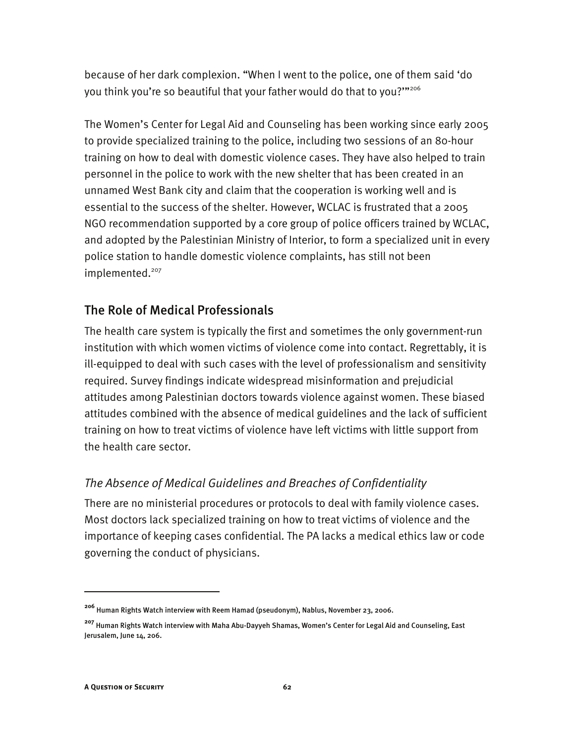because of her dark complexion. "When I went to the police, one of them said 'do you think you're so beautiful that your father would do that to you?'"[206]

The Women's Center for Legal Aid and Counseling has been working since early 2005 to provide specialized training to the police, including two sessions of an 80-hour training on how to deal with domestic violence cases. They have also helped to train personnel in the police to work with the new shelter that has been created in an unnamed West Bank city and claim that the cooperation is working well and is essential to the success of the shelter. However, WCLAC is frustrated that a 2005 NGO recommendation supported by a core group of police officers trained by WCLAC, and adopted by the Palestinian Ministry of Interior, to form a specialized unit in every police station to handle domestic violence complaints, has still not been implemented.[207]

## The Role of Medical Professionals

The health care system is typically the first and sometimes the only government-run institution with which women victims of violence come into contact. Regrettably, it is ill-equipped to deal with such cases with the level of professionalism and sensitivity required. Survey findings indicate widespread misinformation and prejudicial attitudes among Palestinian doctors towards violence against women. These biased attitudes combined with the absence of medical guidelines and the lack of sufficient training on how to treat victims of violence have left victims with little support from the health care sector.

### *The Absence of Medical Guidelines and Breaches of Confidentiality*

There are no ministerial procedures or protocols to deal with family violence cases. Most doctors lack specialized training on how to treat victims of violence and the importance of keeping cases confidential. The PA lacks a medical ethics law or code governing the conduct of physicians.

---

[206] Human Rights Watch interview with Reem Hamad (pseudonym), Nablus, November 23, 2006.

[207] Human Rights Watch interview with Maha Abu-Dayyeh Shamas, Women's Center for Legal Aid and Counseling, East Jerusalem, June 14, 206.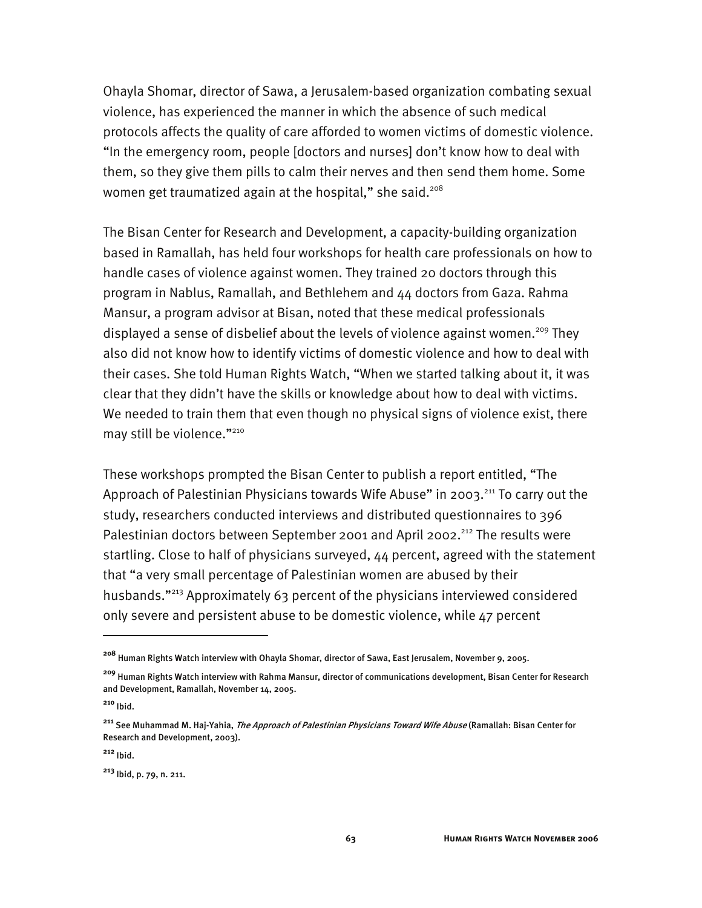Ohayla Shomar, director of Sawa, a Jerusalem-based organization combating sexual violence, has experienced the manner in which the absence of such medical protocols affects the quality of care afforded to women victims of domestic violence. "In the emergency room, people [doctors and nurses] don't know how to deal with them, so they give them pills to calm their nerves and then send them home. Some women get traumatized again at the hospital," she said.[208]

The Bisan Center for Research and Development, a capacity-building organization based in Ramallah, has held four workshops for health care professionals on how to handle cases of violence against women. They trained 20 doctors through this program in Nablus, Ramallah, and Bethlehem and 44 doctors from Gaza. Rahma Mansur, a program advisor at Bisan, noted that these medical professionals displayed a sense of disbelief about the levels of violence against women.[209] They also did not know how to identify victims of domestic violence and how to deal with their cases. She told Human Rights Watch, "When we started talking about it, it was clear that they didn't have the skills or knowledge about how to deal with victims. We needed to train them that even though no physical signs of violence exist, there may still be violence."[210]

These workshops prompted the Bisan Center to publish a report entitled, "The Approach of Palestinian Physicians towards Wife Abuse" in 2003.[211] To carry out the study, researchers conducted interviews and distributed questionnaires to 396 Palestinian doctors between September 2001 and April 2002.[212] The results were startling. Close to half of physicians surveyed, 44 percent, agreed with the statement that "a very small percentage of Palestinian women are abused by their husbands."[213] Approximately 63 percent of the physicians interviewed considered only severe and persistent abuse to be domestic violence, while 47 percent

---

[208] Human Rights Watch interview with Ohayla Shomar, director of Sawa, East Jerusalem, November 9, 2005.

[209] Human Rights Watch interview with Rahma Mansur, director of communications development, Bisan Center for Research and Development, Ramallah, November 14, 2005.

[210] Ibid.

[211] See Muhammad M. Haj-Yahia, *The Approach of Palestinian Physicians Toward Wife Abuse* (Ramallah: Bisan Center for Research and Development, 2003).

[212] Ibid.

[213] Ibid, p. 79, n. 211.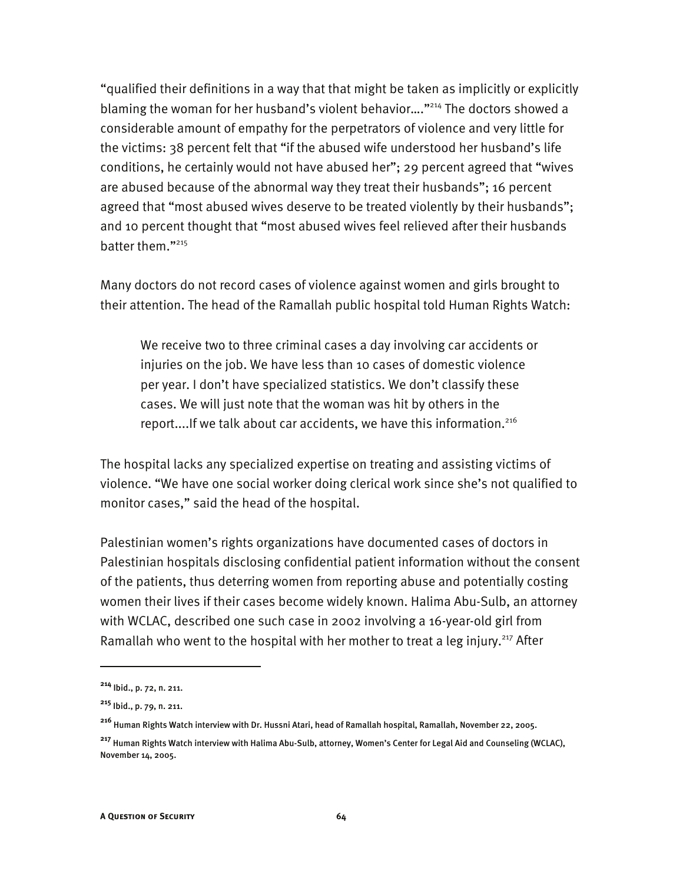"qualified their definitions in a way that that might be taken as implicitly or explicitly blaming the woman for her husband's violent behavior…."[214] The doctors showed a considerable amount of empathy for the perpetrators of violence and very little for the victims: 38 percent felt that "if the abused wife understood her husband's life conditions, he certainly would not have abused her"; 29 percent agreed that "wives are abused because of the abnormal way they treat their husbands"; 16 percent agreed that "most abused wives deserve to be treated violently by their husbands"; and 10 percent thought that "most abused wives feel relieved after their husbands batter them."[215]

Many doctors do not record cases of violence against women and girls brought to their attention. The head of the Ramallah public hospital told Human Rights Watch:

> We receive two to three criminal cases a day involving car accidents or injuries on the job. We have less than 10 cases of domestic violence per year. I don't have specialized statistics. We don't classify these cases. We will just note that the woman was hit by others in the report....If we talk about car accidents, we have this information.[216]

The hospital lacks any specialized expertise on treating and assisting victims of violence. "We have one social worker doing clerical work since she's not qualified to monitor cases," said the head of the hospital.

Palestinian women's rights organizations have documented cases of doctors in Palestinian hospitals disclosing confidential patient information without the consent of the patients, thus deterring women from reporting abuse and potentially costing women their lives if their cases become widely known. Halima Abu-Sulb, an attorney with WCLAC, described one such case in 2002 involving a 16-year-old girl from Ramallah who went to the hospital with her mother to treat a leg injury.[217] After

---

[214] Ibid., p. 72, n. 211.

[215] Ibid., p. 79, n. 211.

[216] Human Rights Watch interview with Dr. Hussni Atari, head of Ramallah hospital, Ramallah, November 22, 2005.

[217] Human Rights Watch interview with Halima Abu-Sulb, attorney, Women's Center for Legal Aid and Counseling (WCLAC), November 14, 2005.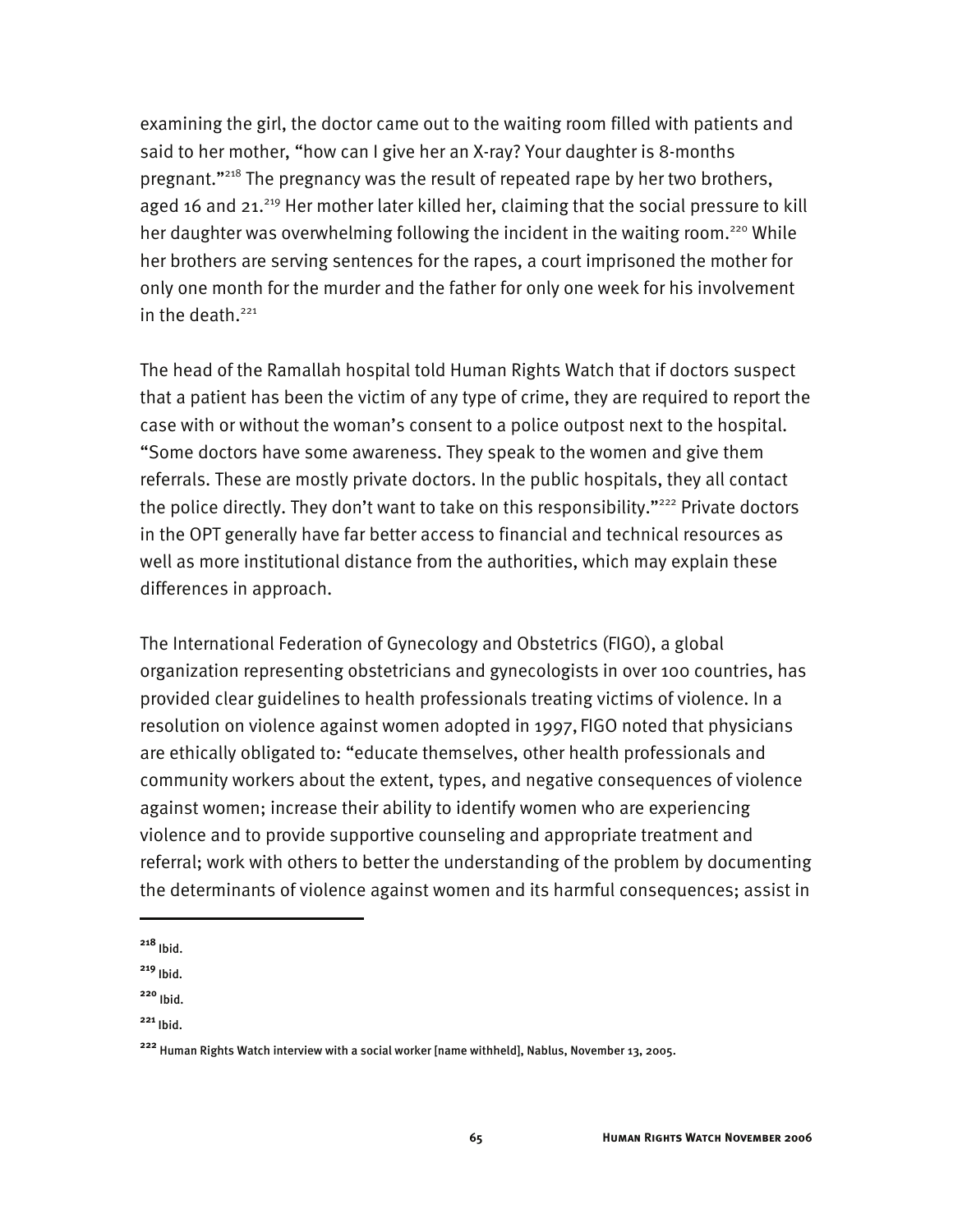examining the girl, the doctor came out to the waiting room filled with patients and said to her mother, "how can I give her an X-ray? Your daughter is 8-months pregnant."[218] The pregnancy was the result of repeated rape by her two brothers, aged 16 and 21.[219] Her mother later killed her, claiming that the social pressure to kill her daughter was overwhelming following the incident in the waiting room.[220] While her brothers are serving sentences for the rapes, a court imprisoned the mother for only one month for the murder and the father for only one week for his involvement in the death.[221]

The head of the Ramallah hospital told Human Rights Watch that if doctors suspect that a patient has been the victim of any type of crime, they are required to report the case with or without the woman's consent to a police outpost next to the hospital. "Some doctors have some awareness. They speak to the women and give them referrals. These are mostly private doctors. In the public hospitals, they all contact the police directly. They don't want to take on this responsibility."[222] Private doctors in the OPT generally have far better access to financial and technical resources as well as more institutional distance from the authorities, which may explain these differences in approach.

The International Federation of Gynecology and Obstetrics (FIGO), a global organization representing obstetricians and gynecologists in over 100 countries, has provided clear guidelines to health professionals treating victims of violence. In a resolution on violence against women adopted in 1997, FIGO noted that physicians are ethically obligated to: "educate themselves, other health professionals and community workers about the extent, types, and negative consequences of violence against women; increase their ability to identify women who are experiencing violence and to provide supportive counseling and appropriate treatment and referral; work with others to better the understanding of the problem by documenting the determinants of violence against women and its harmful consequences; assist in

---

[218] Ibid.

[219] Ibid.

[220] Ibid.

[221] Ibid.

[222] Human Rights Watch interview with a social worker [name withheld], Nablus, November 13, 2005.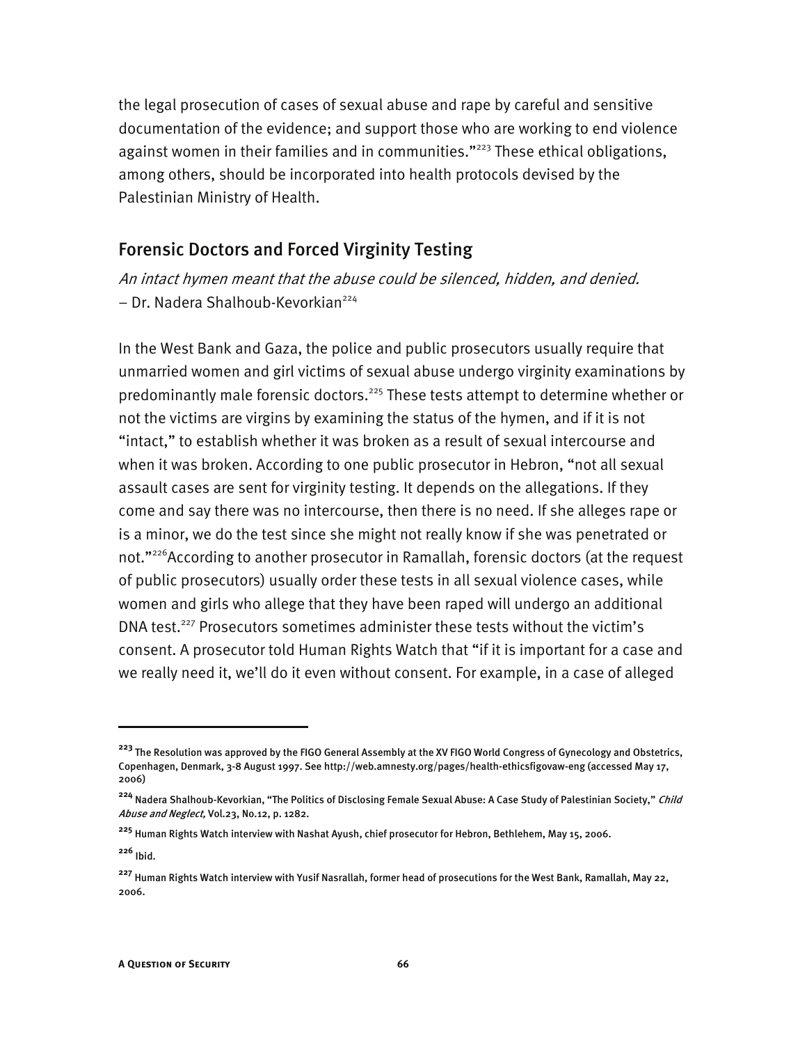the legal prosecution of cases of sexual abuse and rape by careful and sensitive documentation of the evidence; and support those who are working to end violence against women in their families and in communities."[223] These ethical obligations, among others, should be incorporated into health protocols devised by the Palestinian Ministry of Health.

## Forensic Doctors and Forced Virginity Testing

*An intact hymen meant that the abuse could be silenced, hidden, and denied.*
– Dr. Nadera Shalhoub-Kevorkian[224]

In the West Bank and Gaza, the police and public prosecutors usually require that unmarried women and girl victims of sexual abuse undergo virginity examinations by predominantly male forensic doctors.[225] These tests attempt to determine whether or not the victims are virgins by examining the status of the hymen, and if it is not "intact," to establish whether it was broken as a result of sexual intercourse and when it was broken. According to one public prosecutor in Hebron, "not all sexual assault cases are sent for virginity testing. It depends on the allegations. If they come and say there was no intercourse, then there is no need. If she alleges rape or is a minor, we do the test since she might not really know if she was penetrated or not."[226] According to another prosecutor in Ramallah, forensic doctors (at the request of public prosecutors) usually order these tests in all sexual violence cases, while women and girls who allege that they have been raped will undergo an additional DNA test.[227] Prosecutors sometimes administer these tests without the victim's consent. A prosecutor told Human Rights Watch that "if it is important for a case and we really need it, we'll do it even without consent. For example, in a case of alleged

---

[223] The Resolution was approved by the FIGO General Assembly at the XV FIGO World Congress of Gynecology and Obstetrics, Copenhagen, Denmark, 3-8 August 1997. See http://web.amnesty.org/pages/health-ethicsfigovaw-eng (accessed May 17, 2006)

[224] Nadera Shalhoub-Kevorkian, "The Politics of Disclosing Female Sexual Abuse: A Case Study of Palestinian Society," *Child Abuse and Neglect,* Vol.23, No.12, p. 1282.

[225] Human Rights Watch interview with Nashat Ayush, chief prosecutor for Hebron, Bethlehem, May 15, 2006.

[226] Ibid.

[227] Human Rights Watch interview with Yusif Nasrallah, former head of prosecutions for the West Bank, Ramallah, May 22, 2006.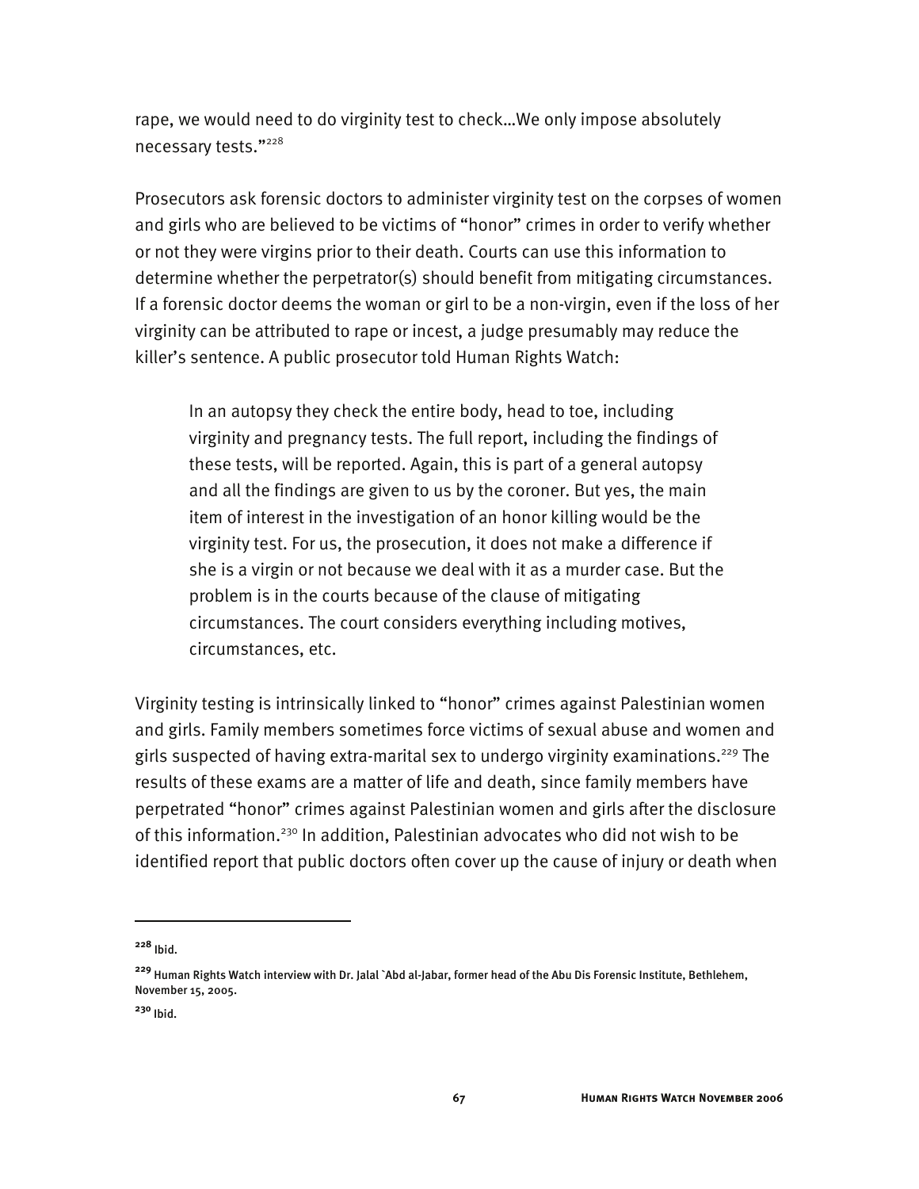rape, we would need to do virginity test to check…We only impose absolutely necessary tests."[228]

Prosecutors ask forensic doctors to administer virginity test on the corpses of women and girls who are believed to be victims of "honor" crimes in order to verify whether or not they were virgins prior to their death. Courts can use this information to determine whether the perpetrator(s) should benefit from mitigating circumstances. If a forensic doctor deems the woman or girl to be a non-virgin, even if the loss of her virginity can be attributed to rape or incest, a judge presumably may reduce the killer's sentence. A public prosecutor told Human Rights Watch:

> In an autopsy they check the entire body, head to toe, including virginity and pregnancy tests. The full report, including the findings of these tests, will be reported. Again, this is part of a general autopsy and all the findings are given to us by the coroner. But yes, the main item of interest in the investigation of an honor killing would be the virginity test. For us, the prosecution, it does not make a difference if she is a virgin or not because we deal with it as a murder case. But the problem is in the courts because of the clause of mitigating circumstances. The court considers everything including motives, circumstances, etc.

Virginity testing is intrinsically linked to "honor" crimes against Palestinian women and girls. Family members sometimes force victims of sexual abuse and women and girls suspected of having extra-marital sex to undergo virginity examinations.[229] The results of these exams are a matter of life and death, since family members have perpetrated "honor" crimes against Palestinian women and girls after the disclosure of this information.[230] In addition, Palestinian advocates who did not wish to be identified report that public doctors often cover up the cause of injury or death when

---

[228] Ibid.

[229] Human Rights Watch interview with Dr. Jalal `Abd al-Jabar, former head of the Abu Dis Forensic Institute, Bethlehem, November 15, 2005.

[230] Ibid.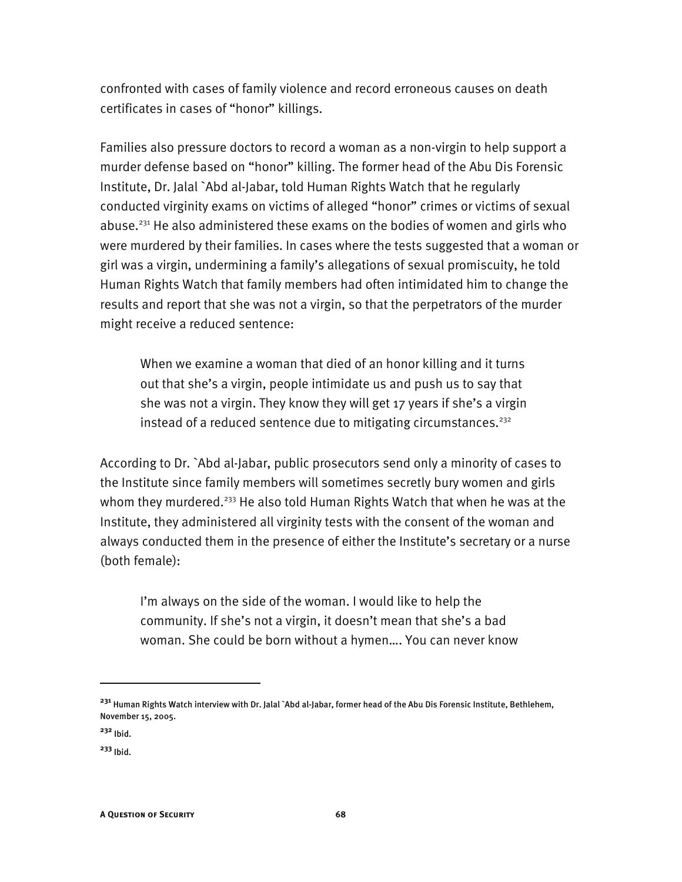confronted with cases of family violence and record erroneous causes on death certificates in cases of "honor" killings.

Families also pressure doctors to record a woman as a non-virgin to help support a murder defense based on "honor" killing. The former head of the Abu Dis Forensic Institute, Dr. Jalal `Abd al-Jabar, told Human Rights Watch that he regularly conducted virginity exams on victims of alleged "honor" crimes or victims of sexual abuse.[231] He also administered these exams on the bodies of women and girls who were murdered by their families. In cases where the tests suggested that a woman or girl was a virgin, undermining a family's allegations of sexual promiscuity, he told Human Rights Watch that family members had often intimidated him to change the results and report that she was not a virgin, so that the perpetrators of the murder might receive a reduced sentence:

> When we examine a woman that died of an honor killing and it turns out that she's a virgin, people intimidate us and push us to say that she was not a virgin. They know they will get 17 years if she's a virgin instead of a reduced sentence due to mitigating circumstances.[232]

According to Dr. `Abd al-Jabar, public prosecutors send only a minority of cases to the Institute since family members will sometimes secretly bury women and girls whom they murdered.[233] He also told Human Rights Watch that when he was at the Institute, they administered all virginity tests with the consent of the woman and always conducted them in the presence of either the Institute's secretary or a nurse (both female):

> I'm always on the side of the woman. I would like to help the community. If she's not a virgin, it doesn't mean that she's a bad woman. She could be born without a hymen…. You can never know

---

[231] Human Rights Watch interview with Dr. Jalal `Abd al-Jabar, former head of the Abu Dis Forensic Institute, Bethlehem, November 15, 2005.

[232] Ibid.

[233] Ibid.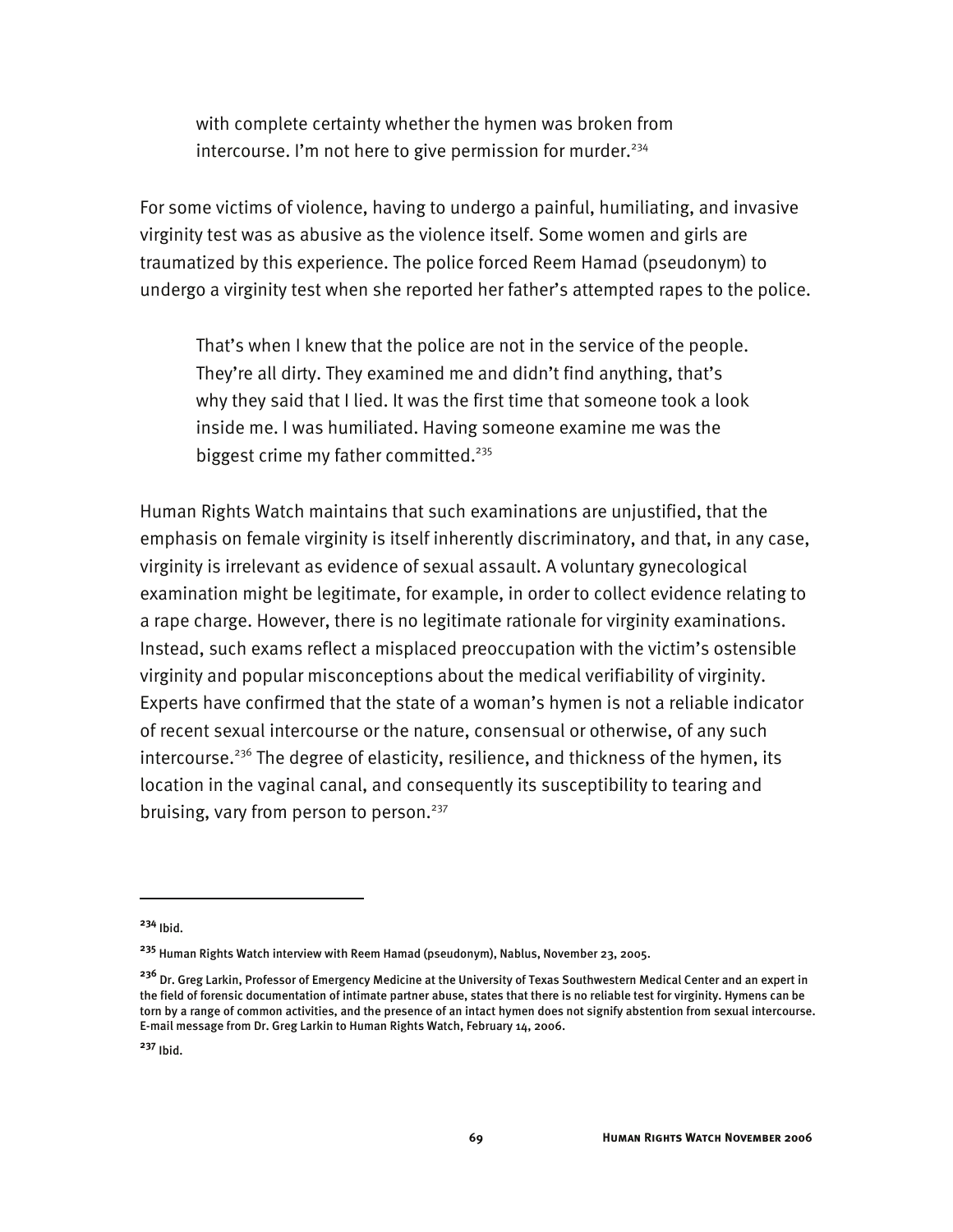> with complete certainty whether the hymen was broken from intercourse. I'm not here to give permission for murder.[234]

For some victims of violence, having to undergo a painful, humiliating, and invasive virginity test was as abusive as the violence itself. Some women and girls are traumatized by this experience. The police forced Reem Hamad (pseudonym) to undergo a virginity test when she reported her father's attempted rapes to the police.

> That's when I knew that the police are not in the service of the people. They're all dirty. They examined me and didn't find anything, that's why they said that I lied. It was the first time that someone took a look inside me. I was humiliated. Having someone examine me was the biggest crime my father committed.[235]

Human Rights Watch maintains that such examinations are unjustified, that the emphasis on female virginity is itself inherently discriminatory, and that, in any case, virginity is irrelevant as evidence of sexual assault. A voluntary gynecological examination might be legitimate, for example, in order to collect evidence relating to a rape charge. However, there is no legitimate rationale for virginity examinations. Instead, such exams reflect a misplaced preoccupation with the victim's ostensible virginity and popular misconceptions about the medical verifiability of virginity. Experts have confirmed that the state of a woman's hymen is not a reliable indicator of recent sexual intercourse or the nature, consensual or otherwise, of any such intercourse.[236] The degree of elasticity, resilience, and thickness of the hymen, its location in the vaginal canal, and consequently its susceptibility to tearing and bruising, vary from person to person.[237]

---

[234] Ibid.

[235] Human Rights Watch interview with Reem Hamad (pseudonym), Nablus, November 23, 2005.

[236] Dr. Greg Larkin, Professor of Emergency Medicine at the University of Texas Southwestern Medical Center and an expert in the field of forensic documentation of intimate partner abuse, states that there is no reliable test for virginity. Hymens can be torn by a range of common activities, and the presence of an intact hymen does not signify abstention from sexual intercourse. E-mail message from Dr. Greg Larkin to Human Rights Watch, February 14, 2006.

[237] Ibid.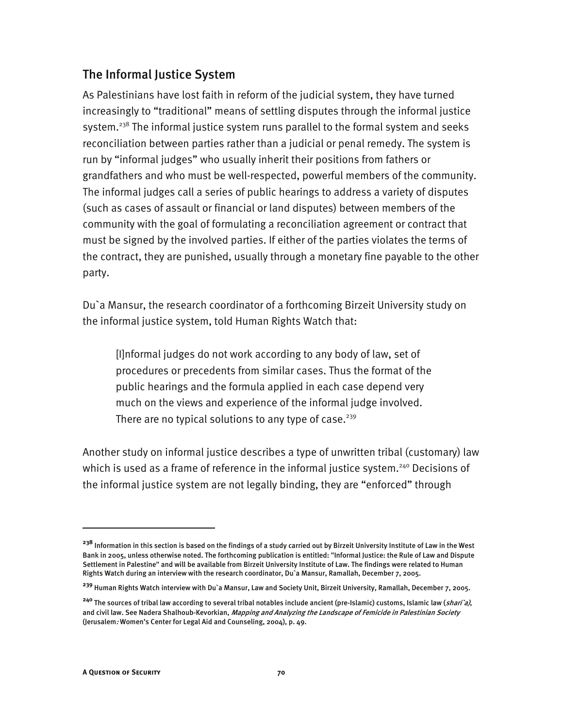## The Informal Justice System

As Palestinians have lost faith in reform of the judicial system, they have turned increasingly to "traditional" means of settling disputes through the informal justice system.[238] The informal justice system runs parallel to the formal system and seeks reconciliation between parties rather than a judicial or penal remedy. The system is run by "informal judges" who usually inherit their positions from fathers or grandfathers and who must be well-respected, powerful members of the community. The informal judges call a series of public hearings to address a variety of disputes (such as cases of assault or financial or land disputes) between members of the community with the goal of formulating a reconciliation agreement or contract that must be signed by the involved parties. If either of the parties violates the terms of the contract, they are punished, usually through a monetary fine payable to the other party.

Du`a Mansur, the research coordinator of a forthcoming Birzeit University study on the informal justice system, told Human Rights Watch that:

> [I]nformal judges do not work according to any body of law, set of procedures or precedents from similar cases. Thus the format of the public hearings and the formula applied in each case depend very much on the views and experience of the informal judge involved. There are no typical solutions to any type of case.[239]

Another study on informal justice describes a type of unwritten tribal (customary) law which is used as a frame of reference in the informal justice system.[240] Decisions of the informal justice system are not legally binding, they are "enforced" through

---

[238] Information in this section is based on the findings of a study carried out by Birzeit University Institute of Law in the West Bank in 2005, unless otherwise noted. The forthcoming publication is entitled: "Informal Justice: the Rule of Law and Dispute Settlement in Palestine" and will be available from Birzeit University Institute of Law. The findings were related to Human Rights Watch during an interview with the research coordinator, Du`a Mansur, Ramallah, December 7, 2005.

[239] Human Rights Watch interview with Du`a Mansur, Law and Society Unit, Birzeit University, Ramallah, December 7, 2005.

[240] The sources of tribal law according to several tribal notables include ancient (pre-Islamic) customs, Islamic law (*shari`a*), and civil law. See Nadera Shalhoub-Kevorkian, *Mapping and Analyzing the Landscape of Femicide in Palestinian Society* (Jerusalem: Women's Center for Legal Aid and Counseling, 2004), p. 49.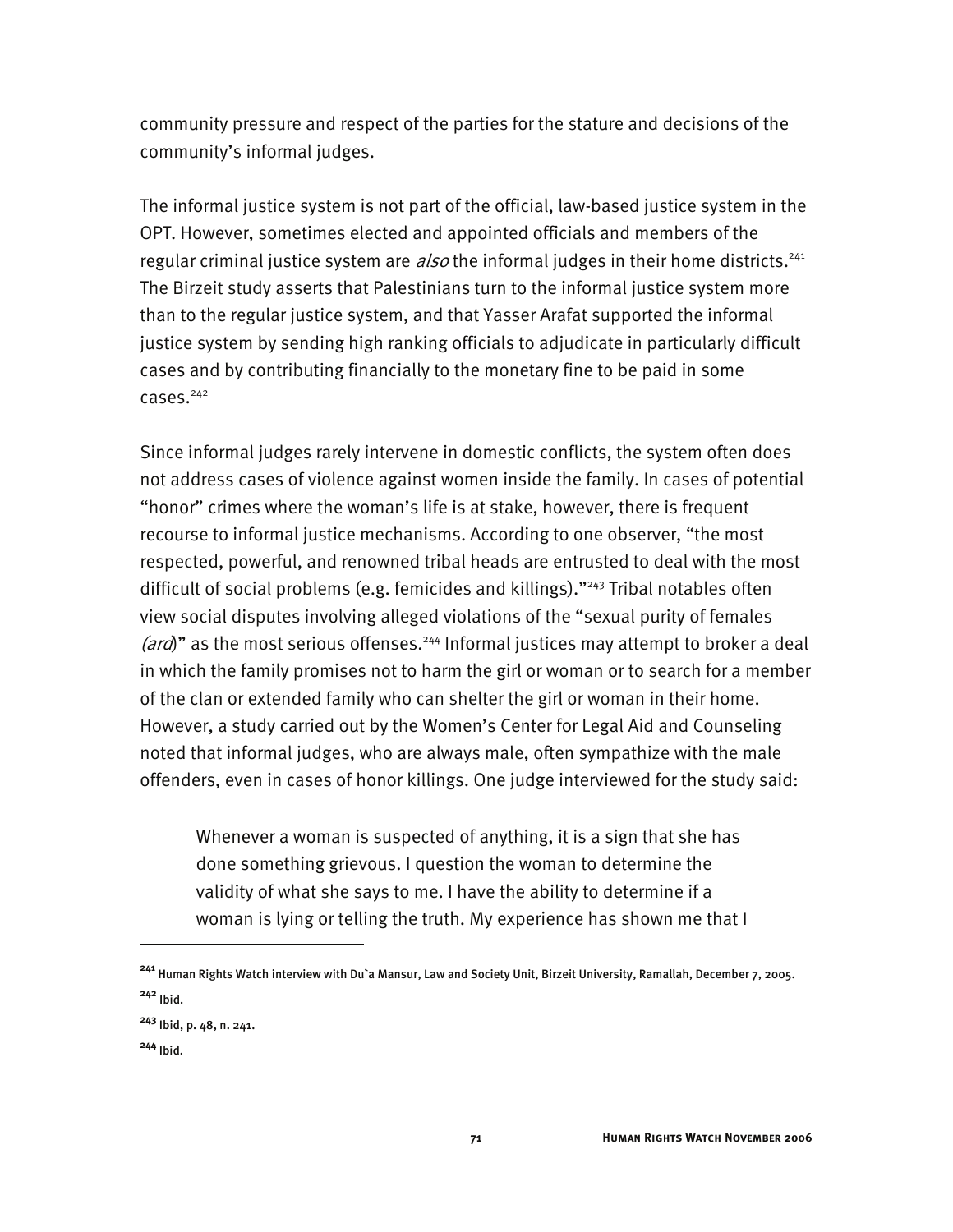community pressure and respect of the parties for the stature and decisions of the community's informal judges.

The informal justice system is not part of the official, law-based justice system in the OPT. However, sometimes elected and appointed officials and members of the regular criminal justice system are *also* the informal judges in their home districts.[241] The Birzeit study asserts that Palestinians turn to the informal justice system more than to the regular justice system, and that Yasser Arafat supported the informal justice system by sending high ranking officials to adjudicate in particularly difficult cases and by contributing financially to the monetary fine to be paid in some cases.[242]

Since informal judges rarely intervene in domestic conflicts, the system often does not address cases of violence against women inside the family. In cases of potential "honor" crimes where the woman's life is at stake, however, there is frequent recourse to informal justice mechanisms. According to one observer, "the most respected, powerful, and renowned tribal heads are entrusted to deal with the most difficult of social problems (e.g. femicides and killings)."[243] Tribal notables often view social disputes involving alleged violations of the "sexual purity of females (*ard*)" as the most serious offenses.[244] Informal justices may attempt to broker a deal in which the family promises not to harm the girl or woman or to search for a member of the clan or extended family who can shelter the girl or woman in their home. However, a study carried out by the Women's Center for Legal Aid and Counseling noted that informal judges, who are always male, often sympathize with the male offenders, even in cases of honor killings. One judge interviewed for the study said:

> Whenever a woman is suspected of anything, it is a sign that she has done something grievous. I question the woman to determine the validity of what she says to me. I have the ability to determine if a woman is lying or telling the truth. My experience has shown me that I

---

[241] Human Rights Watch interview with Du`a Mansur, Law and Society Unit, Birzeit University, Ramallah, December 7, 2005.

[242] Ibid.

[243] Ibid, p. 48, n. 241.

[244] Ibid.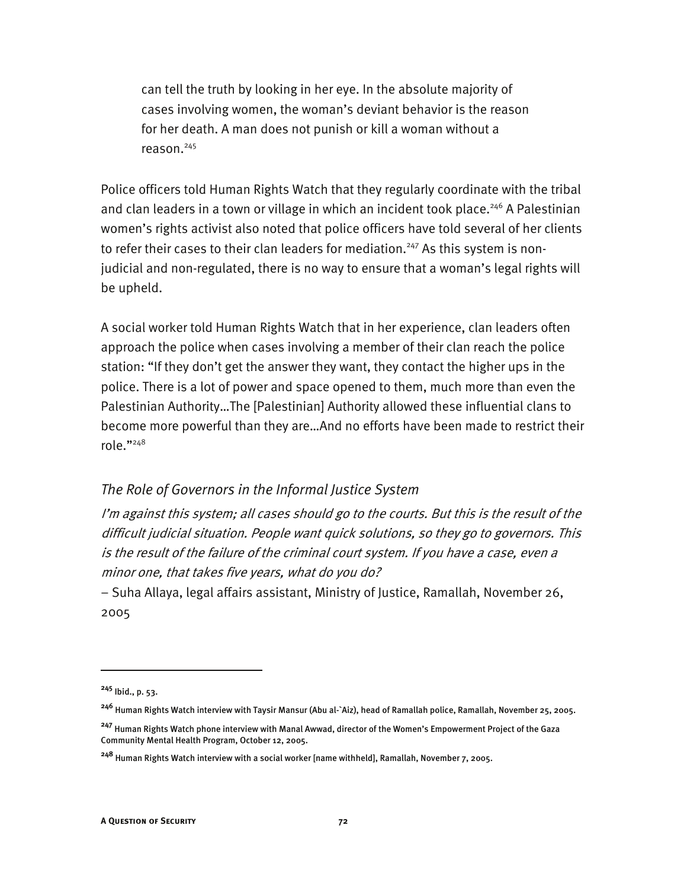> can tell the truth by looking in her eye. In the absolute majority of cases involving women, the woman's deviant behavior is the reason for her death. A man does not punish or kill a woman without a reason.[245]

Police officers told Human Rights Watch that they regularly coordinate with the tribal and clan leaders in a town or village in which an incident took place.[246] A Palestinian women's rights activist also noted that police officers have told several of her clients to refer their cases to their clan leaders for mediation.[247] As this system is non-judicial and non-regulated, there is no way to ensure that a woman's legal rights will be upheld.

A social worker told Human Rights Watch that in her experience, clan leaders often approach the police when cases involving a member of their clan reach the police station: "If they don't get the answer they want, they contact the higher ups in the police. There is a lot of power and space opened to them, much more than even the Palestinian Authority…The [Palestinian] Authority allowed these influential clans to become more powerful than they are…And no efforts have been made to restrict their role."[248]

### *The Role of Governors in the Informal Justice System*

*I'm against this system; all cases should go to the courts. But this is the result of the difficult judicial situation. People want quick solutions, so they go to governors. This is the result of the failure of the criminal court system. If you have a case, even a minor one, that takes five years, what do you do?*

– Suha Allaya, legal affairs assistant, Ministry of Justice, Ramallah, November 26, 2005

---

[245] Ibid., p. 53.

[246] Human Rights Watch interview with Taysir Mansur (Abu al-`Aiz), head of Ramallah police, Ramallah, November 25, 2005.

[247] Human Rights Watch phone interview with Manal Awwad, director of the Women's Empowerment Project of the Gaza Community Mental Health Program, October 12, 2005.

[248] Human Rights Watch interview with a social worker [name withheld], Ramallah, November 7, 2005.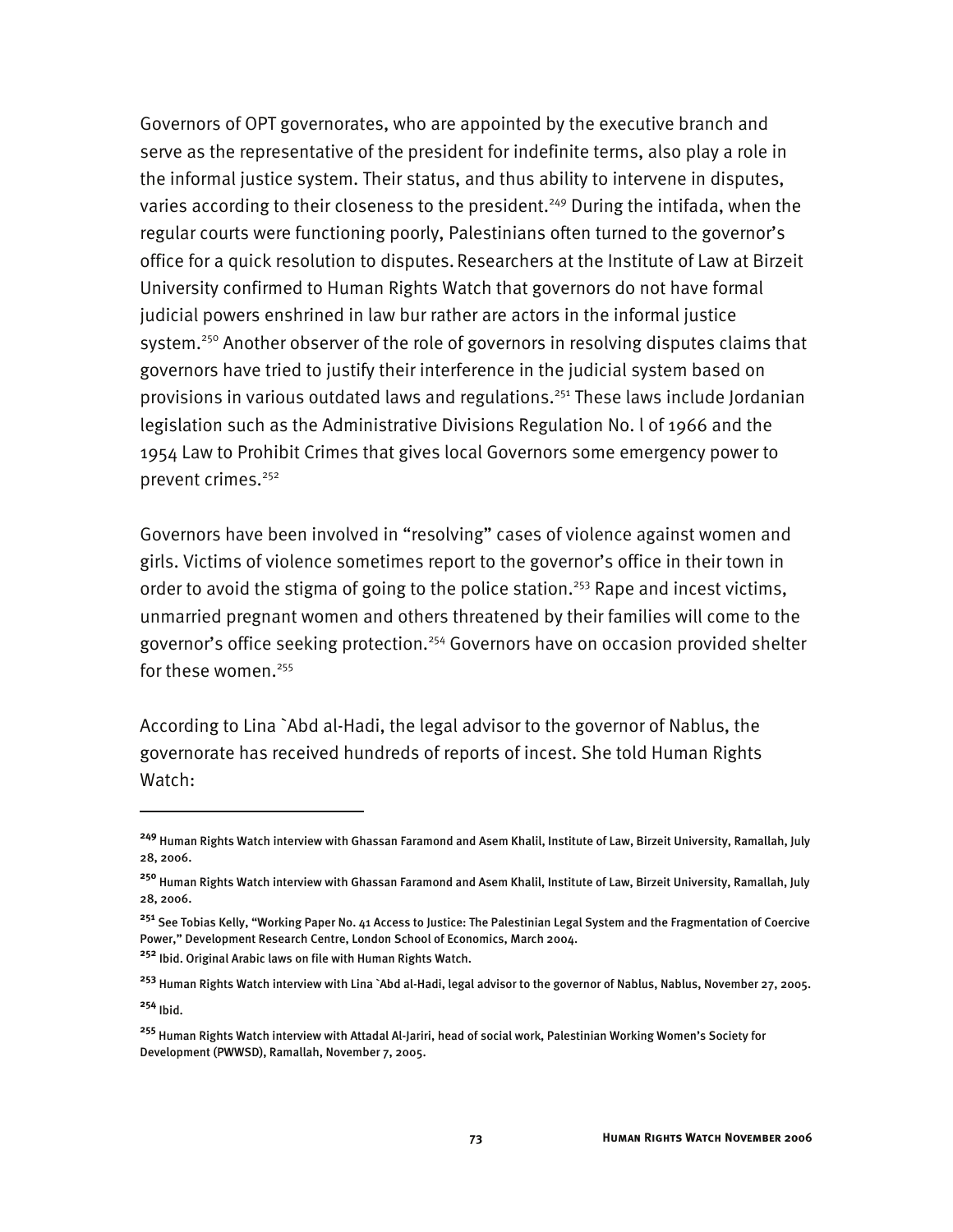Governors of OPT governorates, who are appointed by the executive branch and serve as the representative of the president for indefinite terms, also play a role in the informal justice system. Their status, and thus ability to intervene in disputes, varies according to their closeness to the president.[249] During the intifada, when the regular courts were functioning poorly, Palestinians often turned to the governor's office for a quick resolution to disputes. Researchers at the Institute of Law at Birzeit University confirmed to Human Rights Watch that governors do not have formal judicial powers enshrined in law bur rather are actors in the informal justice system.[250] Another observer of the role of governors in resolving disputes claims that governors have tried to justify their interference in the judicial system based on provisions in various outdated laws and regulations.[251] These laws include Jordanian legislation such as the Administrative Divisions Regulation No. l of 1966 and the 1954 Law to Prohibit Crimes that gives local Governors some emergency power to prevent crimes.[252]

Governors have been involved in "resolving" cases of violence against women and girls. Victims of violence sometimes report to the governor's office in their town in order to avoid the stigma of going to the police station.[253] Rape and incest victims, unmarried pregnant women and others threatened by their families will come to the governor's office seeking protection.[254] Governors have on occasion provided shelter for these women.[255]

According to Lina `Abd al-Hadi, the legal advisor to the governor of Nablus, the governorate has received hundreds of reports of incest. She told Human Rights Watch:

---

[249] Human Rights Watch interview with Ghassan Faramond and Asem Khalil, Institute of Law, Birzeit University, Ramallah, July 28, 2006.

[250] Human Rights Watch interview with Ghassan Faramond and Asem Khalil, Institute of Law, Birzeit University, Ramallah, July 28, 2006.

[251] See Tobias Kelly, "Working Paper No. 41 Access to Justice: The Palestinian Legal System and the Fragmentation of Coercive Power," Development Research Centre, London School of Economics, March 2004.

[252] Ibid. Original Arabic laws on file with Human Rights Watch.

[253] Human Rights Watch interview with Lina `Abd al-Hadi, legal advisor to the governor of Nablus, Nablus, November 27, 2005.

[254] Ibid.

[255] Human Rights Watch interview with Attadal Al-Jariri, head of social work, Palestinian Working Women's Society for Development (PWWSD), Ramallah, November 7, 2005.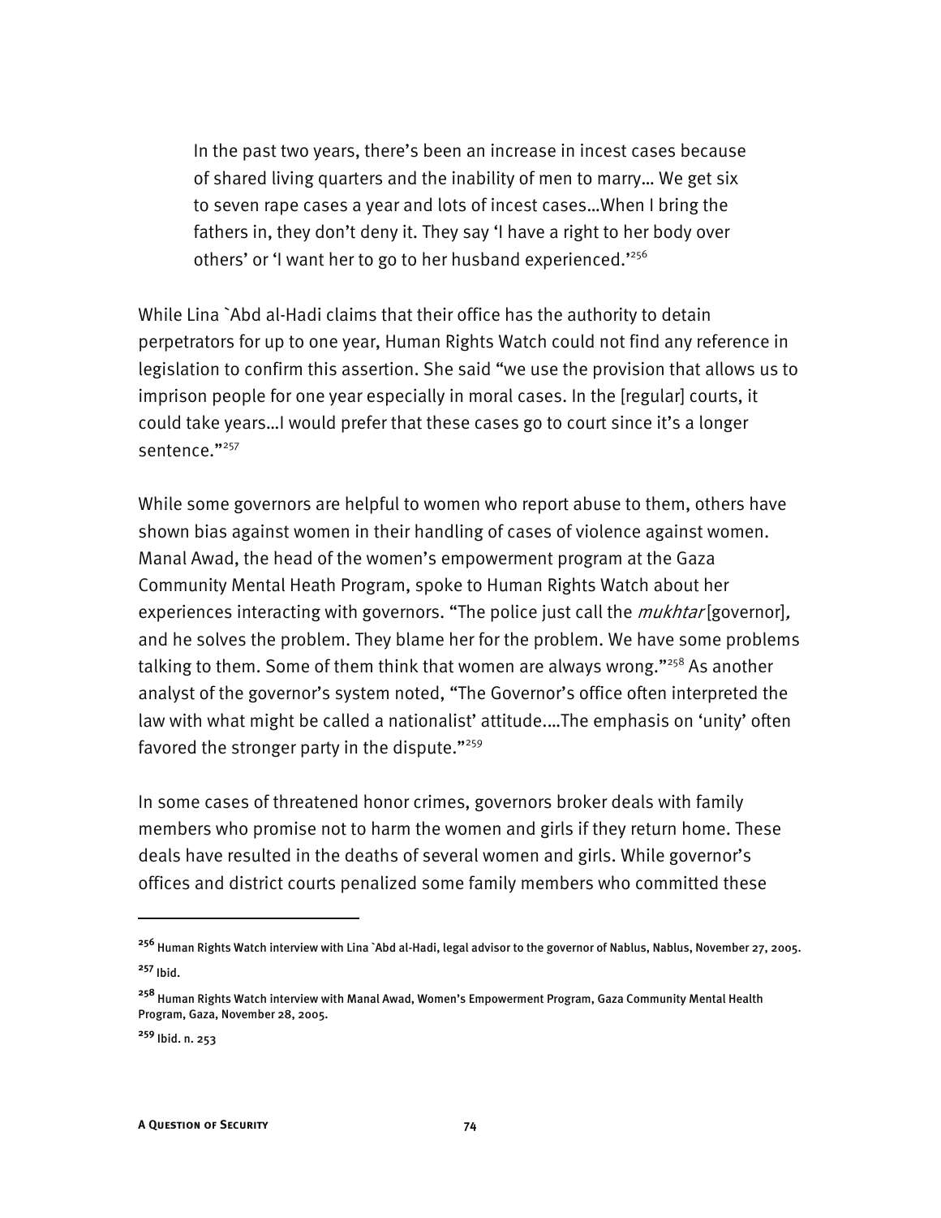> In the past two years, there's been an increase in incest cases because of shared living quarters and the inability of men to marry… We get six to seven rape cases a year and lots of incest cases…When I bring the fathers in, they don't deny it. They say 'I have a right to her body over others' or 'I want her to go to her husband experienced.'[256]

While Lina `Abd al-Hadi claims that their office has the authority to detain perpetrators for up to one year, Human Rights Watch could not find any reference in legislation to confirm this assertion. She said "we use the provision that allows us to imprison people for one year especially in moral cases. In the [regular] courts, it could take years…I would prefer that these cases go to court since it's a longer sentence."[257]

While some governors are helpful to women who report abuse to them, others have shown bias against women in their handling of cases of violence against women. Manal Awad, the head of the women's empowerment program at the Gaza Community Mental Heath Program, spoke to Human Rights Watch about her experiences interacting with governors. "The police just call the *mukhtar* [governor], and he solves the problem. They blame her for the problem. We have some problems talking to them. Some of them think that women are always wrong."[258] As another analyst of the governor's system noted, "The Governor's office often interpreted the law with what might be called a nationalist' attitude.…The emphasis on 'unity' often favored the stronger party in the dispute."[259]

In some cases of threatened honor crimes, governors broker deals with family members who promise not to harm the women and girls if they return home. These deals have resulted in the deaths of several women and girls. While governor's offices and district courts penalized some family members who committed these

---

[256] Human Rights Watch interview with Lina `Abd al-Hadi, legal advisor to the governor of Nablus, Nablus, November 27, 2005.

[257] Ibid.

[258] Human Rights Watch interview with Manal Awad, Women's Empowerment Program, Gaza Community Mental Health Program, Gaza, November 28, 2005.

[259] Ibid. n. 253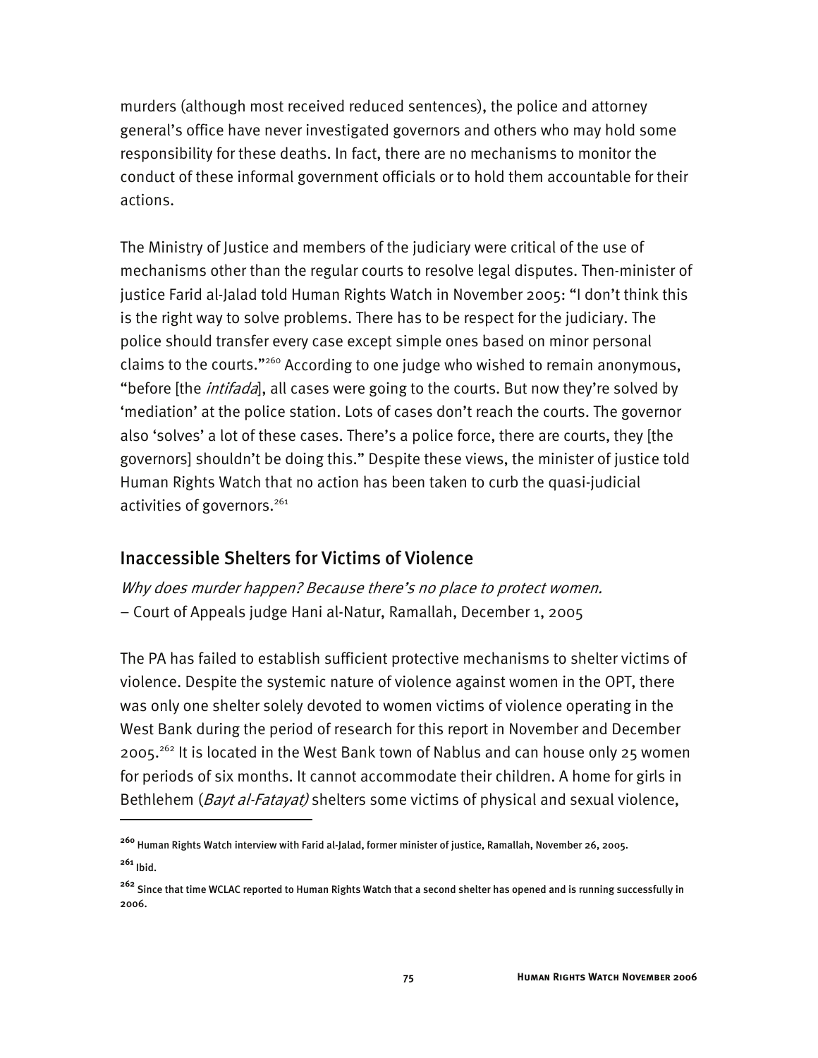murders (although most received reduced sentences), the police and attorney general's office have never investigated governors and others who may hold some responsibility for these deaths. In fact, there are no mechanisms to monitor the conduct of these informal government officials or to hold them accountable for their actions.

The Ministry of Justice and members of the judiciary were critical of the use of mechanisms other than the regular courts to resolve legal disputes. Then-minister of justice Farid al-Jalad told Human Rights Watch in November 2005: "I don't think this is the right way to solve problems. There has to be respect for the judiciary. The police should transfer every case except simple ones based on minor personal claims to the courts."[260] According to one judge who wished to remain anonymous, "before [the *intifada*], all cases were going to the courts. But now they're solved by 'mediation' at the police station. Lots of cases don't reach the courts. The governor also 'solves' a lot of these cases. There's a police force, there are courts, they [the governors] shouldn't be doing this." Despite these views, the minister of justice told Human Rights Watch that no action has been taken to curb the quasi-judicial activities of governors.[261]

## Inaccessible Shelters for Victims of Violence

*Why does murder happen? Because there's no place to protect women.*
– Court of Appeals judge Hani al-Natur, Ramallah, December 1, 2005

The PA has failed to establish sufficient protective mechanisms to shelter victims of violence. Despite the systemic nature of violence against women in the OPT, there was only one shelter solely devoted to women victims of violence operating in the West Bank during the period of research for this report in November and December 2005.[262] It is located in the West Bank town of Nablus and can house only 25 women for periods of six months. It cannot accommodate their children. A home for girls in Bethlehem (*Bayt al-Fatayat)* shelters some victims of physical and sexual violence,

---

[260] Human Rights Watch interview with Farid al-Jalad, former minister of justice, Ramallah, November 26, 2005.

[261] Ibid.

[262] Since that time WCLAC reported to Human Rights Watch that a second shelter has opened and is running successfully in 2006.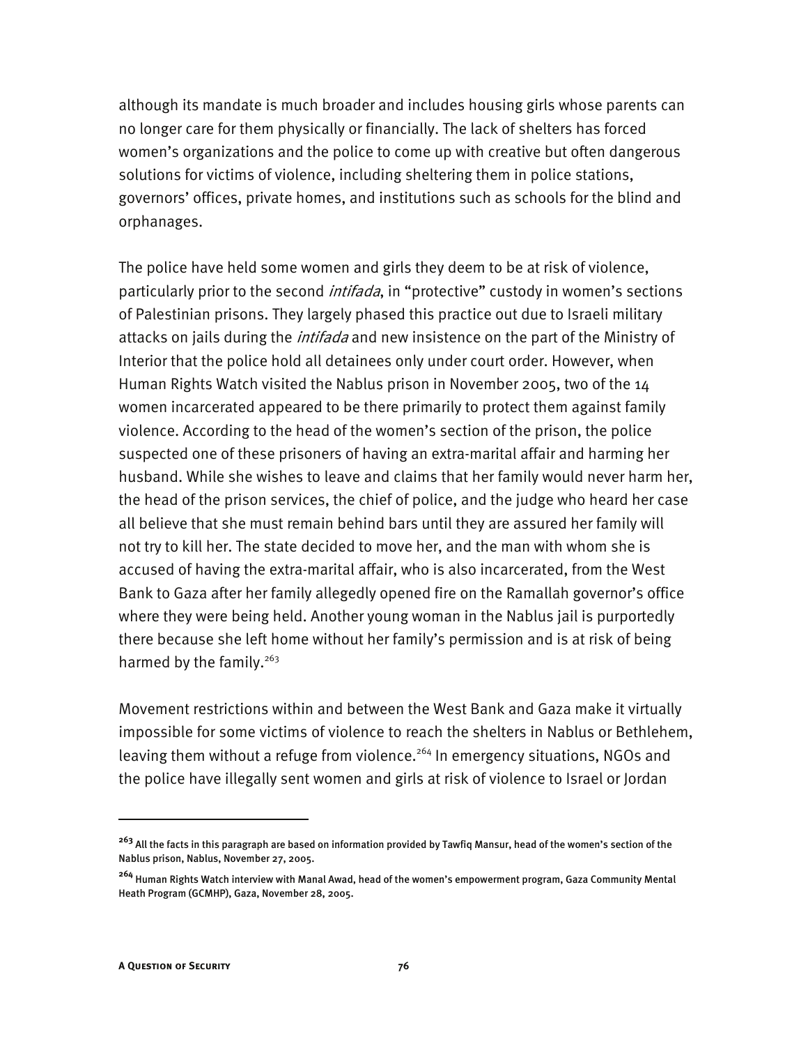although its mandate is much broader and includes housing girls whose parents can no longer care for them physically or financially. The lack of shelters has forced women's organizations and the police to come up with creative but often dangerous solutions for victims of violence, including sheltering them in police stations, governors' offices, private homes, and institutions such as schools for the blind and orphanages.

The police have held some women and girls they deem to be at risk of violence, particularly prior to the second *intifada*, in "protective" custody in women's sections of Palestinian prisons. They largely phased this practice out due to Israeli military attacks on jails during the *intifada* and new insistence on the part of the Ministry of Interior that the police hold all detainees only under court order. However, when Human Rights Watch visited the Nablus prison in November 2005, two of the 14 women incarcerated appeared to be there primarily to protect them against family violence. According to the head of the women's section of the prison, the police suspected one of these prisoners of having an extra-marital affair and harming her husband. While she wishes to leave and claims that her family would never harm her, the head of the prison services, the chief of police, and the judge who heard her case all believe that she must remain behind bars until they are assured her family will not try to kill her. The state decided to move her, and the man with whom she is accused of having the extra-marital affair, who is also incarcerated, from the West Bank to Gaza after her family allegedly opened fire on the Ramallah governor's office where they were being held. Another young woman in the Nablus jail is purportedly there because she left home without her family's permission and is at risk of being harmed by the family.[263]

Movement restrictions within and between the West Bank and Gaza make it virtually impossible for some victims of violence to reach the shelters in Nablus or Bethlehem, leaving them without a refuge from violence.[264] In emergency situations, NGOs and the police have illegally sent women and girls at risk of violence to Israel or Jordan

---

[263] All the facts in this paragraph are based on information provided by Tawfiq Mansur, head of the women's section of the Nablus prison, Nablus, November 27, 2005.

[264] Human Rights Watch interview with Manal Awad, head of the women's empowerment program, Gaza Community Mental Heath Program (GCMHP), Gaza, November 28, 2005.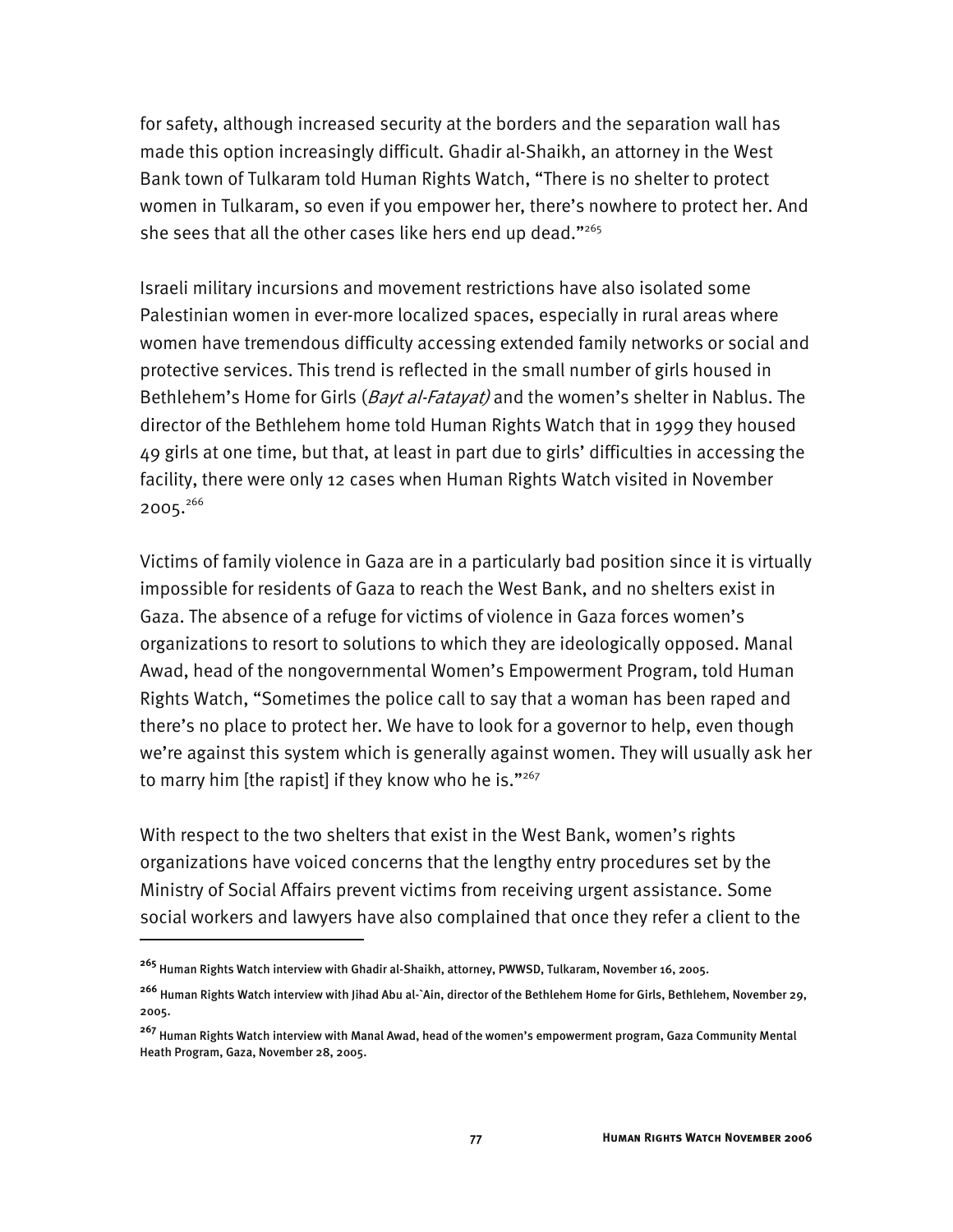for safety, although increased security at the borders and the separation wall has made this option increasingly difficult. Ghadir al-Shaikh, an attorney in the West Bank town of Tulkaram told Human Rights Watch, "There is no shelter to protect women in Tulkaram, so even if you empower her, there's nowhere to protect her. And she sees that all the other cases like hers end up dead."[265]

Israeli military incursions and movement restrictions have also isolated some Palestinian women in ever-more localized spaces, especially in rural areas where women have tremendous difficulty accessing extended family networks or social and protective services. This trend is reflected in the small number of girls housed in Bethlehem's Home for Girls (*Bayt al-Fatayat)* and the women's shelter in Nablus. The director of the Bethlehem home told Human Rights Watch that in 1999 they housed 49 girls at one time, but that, at least in part due to girls' difficulties in accessing the facility, there were only 12 cases when Human Rights Watch visited in November 2005.[266]

Victims of family violence in Gaza are in a particularly bad position since it is virtually impossible for residents of Gaza to reach the West Bank, and no shelters exist in Gaza. The absence of a refuge for victims of violence in Gaza forces women's organizations to resort to solutions to which they are ideologically opposed. Manal Awad, head of the nongovernmental Women's Empowerment Program, told Human Rights Watch, "Sometimes the police call to say that a woman has been raped and there's no place to protect her. We have to look for a governor to help, even though we're against this system which is generally against women. They will usually ask her to marry him [the rapist] if they know who he is."[267]

With respect to the two shelters that exist in the West Bank, women's rights organizations have voiced concerns that the lengthy entry procedures set by the Ministry of Social Affairs prevent victims from receiving urgent assistance. Some social workers and lawyers have also complained that once they refer a client to the

---

[265] Human Rights Watch interview with Ghadir al-Shaikh, attorney, PWWSD, Tulkaram, November 16, 2005.

[266] Human Rights Watch interview with Jihad Abu al-`Ain, director of the Bethlehem Home for Girls, Bethlehem, November 29, 2005.

[267] Human Rights Watch interview with Manal Awad, head of the women's empowerment program, Gaza Community Mental Heath Program, Gaza, November 28, 2005.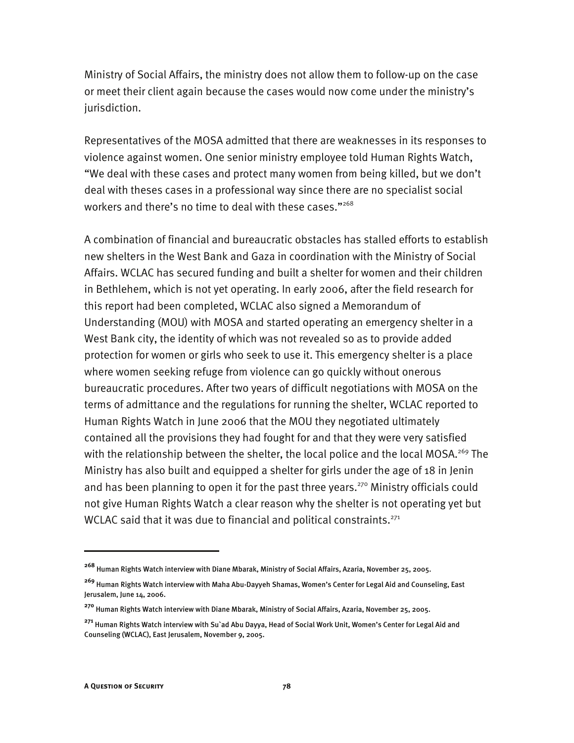Ministry of Social Affairs, the ministry does not allow them to follow-up on the case or meet their client again because the cases would now come under the ministry's jurisdiction.

Representatives of the MOSA admitted that there are weaknesses in its responses to violence against women. One senior ministry employee told Human Rights Watch, "We deal with these cases and protect many women from being killed, but we don't deal with theses cases in a professional way since there are no specialist social workers and there's no time to deal with these cases."[268]

A combination of financial and bureaucratic obstacles has stalled efforts to establish new shelters in the West Bank and Gaza in coordination with the Ministry of Social Affairs. WCLAC has secured funding and built a shelter for women and their children in Bethlehem, which is not yet operating. In early 2006, after the field research for this report had been completed, WCLAC also signed a Memorandum of Understanding (MOU) with MOSA and started operating an emergency shelter in a West Bank city, the identity of which was not revealed so as to provide added protection for women or girls who seek to use it. This emergency shelter is a place where women seeking refuge from violence can go quickly without onerous bureaucratic procedures. After two years of difficult negotiations with MOSA on the terms of admittance and the regulations for running the shelter, WCLAC reported to Human Rights Watch in June 2006 that the MOU they negotiated ultimately contained all the provisions they had fought for and that they were very satisfied with the relationship between the shelter, the local police and the local MOSA.[269] The Ministry has also built and equipped a shelter for girls under the age of 18 in Jenin and has been planning to open it for the past three years.[270] Ministry officials could not give Human Rights Watch a clear reason why the shelter is not operating yet but WCLAC said that it was due to financial and political constraints.[271]

---

[268] Human Rights Watch interview with Diane Mbarak, Ministry of Social Affairs, Azaria, November 25, 2005.

[269] Human Rights Watch interview with Maha Abu-Dayyeh Shamas, Women's Center for Legal Aid and Counseling, East Jerusalem, June 14, 2006.

[270] Human Rights Watch interview with Diane Mbarak, Ministry of Social Affairs, Azaria, November 25, 2005.

[271] Human Rights Watch interview with Su`ad Abu Dayya, Head of Social Work Unit, Women's Center for Legal Aid and Counseling (WCLAC), East Jerusalem, November 9, 2005.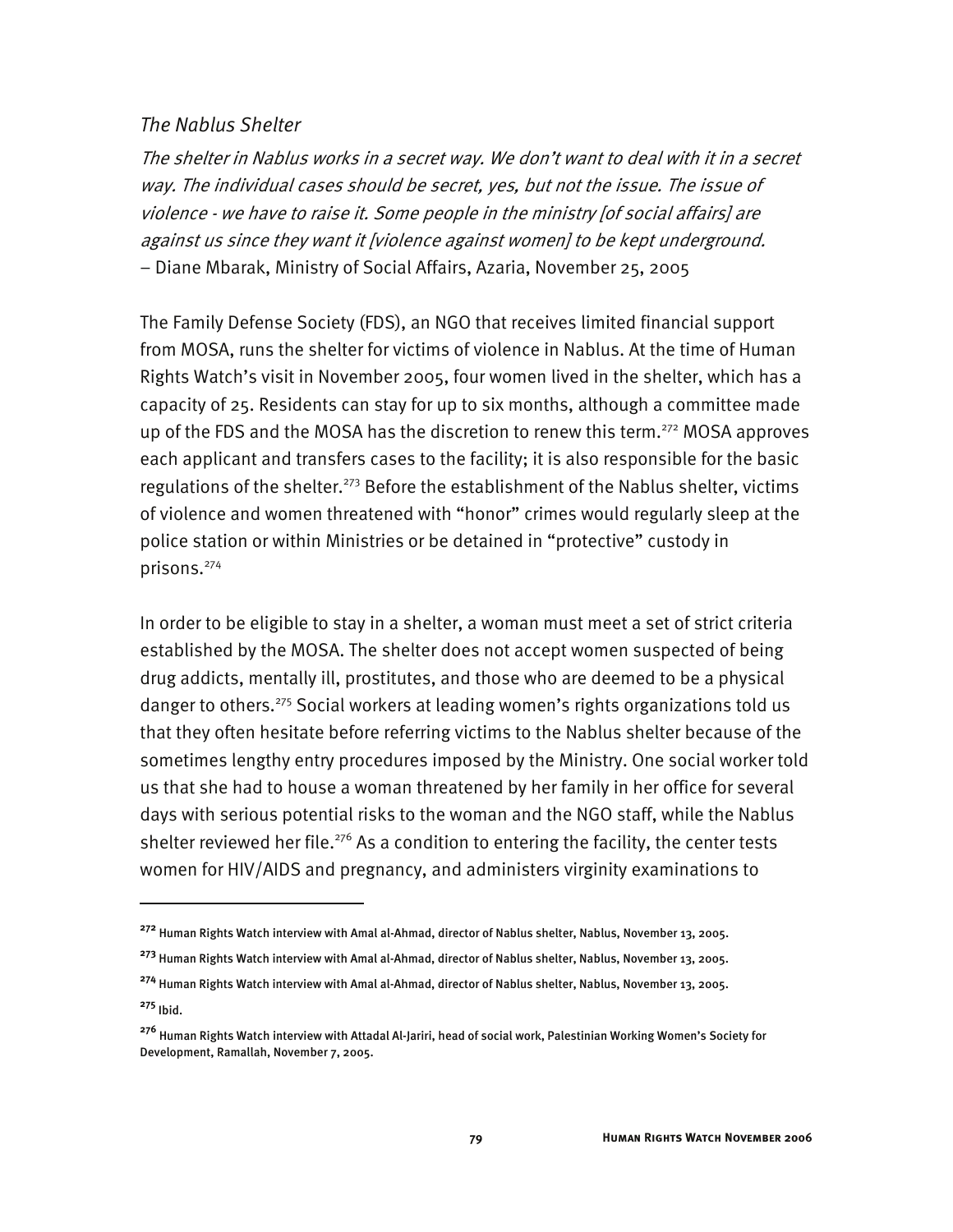### *The Nablus Shelter*

*The shelter in Nablus works in a secret way. We don't want to deal with it in a secret way. The individual cases should be secret, yes, but not the issue. The issue of violence - we have to raise it. Some people in the ministry [of social affairs] are against us since they want it [violence against women] to be kept underground.*
– Diane Mbarak, Ministry of Social Affairs, Azaria, November 25, 2005

The Family Defense Society (FDS), an NGO that receives limited financial support from MOSA, runs the shelter for victims of violence in Nablus. At the time of Human Rights Watch's visit in November 2005, four women lived in the shelter, which has a capacity of 25. Residents can stay for up to six months, although a committee made up of the FDS and the MOSA has the discretion to renew this term.[272] MOSA approves each applicant and transfers cases to the facility; it is also responsible for the basic regulations of the shelter.[273] Before the establishment of the Nablus shelter, victims of violence and women threatened with "honor" crimes would regularly sleep at the police station or within Ministries or be detained in "protective" custody in prisons.[274]

In order to be eligible to stay in a shelter, a woman must meet a set of strict criteria established by the MOSA. The shelter does not accept women suspected of being drug addicts, mentally ill, prostitutes, and those who are deemed to be a physical danger to others.[275] Social workers at leading women's rights organizations told us that they often hesitate before referring victims to the Nablus shelter because of the sometimes lengthy entry procedures imposed by the Ministry. One social worker told us that she had to house a woman threatened by her family in her office for several days with serious potential risks to the woman and the NGO staff, while the Nablus shelter reviewed her file.[276] As a condition to entering the facility, the center tests women for HIV/AIDS and pregnancy, and administers virginity examinations to

---

[272] Human Rights Watch interview with Amal al-Ahmad, director of Nablus shelter, Nablus, November 13, 2005.

[273] Human Rights Watch interview with Amal al-Ahmad, director of Nablus shelter, Nablus, November 13, 2005.

[274] Human Rights Watch interview with Amal al-Ahmad, director of Nablus shelter, Nablus, November 13, 2005.

[275] Ibid.

[276] Human Rights Watch interview with Attadal Al-Jariri, head of social work, Palestinian Working Women's Society for Development, Ramallah, November 7, 2005.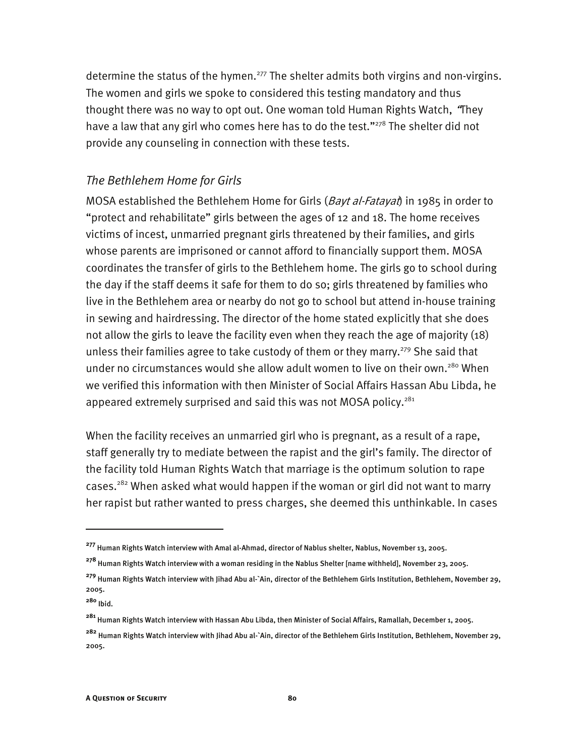determine the status of the hymen.[277] The shelter admits both virgins and non-virgins. The women and girls we spoke to considered this testing mandatory and thus thought there was no way to opt out. One woman told Human Rights Watch, "They have a law that any girl who comes here has to do the test."[278] The shelter did not provide any counseling in connection with these tests.

### *The Bethlehem Home for Girls*

MOSA established the Bethlehem Home for Girls (*Bayt al-Fatayat*) in 1985 in order to "protect and rehabilitate" girls between the ages of 12 and 18. The home receives victims of incest, unmarried pregnant girls threatened by their families, and girls whose parents are imprisoned or cannot afford to financially support them. MOSA coordinates the transfer of girls to the Bethlehem home. The girls go to school during the day if the staff deems it safe for them to do so; girls threatened by families who live in the Bethlehem area or nearby do not go to school but attend in-house training in sewing and hairdressing. The director of the home stated explicitly that she does not allow the girls to leave the facility even when they reach the age of majority (18) unless their families agree to take custody of them or they marry.[279] She said that under no circumstances would she allow adult women to live on their own.[280] When we verified this information with then Minister of Social Affairs Hassan Abu Libda, he appeared extremely surprised and said this was not MOSA policy.[281]

When the facility receives an unmarried girl who is pregnant, as a result of a rape, staff generally try to mediate between the rapist and the girl's family. The director of the facility told Human Rights Watch that marriage is the optimum solution to rape cases.[282] When asked what would happen if the woman or girl did not want to marry her rapist but rather wanted to press charges, she deemed this unthinkable. In cases

---

[277] Human Rights Watch interview with Amal al-Ahmad, director of Nablus shelter, Nablus, November 13, 2005.

[278] Human Rights Watch interview with a woman residing in the Nablus Shelter [name withheld], November 23, 2005.

[279] Human Rights Watch interview with Jihad Abu al-`Ain, director of the Bethlehem Girls Institution, Bethlehem, November 29, 2005.

[280] Ibid.

[281] Human Rights Watch interview with Hassan Abu Libda, then Minister of Social Affairs, Ramallah, December 1, 2005.

[282] Human Rights Watch interview with Jihad Abu al-`Ain, director of the Bethlehem Girls Institution, Bethlehem, November 29, 2005.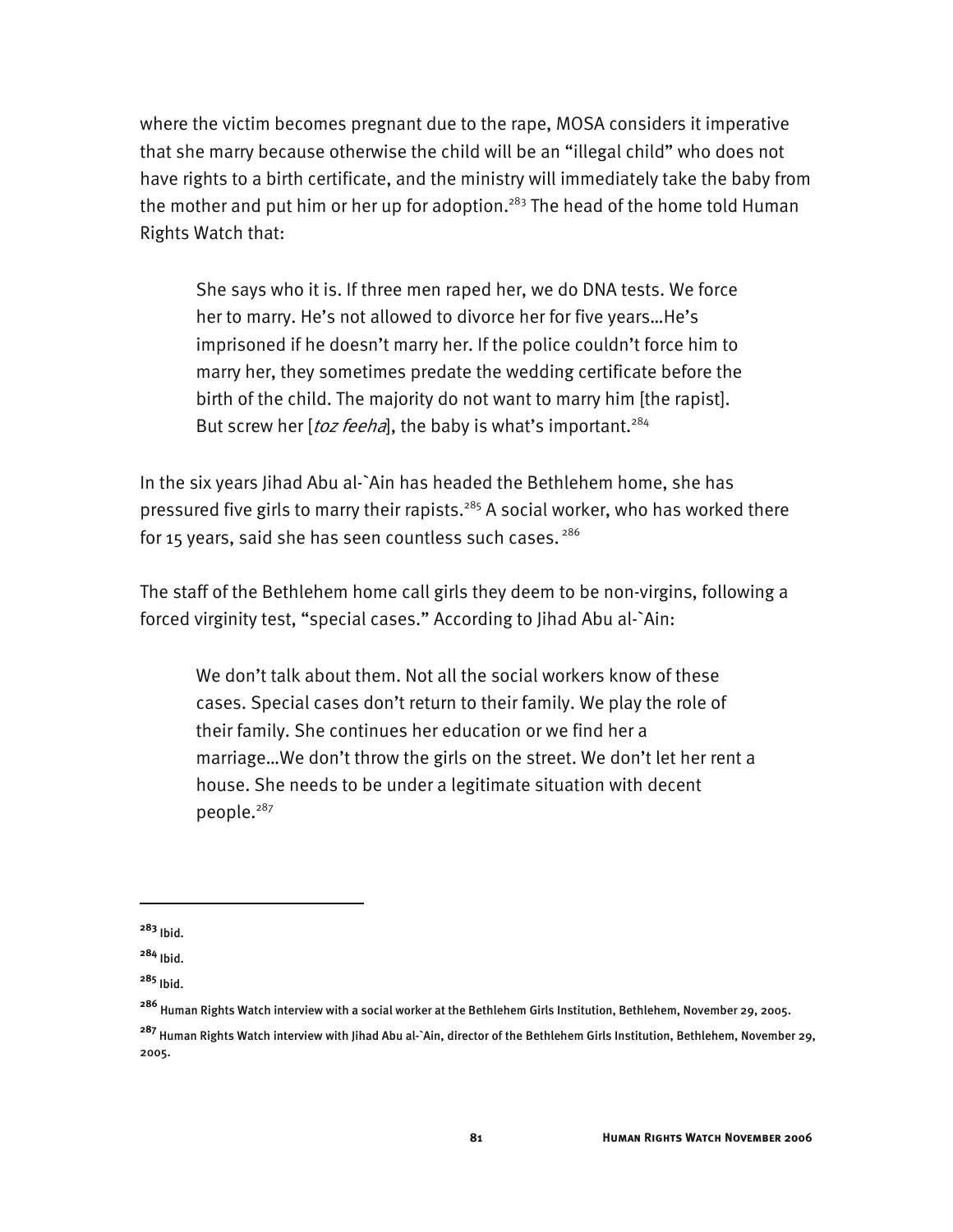where the victim becomes pregnant due to the rape, MOSA considers it imperative that she marry because otherwise the child will be an "illegal child" who does not have rights to a birth certificate, and the ministry will immediately take the baby from the mother and put him or her up for adoption.[283] The head of the home told Human Rights Watch that:

> She says who it is. If three men raped her, we do DNA tests. We force her to marry. He's not allowed to divorce her for five years…He's imprisoned if he doesn't marry her. If the police couldn't force him to marry her, they sometimes predate the wedding certificate before the birth of the child. The majority do not want to marry him [the rapist]. But screw her [*toz feeha*], the baby is what's important.[284]

In the six years Jihad Abu al-`Ain has headed the Bethlehem home, she has pressured five girls to marry their rapists.[285] A social worker, who has worked there for 15 years, said she has seen countless such cases.[286]

The staff of the Bethlehem home call girls they deem to be non-virgins, following a forced virginity test, "special cases." According to Jihad Abu al-`Ain:

> We don't talk about them. Not all the social workers know of these cases. Special cases don't return to their family. We play the role of their family. She continues her education or we find her a marriage…We don't throw the girls on the street. We don't let her rent a house. She needs to be under a legitimate situation with decent people.[287]

---

[283] Ibid.

[284] Ibid.

[285] Ibid.

[286] Human Rights Watch interview with a social worker at the Bethlehem Girls Institution, Bethlehem, November 29, 2005.

[287] Human Rights Watch interview with Jihad Abu al-`Ain, director of the Bethlehem Girls Institution, Bethlehem, November 29, 2005.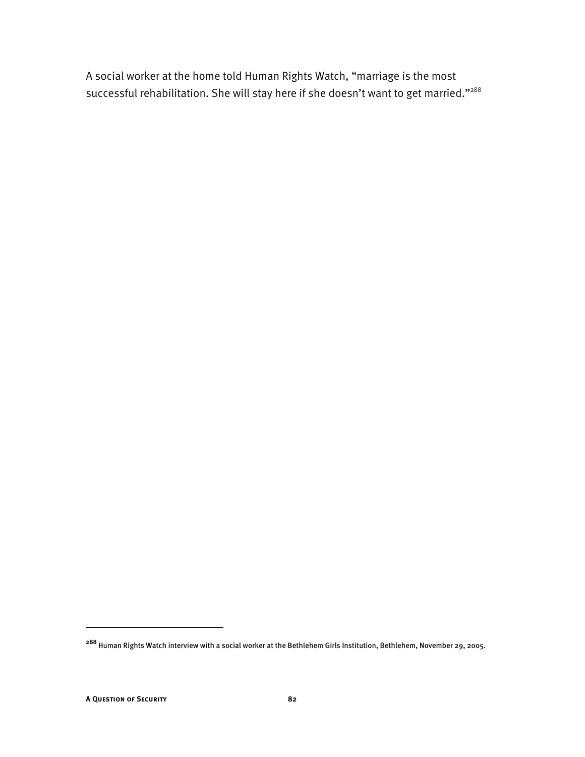A social worker at the home told Human Rights Watch, "marriage is the most successful rehabilitation. She will stay here if she doesn't want to get married."[288]

[288] Human Rights Watch interview with a social worker at the Bethlehem Girls Institution, Bethlehem, November 29, 2005.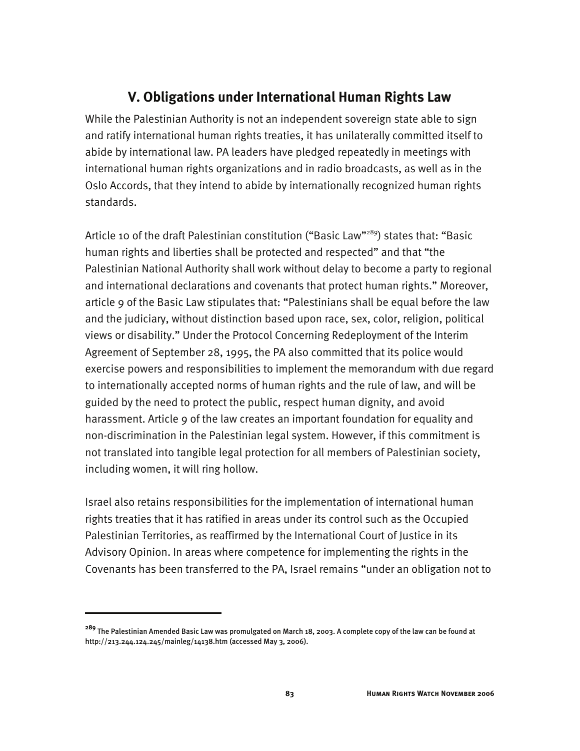## V. Obligations under International Human Rights Law

While the Palestinian Authority is not an independent sovereign state able to sign and ratify international human rights treaties, it has unilaterally committed itself to abide by international law. PA leaders have pledged repeatedly in meetings with international human rights organizations and in radio broadcasts, as well as in the Oslo Accords, that they intend to abide by internationally recognized human rights standards.

Article 10 of the draft Palestinian constitution ("Basic Law"[289]) states that: "Basic human rights and liberties shall be protected and respected" and that "the Palestinian National Authority shall work without delay to become a party to regional and international declarations and covenants that protect human rights." Moreover, article 9 of the Basic Law stipulates that: "Palestinians shall be equal before the law and the judiciary, without distinction based upon race, sex, color, religion, political views or disability." Under the Protocol Concerning Redeployment of the Interim Agreement of September 28, 1995, the PA also committed that its police would exercise powers and responsibilities to implement the memorandum with due regard to internationally accepted norms of human rights and the rule of law, and will be guided by the need to protect the public, respect human dignity, and avoid harassment. Article 9 of the law creates an important foundation for equality and non-discrimination in the Palestinian legal system. However, if this commitment is not translated into tangible legal protection for all members of Palestinian society, including women, it will ring hollow.

Israel also retains responsibilities for the implementation of international human rights treaties that it has ratified in areas under its control such as the Occupied Palestinian Territories, as reaffirmed by the International Court of Justice in its Advisory Opinion. In areas where competence for implementing the rights in the Covenants has been transferred to the PA, Israel remains "under an obligation not to

---

[289] The Palestinian Amended Basic Law was promulgated on March 18, 2003. A complete copy of the law can be found at http://213.244.124.245/mainleg/14138.htm (accessed May 3, 2006).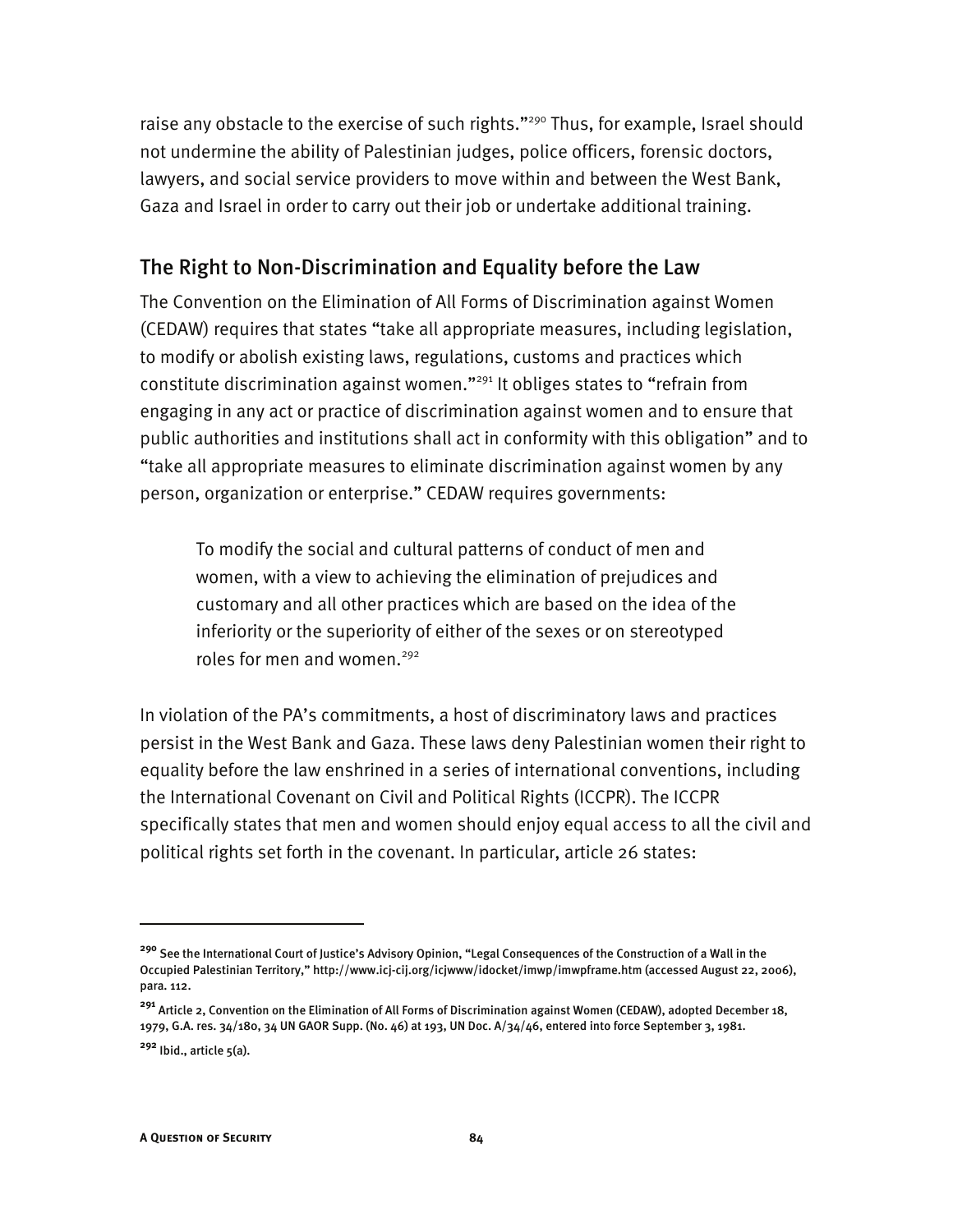raise any obstacle to the exercise of such rights."[290] Thus, for example, Israel should not undermine the ability of Palestinian judges, police officers, forensic doctors, lawyers, and social service providers to move within and between the West Bank, Gaza and Israel in order to carry out their job or undertake additional training.

## The Right to Non-Discrimination and Equality before the Law

The Convention on the Elimination of All Forms of Discrimination against Women (CEDAW) requires that states "take all appropriate measures, including legislation, to modify or abolish existing laws, regulations, customs and practices which constitute discrimination against women."[291] It obliges states to "refrain from engaging in any act or practice of discrimination against women and to ensure that public authorities and institutions shall act in conformity with this obligation" and to "take all appropriate measures to eliminate discrimination against women by any person, organization or enterprise." CEDAW requires governments:

> To modify the social and cultural patterns of conduct of men and women, with a view to achieving the elimination of prejudices and customary and all other practices which are based on the idea of the inferiority or the superiority of either of the sexes or on stereotyped roles for men and women.[292]

In violation of the PA's commitments, a host of discriminatory laws and practices persist in the West Bank and Gaza. These laws deny Palestinian women their right to equality before the law enshrined in a series of international conventions, including the International Covenant on Civil and Political Rights (ICCPR). The ICCPR specifically states that men and women should enjoy equal access to all the civil and political rights set forth in the covenant. In particular, article 26 states:

---

[290] See the International Court of Justice's Advisory Opinion, "Legal Consequences of the Construction of a Wall in the Occupied Palestinian Territory," http://www.icj-cij.org/icjwww/idocket/imwp/imwpframe.htm (accessed August 22, 2006), para. 112.

[291] Article 2, Convention on the Elimination of All Forms of Discrimination against Women (CEDAW), adopted December 18, 1979, G.A. res. 34/180, 34 UN GAOR Supp. (No. 46) at 193, UN Doc. A/34/46, entered into force September 3, 1981.

[292] Ibid., article 5(a).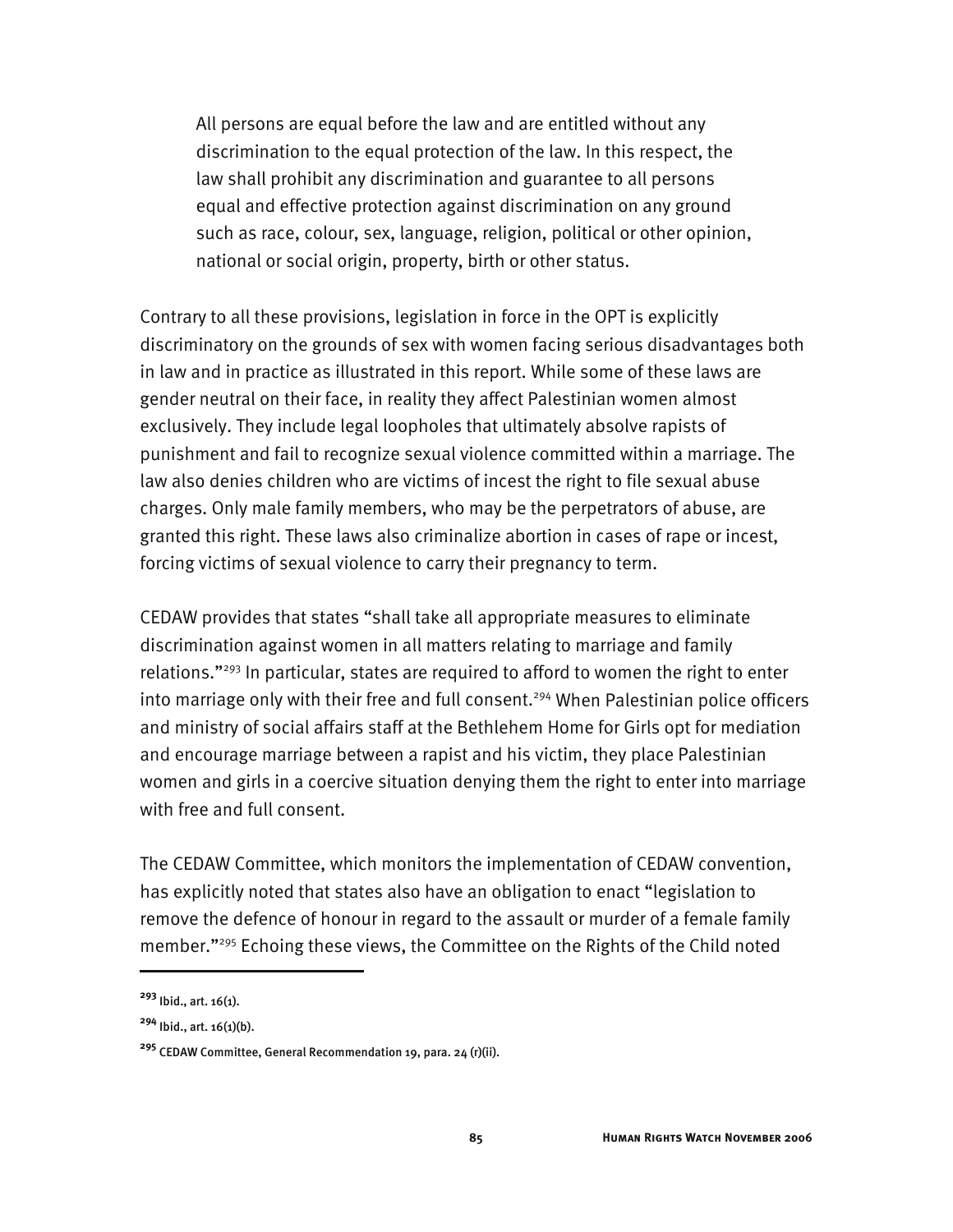> All persons are equal before the law and are entitled without any discrimination to the equal protection of the law. In this respect, the law shall prohibit any discrimination and guarantee to all persons equal and effective protection against discrimination on any ground such as race, colour, sex, language, religion, political or other opinion, national or social origin, property, birth or other status.

Contrary to all these provisions, legislation in force in the OPT is explicitly discriminatory on the grounds of sex with women facing serious disadvantages both in law and in practice as illustrated in this report. While some of these laws are gender neutral on their face, in reality they affect Palestinian women almost exclusively. They include legal loopholes that ultimately absolve rapists of punishment and fail to recognize sexual violence committed within a marriage. The law also denies children who are victims of incest the right to file sexual abuse charges. Only male family members, who may be the perpetrators of abuse, are granted this right. These laws also criminalize abortion in cases of rape or incest, forcing victims of sexual violence to carry their pregnancy to term.

CEDAW provides that states "shall take all appropriate measures to eliminate discrimination against women in all matters relating to marriage and family relations."[293] In particular, states are required to afford to women the right to enter into marriage only with their free and full consent.[294] When Palestinian police officers and ministry of social affairs staff at the Bethlehem Home for Girls opt for mediation and encourage marriage between a rapist and his victim, they place Palestinian women and girls in a coercive situation denying them the right to enter into marriage with free and full consent.

The CEDAW Committee, which monitors the implementation of CEDAW convention, has explicitly noted that states also have an obligation to enact "legislation to remove the defence of honour in regard to the assault or murder of a female family member."[295] Echoing these views, the Committee on the Rights of the Child noted

---

[293] Ibid., art. 16(1).

[294] Ibid., art. 16(1)(b).

[295] CEDAW Committee, General Recommendation 19, para. 24 (r)(ii).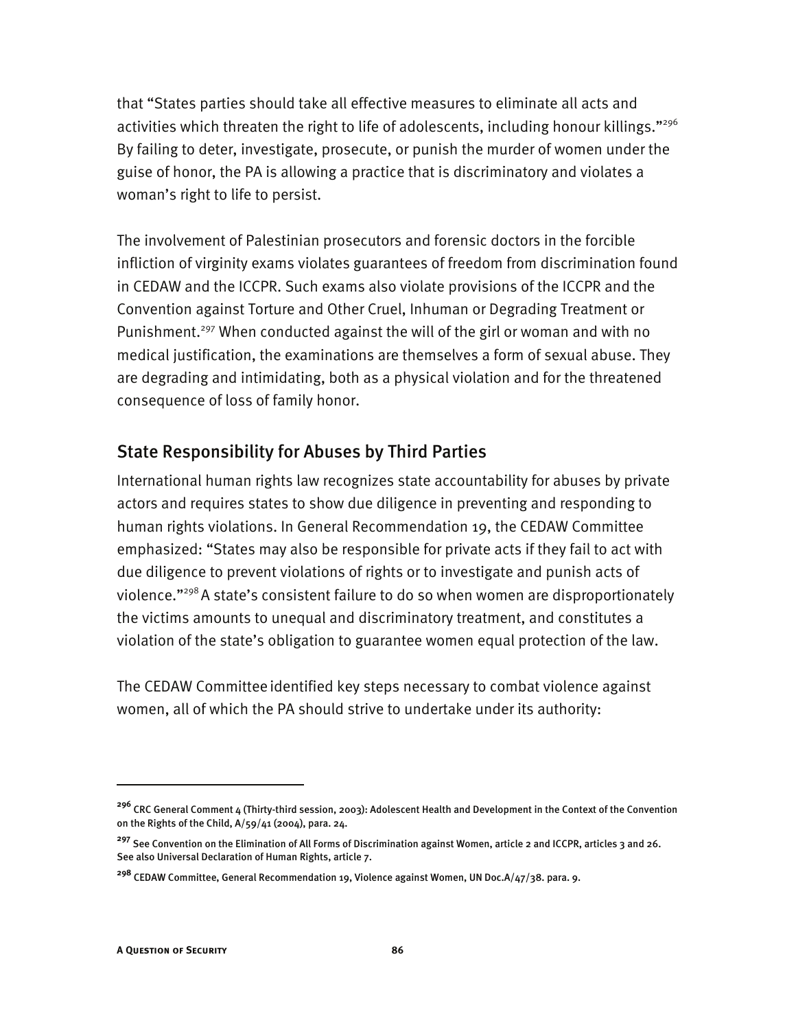that "States parties should take all effective measures to eliminate all acts and activities which threaten the right to life of adolescents, including honour killings."[296] By failing to deter, investigate, prosecute, or punish the murder of women under the guise of honor, the PA is allowing a practice that is discriminatory and violates a woman's right to life to persist.

The involvement of Palestinian prosecutors and forensic doctors in the forcible infliction of virginity exams violates guarantees of freedom from discrimination found in CEDAW and the ICCPR. Such exams also violate provisions of the ICCPR and the Convention against Torture and Other Cruel, Inhuman or Degrading Treatment or Punishment.[297] When conducted against the will of the girl or woman and with no medical justification, the examinations are themselves a form of sexual abuse. They are degrading and intimidating, both as a physical violation and for the threatened consequence of loss of family honor.

## State Responsibility for Abuses by Third Parties

International human rights law recognizes state accountability for abuses by private actors and requires states to show due diligence in preventing and responding to human rights violations. In General Recommendation 19, the CEDAW Committee emphasized: "States may also be responsible for private acts if they fail to act with due diligence to prevent violations of rights or to investigate and punish acts of violence."[298] A state's consistent failure to do so when women are disproportionately the victims amounts to unequal and discriminatory treatment, and constitutes a violation of the state's obligation to guarantee women equal protection of the law.

The CEDAW Committee identified key steps necessary to combat violence against women, all of which the PA should strive to undertake under its authority:

---

[296] CRC General Comment 4 (Thirty-third session, 2003): Adolescent Health and Development in the Context of the Convention on the Rights of the Child, A/59/41 (2004), para. 24.

[297] See Convention on the Elimination of All Forms of Discrimination against Women, article 2 and ICCPR, articles 3 and 26. See also Universal Declaration of Human Rights, article 7.

[298] CEDAW Committee, General Recommendation 19, Violence against Women, UN Doc.A/47/38. para. 9.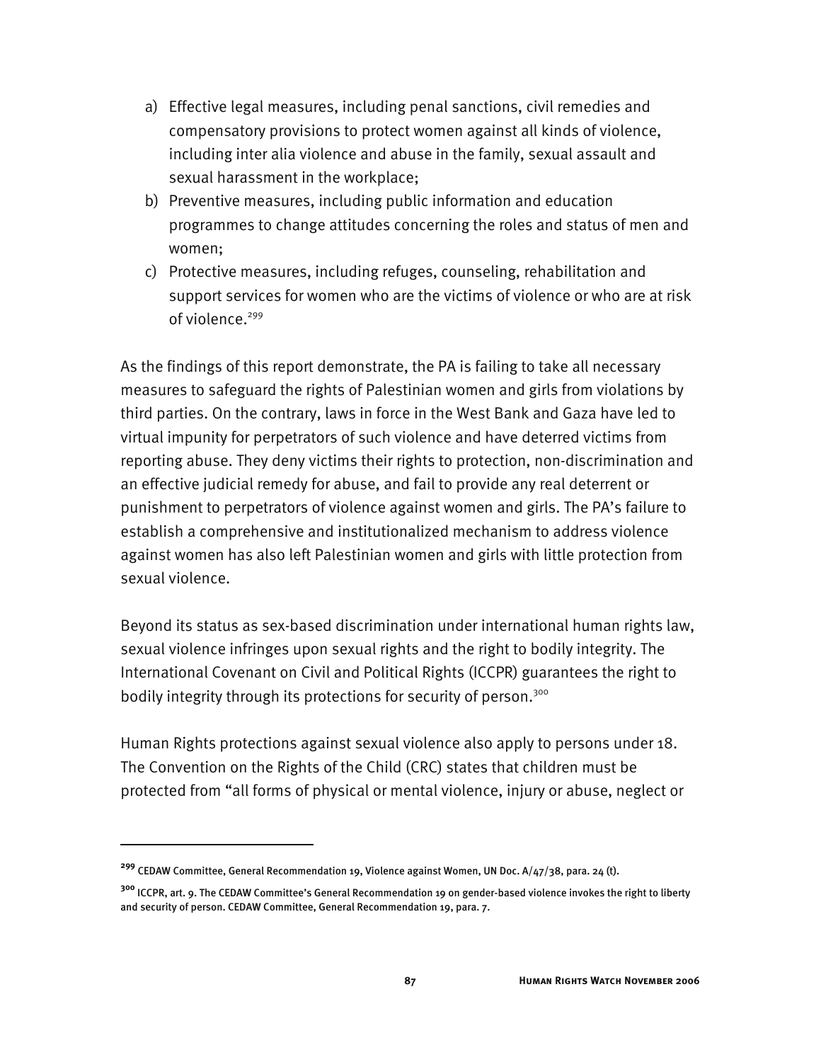a) Effective legal measures, including penal sanctions, civil remedies and compensatory provisions to protect women against all kinds of violence, including inter alia violence and abuse in the family, sexual assault and sexual harassment in the workplace;
b) Preventive measures, including public information and education programmes to change attitudes concerning the roles and status of men and women;
c) Protective measures, including refuges, counseling, rehabilitation and support services for women who are the victims of violence or who are at risk of violence.[299]

As the findings of this report demonstrate, the PA is failing to take all necessary measures to safeguard the rights of Palestinian women and girls from violations by third parties. On the contrary, laws in force in the West Bank and Gaza have led to virtual impunity for perpetrators of such violence and have deterred victims from reporting abuse. They deny victims their rights to protection, non-discrimination and an effective judicial remedy for abuse, and fail to provide any real deterrent or punishment to perpetrators of violence against women and girls. The PA's failure to establish a comprehensive and institutionalized mechanism to address violence against women has also left Palestinian women and girls with little protection from sexual violence.

Beyond its status as sex-based discrimination under international human rights law, sexual violence infringes upon sexual rights and the right to bodily integrity. The International Covenant on Civil and Political Rights (ICCPR) guarantees the right to bodily integrity through its protections for security of person.[300]

Human Rights protections against sexual violence also apply to persons under 18. The Convention on the Rights of the Child (CRC) states that children must be protected from "all forms of physical or mental violence, injury or abuse, neglect or

---

[299] CEDAW Committee, General Recommendation 19, Violence against Women, UN Doc. A/47/38, para. 24 (t).

[300] ICCPR, art. 9. The CEDAW Committee's General Recommendation 19 on gender-based violence invokes the right to liberty and security of person. CEDAW Committee, General Recommendation 19, para. 7.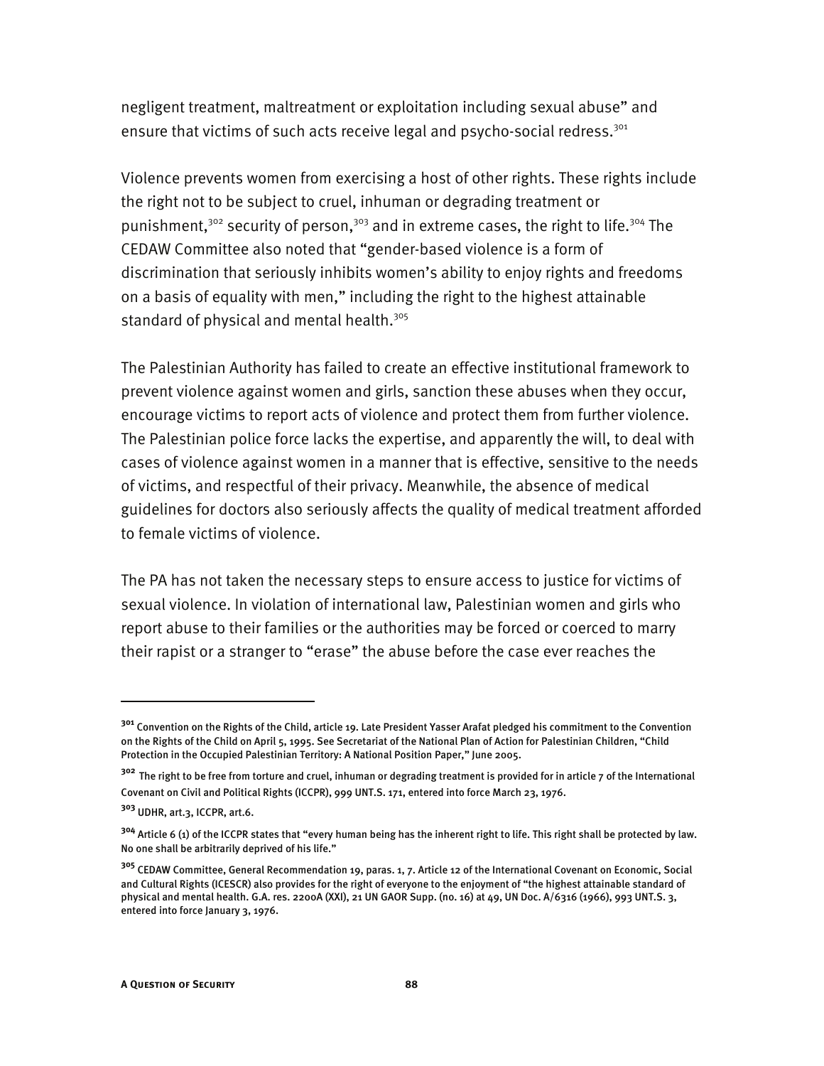negligent treatment, maltreatment or exploitation including sexual abuse" and ensure that victims of such acts receive legal and psycho-social redress.[301]

Violence prevents women from exercising a host of other rights. These rights include the right not to be subject to cruel, inhuman or degrading treatment or punishment,[302] security of person,[303] and in extreme cases, the right to life.[304] The CEDAW Committee also noted that "gender-based violence is a form of discrimination that seriously inhibits women's ability to enjoy rights and freedoms on a basis of equality with men," including the right to the highest attainable standard of physical and mental health.[305]

The Palestinian Authority has failed to create an effective institutional framework to prevent violence against women and girls, sanction these abuses when they occur, encourage victims to report acts of violence and protect them from further violence. The Palestinian police force lacks the expertise, and apparently the will, to deal with cases of violence against women in a manner that is effective, sensitive to the needs of victims, and respectful of their privacy. Meanwhile, the absence of medical guidelines for doctors also seriously affects the quality of medical treatment afforded to female victims of violence.

The PA has not taken the necessary steps to ensure access to justice for victims of sexual violence. In violation of international law, Palestinian women and girls who report abuse to their families or the authorities may be forced or coerced to marry their rapist or a stranger to "erase" the abuse before the case ever reaches the

---

[301] Convention on the Rights of the Child, article 19. Late President Yasser Arafat pledged his commitment to the Convention on the Rights of the Child on April 5, 1995. See Secretariat of the National Plan of Action for Palestinian Children, "Child Protection in the Occupied Palestinian Territory: A National Position Paper," June 2005.

[302] The right to be free from torture and cruel, inhuman or degrading treatment is provided for in article 7 of the International Covenant on Civil and Political Rights (ICCPR), 999 UNT.S. 171, entered into force March 23, 1976.

[303] UDHR, art.3, ICCPR, art.6.

[304] Article 6 (1) of the ICCPR states that "every human being has the inherent right to life. This right shall be protected by law. No one shall be arbitrarily deprived of his life."

[305] CEDAW Committee, General Recommendation 19, paras. 1, 7. Article 12 of the International Covenant on Economic, Social and Cultural Rights (ICESCR) also provides for the right of everyone to the enjoyment of "the highest attainable standard of physical and mental health. G.A. res. 2200A (XXI), 21 UN GAOR Supp. (no. 16) at 49, UN Doc. A/6316 (1966), 993 UNT.S. 3, entered into force January 3, 1976.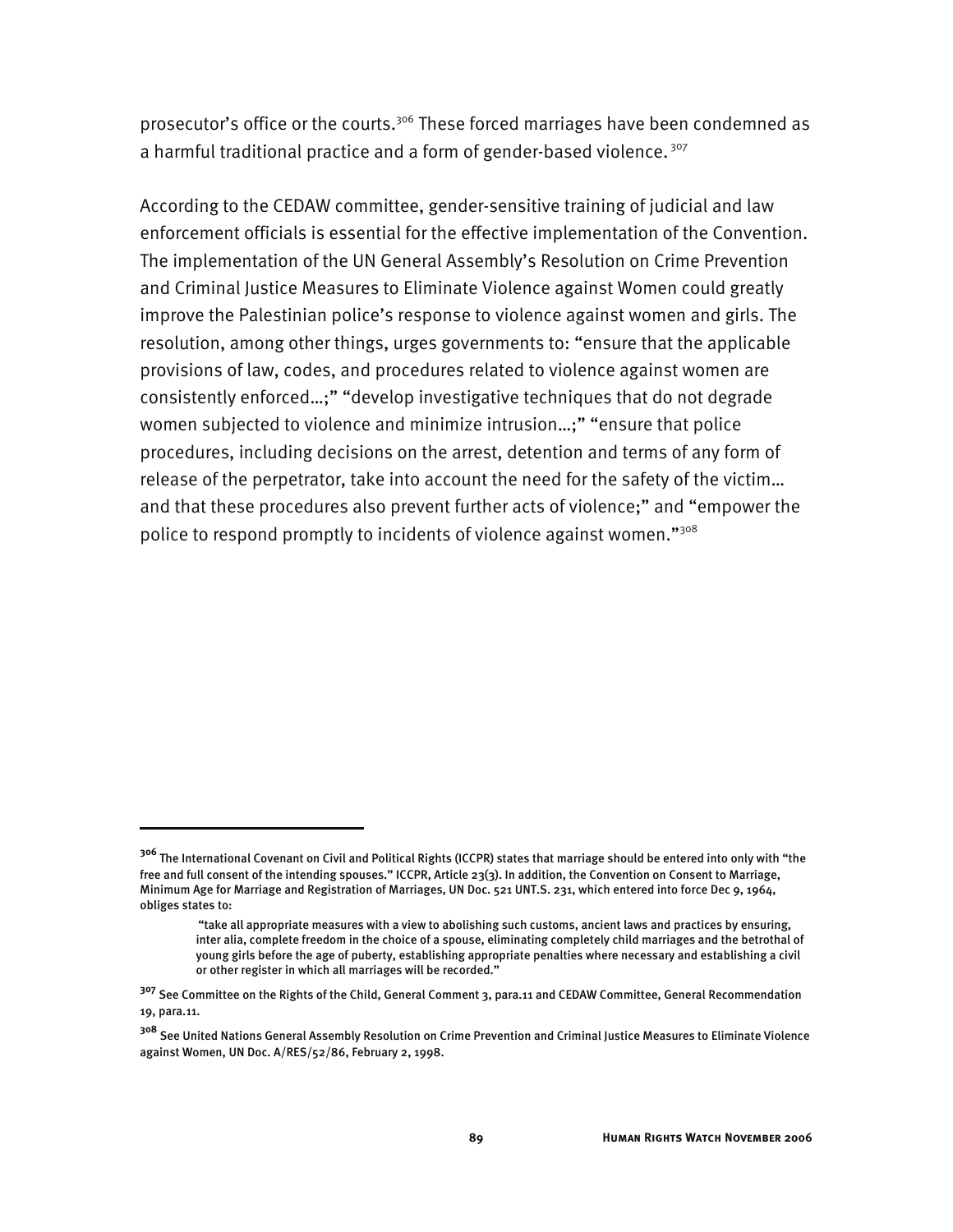prosecutor's office or the courts.[306] These forced marriages have been condemned as a harmful traditional practice and a form of gender-based violence.[307]

According to the CEDAW committee, gender-sensitive training of judicial and law enforcement officials is essential for the effective implementation of the Convention. The implementation of the UN General Assembly's Resolution on Crime Prevention and Criminal Justice Measures to Eliminate Violence against Women could greatly improve the Palestinian police's response to violence against women and girls. The resolution, among other things, urges governments to: "ensure that the applicable provisions of law, codes, and procedures related to violence against women are consistently enforced…;" "develop investigative techniques that do not degrade women subjected to violence and minimize intrusion…;" "ensure that police procedures, including decisions on the arrest, detention and terms of any form of release of the perpetrator, take into account the need for the safety of the victim… and that these procedures also prevent further acts of violence;" and "empower the police to respond promptly to incidents of violence against women."[308]

---

[306] The International Covenant on Civil and Political Rights (ICCPR) states that marriage should be entered into only with "the free and full consent of the intending spouses." ICCPR, Article 23(3). In addition, the Convention on Consent to Marriage, Minimum Age for Marriage and Registration of Marriages, UN Doc. 521 UNT.S. 231, which entered into force Dec 9, 1964, obliges states to:

> "take all appropriate measures with a view to abolishing such customs, ancient laws and practices by ensuring, inter alia, complete freedom in the choice of a spouse, eliminating completely child marriages and the betrothal of young girls before the age of puberty, establishing appropriate penalties where necessary and establishing a civil or other register in which all marriages will be recorded."

[307] See Committee on the Rights of the Child, General Comment 3, para.11 and CEDAW Committee, General Recommendation 19, para.11.

[308] See United Nations General Assembly Resolution on Crime Prevention and Criminal Justice Measures to Eliminate Violence against Women, UN Doc. A/RES/52/86, February 2, 1998.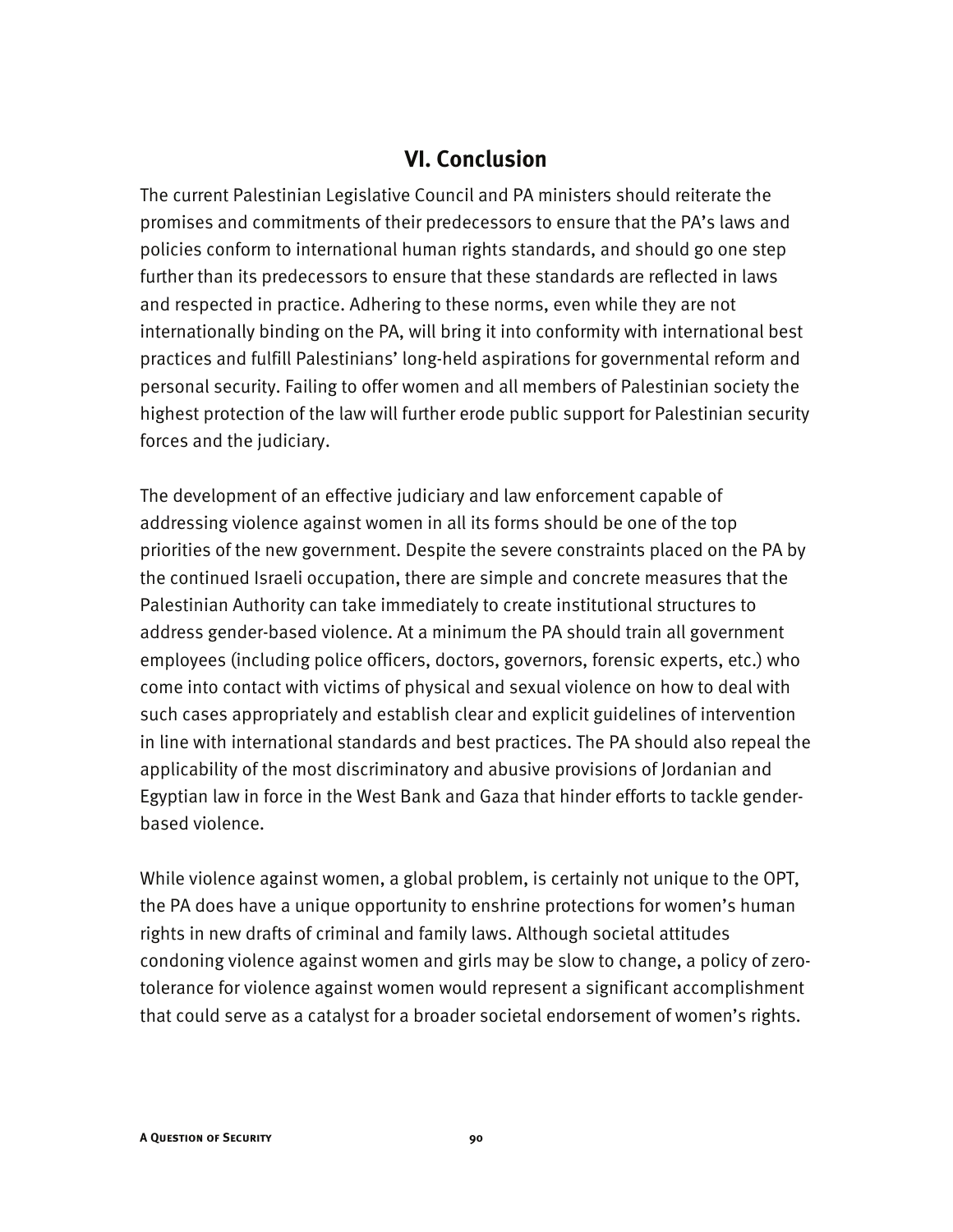## VI. Conclusion

The current Palestinian Legislative Council and PA ministers should reiterate the promises and commitments of their predecessors to ensure that the PA's laws and policies conform to international human rights standards, and should go one step further than its predecessors to ensure that these standards are reflected in laws and respected in practice. Adhering to these norms, even while they are not internationally binding on the PA, will bring it into conformity with international best practices and fulfill Palestinians' long-held aspirations for governmental reform and personal security. Failing to offer women and all members of Palestinian society the highest protection of the law will further erode public support for Palestinian security forces and the judiciary.

The development of an effective judiciary and law enforcement capable of addressing violence against women in all its forms should be one of the top priorities of the new government. Despite the severe constraints placed on the PA by the continued Israeli occupation, there are simple and concrete measures that the Palestinian Authority can take immediately to create institutional structures to address gender-based violence. At a minimum the PA should train all government employees (including police officers, doctors, governors, forensic experts, etc.) who come into contact with victims of physical and sexual violence on how to deal with such cases appropriately and establish clear and explicit guidelines of intervention in line with international standards and best practices. The PA should also repeal the applicability of the most discriminatory and abusive provisions of Jordanian and Egyptian law in force in the West Bank and Gaza that hinder efforts to tackle gender-based violence.

While violence against women, a global problem, is certainly not unique to the OPT, the PA does have a unique opportunity to enshrine protections for women's human rights in new drafts of criminal and family laws. Although societal attitudes condoning violence against women and girls may be slow to change, a policy of zero-tolerance for violence against women would represent a significant accomplishment that could serve as a catalyst for a broader societal endorsement of women's rights.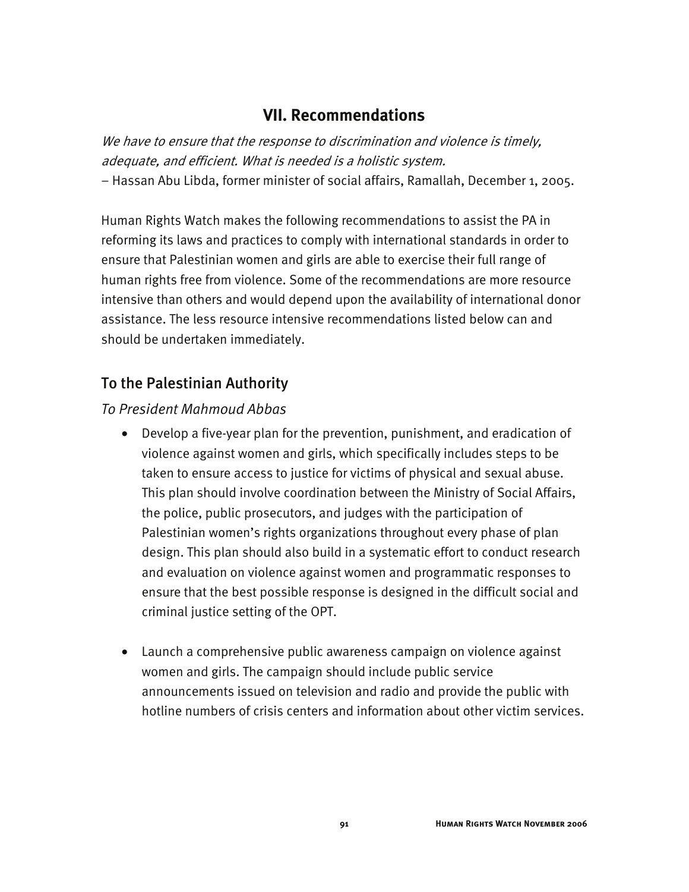## VII. Recommendations

*We have to ensure that the response to discrimination and violence is timely, adequate, and efficient. What is needed is a holistic system.*
– Hassan Abu Libda, former minister of social affairs, Ramallah, December 1, 2005.

Human Rights Watch makes the following recommendations to assist the PA in reforming its laws and practices to comply with international standards in order to ensure that Palestinian women and girls are able to exercise their full range of human rights free from violence. Some of the recommendations are more resource intensive than others and would depend upon the availability of international donor assistance. The less resource intensive recommendations listed below can and should be undertaken immediately.

### To the Palestinian Authority

*To President Mahmoud Abbas*

- Develop a five-year plan for the prevention, punishment, and eradication of violence against women and girls, which specifically includes steps to be taken to ensure access to justice for victims of physical and sexual abuse. This plan should involve coordination between the Ministry of Social Affairs, the police, public prosecutors, and judges with the participation of Palestinian women's rights organizations throughout every phase of plan design. This plan should also build in a systematic effort to conduct research and evaluation on violence against women and programmatic responses to ensure that the best possible response is designed in the difficult social and criminal justice setting of the OPT.

- Launch a comprehensive public awareness campaign on violence against women and girls. The campaign should include public service announcements issued on television and radio and provide the public with hotline numbers of crisis centers and information about other victim services.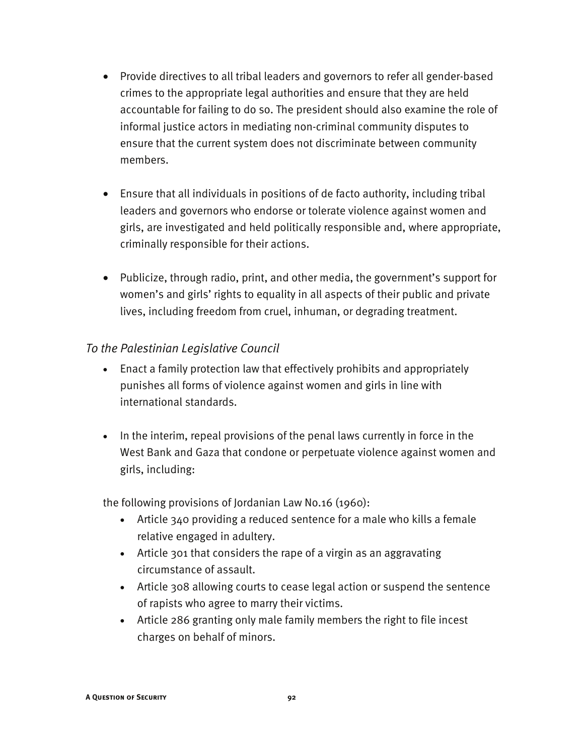- Provide directives to all tribal leaders and governors to refer all gender-based crimes to the appropriate legal authorities and ensure that they are held accountable for failing to do so. The president should also examine the role of informal justice actors in mediating non-criminal community disputes to ensure that the current system does not discriminate between community members.

- Ensure that all individuals in positions of de facto authority, including tribal leaders and governors who endorse or tolerate violence against women and girls, are investigated and held politically responsible and, where appropriate, criminally responsible for their actions.

- Publicize, through radio, print, and other media, the government's support for women's and girls' rights to equality in all aspects of their public and private lives, including freedom from cruel, inhuman, or degrading treatment.

*To the Palestinian Legislative Council*

- Enact a family protection law that effectively prohibits and appropriately punishes all forms of violence against women and girls in line with international standards.

- In the interim, repeal provisions of the penal laws currently in force in the West Bank and Gaza that condone or perpetuate violence against women and girls, including:

  the following provisions of Jordanian Law No.16 (1960):

  - Article 340 providing a reduced sentence for a male who kills a female relative engaged in adultery.
  - Article 301 that considers the rape of a virgin as an aggravating circumstance of assault.
  - Article 308 allowing courts to cease legal action or suspend the sentence of rapists who agree to marry their victims.
  - Article 286 granting only male family members the right to file incest charges on behalf of minors.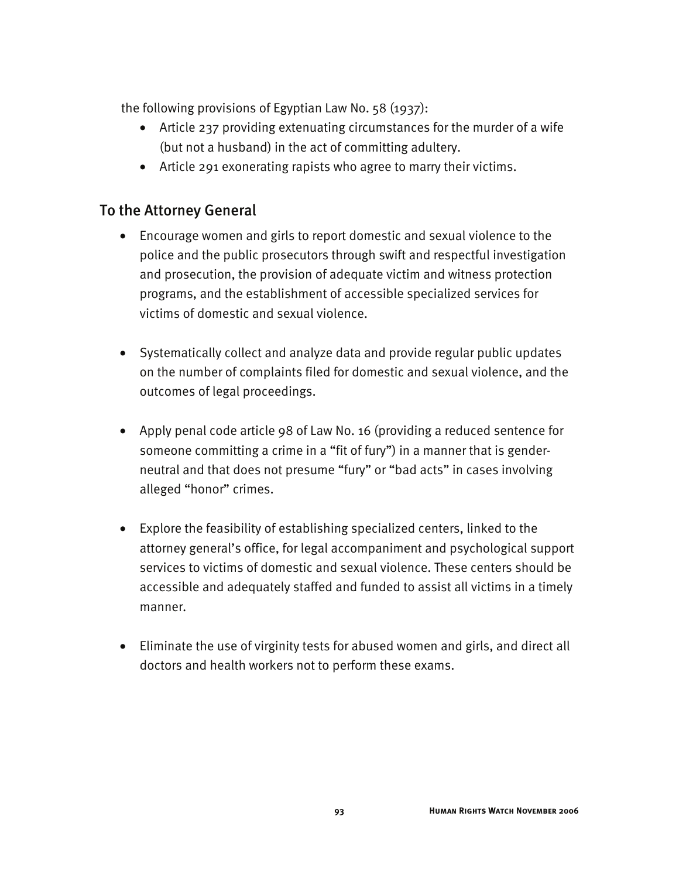the following provisions of Egyptian Law No. 58 (1937):

- Article 237 providing extenuating circumstances for the murder of a wife (but not a husband) in the act of committing adultery.
- Article 291 exonerating rapists who agree to marry their victims.

## To the Attorney General

- Encourage women and girls to report domestic and sexual violence to the police and the public prosecutors through swift and respectful investigation and prosecution, the provision of adequate victim and witness protection programs, and the establishment of accessible specialized services for victims of domestic and sexual violence.

- Systematically collect and analyze data and provide regular public updates on the number of complaints filed for domestic and sexual violence, and the outcomes of legal proceedings.

- Apply penal code article 98 of Law No. 16 (providing a reduced sentence for someone committing a crime in a "fit of fury") in a manner that is gender-neutral and that does not presume "fury" or "bad acts" in cases involving alleged "honor" crimes.

- Explore the feasibility of establishing specialized centers, linked to the attorney general's office, for legal accompaniment and psychological support services to victims of domestic and sexual violence. These centers should be accessible and adequately staffed and funded to assist all victims in a timely manner.

- Eliminate the use of virginity tests for abused women and girls, and direct all doctors and health workers not to perform these exams.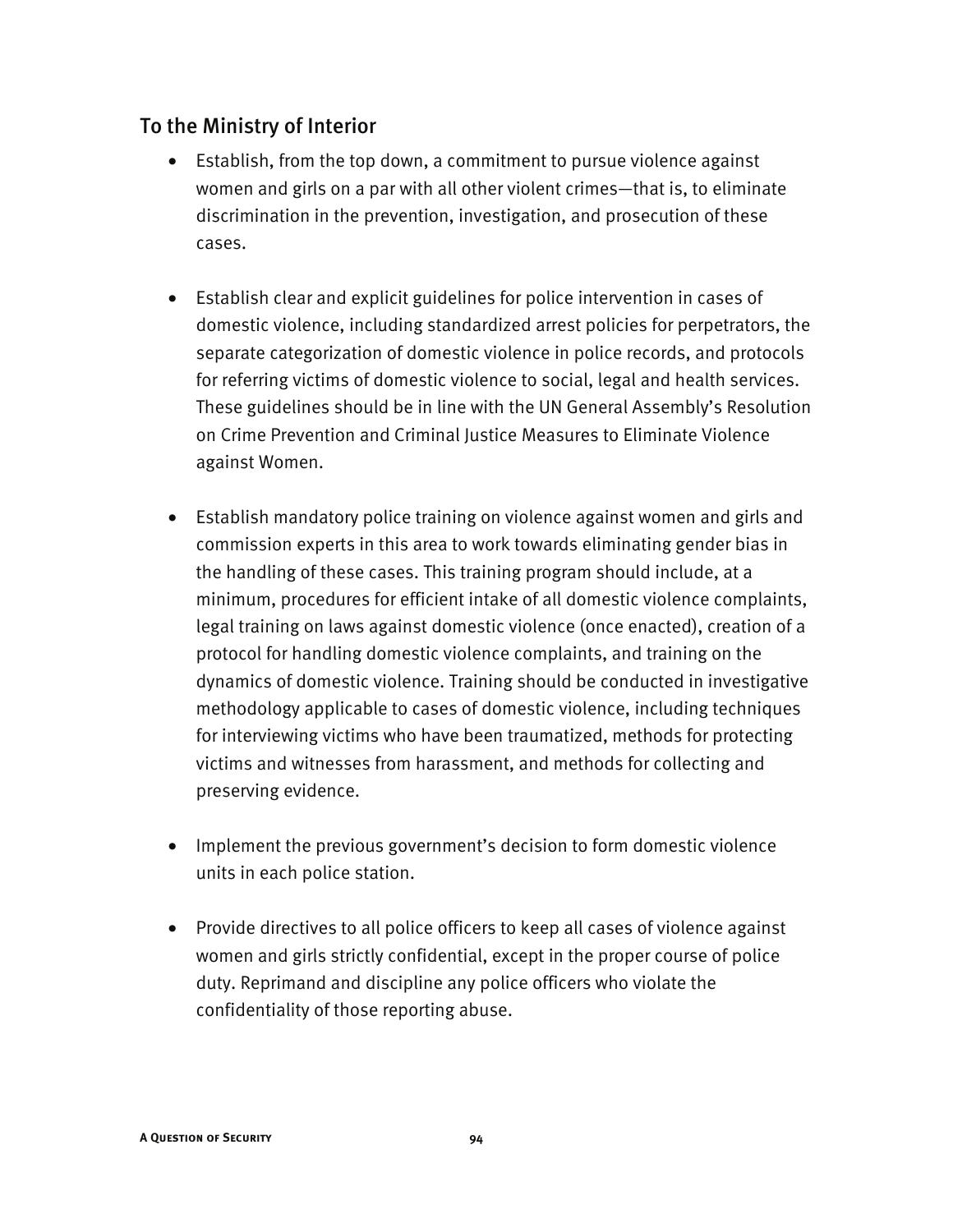## To the Ministry of Interior

- Establish, from the top down, a commitment to pursue violence against women and girls on a par with all other violent crimes—that is, to eliminate discrimination in the prevention, investigation, and prosecution of these cases.

- Establish clear and explicit guidelines for police intervention in cases of domestic violence, including standardized arrest policies for perpetrators, the separate categorization of domestic violence in police records, and protocols for referring victims of domestic violence to social, legal and health services. These guidelines should be in line with the UN General Assembly's Resolution on Crime Prevention and Criminal Justice Measures to Eliminate Violence against Women.

- Establish mandatory police training on violence against women and girls and commission experts in this area to work towards eliminating gender bias in the handling of these cases. This training program should include, at a minimum, procedures for efficient intake of all domestic violence complaints, legal training on laws against domestic violence (once enacted), creation of a protocol for handling domestic violence complaints, and training on the dynamics of domestic violence. Training should be conducted in investigative methodology applicable to cases of domestic violence, including techniques for interviewing victims who have been traumatized, methods for protecting victims and witnesses from harassment, and methods for collecting and preserving evidence.

- Implement the previous government's decision to form domestic violence units in each police station.

- Provide directives to all police officers to keep all cases of violence against women and girls strictly confidential, except in the proper course of police duty. Reprimand and discipline any police officers who violate the confidentiality of those reporting abuse.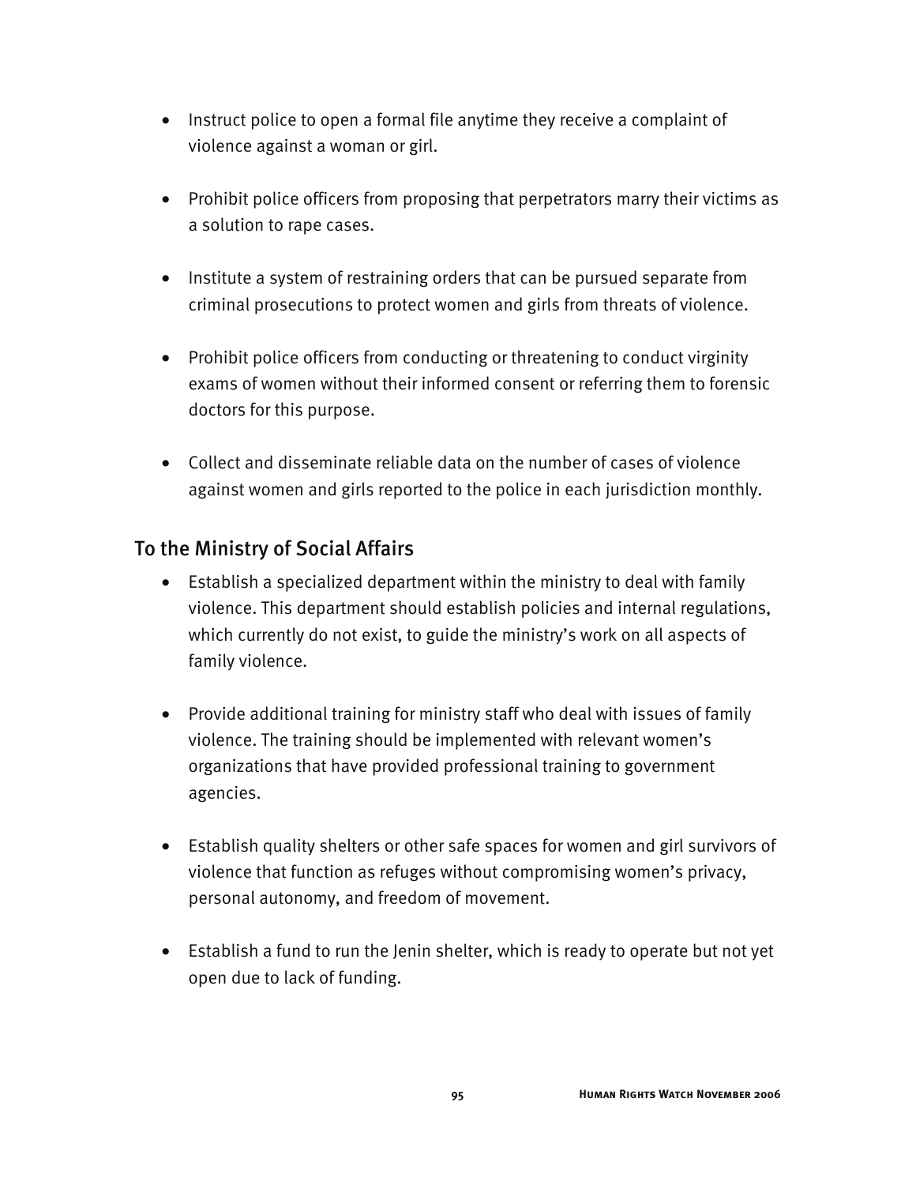- Instruct police to open a formal file anytime they receive a complaint of violence against a woman or girl.

- Prohibit police officers from proposing that perpetrators marry their victims as a solution to rape cases.

- Institute a system of restraining orders that can be pursued separate from criminal prosecutions to protect women and girls from threats of violence.

- Prohibit police officers from conducting or threatening to conduct virginity exams of women without their informed consent or referring them to forensic doctors for this purpose.

- Collect and disseminate reliable data on the number of cases of violence against women and girls reported to the police in each jurisdiction monthly.

## To the Ministry of Social Affairs

- Establish a specialized department within the ministry to deal with family violence. This department should establish policies and internal regulations, which currently do not exist, to guide the ministry's work on all aspects of family violence.

- Provide additional training for ministry staff who deal with issues of family violence. The training should be implemented with relevant women's organizations that have provided professional training to government agencies.

- Establish quality shelters or other safe spaces for women and girl survivors of violence that function as refuges without compromising women's privacy, personal autonomy, and freedom of movement.

- Establish a fund to run the Jenin shelter, which is ready to operate but not yet open due to lack of funding.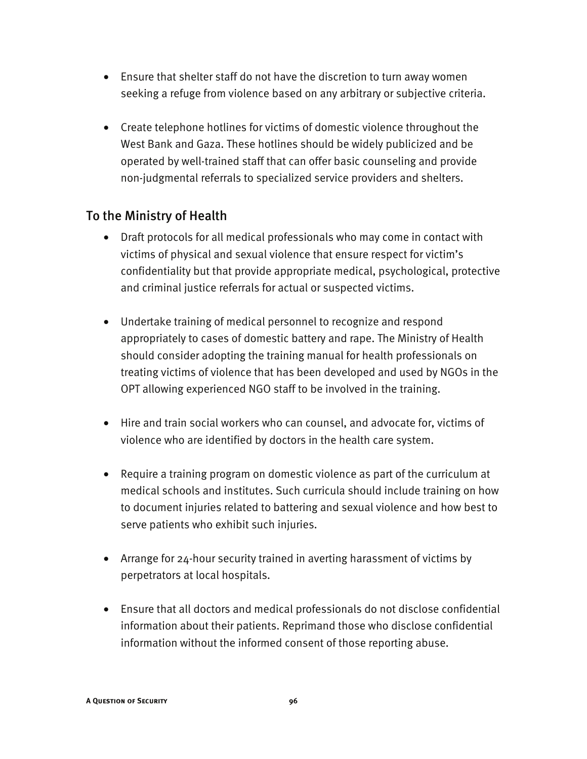- Ensure that shelter staff do not have the discretion to turn away women seeking a refuge from violence based on any arbitrary or subjective criteria.

- Create telephone hotlines for victims of domestic violence throughout the West Bank and Gaza. These hotlines should be widely publicized and be operated by well-trained staff that can offer basic counseling and provide non-judgmental referrals to specialized service providers and shelters.

## To the Ministry of Health

- Draft protocols for all medical professionals who may come in contact with victims of physical and sexual violence that ensure respect for victim's confidentiality but that provide appropriate medical, psychological, protective and criminal justice referrals for actual or suspected victims.

- Undertake training of medical personnel to recognize and respond appropriately to cases of domestic battery and rape. The Ministry of Health should consider adopting the training manual for health professionals on treating victims of violence that has been developed and used by NGOs in the OPT allowing experienced NGO staff to be involved in the training.

- Hire and train social workers who can counsel, and advocate for, victims of violence who are identified by doctors in the health care system.

- Require a training program on domestic violence as part of the curriculum at medical schools and institutes. Such curricula should include training on how to document injuries related to battering and sexual violence and how best to serve patients who exhibit such injuries.

- Arrange for 24-hour security trained in averting harassment of victims by perpetrators at local hospitals.

- Ensure that all doctors and medical professionals do not disclose confidential information about their patients. Reprimand those who disclose confidential information without the informed consent of those reporting abuse.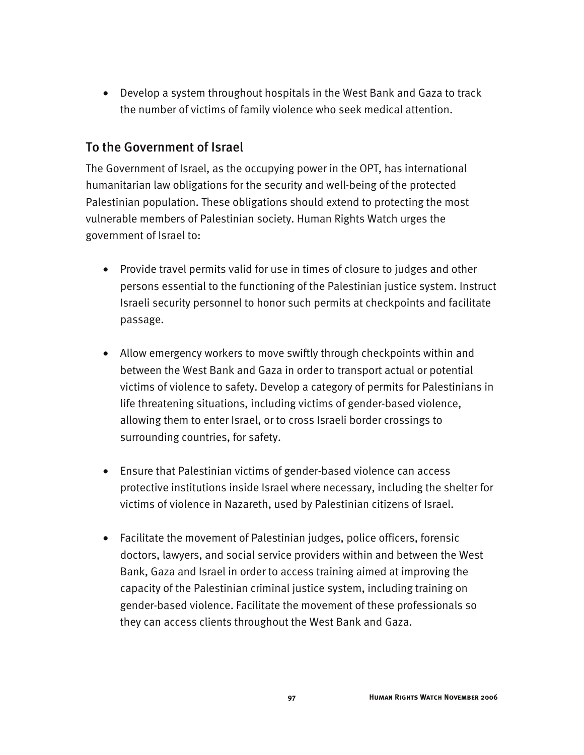- Develop a system throughout hospitals in the West Bank and Gaza to track the number of victims of family violence who seek medical attention.

## To the Government of Israel

The Government of Israel, as the occupying power in the OPT, has international humanitarian law obligations for the security and well-being of the protected Palestinian population. These obligations should extend to protecting the most vulnerable members of Palestinian society. Human Rights Watch urges the government of Israel to:

- Provide travel permits valid for use in times of closure to judges and other persons essential to the functioning of the Palestinian justice system. Instruct Israeli security personnel to honor such permits at checkpoints and facilitate passage.

- Allow emergency workers to move swiftly through checkpoints within and between the West Bank and Gaza in order to transport actual or potential victims of violence to safety. Develop a category of permits for Palestinians in life threatening situations, including victims of gender-based violence, allowing them to enter Israel, or to cross Israeli border crossings to surrounding countries, for safety.

- Ensure that Palestinian victims of gender-based violence can access protective institutions inside Israel where necessary, including the shelter for victims of violence in Nazareth, used by Palestinian citizens of Israel.

- Facilitate the movement of Palestinian judges, police officers, forensic doctors, lawyers, and social service providers within and between the West Bank, Gaza and Israel in order to access training aimed at improving the capacity of the Palestinian criminal justice system, including training on gender-based violence. Facilitate the movement of these professionals so they can access clients throughout the West Bank and Gaza.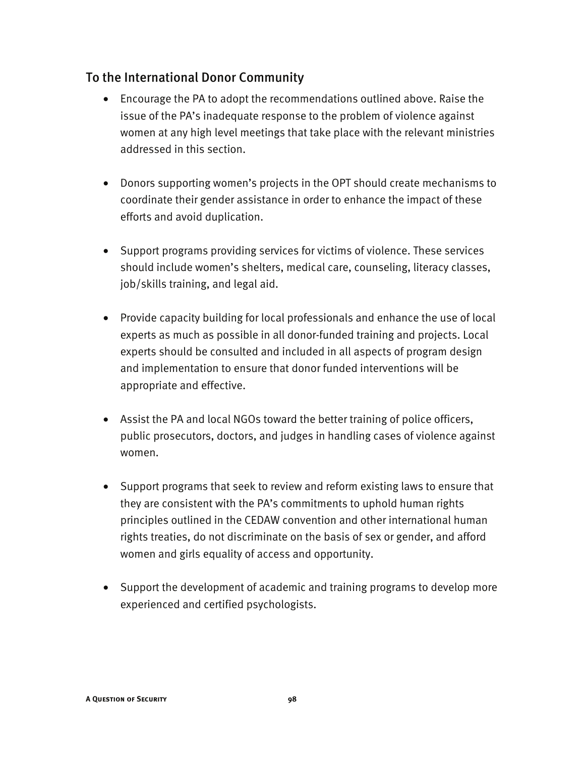## To the International Donor Community

- Encourage the PA to adopt the recommendations outlined above. Raise the issue of the PA's inadequate response to the problem of violence against women at any high level meetings that take place with the relevant ministries addressed in this section.

- Donors supporting women's projects in the OPT should create mechanisms to coordinate their gender assistance in order to enhance the impact of these efforts and avoid duplication.

- Support programs providing services for victims of violence. These services should include women's shelters, medical care, counseling, literacy classes, job/skills training, and legal aid.

- Provide capacity building for local professionals and enhance the use of local experts as much as possible in all donor-funded training and projects. Local experts should be consulted and included in all aspects of program design and implementation to ensure that donor funded interventions will be appropriate and effective.

- Assist the PA and local NGOs toward the better training of police officers, public prosecutors, doctors, and judges in handling cases of violence against women.

- Support programs that seek to review and reform existing laws to ensure that they are consistent with the PA's commitments to uphold human rights principles outlined in the CEDAW convention and other international human rights treaties, do not discriminate on the basis of sex or gender, and afford women and girls equality of access and opportunity.

- Support the development of academic and training programs to develop more experienced and certified psychologists.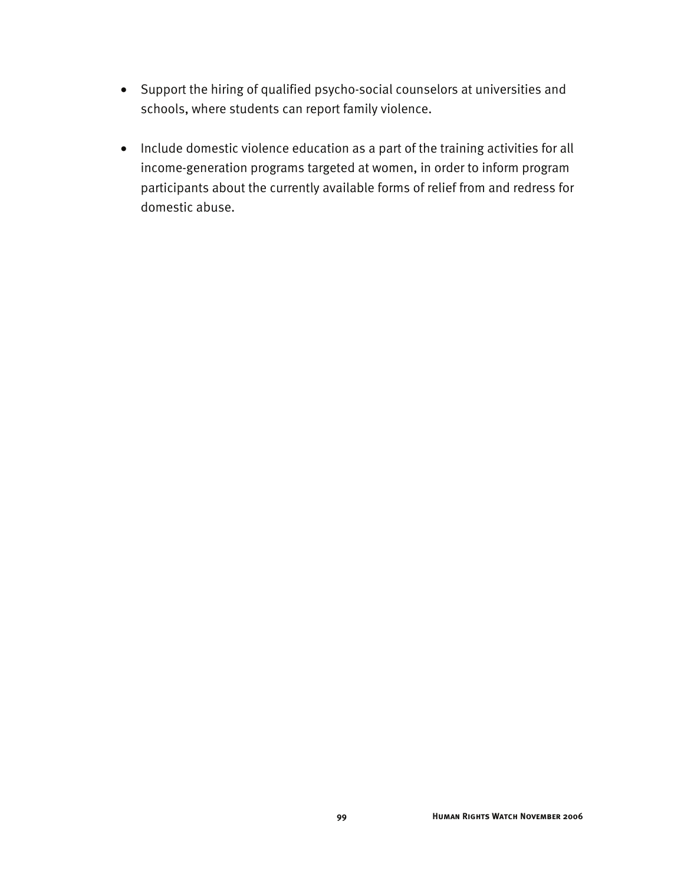- Support the hiring of qualified psycho-social counselors at universities and schools, where students can report family violence.

- Include domestic violence education as a part of the training activities for all income-generation programs targeted at women, in order to inform program participants about the currently available forms of relief from and redress for domestic abuse.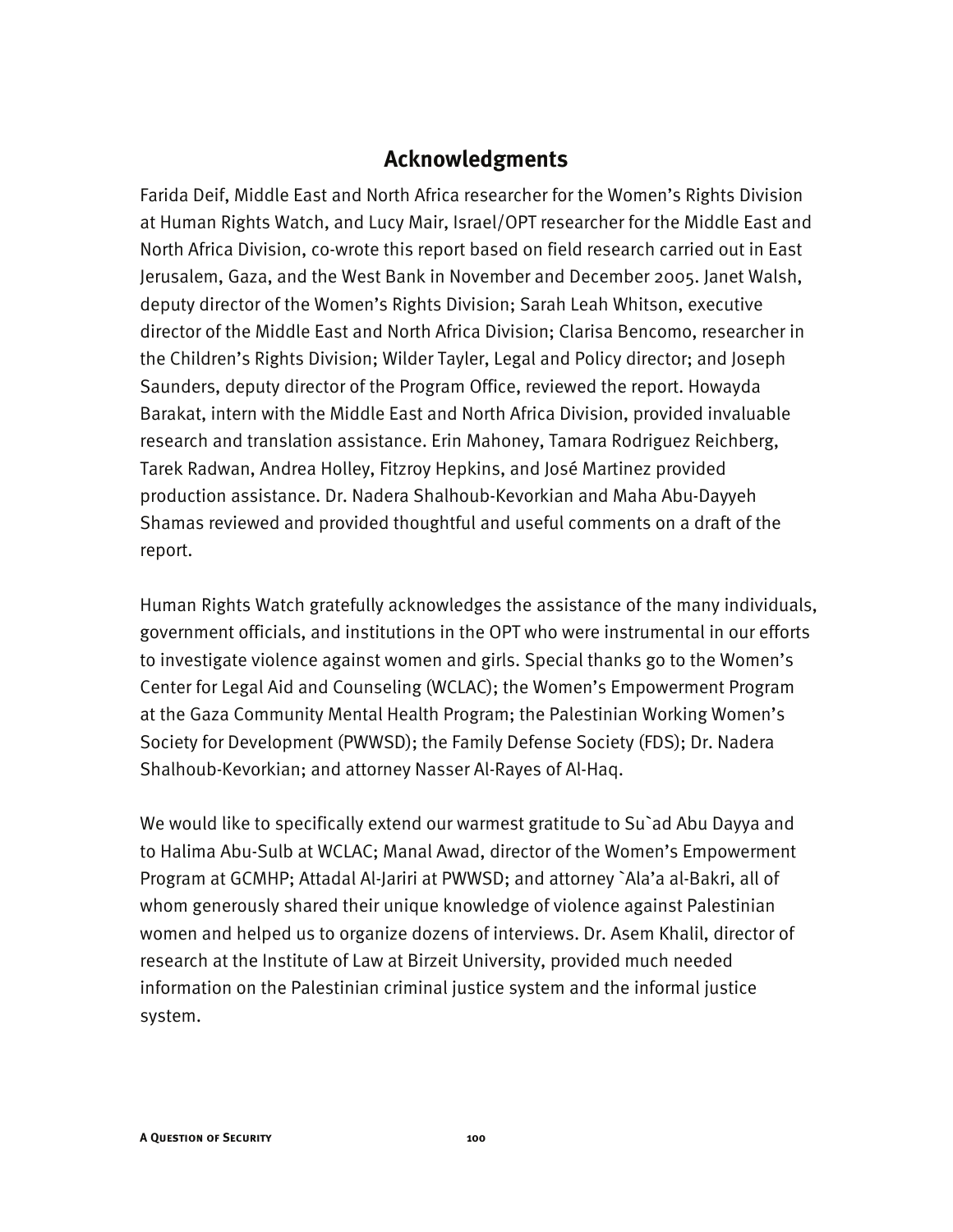## Acknowledgments

Farida Deif, Middle East and North Africa researcher for the Women's Rights Division at Human Rights Watch, and Lucy Mair, Israel/OPT researcher for the Middle East and North Africa Division, co-wrote this report based on field research carried out in East Jerusalem, Gaza, and the West Bank in November and December 2005. Janet Walsh, deputy director of the Women's Rights Division; Sarah Leah Whitson, executive director of the Middle East and North Africa Division; Clarisa Bencomo, researcher in the Children's Rights Division; Wilder Tayler, Legal and Policy director; and Joseph Saunders, deputy director of the Program Office, reviewed the report. Howayda Barakat, intern with the Middle East and North Africa Division, provided invaluable research and translation assistance. Erin Mahoney, Tamara Rodriguez Reichberg, Tarek Radwan, Andrea Holley, Fitzroy Hepkins, and José Martinez provided production assistance. Dr. Nadera Shalhoub-Kevorkian and Maha Abu-Dayyeh Shamas reviewed and provided thoughtful and useful comments on a draft of the report.

Human Rights Watch gratefully acknowledges the assistance of the many individuals, government officials, and institutions in the OPT who were instrumental in our efforts to investigate violence against women and girls. Special thanks go to the Women's Center for Legal Aid and Counseling (WCLAC); the Women's Empowerment Program at the Gaza Community Mental Health Program; the Palestinian Working Women's Society for Development (PWWSD); the Family Defense Society (FDS); Dr. Nadera Shalhoub-Kevorkian; and attorney Nasser Al-Rayes of Al-Haq.

We would like to specifically extend our warmest gratitude to Su`ad Abu Dayya and to Halima Abu-Sulb at WCLAC; Manal Awad, director of the Women's Empowerment Program at GCMHP; Attadal Al-Jariri at PWWSD; and attorney `Ala'a al-Bakri, all of whom generously shared their unique knowledge of violence against Palestinian women and helped us to organize dozens of interviews. Dr. Asem Khalil, director of research at the Institute of Law at Birzeit University, provided much needed information on the Palestinian criminal justice system and the informal justice system.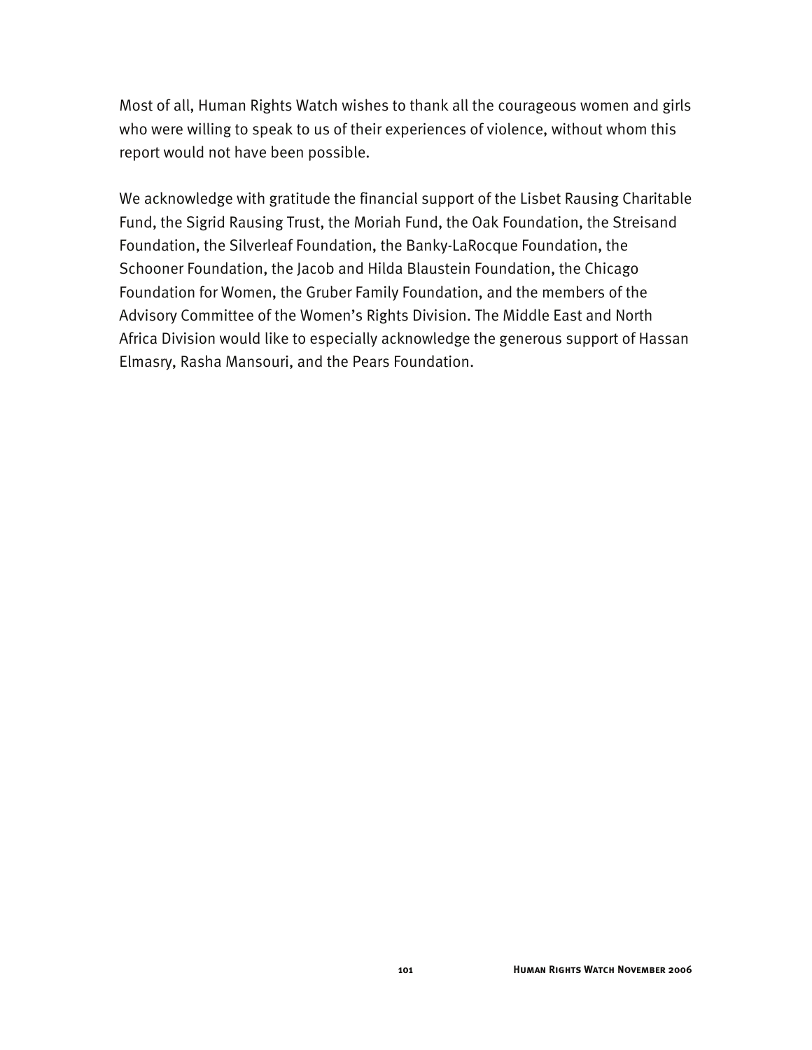Most of all, Human Rights Watch wishes to thank all the courageous women and girls who were willing to speak to us of their experiences of violence, without whom this report would not have been possible.

We acknowledge with gratitude the financial support of the Lisbet Rausing Charitable Fund, the Sigrid Rausing Trust, the Moriah Fund, the Oak Foundation, the Streisand Foundation, the Silverleaf Foundation, the Banky-LaRocque Foundation, the Schooner Foundation, the Jacob and Hilda Blaustein Foundation, the Chicago Foundation for Women, the Gruber Family Foundation, and the members of the Advisory Committee of the Women's Rights Division. The Middle East and North Africa Division would like to especially acknowledge the generous support of Hassan Elmasry, Rasha Mansouri, and the Pears Foundation.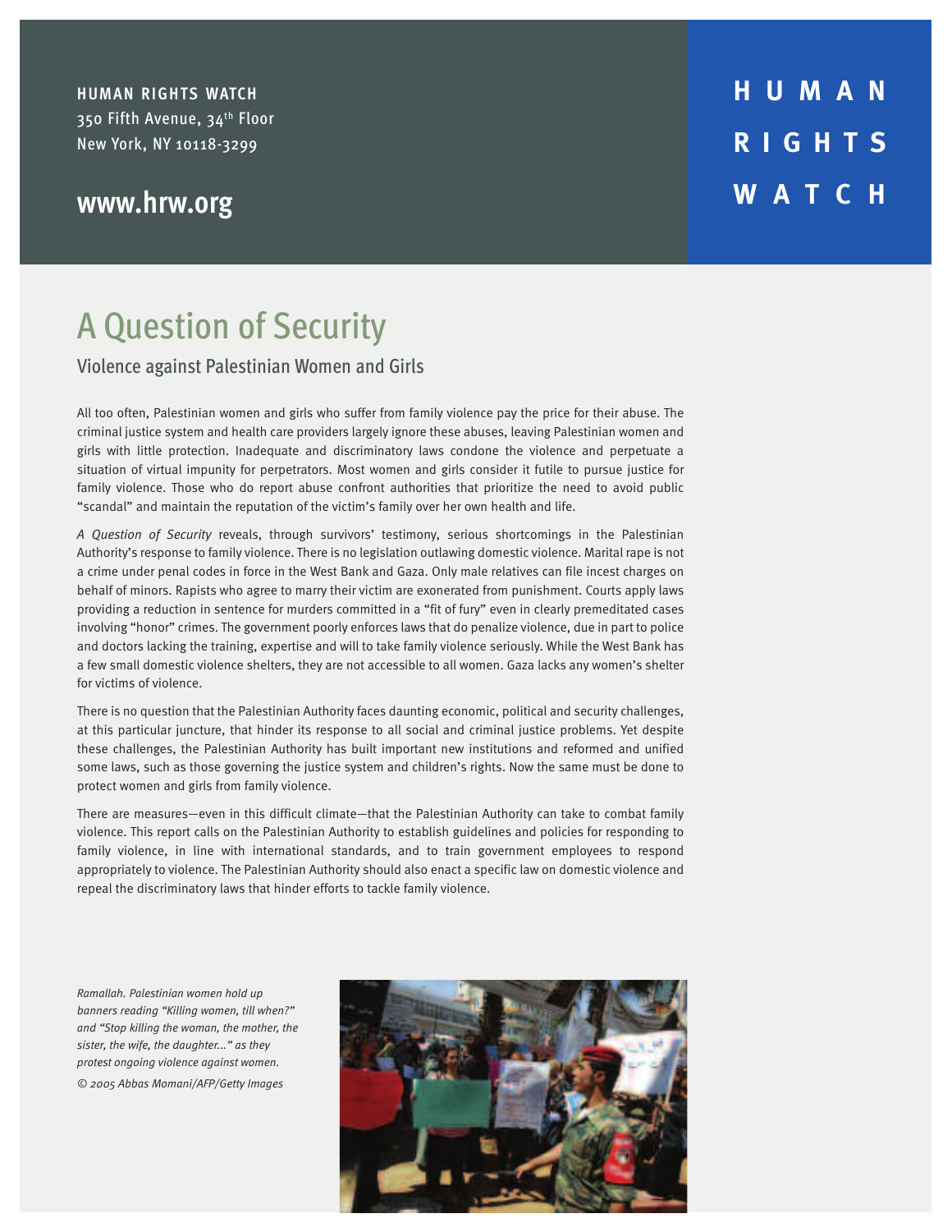HUMAN RIGHTS WATCH
350 Fifth Avenue, 34th Floor
New York, NY 10118-3299

**www.hrw.org**

HUMAN RIGHTS WATCH

# A Question of Security

## Violence against Palestinian Women and Girls

All too often, Palestinian women and girls who suffer from family violence pay the price for their abuse. The criminal justice system and health care providers largely ignore these abuses, leaving Palestinian women and girls with little protection. Inadequate and discriminatory laws condone the violence and perpetuate a situation of virtual impunity for perpetrators. Most women and girls consider it futile to pursue justice for family violence. Those who do report abuse confront authorities that prioritize the need to avoid public "scandal" and maintain the reputation of the victim's family over her own health and life.

*A Question of Security* reveals, through survivors' testimony, serious shortcomings in the Palestinian Authority's response to family violence. There is no legislation outlawing domestic violence. Marital rape is not a crime under penal codes in force in the West Bank and Gaza. Only male relatives can file incest charges on behalf of minors. Rapists who agree to marry their victim are exonerated from punishment. Courts apply laws providing a reduction in sentence for murders committed in a "fit of fury" even in clearly premeditated cases involving "honor" crimes. The government poorly enforces laws that do penalize violence, due in part to police and doctors lacking the training, expertise and will to take family violence seriously. While the West Bank has a few small domestic violence shelters, they are not accessible to all women. Gaza lacks any women's shelter for victims of violence.

There is no question that the Palestinian Authority faces daunting economic, political and security challenges, at this particular juncture, that hinder its response to all social and criminal justice problems. Yet despite these challenges, the Palestinian Authority has built important new institutions and reformed and unified some laws, such as those governing the justice system and children's rights. Now the same must be done to protect women and girls from family violence.

There are measures—even in this difficult climate—that the Palestinian Authority can take to combat family violence. This report calls on the Palestinian Authority to establish guidelines and policies for responding to family violence, in line with international standards, and to train government employees to respond appropriately to violence. The Palestinian Authority should also enact a specific law on domestic violence and repeal the discriminatory laws that hinder efforts to tackle family violence.

*Ramallah. Palestinian women hold up banners reading "Killing women, till when?" and "Stop killing the woman, the mother, the sister, the wife, the daughter..." as they protest ongoing violence against women.*

*© 2005 Abbas Momani/AFP/Getty Images*